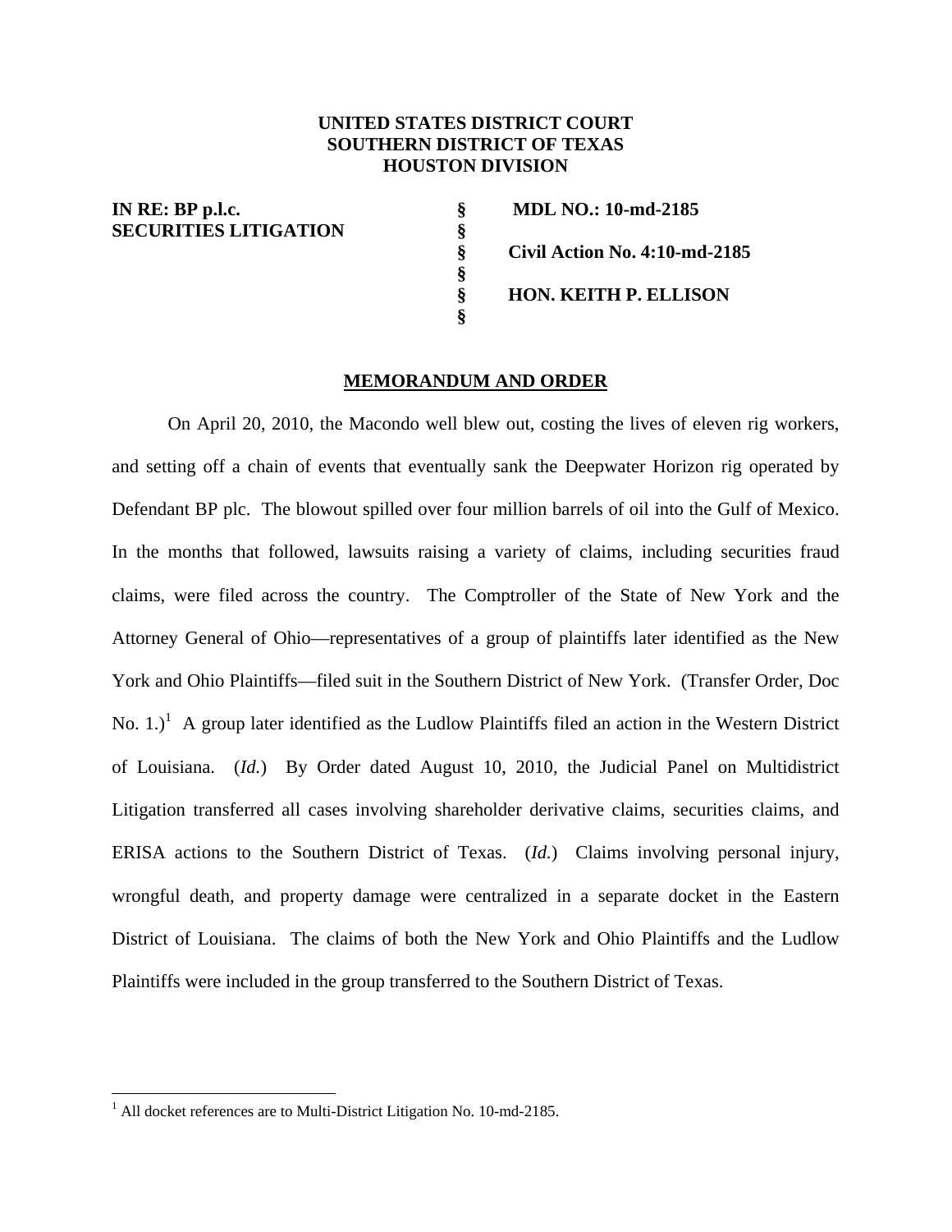**UNITED STATES DISTRICT COURT**
**SOUTHERN DISTRICT OF TEXAS**
**HOUSTON DIVISION**

| | | |
|---|---|---|
| **IN RE: BP p.l.c.** | **§** | **MDL NO.: 10-md-2185** |
| **SECURITIES LITIGATION** | **§** | |
| | **§** | **Civil Action No. 4:10-md-2185** |
| | **§** | |
| | **§** | **HON. KEITH P. ELLISON** |
| | **§** | |

## MEMORANDUM AND ORDER

On April 20, 2010, the Macondo well blew out, costing the lives of eleven rig workers, and setting off a chain of events that eventually sank the Deepwater Horizon rig operated by Defendant BP plc. The blowout spilled over four million barrels of oil into the Gulf of Mexico. In the months that followed, lawsuits raising a variety of claims, including securities fraud claims, were filed across the country. The Comptroller of the State of New York and the Attorney General of Ohio—representatives of a group of plaintiffs later identified as the New York and Ohio Plaintiffs—filed suit in the Southern District of New York. (Transfer Order, Doc No. 1.)[1] A group later identified as the Ludlow Plaintiffs filed an action in the Western District of Louisiana. (*Id.*) By Order dated August 10, 2010, the Judicial Panel on Multidistrict Litigation transferred all cases involving shareholder derivative claims, securities claims, and ERISA actions to the Southern District of Texas. (*Id.*) Claims involving personal injury, wrongful death, and property damage were centralized in a separate docket in the Eastern District of Louisiana. The claims of both the New York and Ohio Plaintiffs and the Ludlow Plaintiffs were included in the group transferred to the Southern District of Texas.

[1] All docket references are to Multi-District Litigation No. 10-md-2185.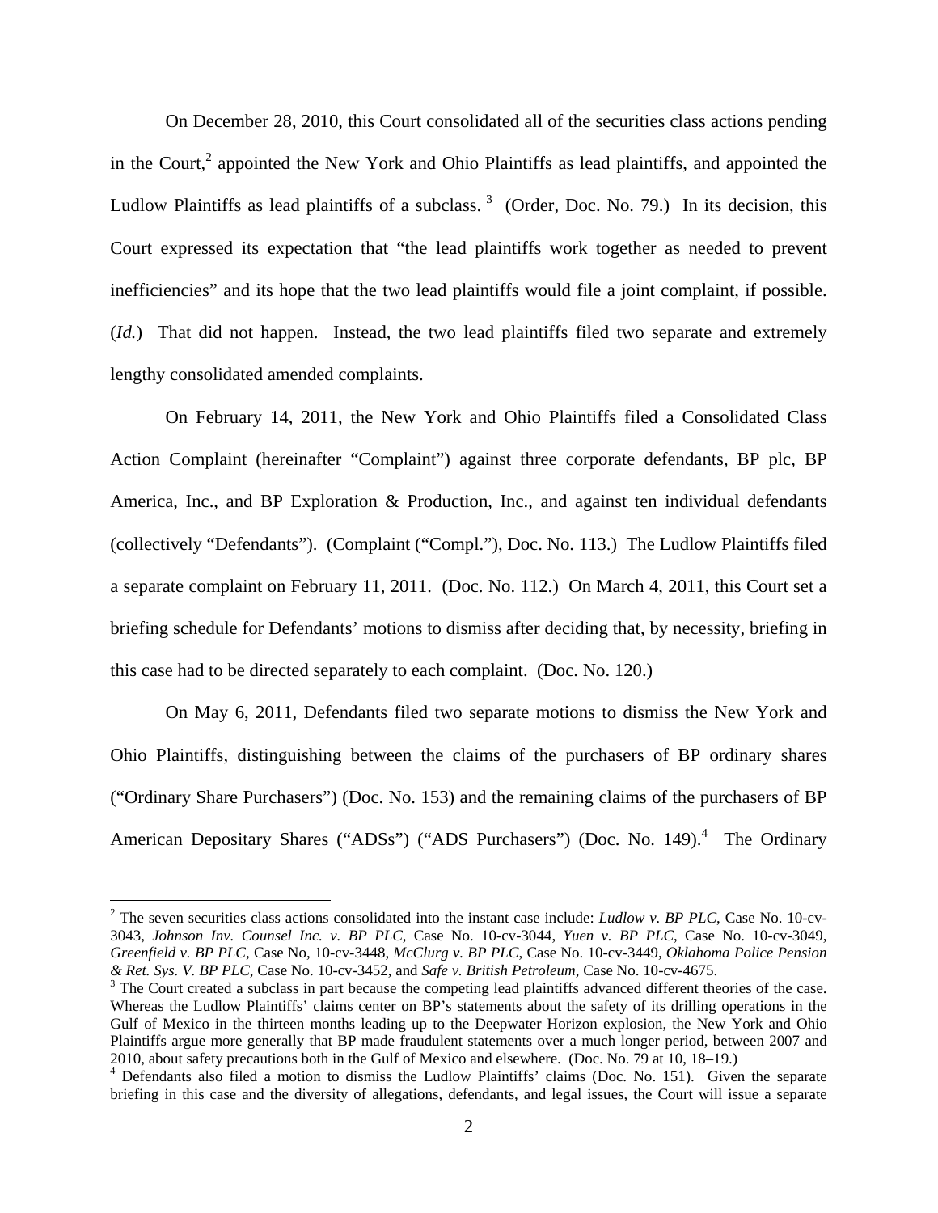On December 28, 2010, this Court consolidated all of the securities class actions pending in the Court,[2] appointed the New York and Ohio Plaintiffs as lead plaintiffs, and appointed the Ludlow Plaintiffs as lead plaintiffs of a subclass.[3] (Order, Doc. No. 79.) In its decision, this Court expressed its expectation that "the lead plaintiffs work together as needed to prevent inefficiencies" and its hope that the two lead plaintiffs would file a joint complaint, if possible. (*Id.*) That did not happen. Instead, the two lead plaintiffs filed two separate and extremely lengthy consolidated amended complaints.

On February 14, 2011, the New York and Ohio Plaintiffs filed a Consolidated Class Action Complaint (hereinafter "Complaint") against three corporate defendants, BP plc, BP America, Inc., and BP Exploration & Production, Inc., and against ten individual defendants (collectively "Defendants"). (Complaint ("Compl."), Doc. No. 113.) The Ludlow Plaintiffs filed a separate complaint on February 11, 2011. (Doc. No. 112.) On March 4, 2011, this Court set a briefing schedule for Defendants' motions to dismiss after deciding that, by necessity, briefing in this case had to be directed separately to each complaint. (Doc. No. 120.)

On May 6, 2011, Defendants filed two separate motions to dismiss the New York and Ohio Plaintiffs, distinguishing between the claims of the purchasers of BP ordinary shares ("Ordinary Share Purchasers") (Doc. No. 153) and the remaining claims of the purchasers of BP American Depositary Shares ("ADSs") ("ADS Purchasers") (Doc. No. 149).[4] The Ordinary

---

[2] The seven securities class actions consolidated into the instant case include: *Ludlow v. BP PLC*, Case No. 10-cv-3043, *Johnson Inv. Counsel Inc. v. BP PLC*, Case No. 10-cv-3044, *Yuen v. BP PLC*, Case No. 10-cv-3049, *Greenfield v. BP PLC*, Case No, 10-cv-3448, *McClurg v. BP PLC*, Case No. 10-cv-3449, *Oklahoma Police Pension & Ret. Sys. V. BP PLC*, Case No. 10-cv-3452, and *Safe v. British Petroleum*, Case No. 10-cv-4675.

[3] The Court created a subclass in part because the competing lead plaintiffs advanced different theories of the case. Whereas the Ludlow Plaintiffs' claims center on BP's statements about the safety of its drilling operations in the Gulf of Mexico in the thirteen months leading up to the Deepwater Horizon explosion, the New York and Ohio Plaintiffs argue more generally that BP made fraudulent statements over a much longer period, between 2007 and 2010, about safety precautions both in the Gulf of Mexico and elsewhere. (Doc. No. 79 at 10, 18–19.)

[4] Defendants also filed a motion to dismiss the Ludlow Plaintiffs' claims (Doc. No. 151). Given the separate briefing in this case and the diversity of allegations, defendants, and legal issues, the Court will issue a separate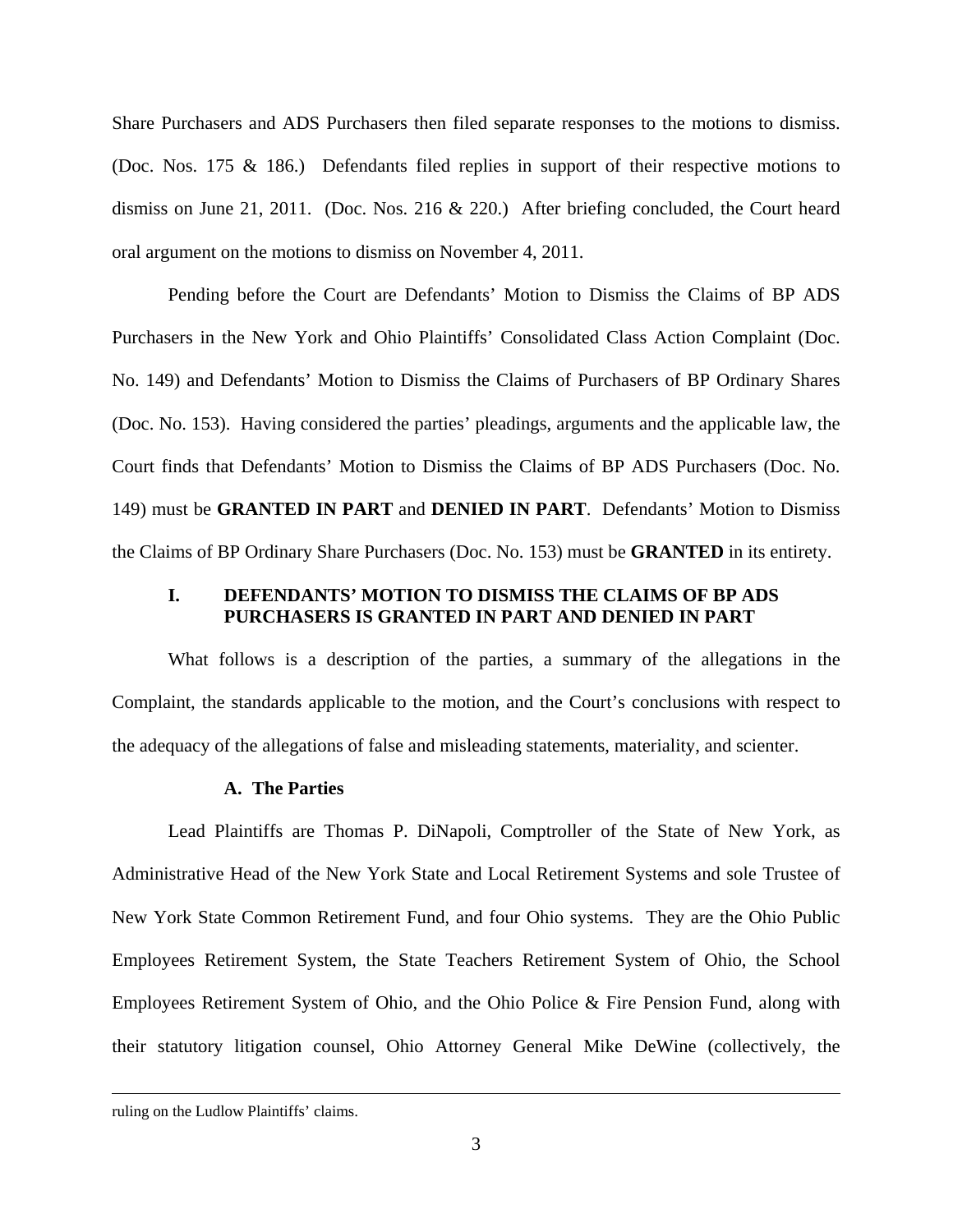Share Purchasers and ADS Purchasers then filed separate responses to the motions to dismiss. (Doc. Nos. 175 & 186.) Defendants filed replies in support of their respective motions to dismiss on June 21, 2011. (Doc. Nos. 216 & 220.) After briefing concluded, the Court heard oral argument on the motions to dismiss on November 4, 2011.

Pending before the Court are Defendants' Motion to Dismiss the Claims of BP ADS Purchasers in the New York and Ohio Plaintiffs' Consolidated Class Action Complaint (Doc. No. 149) and Defendants' Motion to Dismiss the Claims of Purchasers of BP Ordinary Shares (Doc. No. 153). Having considered the parties' pleadings, arguments and the applicable law, the Court finds that Defendants' Motion to Dismiss the Claims of BP ADS Purchasers (Doc. No. 149) must be **GRANTED IN PART** and **DENIED IN PART**. Defendants' Motion to Dismiss the Claims of BP Ordinary Share Purchasers (Doc. No. 153) must be **GRANTED** in its entirety.

## I. DEFENDANTS' MOTION TO DISMISS THE CLAIMS OF BP ADS PURCHASERS IS GRANTED IN PART AND DENIED IN PART

What follows is a description of the parties, a summary of the allegations in the Complaint, the standards applicable to the motion, and the Court's conclusions with respect to the adequacy of the allegations of false and misleading statements, materiality, and scienter.

### A. The Parties

Lead Plaintiffs are Thomas P. DiNapoli, Comptroller of the State of New York, as Administrative Head of the New York State and Local Retirement Systems and sole Trustee of New York State Common Retirement Fund, and four Ohio systems. They are the Ohio Public Employees Retirement System, the State Teachers Retirement System of Ohio, the School Employees Retirement System of Ohio, and the Ohio Police & Fire Pension Fund, along with their statutory litigation counsel, Ohio Attorney General Mike DeWine (collectively, the

---

ruling on the Ludlow Plaintiffs' claims.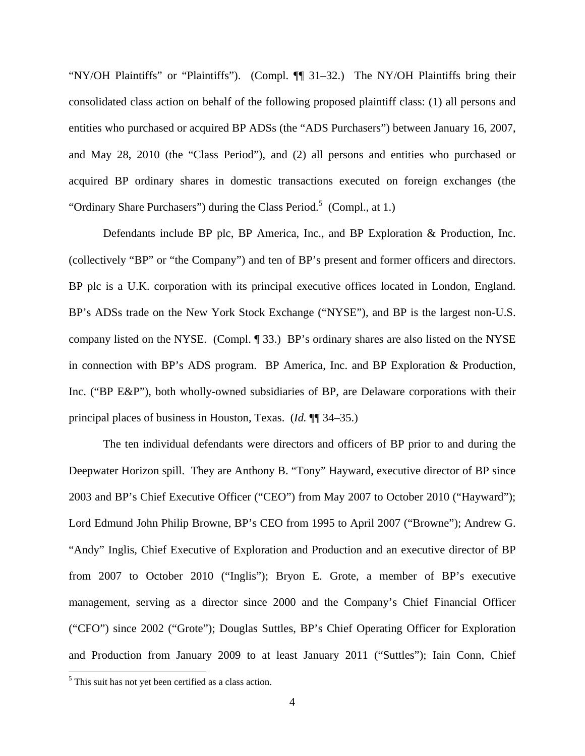"NY/OH Plaintiffs" or "Plaintiffs"). (Compl. ¶¶ 31–32.) The NY/OH Plaintiffs bring their consolidated class action on behalf of the following proposed plaintiff class: (1) all persons and entities who purchased or acquired BP ADSs (the "ADS Purchasers") between January 16, 2007, and May 28, 2010 (the "Class Period"), and (2) all persons and entities who purchased or acquired BP ordinary shares in domestic transactions executed on foreign exchanges (the "Ordinary Share Purchasers") during the Class Period.[5] (Compl., at 1.)

Defendants include BP plc, BP America, Inc., and BP Exploration & Production, Inc. (collectively "BP" or "the Company") and ten of BP's present and former officers and directors. BP plc is a U.K. corporation with its principal executive offices located in London, England. BP's ADSs trade on the New York Stock Exchange ("NYSE"), and BP is the largest non-U.S. company listed on the NYSE. (Compl. ¶ 33.) BP's ordinary shares are also listed on the NYSE in connection with BP's ADS program. BP America, Inc. and BP Exploration & Production, Inc. ("BP E&P"), both wholly-owned subsidiaries of BP, are Delaware corporations with their principal places of business in Houston, Texas. (*Id.* ¶¶ 34–35.)

The ten individual defendants were directors and officers of BP prior to and during the Deepwater Horizon spill. They are Anthony B. "Tony" Hayward, executive director of BP since 2003 and BP's Chief Executive Officer ("CEO") from May 2007 to October 2010 ("Hayward"); Lord Edmund John Philip Browne, BP's CEO from 1995 to April 2007 ("Browne"); Andrew G. "Andy" Inglis, Chief Executive of Exploration and Production and an executive director of BP from 2007 to October 2010 ("Inglis"); Bryon E. Grote, a member of BP's executive management, serving as a director since 2000 and the Company's Chief Financial Officer ("CFO") since 2002 ("Grote"); Douglas Suttles, BP's Chief Operating Officer for Exploration and Production from January 2009 to at least January 2011 ("Suttles"); Iain Conn, Chief

[5] This suit has not yet been certified as a class action.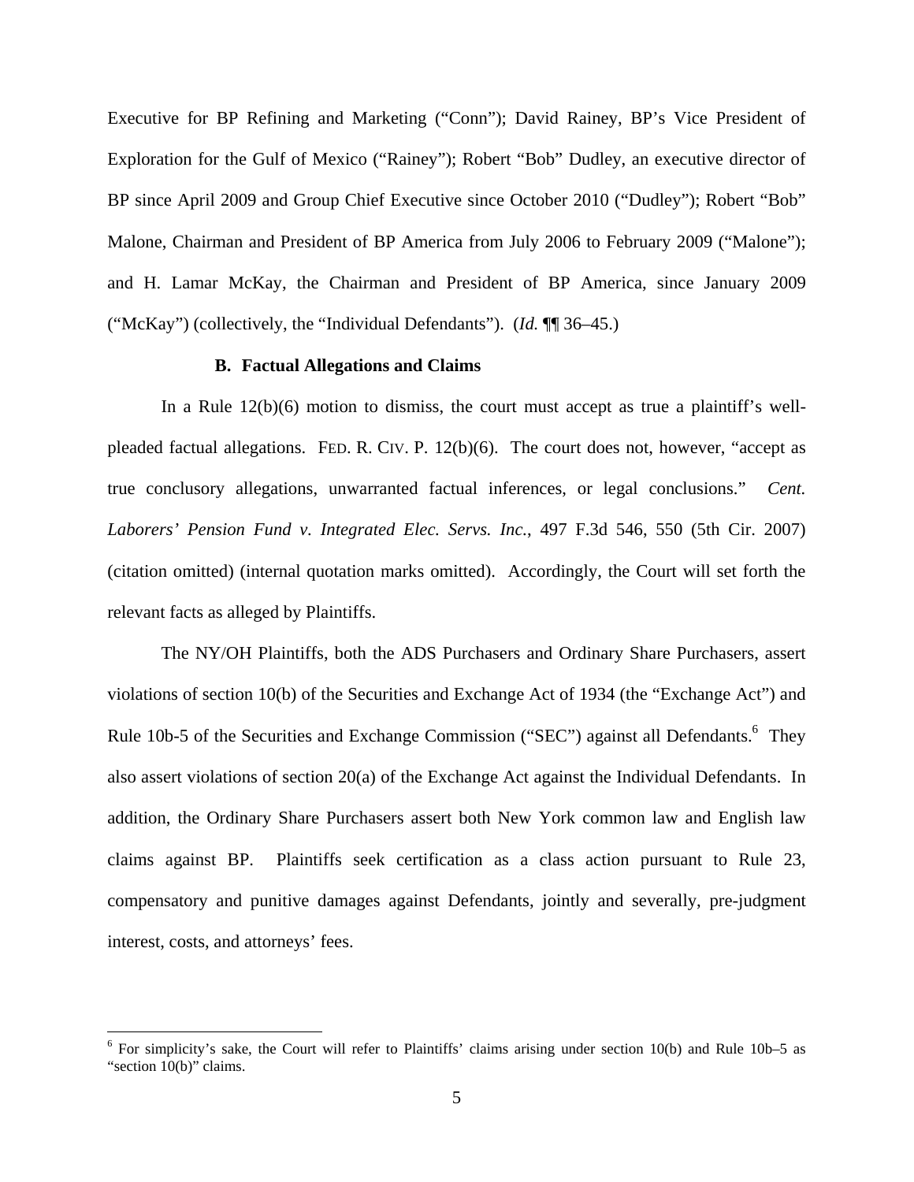Executive for BP Refining and Marketing ("Conn"); David Rainey, BP's Vice President of Exploration for the Gulf of Mexico ("Rainey"); Robert "Bob" Dudley, an executive director of BP since April 2009 and Group Chief Executive since October 2010 ("Dudley"); Robert "Bob" Malone, Chairman and President of BP America from July 2006 to February 2009 ("Malone"); and H. Lamar McKay, the Chairman and President of BP America, since January 2009 ("McKay") (collectively, the "Individual Defendants"). (*Id.* ¶¶ 36–45.)

### B. Factual Allegations and Claims

In a Rule 12(b)(6) motion to dismiss, the court must accept as true a plaintiff's well-pleaded factual allegations. FED. R. CIV. P. 12(b)(6). The court does not, however, "accept as true conclusory allegations, unwarranted factual inferences, or legal conclusions." *Cent. Laborers' Pension Fund v. Integrated Elec. Servs. Inc.*, 497 F.3d 546, 550 (5th Cir. 2007) (citation omitted) (internal quotation marks omitted). Accordingly, the Court will set forth the relevant facts as alleged by Plaintiffs.

The NY/OH Plaintiffs, both the ADS Purchasers and Ordinary Share Purchasers, assert violations of section 10(b) of the Securities and Exchange Act of 1934 (the "Exchange Act") and Rule 10b-5 of the Securities and Exchange Commission ("SEC") against all Defendants.[6] They also assert violations of section 20(a) of the Exchange Act against the Individual Defendants. In addition, the Ordinary Share Purchasers assert both New York common law and English law claims against BP. Plaintiffs seek certification as a class action pursuant to Rule 23, compensatory and punitive damages against Defendants, jointly and severally, pre-judgment interest, costs, and attorneys' fees.

[6] For simplicity's sake, the Court will refer to Plaintiffs' claims arising under section 10(b) and Rule 10b–5 as "section 10(b)" claims.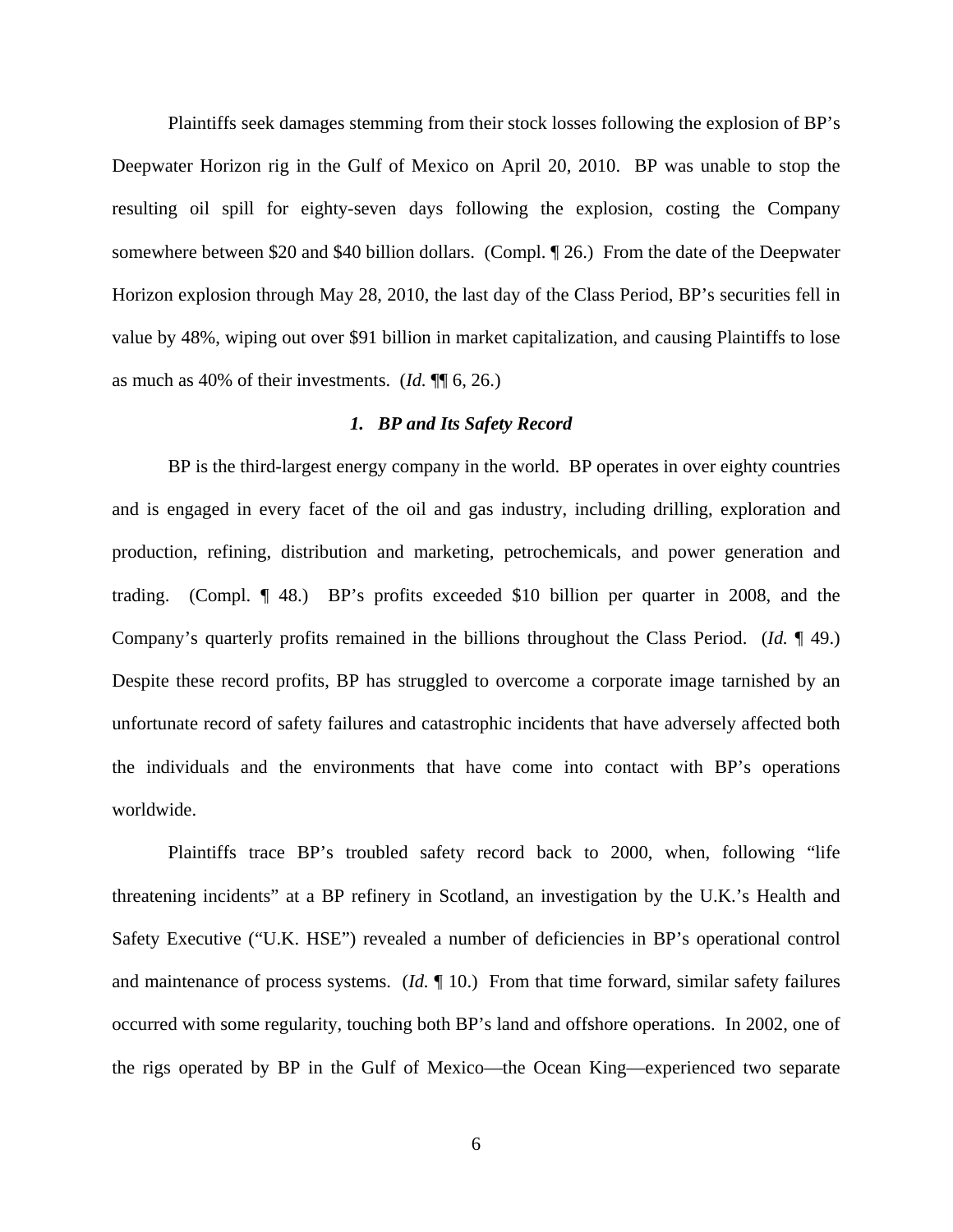Plaintiffs seek damages stemming from their stock losses following the explosion of BP's Deepwater Horizon rig in the Gulf of Mexico on April 20, 2010. BP was unable to stop the resulting oil spill for eighty-seven days following the explosion, costing the Company somewhere between $20 and $40 billion dollars. (Compl. ¶ 26.) From the date of the Deepwater Horizon explosion through May 28, 2010, the last day of the Class Period, BP's securities fell in value by 48%, wiping out over $91 billion in market capitalization, and causing Plaintiffs to lose as much as 40% of their investments. (*Id.* ¶¶ 6, 26.)

### *1. BP and Its Safety Record*

BP is the third-largest energy company in the world. BP operates in over eighty countries and is engaged in every facet of the oil and gas industry, including drilling, exploration and production, refining, distribution and marketing, petrochemicals, and power generation and trading. (Compl. ¶ 48.) BP's profits exceeded $10 billion per quarter in 2008, and the Company's quarterly profits remained in the billions throughout the Class Period. (*Id.* ¶ 49.) Despite these record profits, BP has struggled to overcome a corporate image tarnished by an unfortunate record of safety failures and catastrophic incidents that have adversely affected both the individuals and the environments that have come into contact with BP's operations worldwide.

Plaintiffs trace BP's troubled safety record back to 2000, when, following "life threatening incidents" at a BP refinery in Scotland, an investigation by the U.K.'s Health and Safety Executive ("U.K. HSE") revealed a number of deficiencies in BP's operational control and maintenance of process systems. (*Id.* ¶ 10.) From that time forward, similar safety failures occurred with some regularity, touching both BP's land and offshore operations. In 2002, one of the rigs operated by BP in the Gulf of Mexico—the Ocean King—experienced two separate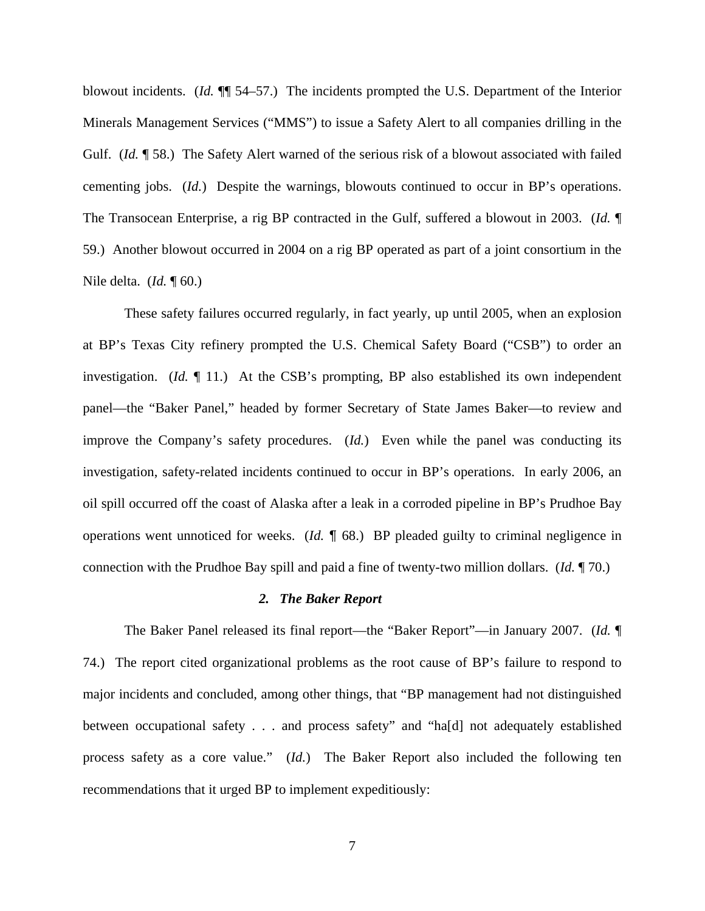blowout incidents. (*Id.* ¶¶ 54–57.) The incidents prompted the U.S. Department of the Interior Minerals Management Services ("MMS") to issue a Safety Alert to all companies drilling in the Gulf. (*Id.* ¶ 58.) The Safety Alert warned of the serious risk of a blowout associated with failed cementing jobs. (*Id.*) Despite the warnings, blowouts continued to occur in BP's operations. The Transocean Enterprise, a rig BP contracted in the Gulf, suffered a blowout in 2003. (*Id.* ¶ 59.) Another blowout occurred in 2004 on a rig BP operated as part of a joint consortium in the Nile delta. (*Id.* ¶ 60.)

These safety failures occurred regularly, in fact yearly, up until 2005, when an explosion at BP's Texas City refinery prompted the U.S. Chemical Safety Board ("CSB") to order an investigation. (*Id.* ¶ 11.) At the CSB's prompting, BP also established its own independent panel—the "Baker Panel," headed by former Secretary of State James Baker—to review and improve the Company's safety procedures. (*Id.*) Even while the panel was conducting its investigation, safety-related incidents continued to occur in BP's operations. In early 2006, an oil spill occurred off the coast of Alaska after a leak in a corroded pipeline in BP's Prudhoe Bay operations went unnoticed for weeks. (*Id.* ¶ 68.) BP pleaded guilty to criminal negligence in connection with the Prudhoe Bay spill and paid a fine of twenty-two million dollars. (*Id.* ¶ 70.)

### *2. The Baker Report*

The Baker Panel released its final report—the "Baker Report"—in January 2007. (*Id.* ¶ 74.) The report cited organizational problems as the root cause of BP's failure to respond to major incidents and concluded, among other things, that "BP management had not distinguished between occupational safety . . . and process safety" and "ha[d] not adequately established process safety as a core value." (*Id.*) The Baker Report also included the following ten recommendations that it urged BP to implement expeditiously: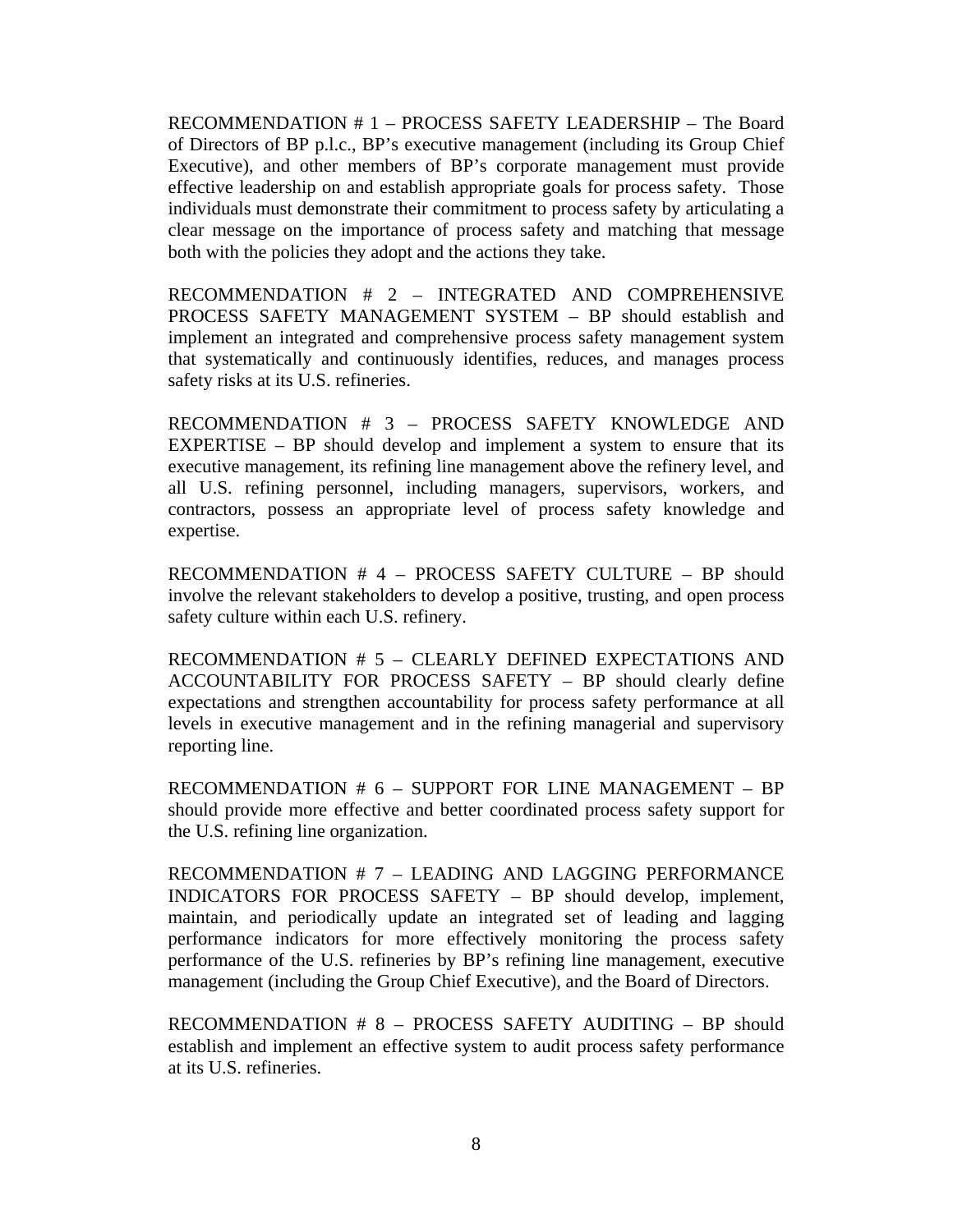RECOMMENDATION # 1 – PROCESS SAFETY LEADERSHIP – The Board of Directors of BP p.l.c., BP's executive management (including its Group Chief Executive), and other members of BP's corporate management must provide effective leadership on and establish appropriate goals for process safety. Those individuals must demonstrate their commitment to process safety by articulating a clear message on the importance of process safety and matching that message both with the policies they adopt and the actions they take.

RECOMMENDATION # 2 – INTEGRATED AND COMPREHENSIVE PROCESS SAFETY MANAGEMENT SYSTEM – BP should establish and implement an integrated and comprehensive process safety management system that systematically and continuously identifies, reduces, and manages process safety risks at its U.S. refineries.

RECOMMENDATION # 3 – PROCESS SAFETY KNOWLEDGE AND EXPERTISE – BP should develop and implement a system to ensure that its executive management, its refining line management above the refinery level, and all U.S. refining personnel, including managers, supervisors, workers, and contractors, possess an appropriate level of process safety knowledge and expertise.

RECOMMENDATION # 4 – PROCESS SAFETY CULTURE – BP should involve the relevant stakeholders to develop a positive, trusting, and open process safety culture within each U.S. refinery.

RECOMMENDATION # 5 – CLEARLY DEFINED EXPECTATIONS AND ACCOUNTABILITY FOR PROCESS SAFETY – BP should clearly define expectations and strengthen accountability for process safety performance at all levels in executive management and in the refining managerial and supervisory reporting line.

RECOMMENDATION # 6 – SUPPORT FOR LINE MANAGEMENT – BP should provide more effective and better coordinated process safety support for the U.S. refining line organization.

RECOMMENDATION # 7 – LEADING AND LAGGING PERFORMANCE INDICATORS FOR PROCESS SAFETY – BP should develop, implement, maintain, and periodically update an integrated set of leading and lagging performance indicators for more effectively monitoring the process safety performance of the U.S. refineries by BP's refining line management, executive management (including the Group Chief Executive), and the Board of Directors.

RECOMMENDATION # 8 – PROCESS SAFETY AUDITING – BP should establish and implement an effective system to audit process safety performance at its U.S. refineries.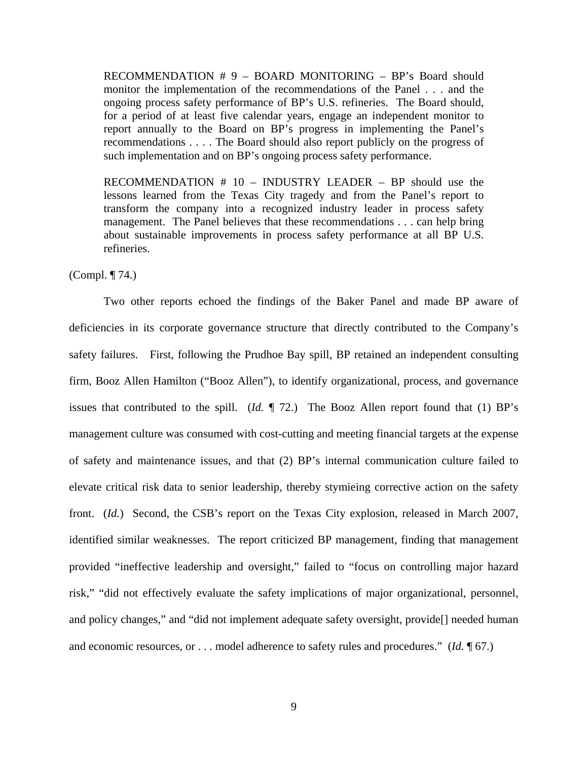> RECOMMENDATION # 9 – BOARD MONITORING – BP's Board should monitor the implementation of the recommendations of the Panel . . . and the ongoing process safety performance of BP's U.S. refineries. The Board should, for a period of at least five calendar years, engage an independent monitor to report annually to the Board on BP's progress in implementing the Panel's recommendations . . . . The Board should also report publicly on the progress of such implementation and on BP's ongoing process safety performance.
>
> RECOMMENDATION # 10 – INDUSTRY LEADER – BP should use the lessons learned from the Texas City tragedy and from the Panel's report to transform the company into a recognized industry leader in process safety management. The Panel believes that these recommendations . . . can help bring about sustainable improvements in process safety performance at all BP U.S. refineries.

(Compl. ¶ 74.)

Two other reports echoed the findings of the Baker Panel and made BP aware of deficiencies in its corporate governance structure that directly contributed to the Company's safety failures. First, following the Prudhoe Bay spill, BP retained an independent consulting firm, Booz Allen Hamilton ("Booz Allen"), to identify organizational, process, and governance issues that contributed to the spill. (*Id.* ¶ 72.) The Booz Allen report found that (1) BP's management culture was consumed with cost-cutting and meeting financial targets at the expense of safety and maintenance issues, and that (2) BP's internal communication culture failed to elevate critical risk data to senior leadership, thereby stymieing corrective action on the safety front. (*Id.*) Second, the CSB's report on the Texas City explosion, released in March 2007, identified similar weaknesses. The report criticized BP management, finding that management provided "ineffective leadership and oversight," failed to "focus on controlling major hazard risk," "did not effectively evaluate the safety implications of major organizational, personnel, and policy changes," and "did not implement adequate safety oversight, provide[] needed human and economic resources, or . . . model adherence to safety rules and procedures." (*Id.* ¶ 67.)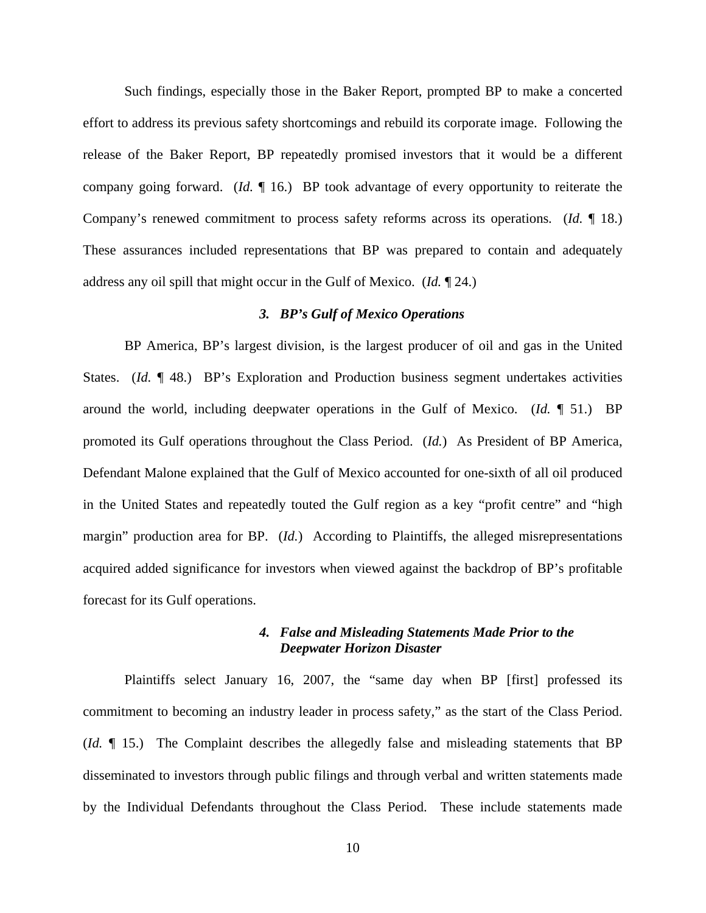Such findings, especially those in the Baker Report, prompted BP to make a concerted effort to address its previous safety shortcomings and rebuild its corporate image. Following the release of the Baker Report, BP repeatedly promised investors that it would be a different company going forward. (*Id.* ¶ 16.) BP took advantage of every opportunity to reiterate the Company's renewed commitment to process safety reforms across its operations. (*Id.* ¶ 18.) These assurances included representations that BP was prepared to contain and adequately address any oil spill that might occur in the Gulf of Mexico. (*Id.* ¶ 24.)

### *3. BP's Gulf of Mexico Operations*

BP America, BP's largest division, is the largest producer of oil and gas in the United States. (*Id.* ¶ 48.) BP's Exploration and Production business segment undertakes activities around the world, including deepwater operations in the Gulf of Mexico. (*Id.* ¶ 51.) BP promoted its Gulf operations throughout the Class Period. (*Id.*) As President of BP America, Defendant Malone explained that the Gulf of Mexico accounted for one-sixth of all oil produced in the United States and repeatedly touted the Gulf region as a key "profit centre" and "high margin" production area for BP. (*Id.*) According to Plaintiffs, the alleged misrepresentations acquired added significance for investors when viewed against the backdrop of BP's profitable forecast for its Gulf operations.

### *4. False and Misleading Statements Made Prior to the Deepwater Horizon Disaster*

Plaintiffs select January 16, 2007, the "same day when BP [first] professed its commitment to becoming an industry leader in process safety," as the start of the Class Period. (*Id.* ¶ 15.) The Complaint describes the allegedly false and misleading statements that BP disseminated to investors through public filings and through verbal and written statements made by the Individual Defendants throughout the Class Period. These include statements made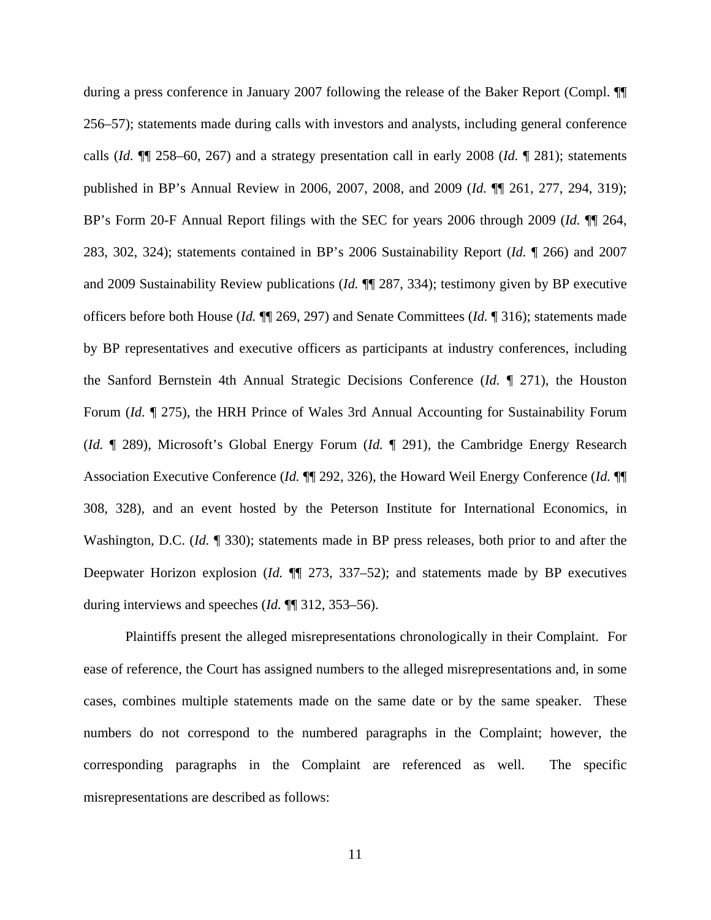during a press conference in January 2007 following the release of the Baker Report (Compl. ¶¶ 256–57); statements made during calls with investors and analysts, including general conference calls (*Id.* ¶¶ 258–60, 267) and a strategy presentation call in early 2008 (*Id.* ¶ 281); statements published in BP's Annual Review in 2006, 2007, 2008, and 2009 (*Id.* ¶¶ 261, 277, 294, 319); BP's Form 20-F Annual Report filings with the SEC for years 2006 through 2009 (*Id.* ¶¶ 264, 283, 302, 324); statements contained in BP's 2006 Sustainability Report (*Id.* ¶ 266) and 2007 and 2009 Sustainability Review publications (*Id.* ¶¶ 287, 334); testimony given by BP executive officers before both House (*Id.* ¶¶ 269, 297) and Senate Committees (*Id.* ¶ 316); statements made by BP representatives and executive officers as participants at industry conferences, including the Sanford Bernstein 4th Annual Strategic Decisions Conference (*Id.* ¶ 271), the Houston Forum (*Id.* ¶ 275), the HRH Prince of Wales 3rd Annual Accounting for Sustainability Forum (*Id.* ¶ 289), Microsoft's Global Energy Forum (*Id.* ¶ 291), the Cambridge Energy Research Association Executive Conference (*Id.* ¶¶ 292, 326), the Howard Weil Energy Conference (*Id.* ¶¶ 308, 328), and an event hosted by the Peterson Institute for International Economics, in Washington, D.C. (*Id.* ¶ 330); statements made in BP press releases, both prior to and after the Deepwater Horizon explosion (*Id.* ¶¶ 273, 337–52); and statements made by BP executives during interviews and speeches (*Id.* ¶¶ 312, 353–56).

Plaintiffs present the alleged misrepresentations chronologically in their Complaint. For ease of reference, the Court has assigned numbers to the alleged misrepresentations and, in some cases, combines multiple statements made on the same date or by the same speaker. These numbers do not correspond to the numbered paragraphs in the Complaint; however, the corresponding paragraphs in the Complaint are referenced as well. The specific misrepresentations are described as follows: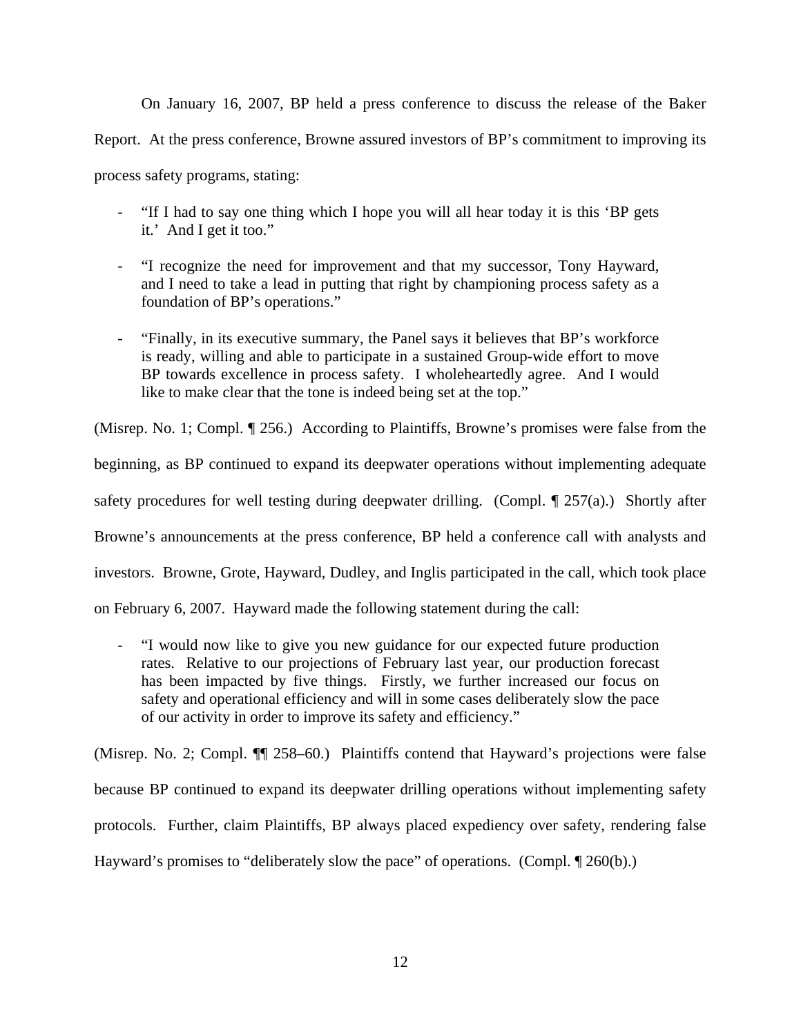On January 16, 2007, BP held a press conference to discuss the release of the Baker Report. At the press conference, Browne assured investors of BP's commitment to improving its process safety programs, stating:

- "If I had to say one thing which I hope you will all hear today it is this 'BP gets it.' And I get it too."

- "I recognize the need for improvement and that my successor, Tony Hayward, and I need to take a lead in putting that right by championing process safety as a foundation of BP's operations."

- "Finally, in its executive summary, the Panel says it believes that BP's workforce is ready, willing and able to participate in a sustained Group-wide effort to move BP towards excellence in process safety. I wholeheartedly agree. And I would like to make clear that the tone is indeed being set at the top."

(Misrep. No. 1; Compl. ¶ 256.) According to Plaintiffs, Browne's promises were false from the beginning, as BP continued to expand its deepwater operations without implementing adequate safety procedures for well testing during deepwater drilling. (Compl. ¶ 257(a).) Shortly after Browne's announcements at the press conference, BP held a conference call with analysts and investors. Browne, Grote, Hayward, Dudley, and Inglis participated in the call, which took place on February 6, 2007. Hayward made the following statement during the call:

- "I would now like to give you new guidance for our expected future production rates. Relative to our projections of February last year, our production forecast has been impacted by five things. Firstly, we further increased our focus on safety and operational efficiency and will in some cases deliberately slow the pace of our activity in order to improve its safety and efficiency."

(Misrep. No. 2; Compl. ¶¶ 258–60.) Plaintiffs contend that Hayward's projections were false because BP continued to expand its deepwater drilling operations without implementing safety protocols. Further, claim Plaintiffs, BP always placed expediency over safety, rendering false Hayward's promises to "deliberately slow the pace" of operations. (Compl. ¶ 260(b).)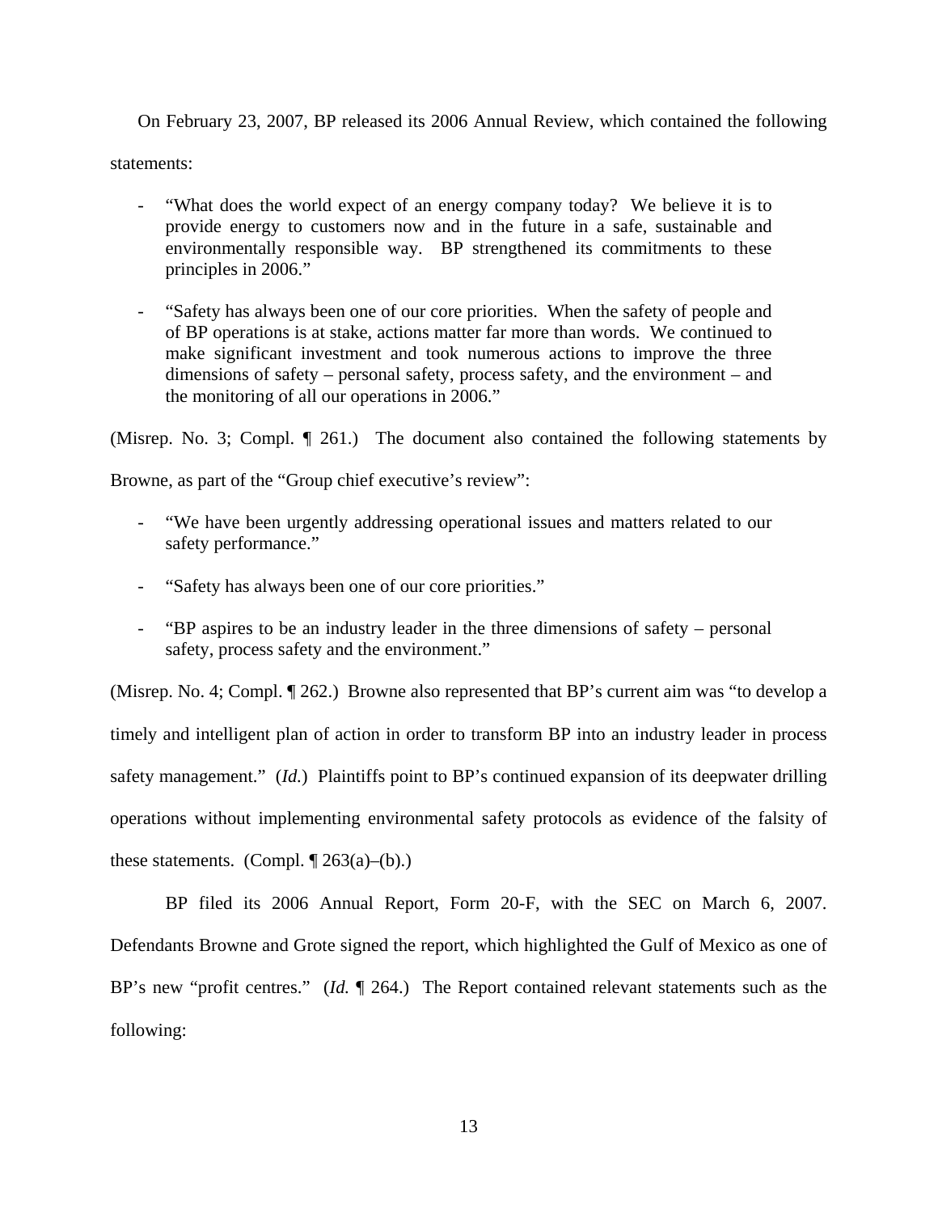On February 23, 2007, BP released its 2006 Annual Review, which contained the following statements:

- "What does the world expect of an energy company today? We believe it is to provide energy to customers now and in the future in a safe, sustainable and environmentally responsible way. BP strengthened its commitments to these principles in 2006."

- "Safety has always been one of our core priorities. When the safety of people and of BP operations is at stake, actions matter far more than words. We continued to make significant investment and took numerous actions to improve the three dimensions of safety – personal safety, process safety, and the environment – and the monitoring of all our operations in 2006."

(Misrep. No. 3; Compl. ¶ 261.) The document also contained the following statements by Browne, as part of the "Group chief executive's review":

- "We have been urgently addressing operational issues and matters related to our safety performance."

- "Safety has always been one of our core priorities."

- "BP aspires to be an industry leader in the three dimensions of safety – personal safety, process safety and the environment."

(Misrep. No. 4; Compl. ¶ 262.) Browne also represented that BP's current aim was "to develop a timely and intelligent plan of action in order to transform BP into an industry leader in process safety management." (*Id.*) Plaintiffs point to BP's continued expansion of its deepwater drilling operations without implementing environmental safety protocols as evidence of the falsity of these statements. (Compl. ¶ 263(a)–(b).)

BP filed its 2006 Annual Report, Form 20-F, with the SEC on March 6, 2007. Defendants Browne and Grote signed the report, which highlighted the Gulf of Mexico as one of BP's new "profit centres." (*Id.* ¶ 264.) The Report contained relevant statements such as the following: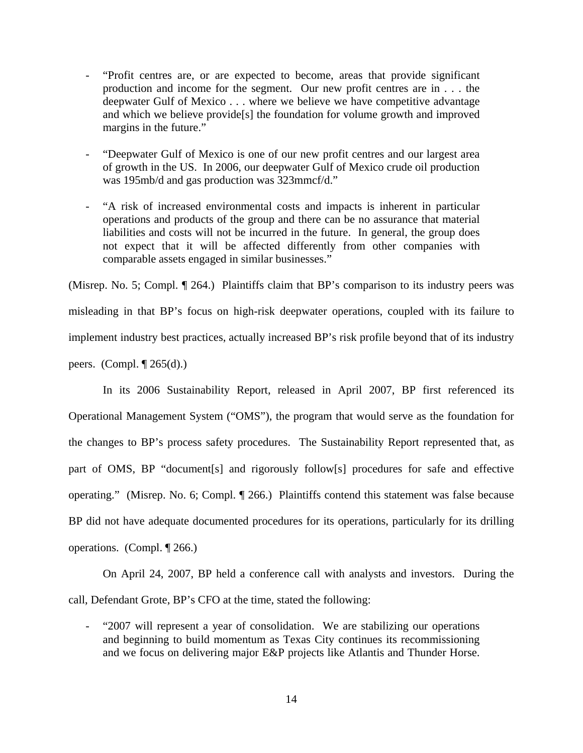- "Profit centres are, or are expected to become, areas that provide significant production and income for the segment. Our new profit centres are in . . . the deepwater Gulf of Mexico . . . where we believe we have competitive advantage and which we believe provide[s] the foundation for volume growth and improved margins in the future."

- "Deepwater Gulf of Mexico is one of our new profit centres and our largest area of growth in the US. In 2006, our deepwater Gulf of Mexico crude oil production was 195mb/d and gas production was 323mmcf/d."

- "A risk of increased environmental costs and impacts is inherent in particular operations and products of the group and there can be no assurance that material liabilities and costs will not be incurred in the future. In general, the group does not expect that it will be affected differently from other companies with comparable assets engaged in similar businesses."

(Misrep. No. 5; Compl. ¶ 264.) Plaintiffs claim that BP's comparison to its industry peers was misleading in that BP's focus on high-risk deepwater operations, coupled with its failure to implement industry best practices, actually increased BP's risk profile beyond that of its industry peers. (Compl. ¶ 265(d).)

In its 2006 Sustainability Report, released in April 2007, BP first referenced its Operational Management System ("OMS"), the program that would serve as the foundation for the changes to BP's process safety procedures. The Sustainability Report represented that, as part of OMS, BP "document[s] and rigorously follow[s] procedures for safe and effective operating." (Misrep. No. 6; Compl. ¶ 266.) Plaintiffs contend this statement was false because BP did not have adequate documented procedures for its operations, particularly for its drilling operations. (Compl. ¶ 266.)

On April 24, 2007, BP held a conference call with analysts and investors. During the call, Defendant Grote, BP's CFO at the time, stated the following:

- "2007 will represent a year of consolidation. We are stabilizing our operations and beginning to build momentum as Texas City continues its recommissioning and we focus on delivering major E&P projects like Atlantis and Thunder Horse.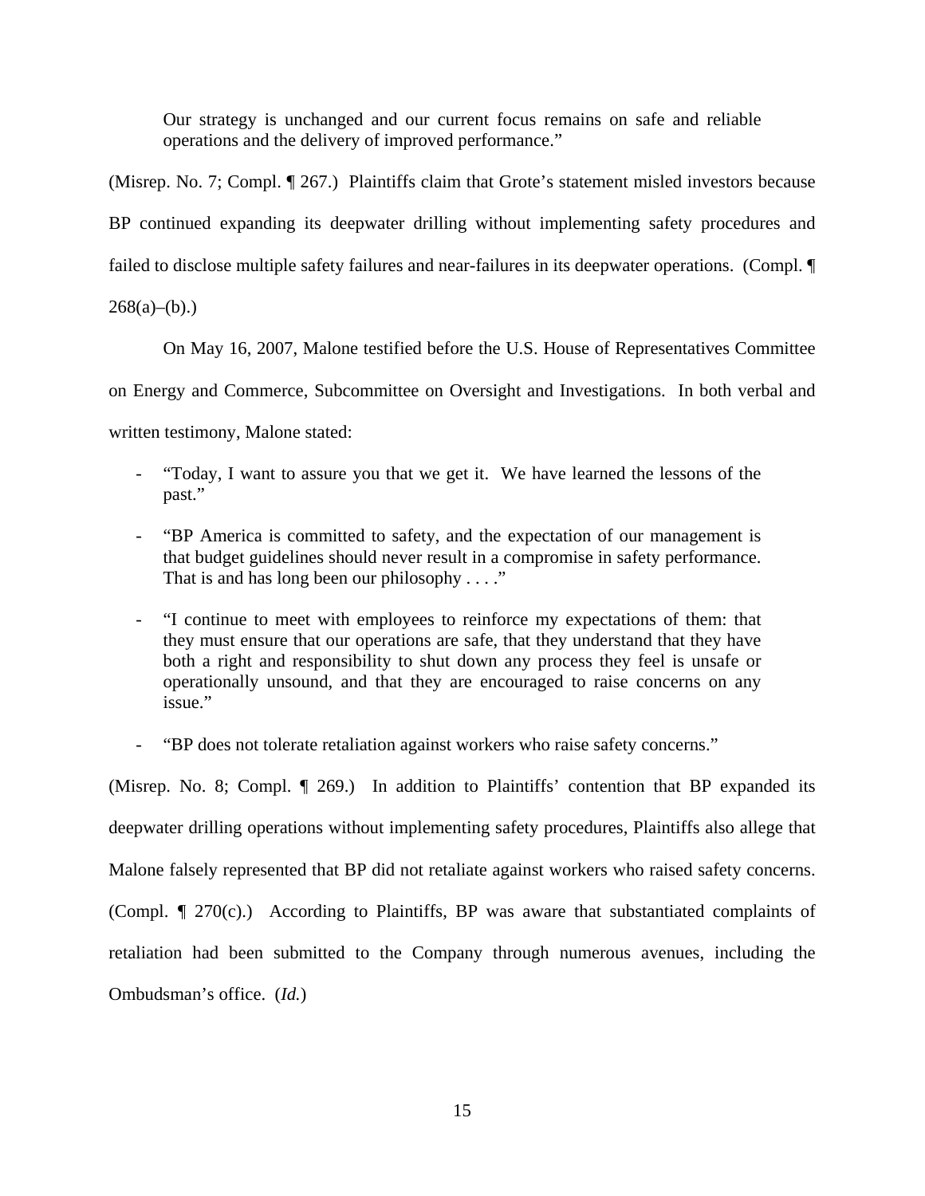> Our strategy is unchanged and our current focus remains on safe and reliable operations and the delivery of improved performance."

(Misrep. No. 7; Compl. ¶ 267.) Plaintiffs claim that Grote's statement misled investors because BP continued expanding its deepwater drilling without implementing safety procedures and failed to disclose multiple safety failures and near-failures in its deepwater operations. (Compl. ¶ 268(a)–(b).)

On May 16, 2007, Malone testified before the U.S. House of Representatives Committee on Energy and Commerce, Subcommittee on Oversight and Investigations. In both verbal and written testimony, Malone stated:

- "Today, I want to assure you that we get it. We have learned the lessons of the past."
- "BP America is committed to safety, and the expectation of our management is that budget guidelines should never result in a compromise in safety performance. That is and has long been our philosophy . . . ."
- "I continue to meet with employees to reinforce my expectations of them: that they must ensure that our operations are safe, that they understand that they have both a right and responsibility to shut down any process they feel is unsafe or operationally unsound, and that they are encouraged to raise concerns on any issue."
- "BP does not tolerate retaliation against workers who raise safety concerns."

(Misrep. No. 8; Compl. ¶ 269.) In addition to Plaintiffs' contention that BP expanded its deepwater drilling operations without implementing safety procedures, Plaintiffs also allege that Malone falsely represented that BP did not retaliate against workers who raised safety concerns. (Compl. ¶ 270(c).) According to Plaintiffs, BP was aware that substantiated complaints of retaliation had been submitted to the Company through numerous avenues, including the Ombudsman's office. (*Id.*)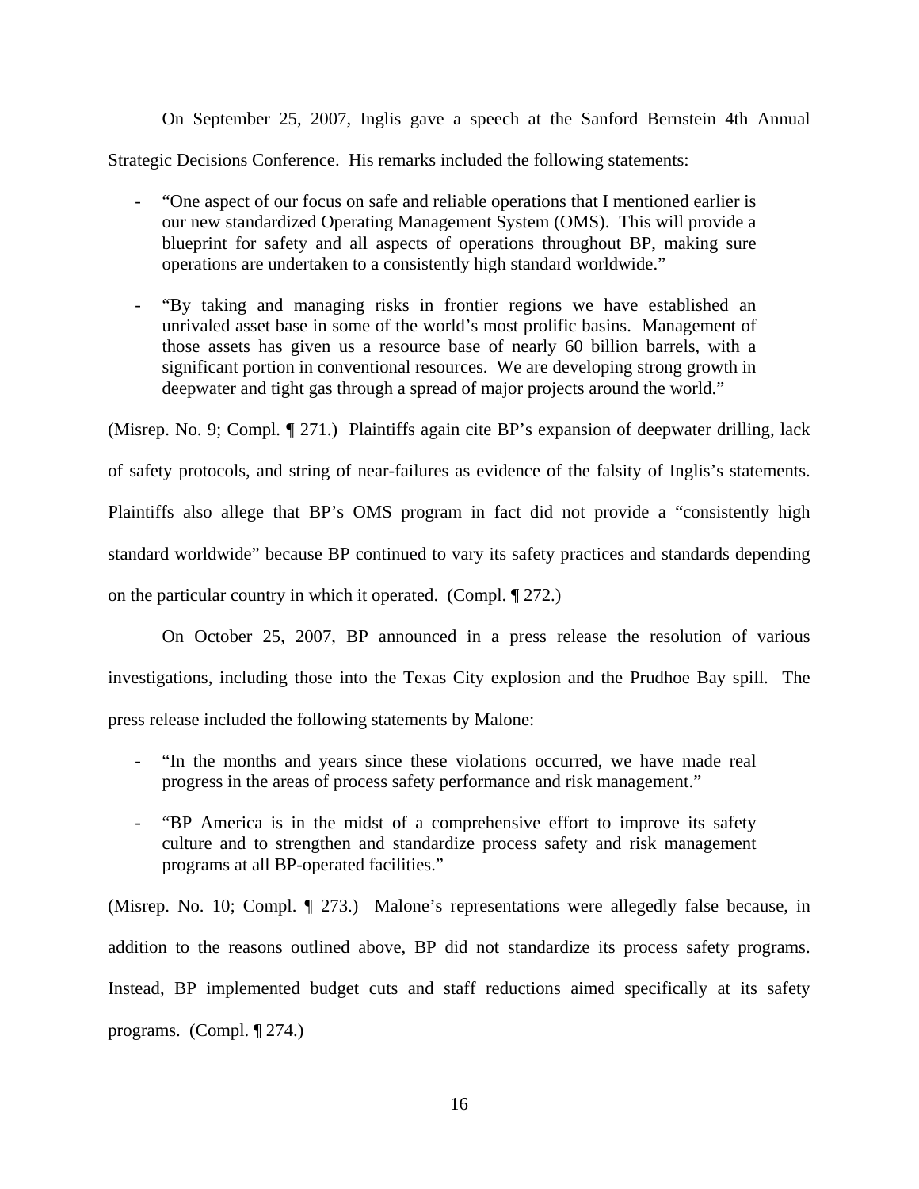On September 25, 2007, Inglis gave a speech at the Sanford Bernstein 4th Annual Strategic Decisions Conference. His remarks included the following statements:

- "One aspect of our focus on safe and reliable operations that I mentioned earlier is our new standardized Operating Management System (OMS). This will provide a blueprint for safety and all aspects of operations throughout BP, making sure operations are undertaken to a consistently high standard worldwide."

- "By taking and managing risks in frontier regions we have established an unrivaled asset base in some of the world's most prolific basins. Management of those assets has given us a resource base of nearly 60 billion barrels, with a significant portion in conventional resources. We are developing strong growth in deepwater and tight gas through a spread of major projects around the world."

(Misrep. No. 9; Compl. ¶ 271.) Plaintiffs again cite BP's expansion of deepwater drilling, lack of safety protocols, and string of near-failures as evidence of the falsity of Inglis's statements. Plaintiffs also allege that BP's OMS program in fact did not provide a "consistently high standard worldwide" because BP continued to vary its safety practices and standards depending on the particular country in which it operated. (Compl. ¶ 272.)

On October 25, 2007, BP announced in a press release the resolution of various investigations, including those into the Texas City explosion and the Prudhoe Bay spill. The press release included the following statements by Malone:

- "In the months and years since these violations occurred, we have made real progress in the areas of process safety performance and risk management."

- "BP America is in the midst of a comprehensive effort to improve its safety culture and to strengthen and standardize process safety and risk management programs at all BP-operated facilities."

(Misrep. No. 10; Compl. ¶ 273.) Malone's representations were allegedly false because, in addition to the reasons outlined above, BP did not standardize its process safety programs. Instead, BP implemented budget cuts and staff reductions aimed specifically at its safety programs. (Compl. ¶ 274.)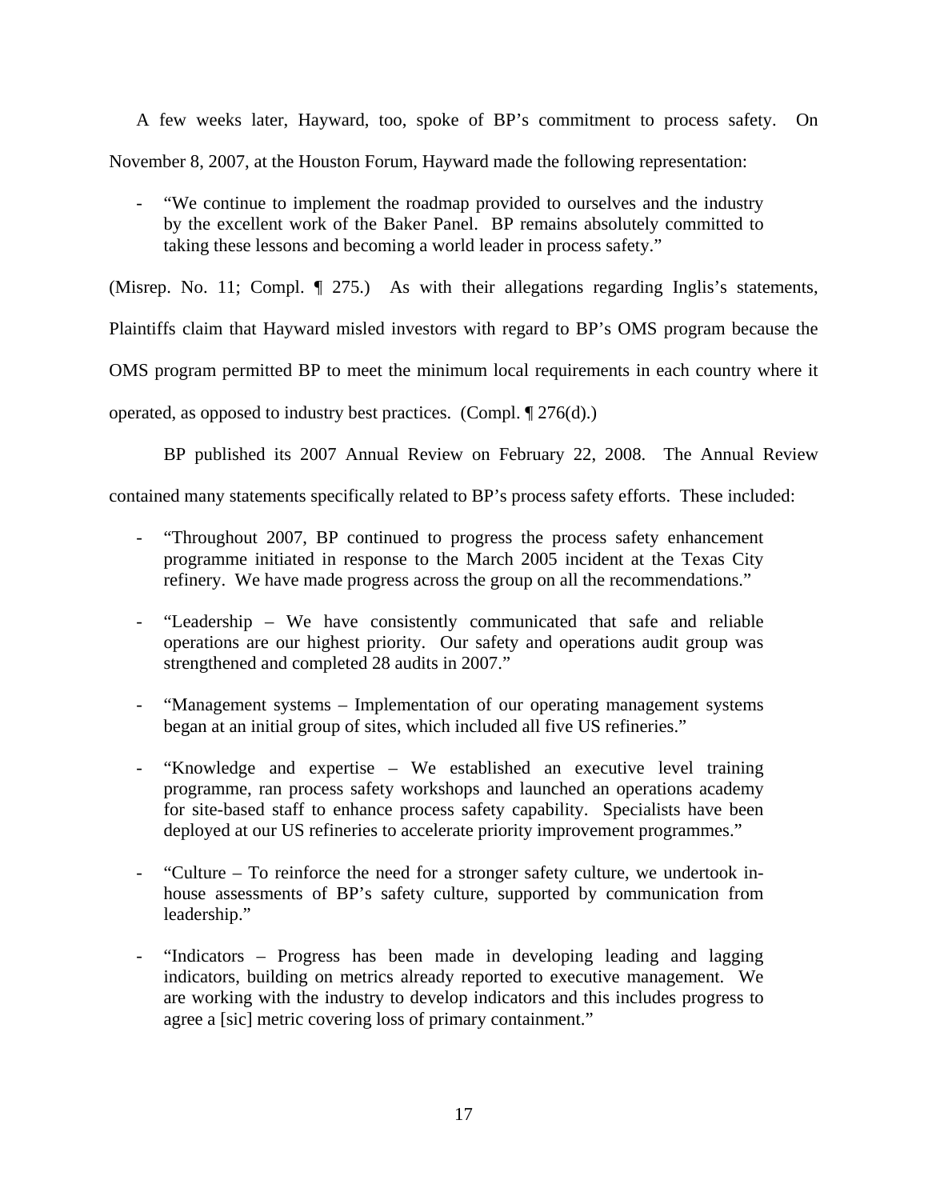A few weeks later, Hayward, too, spoke of BP's commitment to process safety. On November 8, 2007, at the Houston Forum, Hayward made the following representation:

- "We continue to implement the roadmap provided to ourselves and the industry by the excellent work of the Baker Panel. BP remains absolutely committed to taking these lessons and becoming a world leader in process safety."

(Misrep. No. 11; Compl. ¶ 275.) As with their allegations regarding Inglis's statements, Plaintiffs claim that Hayward misled investors with regard to BP's OMS program because the OMS program permitted BP to meet the minimum local requirements in each country where it operated, as opposed to industry best practices. (Compl. ¶ 276(d).)

BP published its 2007 Annual Review on February 22, 2008. The Annual Review contained many statements specifically related to BP's process safety efforts. These included:

- "Throughout 2007, BP continued to progress the process safety enhancement programme initiated in response to the March 2005 incident at the Texas City refinery. We have made progress across the group on all the recommendations."

- "Leadership – We have consistently communicated that safe and reliable operations are our highest priority. Our safety and operations audit group was strengthened and completed 28 audits in 2007."

- "Management systems – Implementation of our operating management systems began at an initial group of sites, which included all five US refineries."

- "Knowledge and expertise – We established an executive level training programme, ran process safety workshops and launched an operations academy for site-based staff to enhance process safety capability. Specialists have been deployed at our US refineries to accelerate priority improvement programmes."

- "Culture – To reinforce the need for a stronger safety culture, we undertook in-house assessments of BP's safety culture, supported by communication from leadership."

- "Indicators – Progress has been made in developing leading and lagging indicators, building on metrics already reported to executive management. We are working with the industry to develop indicators and this includes progress to agree a [sic] metric covering loss of primary containment."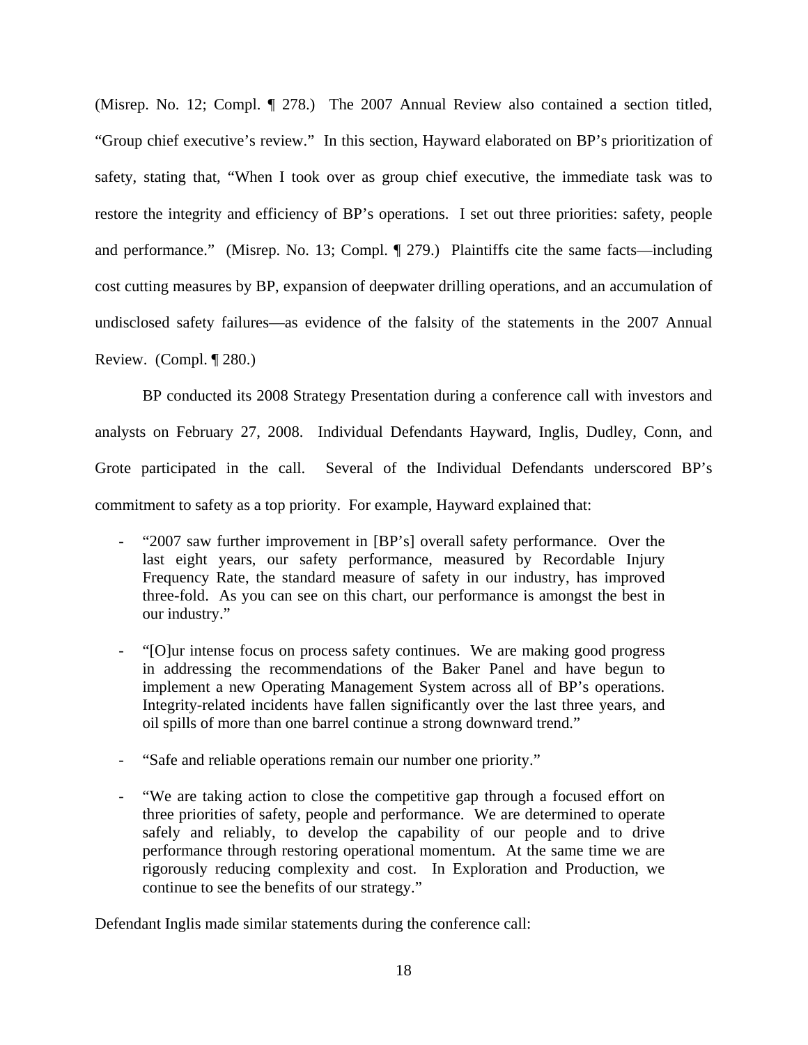(Misrep. No. 12; Compl. ¶ 278.) The 2007 Annual Review also contained a section titled, "Group chief executive's review." In this section, Hayward elaborated on BP's prioritization of safety, stating that, "When I took over as group chief executive, the immediate task was to restore the integrity and efficiency of BP's operations. I set out three priorities: safety, people and performance." (Misrep. No. 13; Compl. ¶ 279.) Plaintiffs cite the same facts—including cost cutting measures by BP, expansion of deepwater drilling operations, and an accumulation of undisclosed safety failures—as evidence of the falsity of the statements in the 2007 Annual Review. (Compl. ¶ 280.)

BP conducted its 2008 Strategy Presentation during a conference call with investors and analysts on February 27, 2008. Individual Defendants Hayward, Inglis, Dudley, Conn, and Grote participated in the call. Several of the Individual Defendants underscored BP's commitment to safety as a top priority. For example, Hayward explained that:

- "2007 saw further improvement in [BP's] overall safety performance. Over the last eight years, our safety performance, measured by Recordable Injury Frequency Rate, the standard measure of safety in our industry, has improved three-fold. As you can see on this chart, our performance is amongst the best in our industry."
- "[O]ur intense focus on process safety continues. We are making good progress in addressing the recommendations of the Baker Panel and have begun to implement a new Operating Management System across all of BP's operations. Integrity-related incidents have fallen significantly over the last three years, and oil spills of more than one barrel continue a strong downward trend."
- "Safe and reliable operations remain our number one priority."
- "We are taking action to close the competitive gap through a focused effort on three priorities of safety, people and performance. We are determined to operate safely and reliably, to develop the capability of our people and to drive performance through restoring operational momentum. At the same time we are rigorously reducing complexity and cost. In Exploration and Production, we continue to see the benefits of our strategy."

Defendant Inglis made similar statements during the conference call: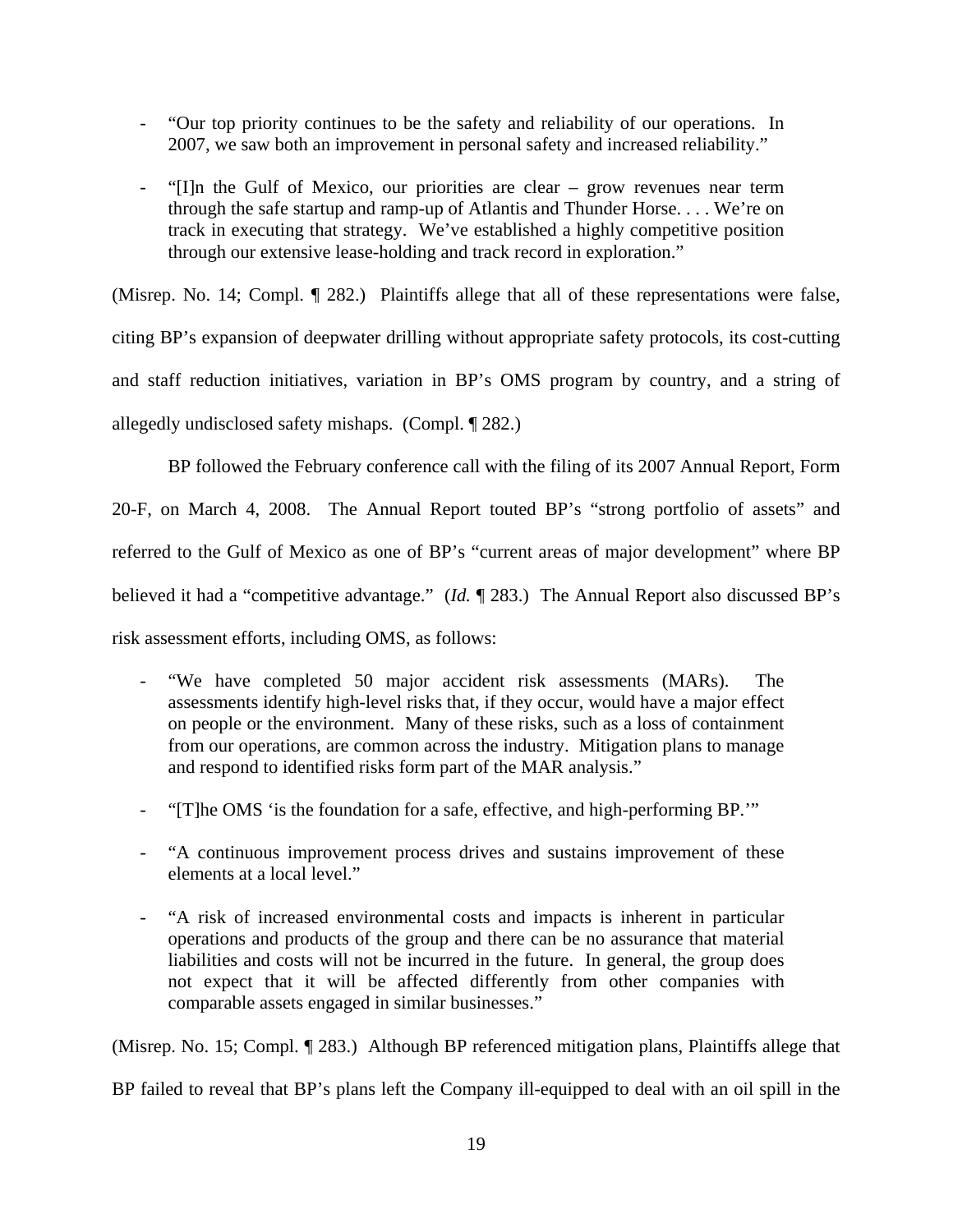- "Our top priority continues to be the safety and reliability of our operations. In 2007, we saw both an improvement in personal safety and increased reliability."

- "[I]n the Gulf of Mexico, our priorities are clear – grow revenues near term through the safe startup and ramp-up of Atlantis and Thunder Horse. . . . We're on track in executing that strategy. We've established a highly competitive position through our extensive lease-holding and track record in exploration."

(Misrep. No. 14; Compl. ¶ 282.) Plaintiffs allege that all of these representations were false, citing BP's expansion of deepwater drilling without appropriate safety protocols, its cost-cutting and staff reduction initiatives, variation in BP's OMS program by country, and a string of allegedly undisclosed safety mishaps. (Compl. ¶ 282.)

BP followed the February conference call with the filing of its 2007 Annual Report, Form 20-F, on March 4, 2008. The Annual Report touted BP's "strong portfolio of assets" and referred to the Gulf of Mexico as one of BP's "current areas of major development" where BP believed it had a "competitive advantage." (*Id.* ¶ 283.) The Annual Report also discussed BP's risk assessment efforts, including OMS, as follows:

- "We have completed 50 major accident risk assessments (MARs). The assessments identify high-level risks that, if they occur, would have a major effect on people or the environment. Many of these risks, such as a loss of containment from our operations, are common across the industry. Mitigation plans to manage and respond to identified risks form part of the MAR analysis."

- "[T]he OMS 'is the foundation for a safe, effective, and high-performing BP.'"

- "A continuous improvement process drives and sustains improvement of these elements at a local level."

- "A risk of increased environmental costs and impacts is inherent in particular operations and products of the group and there can be no assurance that material liabilities and costs will not be incurred in the future. In general, the group does not expect that it will be affected differently from other companies with comparable assets engaged in similar businesses."

(Misrep. No. 15; Compl. ¶ 283.) Although BP referenced mitigation plans, Plaintiffs allege that BP failed to reveal that BP's plans left the Company ill-equipped to deal with an oil spill in the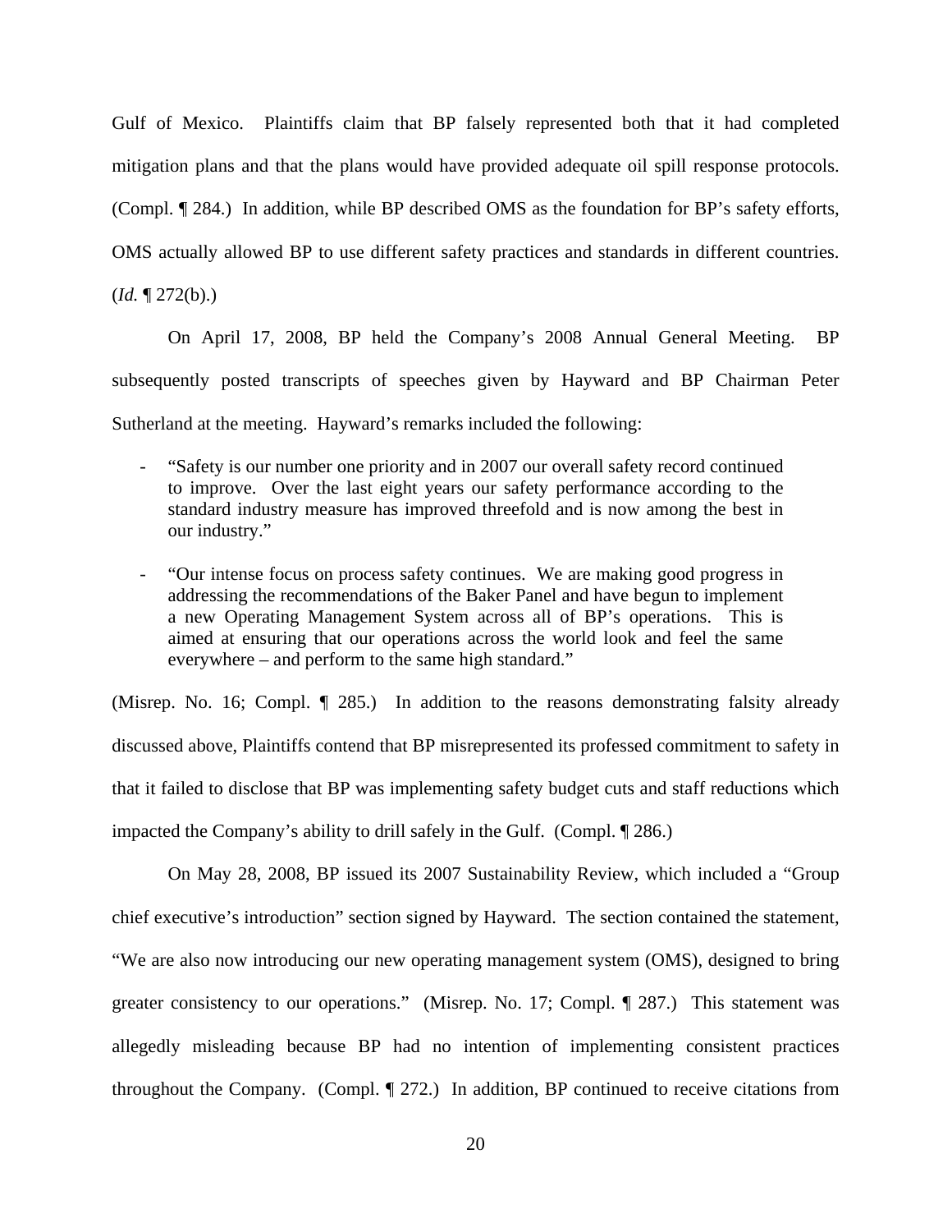Gulf of Mexico. Plaintiffs claim that BP falsely represented both that it had completed mitigation plans and that the plans would have provided adequate oil spill response protocols. (Compl. ¶ 284.) In addition, while BP described OMS as the foundation for BP's safety efforts, OMS actually allowed BP to use different safety practices and standards in different countries. (*Id.* ¶ 272(b).)

On April 17, 2008, BP held the Company's 2008 Annual General Meeting. BP subsequently posted transcripts of speeches given by Hayward and BP Chairman Peter Sutherland at the meeting. Hayward's remarks included the following:

- "Safety is our number one priority and in 2007 our overall safety record continued to improve. Over the last eight years our safety performance according to the standard industry measure has improved threefold and is now among the best in our industry."

- "Our intense focus on process safety continues. We are making good progress in addressing the recommendations of the Baker Panel and have begun to implement a new Operating Management System across all of BP's operations. This is aimed at ensuring that our operations across the world look and feel the same everywhere – and perform to the same high standard."

(Misrep. No. 16; Compl. ¶ 285.) In addition to the reasons demonstrating falsity already discussed above, Plaintiffs contend that BP misrepresented its professed commitment to safety in that it failed to disclose that BP was implementing safety budget cuts and staff reductions which impacted the Company's ability to drill safely in the Gulf. (Compl. ¶ 286.)

On May 28, 2008, BP issued its 2007 Sustainability Review, which included a "Group chief executive's introduction" section signed by Hayward. The section contained the statement, "We are also now introducing our new operating management system (OMS), designed to bring greater consistency to our operations." (Misrep. No. 17; Compl. ¶ 287.) This statement was allegedly misleading because BP had no intention of implementing consistent practices throughout the Company. (Compl. ¶ 272.) In addition, BP continued to receive citations from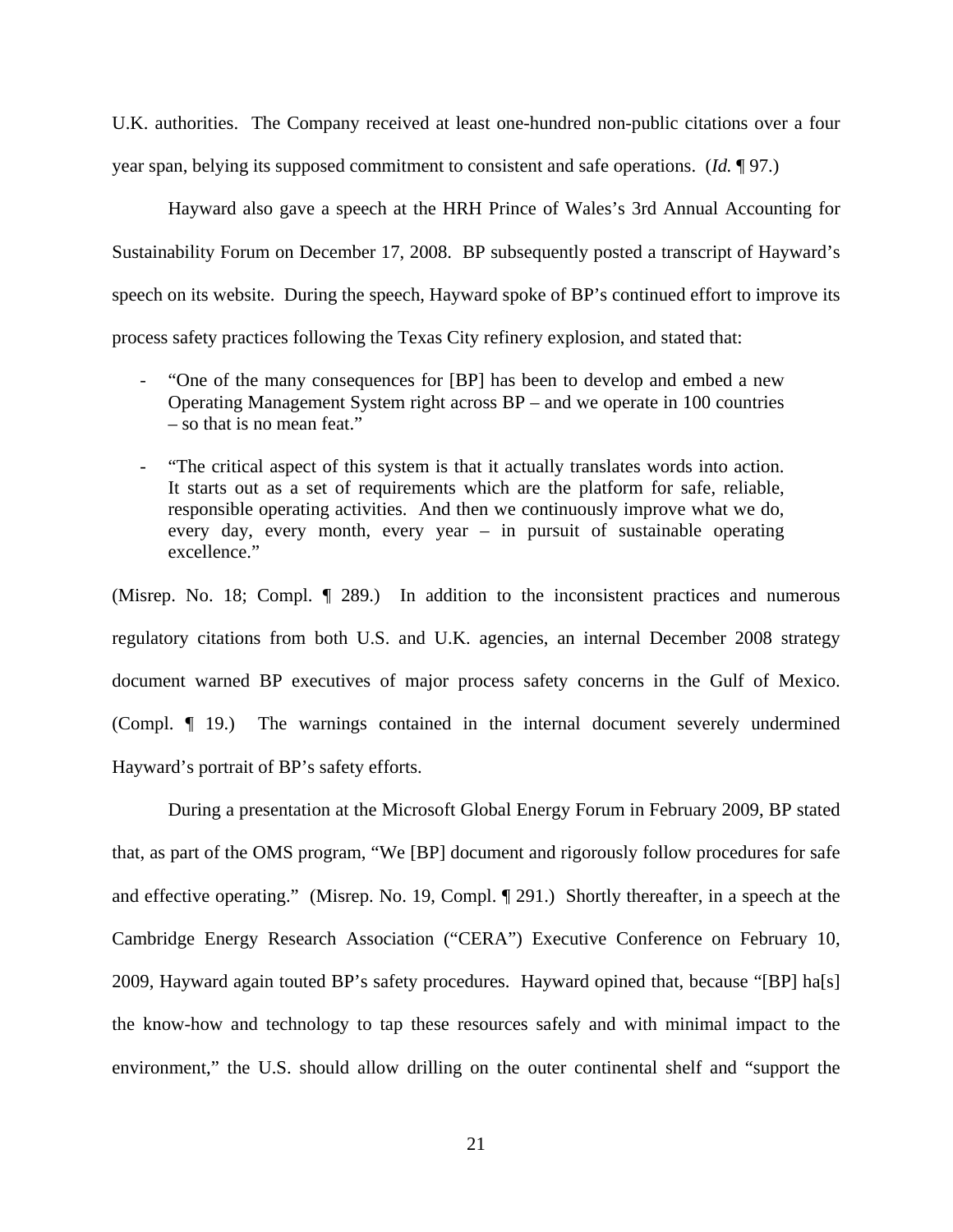U.K. authorities. The Company received at least one-hundred non-public citations over a four year span, belying its supposed commitment to consistent and safe operations. (*Id.* ¶ 97.)

Hayward also gave a speech at the HRH Prince of Wales's 3rd Annual Accounting for Sustainability Forum on December 17, 2008. BP subsequently posted a transcript of Hayward's speech on its website. During the speech, Hayward spoke of BP's continued effort to improve its process safety practices following the Texas City refinery explosion, and stated that:

- "One of the many consequences for [BP] has been to develop and embed a new Operating Management System right across BP – and we operate in 100 countries – so that is no mean feat."
- "The critical aspect of this system is that it actually translates words into action. It starts out as a set of requirements which are the platform for safe, reliable, responsible operating activities. And then we continuously improve what we do, every day, every month, every year – in pursuit of sustainable operating excellence."

(Misrep. No. 18; Compl. ¶ 289.) In addition to the inconsistent practices and numerous regulatory citations from both U.S. and U.K. agencies, an internal December 2008 strategy document warned BP executives of major process safety concerns in the Gulf of Mexico. (Compl. ¶ 19.) The warnings contained in the internal document severely undermined Hayward's portrait of BP's safety efforts.

During a presentation at the Microsoft Global Energy Forum in February 2009, BP stated that, as part of the OMS program, "We [BP] document and rigorously follow procedures for safe and effective operating." (Misrep. No. 19, Compl. ¶ 291.) Shortly thereafter, in a speech at the Cambridge Energy Research Association ("CERA") Executive Conference on February 10, 2009, Hayward again touted BP's safety procedures. Hayward opined that, because "[BP] ha[s] the know-how and technology to tap these resources safely and with minimal impact to the environment," the U.S. should allow drilling on the outer continental shelf and "support the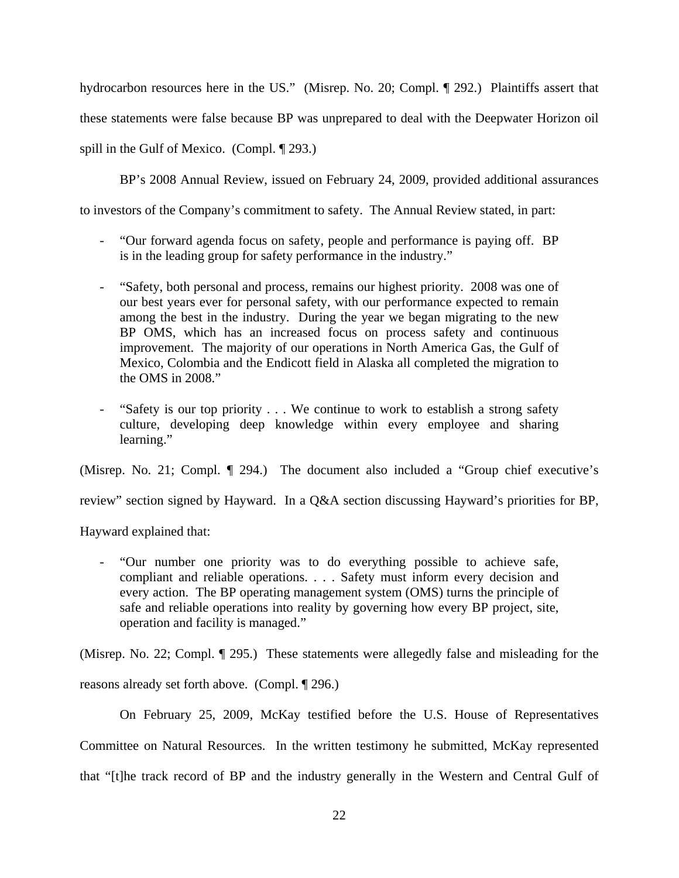hydrocarbon resources here in the US." (Misrep. No. 20; Compl. ¶ 292.) Plaintiffs assert that these statements were false because BP was unprepared to deal with the Deepwater Horizon oil spill in the Gulf of Mexico. (Compl. ¶ 293.)

BP's 2008 Annual Review, issued on February 24, 2009, provided additional assurances to investors of the Company's commitment to safety. The Annual Review stated, in part:

- "Our forward agenda focus on safety, people and performance is paying off. BP is in the leading group for safety performance in the industry."
- "Safety, both personal and process, remains our highest priority. 2008 was one of our best years ever for personal safety, with our performance expected to remain among the best in the industry. During the year we began migrating to the new BP OMS, which has an increased focus on process safety and continuous improvement. The majority of our operations in North America Gas, the Gulf of Mexico, Colombia and the Endicott field in Alaska all completed the migration to the OMS in 2008."
- "Safety is our top priority . . . We continue to work to establish a strong safety culture, developing deep knowledge within every employee and sharing learning."

(Misrep. No. 21; Compl. ¶ 294.) The document also included a "Group chief executive's review" section signed by Hayward. In a Q&A section discussing Hayward's priorities for BP, Hayward explained that:

- "Our number one priority was to do everything possible to achieve safe, compliant and reliable operations. . . . Safety must inform every decision and every action. The BP operating management system (OMS) turns the principle of safe and reliable operations into reality by governing how every BP project, site, operation and facility is managed."

(Misrep. No. 22; Compl. ¶ 295.) These statements were allegedly false and misleading for the reasons already set forth above. (Compl. ¶ 296.)

On February 25, 2009, McKay testified before the U.S. House of Representatives Committee on Natural Resources. In the written testimony he submitted, McKay represented that "[t]he track record of BP and the industry generally in the Western and Central Gulf of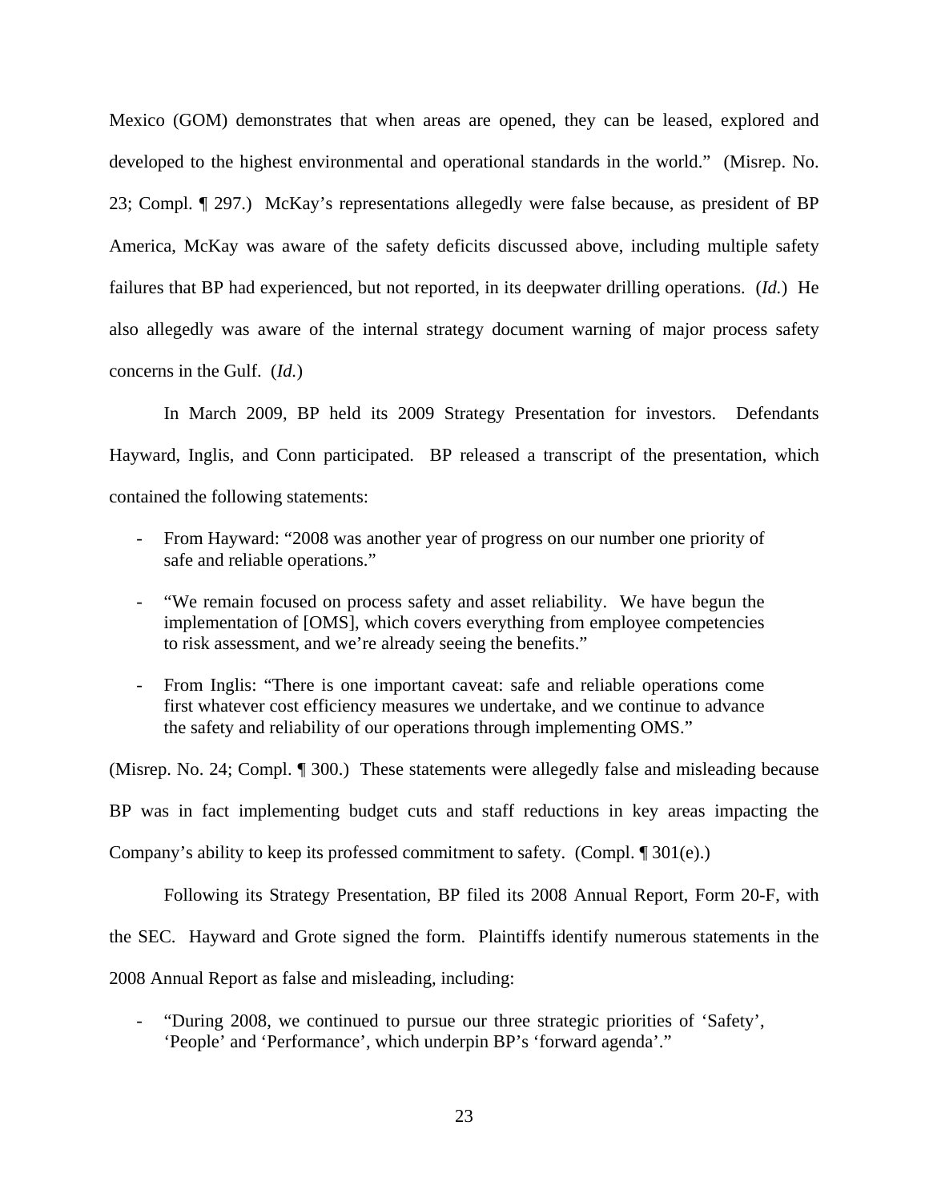Mexico (GOM) demonstrates that when areas are opened, they can be leased, explored and developed to the highest environmental and operational standards in the world." (Misrep. No. 23; Compl. ¶ 297.) McKay's representations allegedly were false because, as president of BP America, McKay was aware of the safety deficits discussed above, including multiple safety failures that BP had experienced, but not reported, in its deepwater drilling operations. (*Id.*) He also allegedly was aware of the internal strategy document warning of major process safety concerns in the Gulf. (*Id.*)

In March 2009, BP held its 2009 Strategy Presentation for investors. Defendants Hayward, Inglis, and Conn participated. BP released a transcript of the presentation, which contained the following statements:

- From Hayward: "2008 was another year of progress on our number one priority of safe and reliable operations."
- "We remain focused on process safety and asset reliability. We have begun the implementation of [OMS], which covers everything from employee competencies to risk assessment, and we're already seeing the benefits."
- From Inglis: "There is one important caveat: safe and reliable operations come first whatever cost efficiency measures we undertake, and we continue to advance the safety and reliability of our operations through implementing OMS."

(Misrep. No. 24; Compl. ¶ 300.) These statements were allegedly false and misleading because BP was in fact implementing budget cuts and staff reductions in key areas impacting the Company's ability to keep its professed commitment to safety. (Compl. ¶ 301(e).)

Following its Strategy Presentation, BP filed its 2008 Annual Report, Form 20-F, with the SEC. Hayward and Grote signed the form. Plaintiffs identify numerous statements in the 2008 Annual Report as false and misleading, including:

- "During 2008, we continued to pursue our three strategic priorities of 'Safety', 'People' and 'Performance', which underpin BP's 'forward agenda'."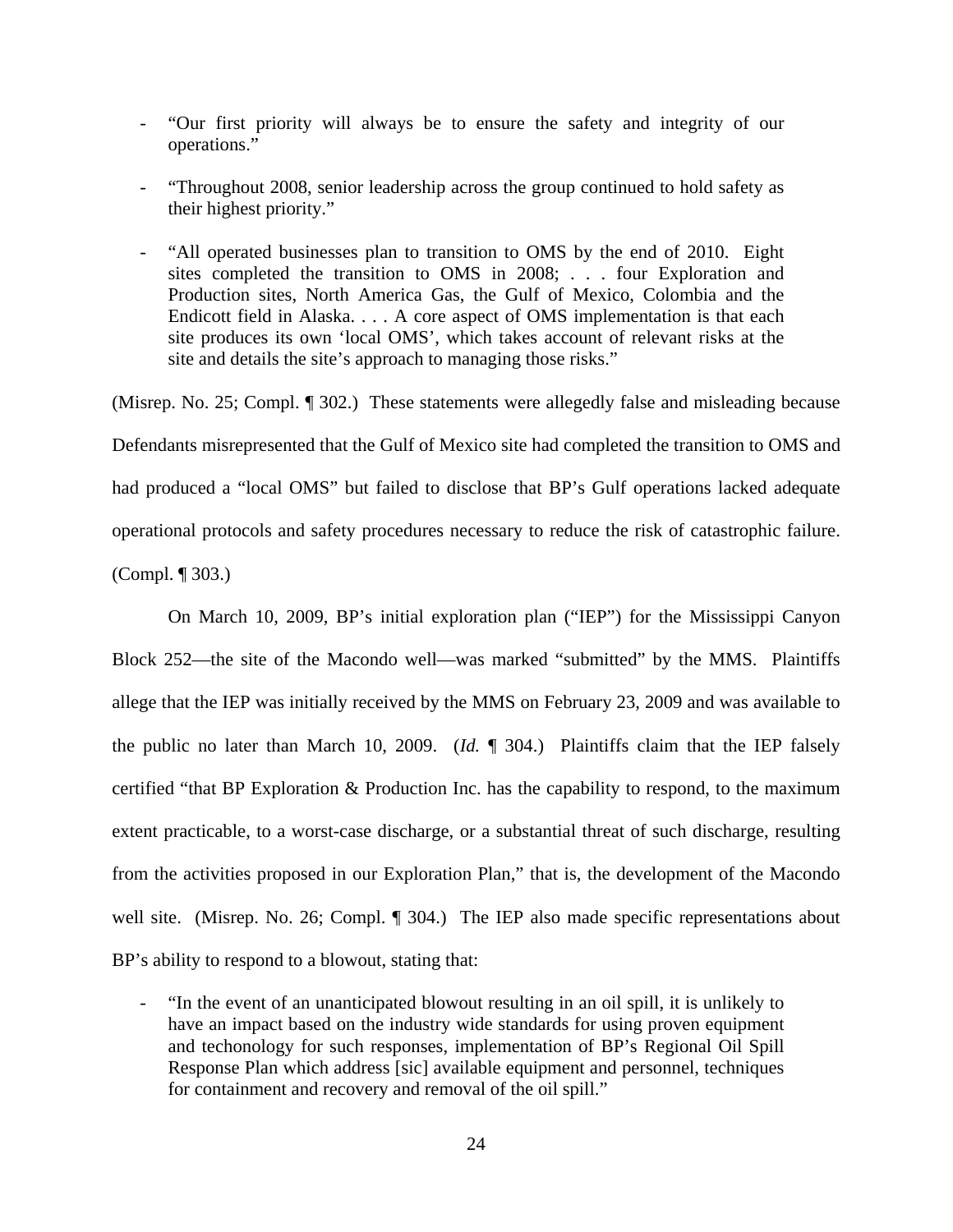- "Our first priority will always be to ensure the safety and integrity of our operations."

- "Throughout 2008, senior leadership across the group continued to hold safety as their highest priority."

- "All operated businesses plan to transition to OMS by the end of 2010. Eight sites completed the transition to OMS in 2008; . . . four Exploration and Production sites, North America Gas, the Gulf of Mexico, Colombia and the Endicott field in Alaska. . . . A core aspect of OMS implementation is that each site produces its own 'local OMS', which takes account of relevant risks at the site and details the site's approach to managing those risks."

(Misrep. No. 25; Compl. ¶ 302.) These statements were allegedly false and misleading because Defendants misrepresented that the Gulf of Mexico site had completed the transition to OMS and had produced a "local OMS" but failed to disclose that BP's Gulf operations lacked adequate operational protocols and safety procedures necessary to reduce the risk of catastrophic failure. (Compl. ¶ 303.)

On March 10, 2009, BP's initial exploration plan ("IEP") for the Mississippi Canyon Block 252—the site of the Macondo well—was marked "submitted" by the MMS. Plaintiffs allege that the IEP was initially received by the MMS on February 23, 2009 and was available to the public no later than March 10, 2009. (*Id.* ¶ 304.) Plaintiffs claim that the IEP falsely certified "that BP Exploration & Production Inc. has the capability to respond, to the maximum extent practicable, to a worst-case discharge, or a substantial threat of such discharge, resulting from the activities proposed in our Exploration Plan," that is, the development of the Macondo well site. (Misrep. No. 26; Compl. ¶ 304.) The IEP also made specific representations about BP's ability to respond to a blowout, stating that:

- "In the event of an unanticipated blowout resulting in an oil spill, it is unlikely to have an impact based on the industry wide standards for using proven equipment and techonology for such responses, implementation of BP's Regional Oil Spill Response Plan which address [sic] available equipment and personnel, techniques for containment and recovery and removal of the oil spill."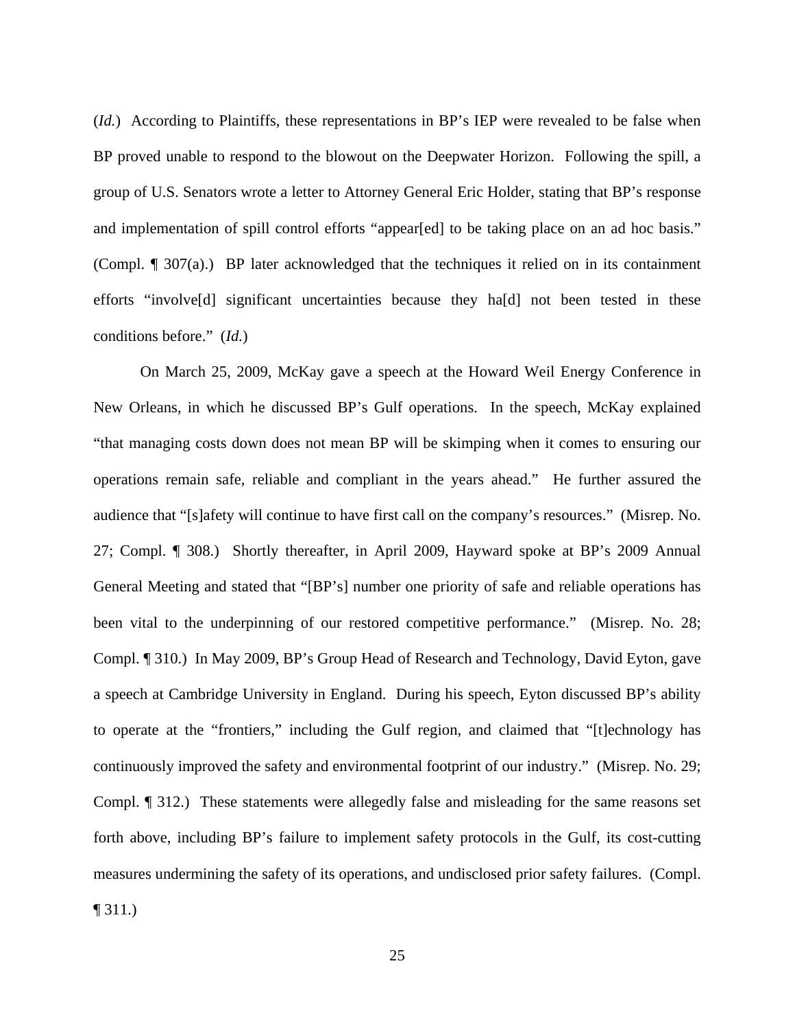(*Id.*) According to Plaintiffs, these representations in BP's IEP were revealed to be false when BP proved unable to respond to the blowout on the Deepwater Horizon. Following the spill, a group of U.S. Senators wrote a letter to Attorney General Eric Holder, stating that BP's response and implementation of spill control efforts "appear[ed] to be taking place on an ad hoc basis." (Compl. ¶ 307(a).) BP later acknowledged that the techniques it relied on in its containment efforts "involve[d] significant uncertainties because they ha[d] not been tested in these conditions before." (*Id.*)

On March 25, 2009, McKay gave a speech at the Howard Weil Energy Conference in New Orleans, in which he discussed BP's Gulf operations. In the speech, McKay explained "that managing costs down does not mean BP will be skimping when it comes to ensuring our operations remain safe, reliable and compliant in the years ahead." He further assured the audience that "[s]afety will continue to have first call on the company's resources." (Misrep. No. 27; Compl. ¶ 308.) Shortly thereafter, in April 2009, Hayward spoke at BP's 2009 Annual General Meeting and stated that "[BP's] number one priority of safe and reliable operations has been vital to the underpinning of our restored competitive performance." (Misrep. No. 28; Compl. ¶ 310.) In May 2009, BP's Group Head of Research and Technology, David Eyton, gave a speech at Cambridge University in England. During his speech, Eyton discussed BP's ability to operate at the "frontiers," including the Gulf region, and claimed that "[t]echnology has continuously improved the safety and environmental footprint of our industry." (Misrep. No. 29; Compl. ¶ 312.) These statements were allegedly false and misleading for the same reasons set forth above, including BP's failure to implement safety protocols in the Gulf, its cost-cutting measures undermining the safety of its operations, and undisclosed prior safety failures. (Compl. ¶ 311.)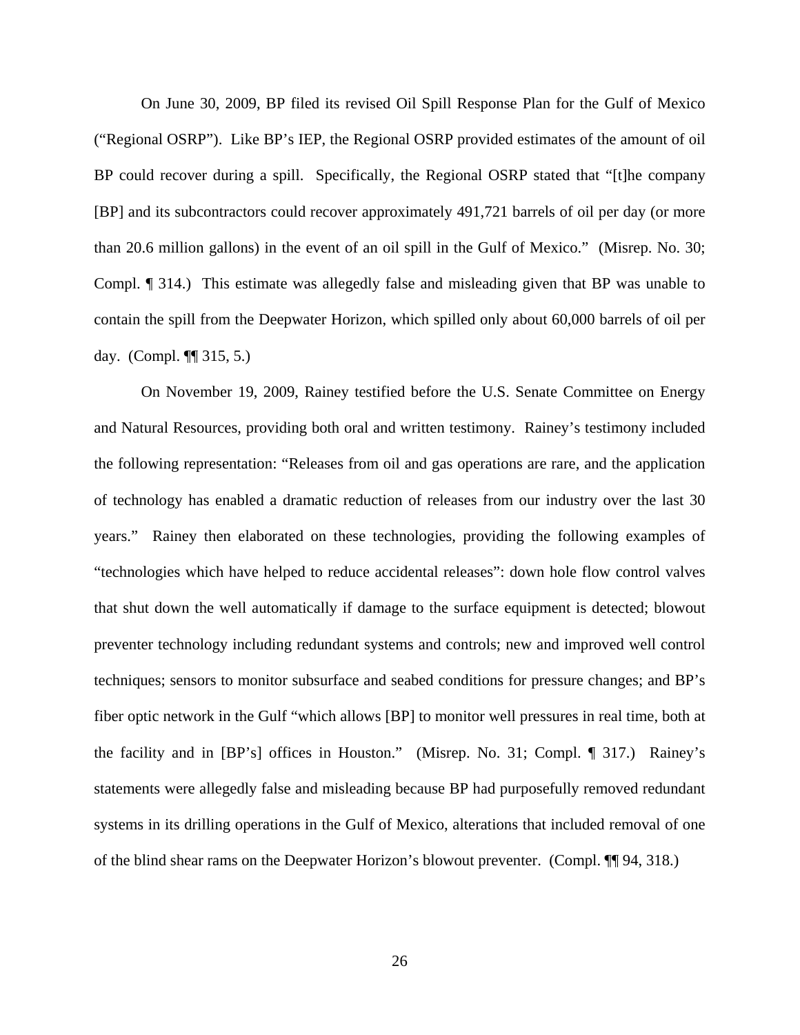On June 30, 2009, BP filed its revised Oil Spill Response Plan for the Gulf of Mexico ("Regional OSRP"). Like BP's IEP, the Regional OSRP provided estimates of the amount of oil BP could recover during a spill. Specifically, the Regional OSRP stated that "[t]he company [BP] and its subcontractors could recover approximately 491,721 barrels of oil per day (or more than 20.6 million gallons) in the event of an oil spill in the Gulf of Mexico." (Misrep. No. 30; Compl. ¶ 314.) This estimate was allegedly false and misleading given that BP was unable to contain the spill from the Deepwater Horizon, which spilled only about 60,000 barrels of oil per day. (Compl. ¶¶ 315, 5.)

On November 19, 2009, Rainey testified before the U.S. Senate Committee on Energy and Natural Resources, providing both oral and written testimony. Rainey's testimony included the following representation: "Releases from oil and gas operations are rare, and the application of technology has enabled a dramatic reduction of releases from our industry over the last 30 years." Rainey then elaborated on these technologies, providing the following examples of "technologies which have helped to reduce accidental releases": down hole flow control valves that shut down the well automatically if damage to the surface equipment is detected; blowout preventer technology including redundant systems and controls; new and improved well control techniques; sensors to monitor subsurface and seabed conditions for pressure changes; and BP's fiber optic network in the Gulf "which allows [BP] to monitor well pressures in real time, both at the facility and in [BP's] offices in Houston." (Misrep. No. 31; Compl. ¶ 317.) Rainey's statements were allegedly false and misleading because BP had purposefully removed redundant systems in its drilling operations in the Gulf of Mexico, alterations that included removal of one of the blind shear rams on the Deepwater Horizon's blowout preventer. (Compl. ¶¶ 94, 318.)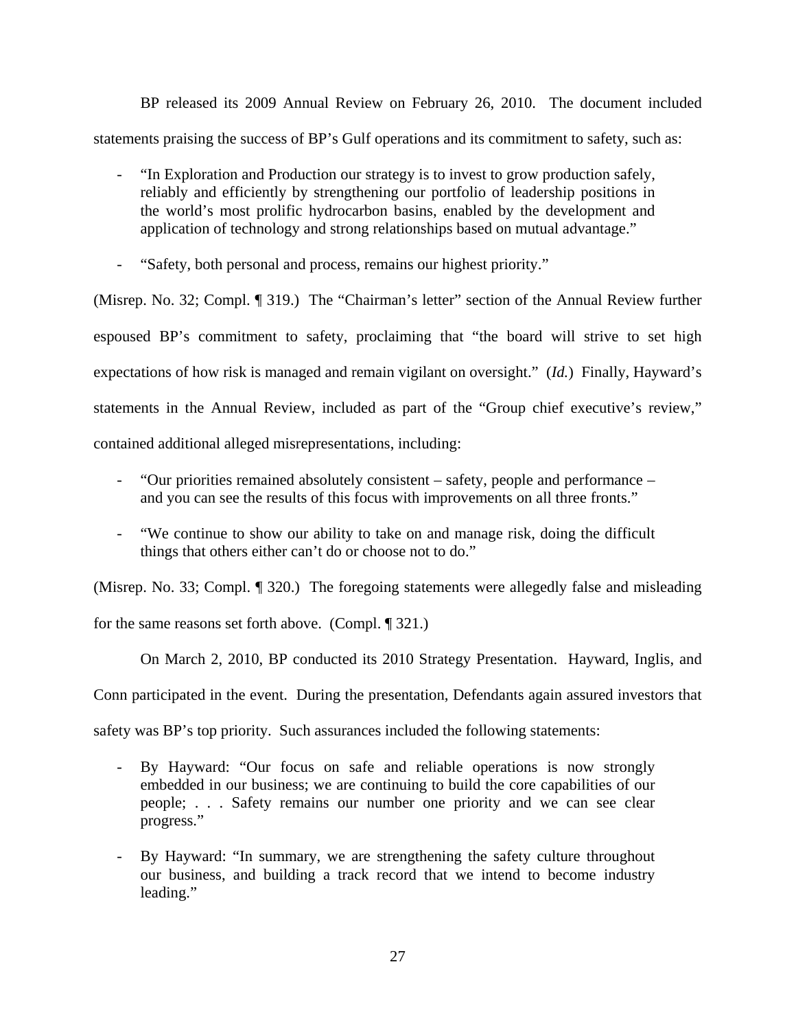BP released its 2009 Annual Review on February 26, 2010. The document included statements praising the success of BP's Gulf operations and its commitment to safety, such as:

- "In Exploration and Production our strategy is to invest to grow production safely, reliably and efficiently by strengthening our portfolio of leadership positions in the world's most prolific hydrocarbon basins, enabled by the development and application of technology and strong relationships based on mutual advantage."

- "Safety, both personal and process, remains our highest priority."

(Misrep. No. 32; Compl. ¶ 319.) The "Chairman's letter" section of the Annual Review further espoused BP's commitment to safety, proclaiming that "the board will strive to set high expectations of how risk is managed and remain vigilant on oversight." (*Id.*) Finally, Hayward's statements in the Annual Review, included as part of the "Group chief executive's review," contained additional alleged misrepresentations, including:

- "Our priorities remained absolutely consistent – safety, people and performance – and you can see the results of this focus with improvements on all three fronts."

- "We continue to show our ability to take on and manage risk, doing the difficult things that others either can't do or choose not to do."

(Misrep. No. 33; Compl. ¶ 320.) The foregoing statements were allegedly false and misleading for the same reasons set forth above. (Compl. ¶ 321.)

On March 2, 2010, BP conducted its 2010 Strategy Presentation. Hayward, Inglis, and Conn participated in the event. During the presentation, Defendants again assured investors that safety was BP's top priority. Such assurances included the following statements:

- By Hayward: "Our focus on safe and reliable operations is now strongly embedded in our business; we are continuing to build the core capabilities of our people; . . . Safety remains our number one priority and we can see clear progress."

- By Hayward: "In summary, we are strengthening the safety culture throughout our business, and building a track record that we intend to become industry leading."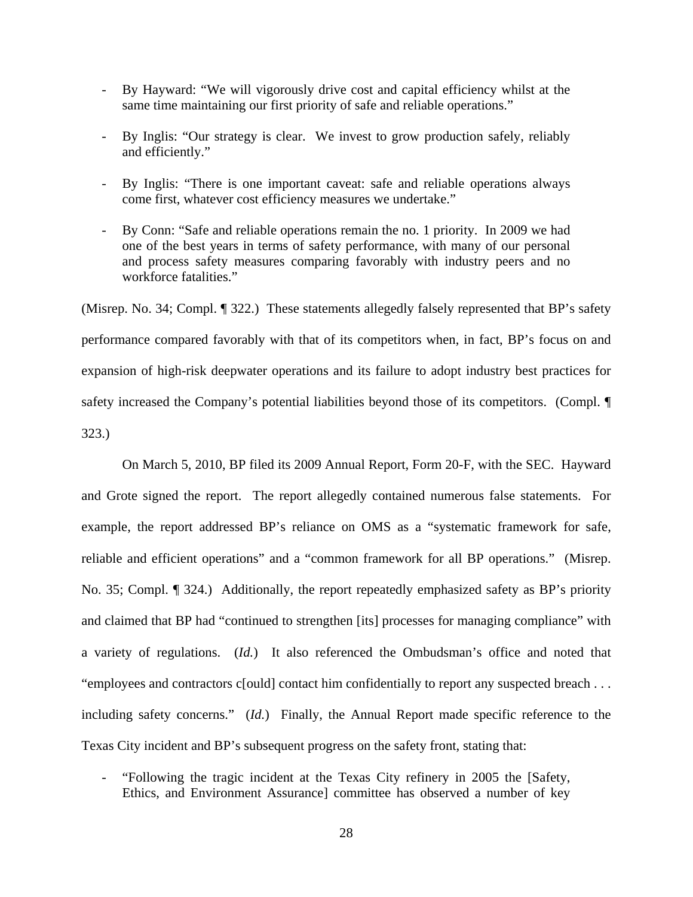- By Hayward: "We will vigorously drive cost and capital efficiency whilst at the same time maintaining our first priority of safe and reliable operations."

- By Inglis: "Our strategy is clear. We invest to grow production safely, reliably and efficiently."

- By Inglis: "There is one important caveat: safe and reliable operations always come first, whatever cost efficiency measures we undertake."

- By Conn: "Safe and reliable operations remain the no. 1 priority. In 2009 we had one of the best years in terms of safety performance, with many of our personal and process safety measures comparing favorably with industry peers and no workforce fatalities."

(Misrep. No. 34; Compl. ¶ 322.) These statements allegedly falsely represented that BP's safety performance compared favorably with that of its competitors when, in fact, BP's focus on and expansion of high-risk deepwater operations and its failure to adopt industry best practices for safety increased the Company's potential liabilities beyond those of its competitors. (Compl. ¶ 323.)

On March 5, 2010, BP filed its 2009 Annual Report, Form 20-F, with the SEC. Hayward and Grote signed the report. The report allegedly contained numerous false statements. For example, the report addressed BP's reliance on OMS as a "systematic framework for safe, reliable and efficient operations" and a "common framework for all BP operations." (Misrep. No. 35; Compl. ¶ 324.) Additionally, the report repeatedly emphasized safety as BP's priority and claimed that BP had "continued to strengthen [its] processes for managing compliance" with a variety of regulations. (*Id.*) It also referenced the Ombudsman's office and noted that "employees and contractors c[ould] contact him confidentially to report any suspected breach . . . including safety concerns." (*Id.*) Finally, the Annual Report made specific reference to the Texas City incident and BP's subsequent progress on the safety front, stating that:

- "Following the tragic incident at the Texas City refinery in 2005 the [Safety, Ethics, and Environment Assurance] committee has observed a number of key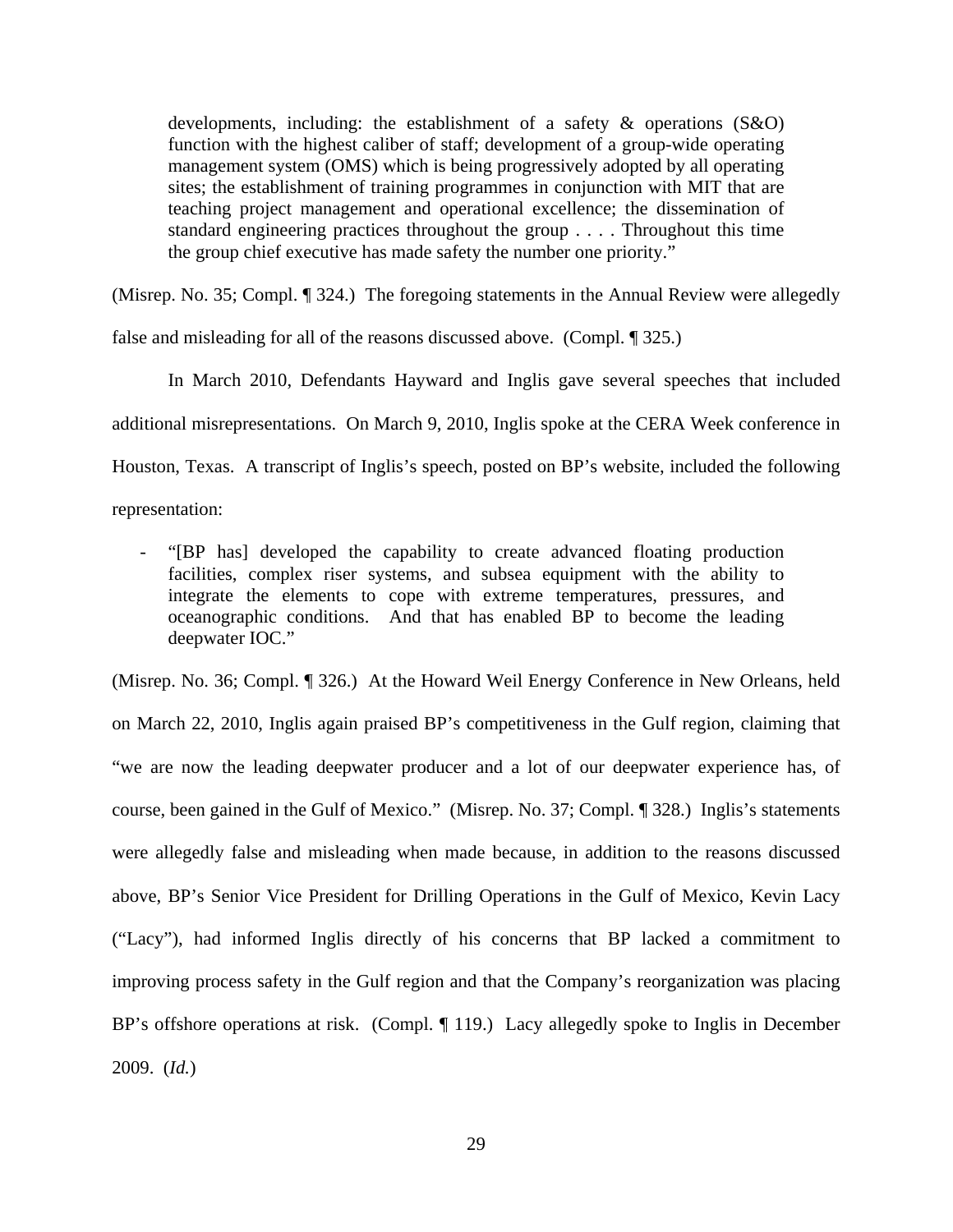> developments, including: the establishment of a safety & operations (S&O) function with the highest caliber of staff; development of a group-wide operating management system (OMS) which is being progressively adopted by all operating sites; the establishment of training programmes in conjunction with MIT that are teaching project management and operational excellence; the dissemination of standard engineering practices throughout the group . . . . Throughout this time the group chief executive has made safety the number one priority."

(Misrep. No. 35; Compl. ¶ 324.) The foregoing statements in the Annual Review were allegedly false and misleading for all of the reasons discussed above. (Compl. ¶ 325.)

In March 2010, Defendants Hayward and Inglis gave several speeches that included additional misrepresentations. On March 9, 2010, Inglis spoke at the CERA Week conference in Houston, Texas. A transcript of Inglis's speech, posted on BP's website, included the following representation:

- "[BP has] developed the capability to create advanced floating production facilities, complex riser systems, and subsea equipment with the ability to integrate the elements to cope with extreme temperatures, pressures, and oceanographic conditions. And that has enabled BP to become the leading deepwater IOC."

(Misrep. No. 36; Compl. ¶ 326.) At the Howard Weil Energy Conference in New Orleans, held on March 22, 2010, Inglis again praised BP's competitiveness in the Gulf region, claiming that "we are now the leading deepwater producer and a lot of our deepwater experience has, of course, been gained in the Gulf of Mexico." (Misrep. No. 37; Compl. ¶ 328.) Inglis's statements were allegedly false and misleading when made because, in addition to the reasons discussed above, BP's Senior Vice President for Drilling Operations in the Gulf of Mexico, Kevin Lacy ("Lacy"), had informed Inglis directly of his concerns that BP lacked a commitment to improving process safety in the Gulf region and that the Company's reorganization was placing BP's offshore operations at risk. (Compl. ¶ 119.) Lacy allegedly spoke to Inglis in December 2009. (*Id.*)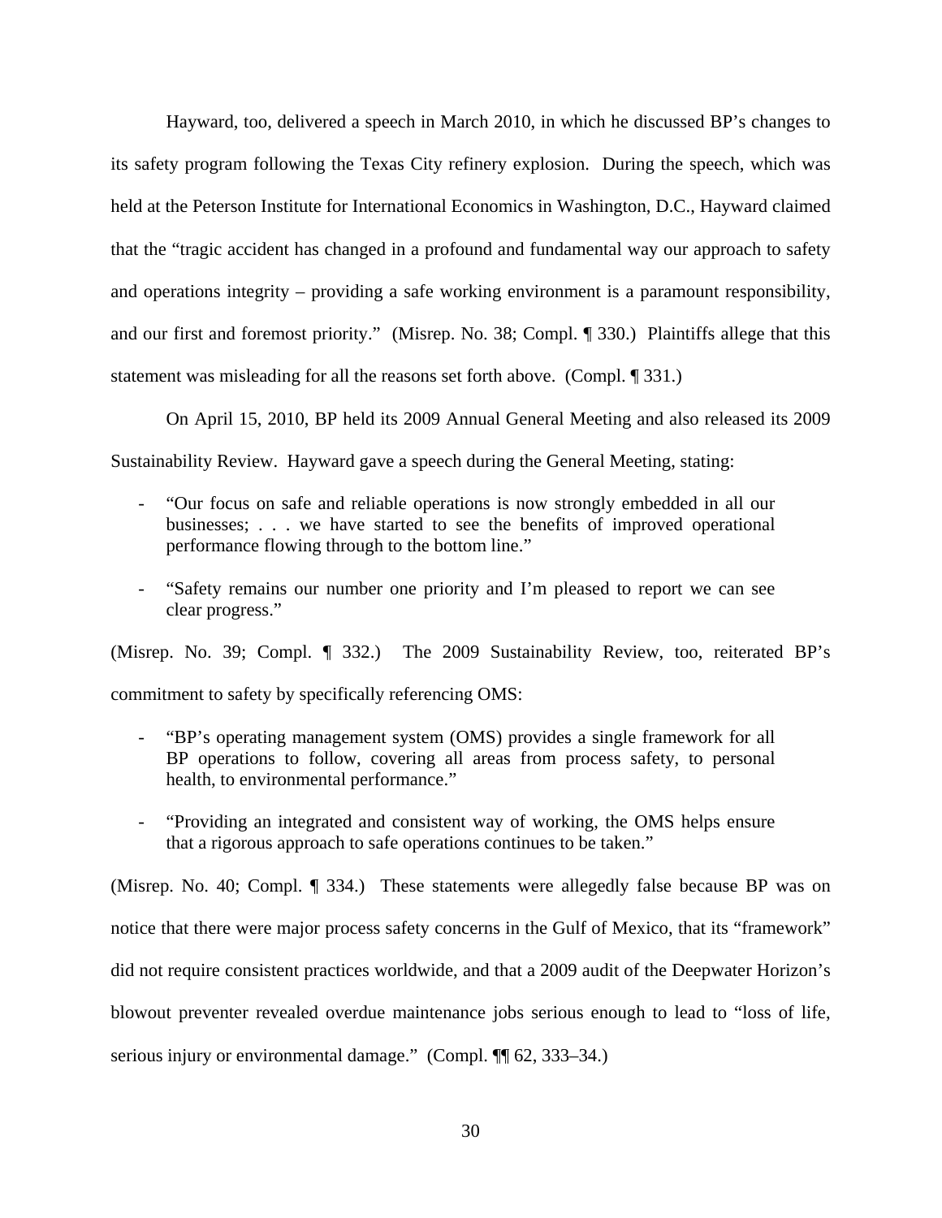Hayward, too, delivered a speech in March 2010, in which he discussed BP's changes to its safety program following the Texas City refinery explosion. During the speech, which was held at the Peterson Institute for International Economics in Washington, D.C., Hayward claimed that the "tragic accident has changed in a profound and fundamental way our approach to safety and operations integrity – providing a safe working environment is a paramount responsibility, and our first and foremost priority." (Misrep. No. 38; Compl. ¶ 330.) Plaintiffs allege that this statement was misleading for all the reasons set forth above. (Compl. ¶ 331.)

On April 15, 2010, BP held its 2009 Annual General Meeting and also released its 2009 Sustainability Review. Hayward gave a speech during the General Meeting, stating:

- "Our focus on safe and reliable operations is now strongly embedded in all our businesses; . . . we have started to see the benefits of improved operational performance flowing through to the bottom line."
- "Safety remains our number one priority and I'm pleased to report we can see clear progress."

(Misrep. No. 39; Compl. ¶ 332.) The 2009 Sustainability Review, too, reiterated BP's commitment to safety by specifically referencing OMS:

- "BP's operating management system (OMS) provides a single framework for all BP operations to follow, covering all areas from process safety, to personal health, to environmental performance."
- "Providing an integrated and consistent way of working, the OMS helps ensure that a rigorous approach to safe operations continues to be taken."

(Misrep. No. 40; Compl. ¶ 334.) These statements were allegedly false because BP was on notice that there were major process safety concerns in the Gulf of Mexico, that its "framework" did not require consistent practices worldwide, and that a 2009 audit of the Deepwater Horizon's blowout preventer revealed overdue maintenance jobs serious enough to lead to "loss of life, serious injury or environmental damage." (Compl. ¶¶ 62, 333–34.)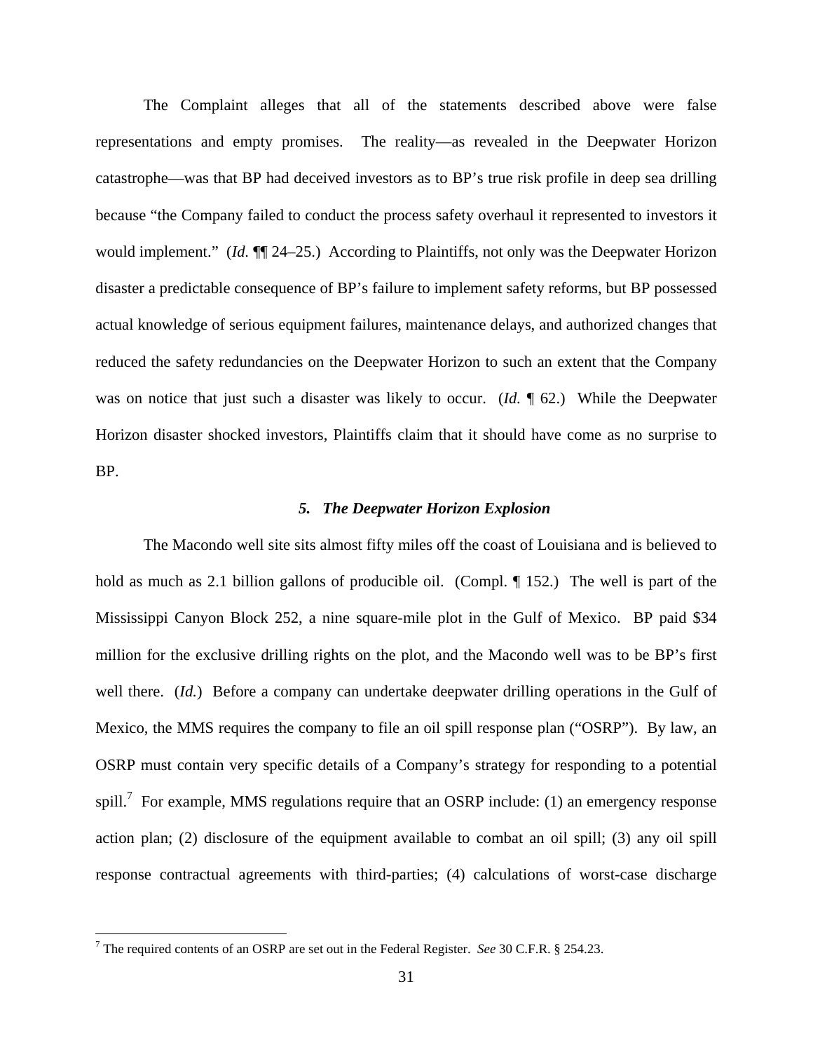The Complaint alleges that all of the statements described above were false representations and empty promises. The reality—as revealed in the Deepwater Horizon catastrophe—was that BP had deceived investors as to BP's true risk profile in deep sea drilling because "the Company failed to conduct the process safety overhaul it represented to investors it would implement." (*Id.* ¶¶ 24–25.) According to Plaintiffs, not only was the Deepwater Horizon disaster a predictable consequence of BP's failure to implement safety reforms, but BP possessed actual knowledge of serious equipment failures, maintenance delays, and authorized changes that reduced the safety redundancies on the Deepwater Horizon to such an extent that the Company was on notice that just such a disaster was likely to occur. (*Id.* ¶ 62.) While the Deepwater Horizon disaster shocked investors, Plaintiffs claim that it should have come as no surprise to BP.

### *5. The Deepwater Horizon Explosion*

The Macondo well site sits almost fifty miles off the coast of Louisiana and is believed to hold as much as 2.1 billion gallons of producible oil. (Compl. ¶ 152.) The well is part of the Mississippi Canyon Block 252, a nine square-mile plot in the Gulf of Mexico. BP paid $34 million for the exclusive drilling rights on the plot, and the Macondo well was to be BP's first well there. (*Id.*) Before a company can undertake deepwater drilling operations in the Gulf of Mexico, the MMS requires the company to file an oil spill response plan ("OSRP"). By law, an OSRP must contain very specific details of a Company's strategy for responding to a potential spill.[7] For example, MMS regulations require that an OSRP include: (1) an emergency response action plan; (2) disclosure of the equipment available to combat an oil spill; (3) any oil spill response contractual agreements with third-parties; (4) calculations of worst-case discharge

[7] The required contents of an OSRP are set out in the Federal Register. *See* 30 C.F.R. § 254.23.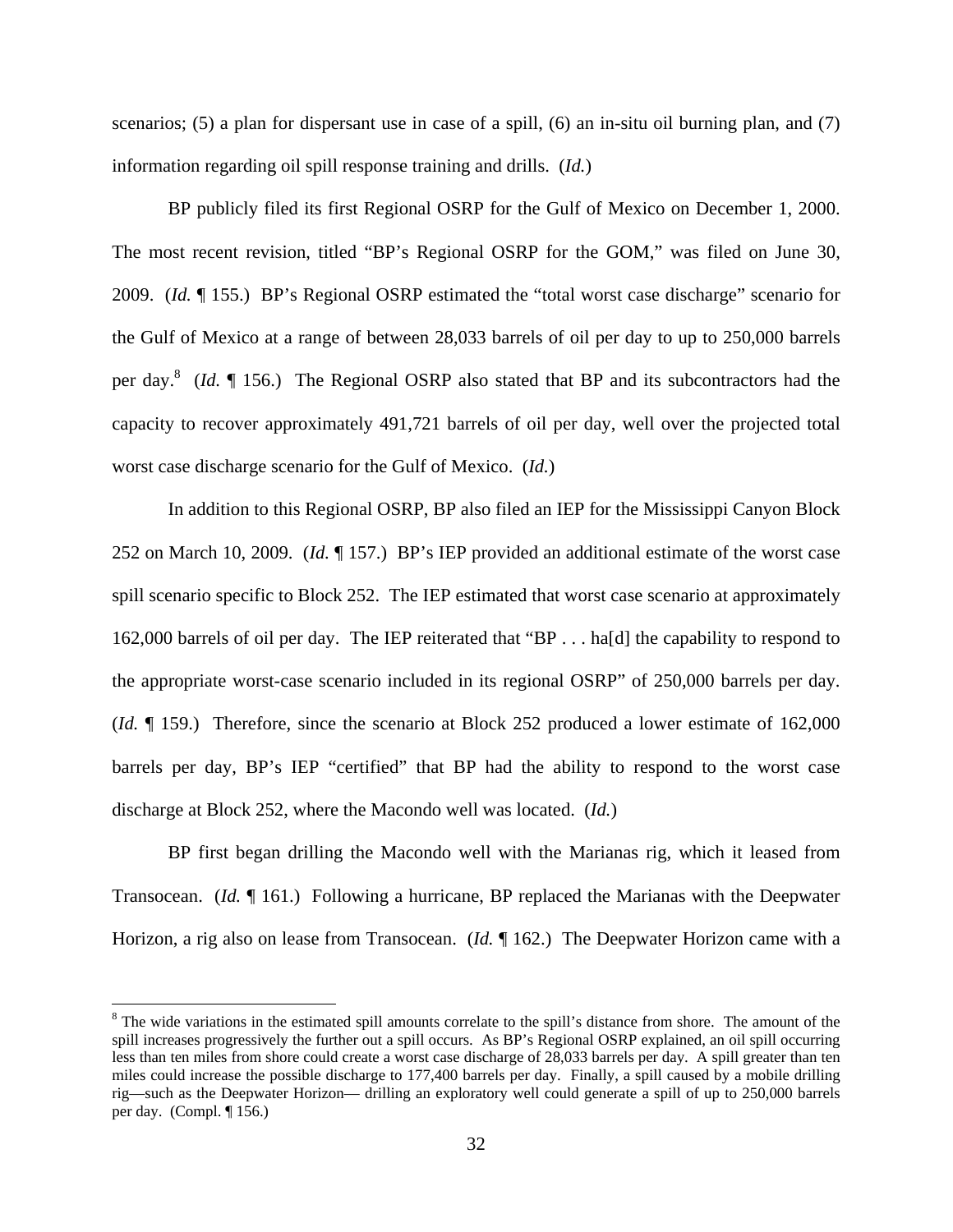scenarios; (5) a plan for dispersant use in case of a spill, (6) an in-situ oil burning plan, and (7) information regarding oil spill response training and drills. (*Id.*)

BP publicly filed its first Regional OSRP for the Gulf of Mexico on December 1, 2000. The most recent revision, titled "BP's Regional OSRP for the GOM," was filed on June 30, 2009. (*Id.* ¶ 155.) BP's Regional OSRP estimated the "total worst case discharge" scenario for the Gulf of Mexico at a range of between 28,033 barrels of oil per day to up to 250,000 barrels per day.[8] (*Id.* ¶ 156.) The Regional OSRP also stated that BP and its subcontractors had the capacity to recover approximately 491,721 barrels of oil per day, well over the projected total worst case discharge scenario for the Gulf of Mexico. (*Id.*)

In addition to this Regional OSRP, BP also filed an IEP for the Mississippi Canyon Block 252 on March 10, 2009. (*Id.* ¶ 157.) BP's IEP provided an additional estimate of the worst case spill scenario specific to Block 252. The IEP estimated that worst case scenario at approximately 162,000 barrels of oil per day. The IEP reiterated that "BP . . . ha[d] the capability to respond to the appropriate worst-case scenario included in its regional OSRP" of 250,000 barrels per day. (*Id.* ¶ 159.) Therefore, since the scenario at Block 252 produced a lower estimate of 162,000 barrels per day, BP's IEP "certified" that BP had the ability to respond to the worst case discharge at Block 252, where the Macondo well was located. (*Id.*)

BP first began drilling the Macondo well with the Marianas rig, which it leased from Transocean. (*Id.* ¶ 161.) Following a hurricane, BP replaced the Marianas with the Deepwater Horizon, a rig also on lease from Transocean. (*Id.* ¶ 162.) The Deepwater Horizon came with a

---

[8] The wide variations in the estimated spill amounts correlate to the spill's distance from shore. The amount of the spill increases progressively the further out a spill occurs. As BP's Regional OSRP explained, an oil spill occurring less than ten miles from shore could create a worst case discharge of 28,033 barrels per day. A spill greater than ten miles could increase the possible discharge to 177,400 barrels per day. Finally, a spill caused by a mobile drilling rig—such as the Deepwater Horizon— drilling an exploratory well could generate a spill of up to 250,000 barrels per day. (Compl. ¶ 156.)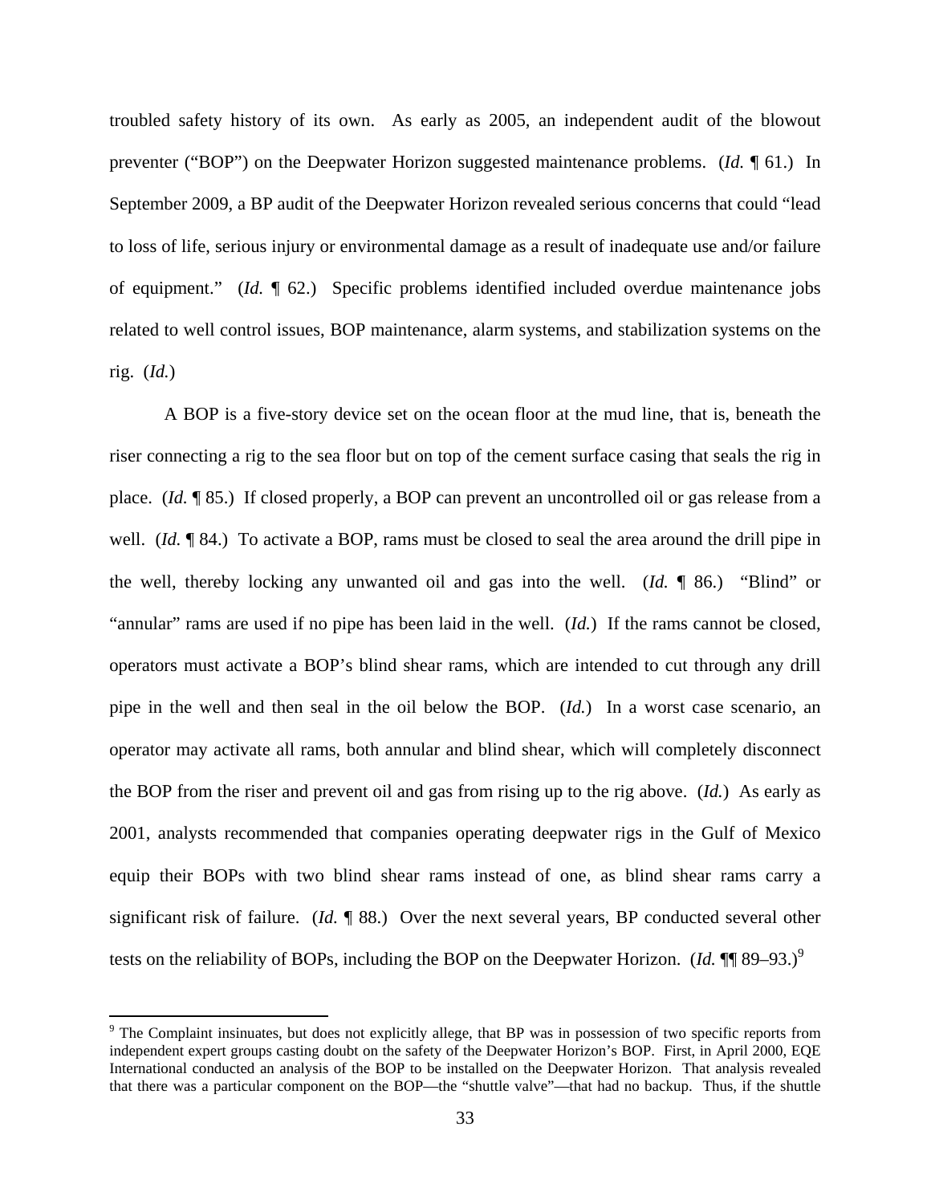troubled safety history of its own. As early as 2005, an independent audit of the blowout preventer ("BOP") on the Deepwater Horizon suggested maintenance problems. (*Id.* ¶ 61.) In September 2009, a BP audit of the Deepwater Horizon revealed serious concerns that could "lead to loss of life, serious injury or environmental damage as a result of inadequate use and/or failure of equipment." (*Id.* ¶ 62.) Specific problems identified included overdue maintenance jobs related to well control issues, BOP maintenance, alarm systems, and stabilization systems on the rig. (*Id.*)

A BOP is a five-story device set on the ocean floor at the mud line, that is, beneath the riser connecting a rig to the sea floor but on top of the cement surface casing that seals the rig in place. (*Id.* ¶ 85.) If closed properly, a BOP can prevent an uncontrolled oil or gas release from a well. (*Id.* ¶ 84.) To activate a BOP, rams must be closed to seal the area around the drill pipe in the well, thereby locking any unwanted oil and gas into the well. (*Id.* ¶ 86.) "Blind" or "annular" rams are used if no pipe has been laid in the well. (*Id.*) If the rams cannot be closed, operators must activate a BOP's blind shear rams, which are intended to cut through any drill pipe in the well and then seal in the oil below the BOP. (*Id.*) In a worst case scenario, an operator may activate all rams, both annular and blind shear, which will completely disconnect the BOP from the riser and prevent oil and gas from rising up to the rig above. (*Id.*) As early as 2001, analysts recommended that companies operating deepwater rigs in the Gulf of Mexico equip their BOPs with two blind shear rams instead of one, as blind shear rams carry a significant risk of failure. (*Id.* ¶ 88.) Over the next several years, BP conducted several other tests on the reliability of BOPs, including the BOP on the Deepwater Horizon. (*Id.* ¶¶ 89–93.)[9]

---

[9] The Complaint insinuates, but does not explicitly allege, that BP was in possession of two specific reports from independent expert groups casting doubt on the safety of the Deepwater Horizon's BOP. First, in April 2000, EQE International conducted an analysis of the BOP to be installed on the Deepwater Horizon. That analysis revealed that there was a particular component on the BOP—the "shuttle valve"—that had no backup. Thus, if the shuttle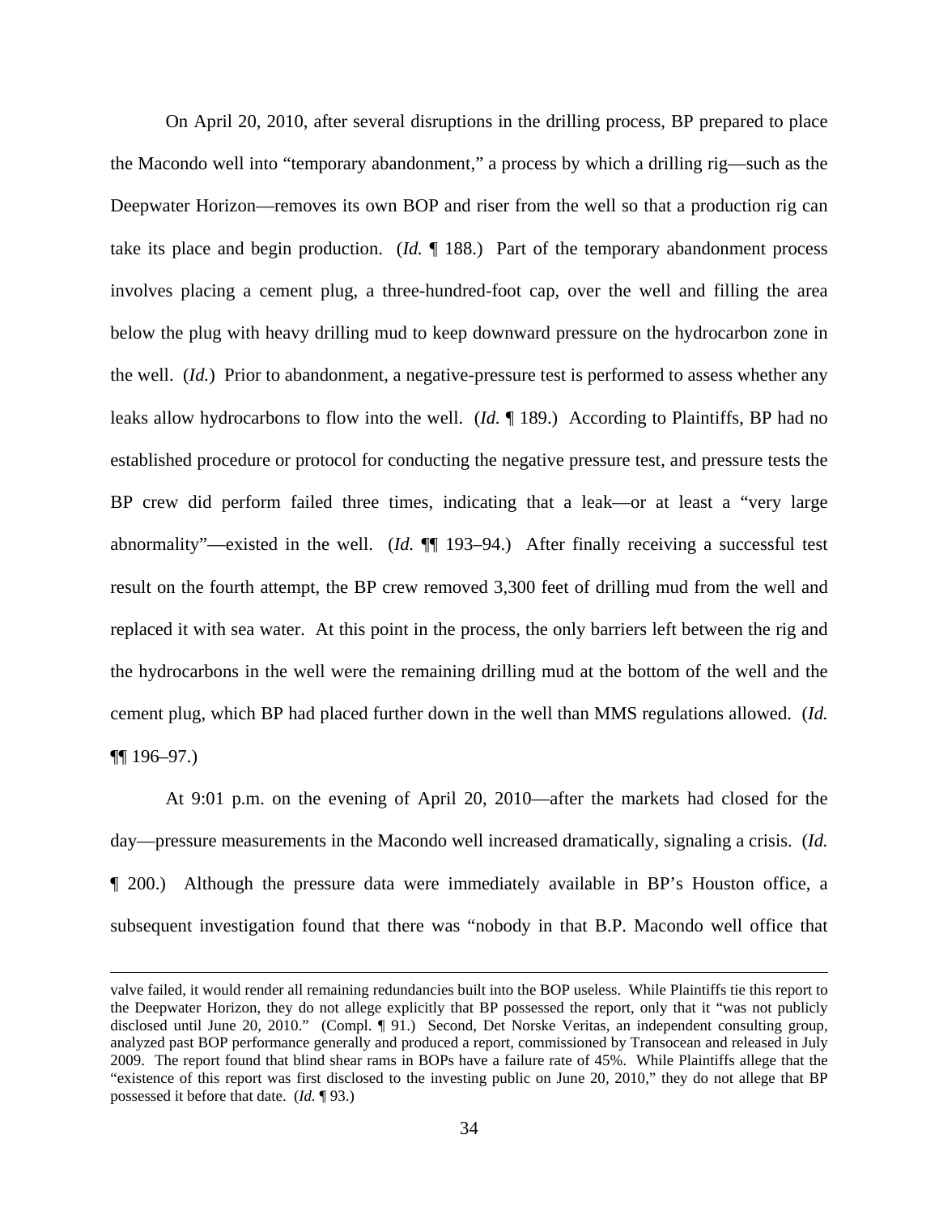On April 20, 2010, after several disruptions in the drilling process, BP prepared to place the Macondo well into "temporary abandonment," a process by which a drilling rig—such as the Deepwater Horizon—removes its own BOP and riser from the well so that a production rig can take its place and begin production. (*Id.* ¶ 188.) Part of the temporary abandonment process involves placing a cement plug, a three-hundred-foot cap, over the well and filling the area below the plug with heavy drilling mud to keep downward pressure on the hydrocarbon zone in the well. (*Id.*) Prior to abandonment, a negative-pressure test is performed to assess whether any leaks allow hydrocarbons to flow into the well. (*Id.* ¶ 189.) According to Plaintiffs, BP had no established procedure or protocol for conducting the negative pressure test, and pressure tests the BP crew did perform failed three times, indicating that a leak—or at least a "very large abnormality"—existed in the well. (*Id.* ¶¶ 193–94.) After finally receiving a successful test result on the fourth attempt, the BP crew removed 3,300 feet of drilling mud from the well and replaced it with sea water. At this point in the process, the only barriers left between the rig and the hydrocarbons in the well were the remaining drilling mud at the bottom of the well and the cement plug, which BP had placed further down in the well than MMS regulations allowed. (*Id.* ¶¶ 196–97.)

At 9:01 p.m. on the evening of April 20, 2010—after the markets had closed for the day—pressure measurements in the Macondo well increased dramatically, signaling a crisis. (*Id.* ¶ 200.) Although the pressure data were immediately available in BP's Houston office, a subsequent investigation found that there was "nobody in that B.P. Macondo well office that

---

valve failed, it would render all remaining redundancies built into the BOP useless. While Plaintiffs tie this report to the Deepwater Horizon, they do not allege explicitly that BP possessed the report, only that it "was not publicly disclosed until June 20, 2010." (Compl. ¶ 91.) Second, Det Norske Veritas, an independent consulting group, analyzed past BOP performance generally and produced a report, commissioned by Transocean and released in July 2009. The report found that blind shear rams in BOPs have a failure rate of 45%. While Plaintiffs allege that the "existence of this report was first disclosed to the investing public on June 20, 2010," they do not allege that BP possessed it before that date. (*Id.* ¶ 93.)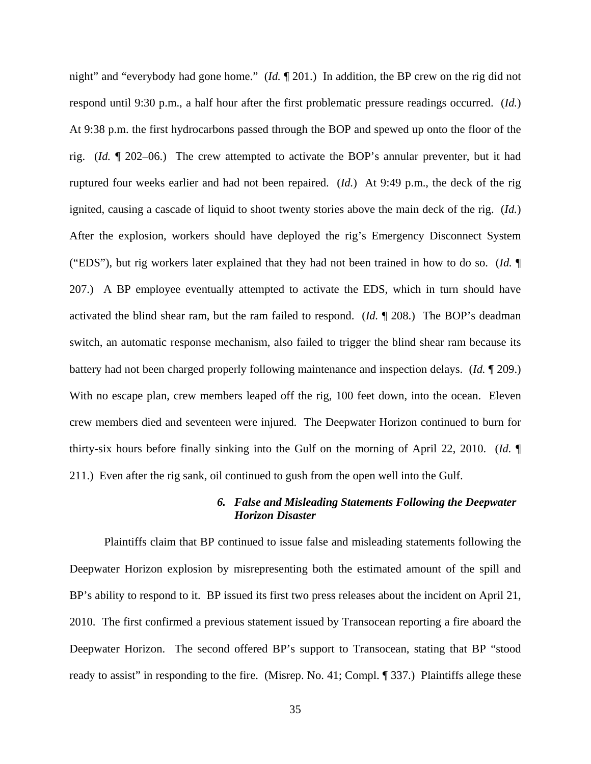night" and "everybody had gone home." (*Id.* ¶ 201.) In addition, the BP crew on the rig did not respond until 9:30 p.m., a half hour after the first problematic pressure readings occurred. (*Id.*) At 9:38 p.m. the first hydrocarbons passed through the BOP and spewed up onto the floor of the rig. (*Id.* ¶ 202–06.) The crew attempted to activate the BOP's annular preventer, but it had ruptured four weeks earlier and had not been repaired. (*Id.*) At 9:49 p.m., the deck of the rig ignited, causing a cascade of liquid to shoot twenty stories above the main deck of the rig. (*Id.*) After the explosion, workers should have deployed the rig's Emergency Disconnect System ("EDS"), but rig workers later explained that they had not been trained in how to do so. (*Id.* ¶ 207.) A BP employee eventually attempted to activate the EDS, which in turn should have activated the blind shear ram, but the ram failed to respond. (*Id.* ¶ 208.) The BOP's deadman switch, an automatic response mechanism, also failed to trigger the blind shear ram because its battery had not been charged properly following maintenance and inspection delays. (*Id.* ¶ 209.) With no escape plan, crew members leaped off the rig, 100 feet down, into the ocean. Eleven crew members died and seventeen were injured. The Deepwater Horizon continued to burn for thirty-six hours before finally sinking into the Gulf on the morning of April 22, 2010. (*Id.* ¶ 211.) Even after the rig sank, oil continued to gush from the open well into the Gulf.

#### *6. False and Misleading Statements Following the Deepwater Horizon Disaster*

Plaintiffs claim that BP continued to issue false and misleading statements following the Deepwater Horizon explosion by misrepresenting both the estimated amount of the spill and BP's ability to respond to it. BP issued its first two press releases about the incident on April 21, 2010. The first confirmed a previous statement issued by Transocean reporting a fire aboard the Deepwater Horizon. The second offered BP's support to Transocean, stating that BP "stood ready to assist" in responding to the fire. (Misrep. No. 41; Compl. ¶ 337.) Plaintiffs allege these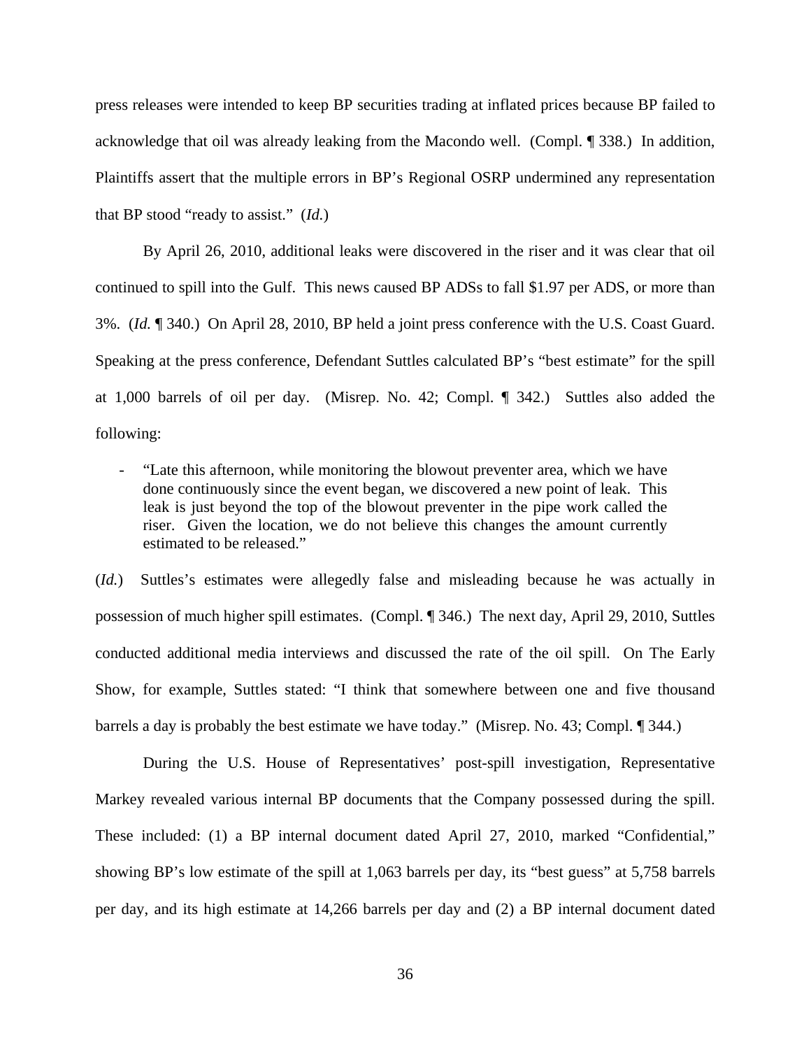press releases were intended to keep BP securities trading at inflated prices because BP failed to acknowledge that oil was already leaking from the Macondo well. (Compl. ¶ 338.) In addition, Plaintiffs assert that the multiple errors in BP's Regional OSRP undermined any representation that BP stood "ready to assist." (*Id.*)

By April 26, 2010, additional leaks were discovered in the riser and it was clear that oil continued to spill into the Gulf. This news caused BP ADSs to fall $1.97 per ADS, or more than 3%. (*Id.* ¶ 340.) On April 28, 2010, BP held a joint press conference with the U.S. Coast Guard. Speaking at the press conference, Defendant Suttles calculated BP's "best estimate" for the spill at 1,000 barrels of oil per day. (Misrep. No. 42; Compl. ¶ 342.) Suttles also added the following:

- "Late this afternoon, while monitoring the blowout preventer area, which we have done continuously since the event began, we discovered a new point of leak. This leak is just beyond the top of the blowout preventer in the pipe work called the riser. Given the location, we do not believe this changes the amount currently estimated to be released."

(*Id.*) Suttles's estimates were allegedly false and misleading because he was actually in possession of much higher spill estimates. (Compl. ¶ 346.) The next day, April 29, 2010, Suttles conducted additional media interviews and discussed the rate of the oil spill. On The Early Show, for example, Suttles stated: "I think that somewhere between one and five thousand barrels a day is probably the best estimate we have today." (Misrep. No. 43; Compl. ¶ 344.)

During the U.S. House of Representatives' post-spill investigation, Representative Markey revealed various internal BP documents that the Company possessed during the spill. These included: (1) a BP internal document dated April 27, 2010, marked "Confidential," showing BP's low estimate of the spill at 1,063 barrels per day, its "best guess" at 5,758 barrels per day, and its high estimate at 14,266 barrels per day and (2) a BP internal document dated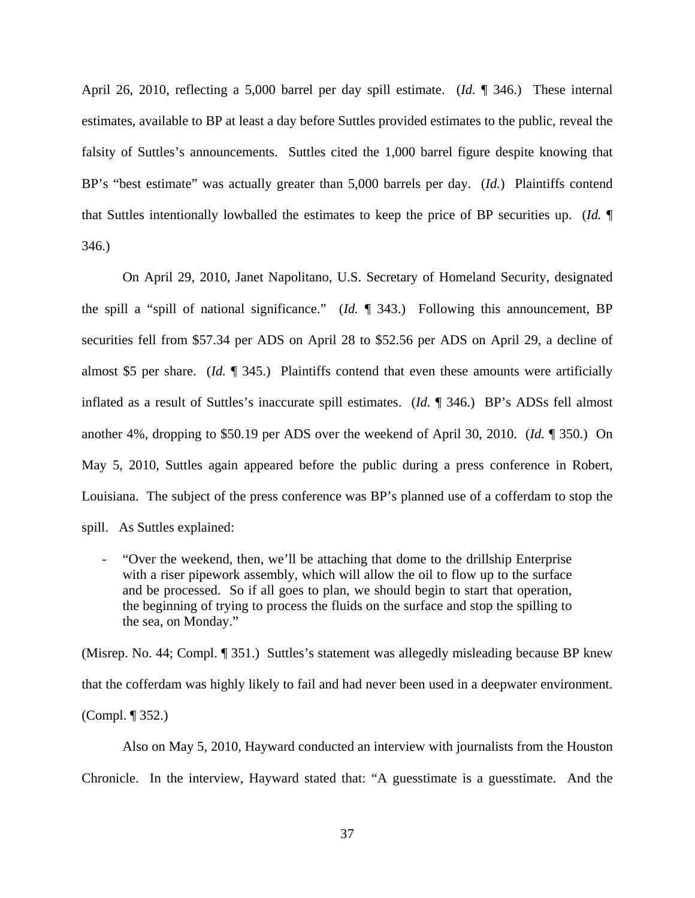April 26, 2010, reflecting a 5,000 barrel per day spill estimate. (*Id.* ¶ 346.) These internal estimates, available to BP at least a day before Suttles provided estimates to the public, reveal the falsity of Suttles's announcements. Suttles cited the 1,000 barrel figure despite knowing that BP's "best estimate" was actually greater than 5,000 barrels per day. (*Id.*) Plaintiffs contend that Suttles intentionally lowballed the estimates to keep the price of BP securities up. (*Id.* ¶ 346.)

On April 29, 2010, Janet Napolitano, U.S. Secretary of Homeland Security, designated the spill a "spill of national significance." (*Id.* ¶ 343.) Following this announcement, BP securities fell from \$57.34 per ADS on April 28 to \$52.56 per ADS on April 29, a decline of almost \$5 per share. (*Id.* ¶ 345.) Plaintiffs contend that even these amounts were artificially inflated as a result of Suttles's inaccurate spill estimates. (*Id.* ¶ 346.) BP's ADSs fell almost another 4%, dropping to \$50.19 per ADS over the weekend of April 30, 2010. (*Id.* ¶ 350.) On May 5, 2010, Suttles again appeared before the public during a press conference in Robert, Louisiana. The subject of the press conference was BP's planned use of a cofferdam to stop the spill. As Suttles explained:

- "Over the weekend, then, we'll be attaching that dome to the drillship Enterprise with a riser pipework assembly, which will allow the oil to flow up to the surface and be processed. So if all goes to plan, we should begin to start that operation, the beginning of trying to process the fluids on the surface and stop the spilling to the sea, on Monday."

(Misrep. No. 44; Compl. ¶ 351.) Suttles's statement was allegedly misleading because BP knew that the cofferdam was highly likely to fail and had never been used in a deepwater environment. (Compl. ¶ 352.)

Also on May 5, 2010, Hayward conducted an interview with journalists from the Houston Chronicle. In the interview, Hayward stated that: "A guesstimate is a guesstimate. And the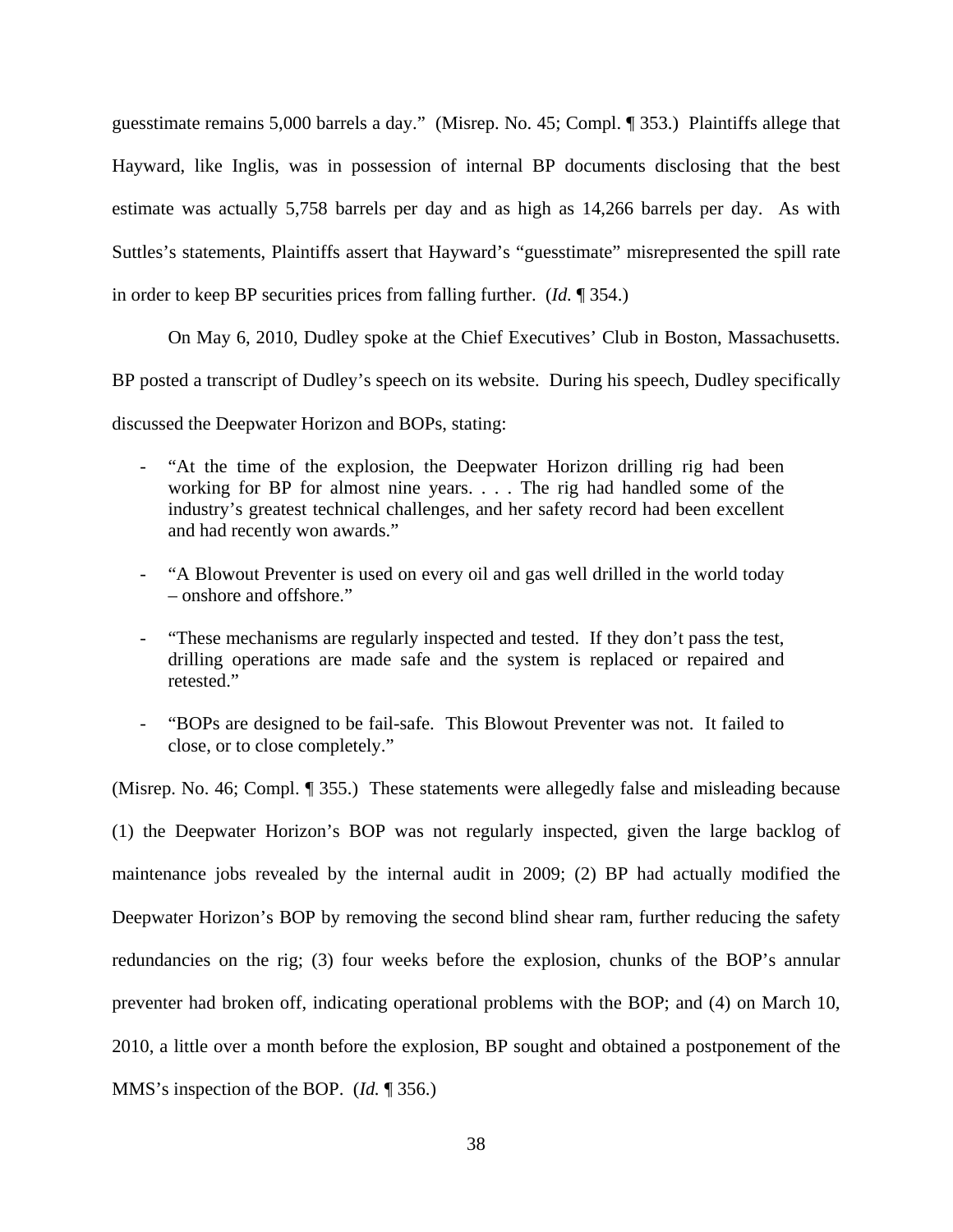guesstimate remains 5,000 barrels a day." (Misrep. No. 45; Compl. ¶ 353.) Plaintiffs allege that Hayward, like Inglis, was in possession of internal BP documents disclosing that the best estimate was actually 5,758 barrels per day and as high as 14,266 barrels per day. As with Suttles's statements, Plaintiffs assert that Hayward's "guesstimate" misrepresented the spill rate in order to keep BP securities prices from falling further. (*Id.* ¶ 354.)

On May 6, 2010, Dudley spoke at the Chief Executives' Club in Boston, Massachusetts. BP posted a transcript of Dudley's speech on its website. During his speech, Dudley specifically discussed the Deepwater Horizon and BOPs, stating:

- "At the time of the explosion, the Deepwater Horizon drilling rig had been working for BP for almost nine years. . . . The rig had handled some of the industry's greatest technical challenges, and her safety record had been excellent and had recently won awards."
- "A Blowout Preventer is used on every oil and gas well drilled in the world today – onshore and offshore."
- "These mechanisms are regularly inspected and tested. If they don't pass the test, drilling operations are made safe and the system is replaced or repaired and retested."
- "BOPs are designed to be fail-safe. This Blowout Preventer was not. It failed to close, or to close completely."

(Misrep. No. 46; Compl. ¶ 355.) These statements were allegedly false and misleading because (1) the Deepwater Horizon's BOP was not regularly inspected, given the large backlog of maintenance jobs revealed by the internal audit in 2009; (2) BP had actually modified the Deepwater Horizon's BOP by removing the second blind shear ram, further reducing the safety redundancies on the rig; (3) four weeks before the explosion, chunks of the BOP's annular preventer had broken off, indicating operational problems with the BOP; and (4) on March 10, 2010, a little over a month before the explosion, BP sought and obtained a postponement of the MMS's inspection of the BOP. (*Id.* ¶ 356.)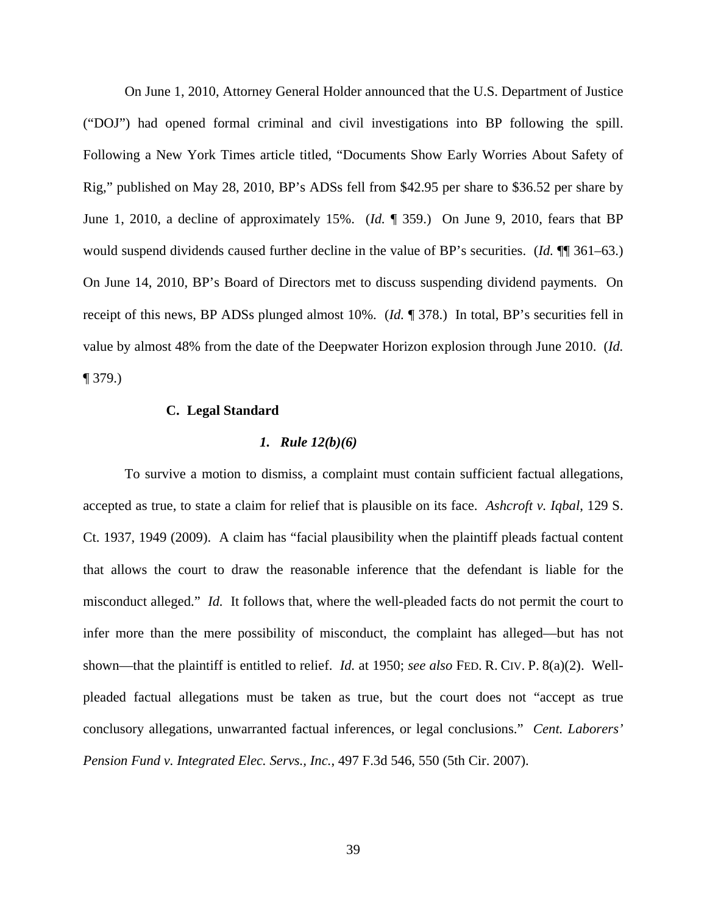On June 1, 2010, Attorney General Holder announced that the U.S. Department of Justice ("DOJ") had opened formal criminal and civil investigations into BP following the spill. Following a New York Times article titled, "Documents Show Early Worries About Safety of Rig," published on May 28, 2010, BP's ADSs fell from $42.95 per share to $36.52 per share by June 1, 2010, a decline of approximately 15%. (*Id.* ¶ 359.) On June 9, 2010, fears that BP would suspend dividends caused further decline in the value of BP's securities. (*Id.* ¶¶ 361–63.) On June 14, 2010, BP's Board of Directors met to discuss suspending dividend payments. On receipt of this news, BP ADSs plunged almost 10%. (*Id.* ¶ 378.) In total, BP's securities fell in value by almost 48% from the date of the Deepwater Horizon explosion through June 2010. (*Id.* ¶ 379.)

### C. Legal Standard

#### *1. Rule 12(b)(6)*

To survive a motion to dismiss, a complaint must contain sufficient factual allegations, accepted as true, to state a claim for relief that is plausible on its face. *Ashcroft v. Iqbal*, 129 S. Ct. 1937, 1949 (2009). A claim has "facial plausibility when the plaintiff pleads factual content that allows the court to draw the reasonable inference that the defendant is liable for the misconduct alleged." *Id.* It follows that, where the well-pleaded facts do not permit the court to infer more than the mere possibility of misconduct, the complaint has alleged—but has not shown—that the plaintiff is entitled to relief. *Id.* at 1950; *see also* FED. R. CIV. P. 8(a)(2). Well-pleaded factual allegations must be taken as true, but the court does not "accept as true conclusory allegations, unwarranted factual inferences, or legal conclusions." *Cent. Laborers' Pension Fund v. Integrated Elec. Servs., Inc.*, 497 F.3d 546, 550 (5th Cir. 2007).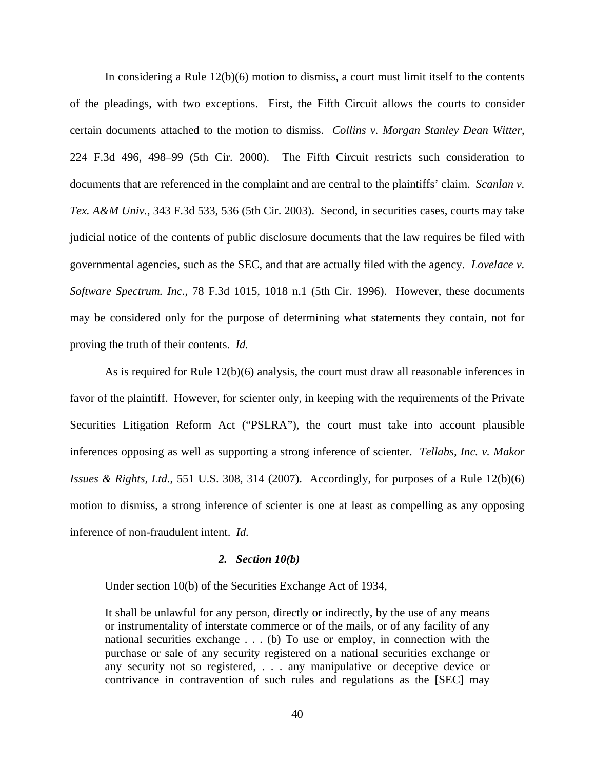In considering a Rule 12(b)(6) motion to dismiss, a court must limit itself to the contents of the pleadings, with two exceptions. First, the Fifth Circuit allows the courts to consider certain documents attached to the motion to dismiss. *Collins v. Morgan Stanley Dean Witter*, 224 F.3d 496, 498–99 (5th Cir. 2000). The Fifth Circuit restricts such consideration to documents that are referenced in the complaint and are central to the plaintiffs' claim. *Scanlan v. Tex. A&M Univ.*, 343 F.3d 533, 536 (5th Cir. 2003). Second, in securities cases, courts may take judicial notice of the contents of public disclosure documents that the law requires be filed with governmental agencies, such as the SEC, and that are actually filed with the agency. *Lovelace v. Software Spectrum. Inc.*, 78 F.3d 1015, 1018 n.1 (5th Cir. 1996). However, these documents may be considered only for the purpose of determining what statements they contain, not for proving the truth of their contents. *Id.*

As is required for Rule 12(b)(6) analysis, the court must draw all reasonable inferences in favor of the plaintiff. However, for scienter only, in keeping with the requirements of the Private Securities Litigation Reform Act ("PSLRA"), the court must take into account plausible inferences opposing as well as supporting a strong inference of scienter. *Tellabs, Inc. v. Makor Issues & Rights, Ltd.*, 551 U.S. 308, 314 (2007). Accordingly, for purposes of a Rule 12(b)(6) motion to dismiss, a strong inference of scienter is one at least as compelling as any opposing inference of non-fraudulent intent. *Id.*

### *2. Section 10(b)*

Under section 10(b) of the Securities Exchange Act of 1934,

> It shall be unlawful for any person, directly or indirectly, by the use of any means or instrumentality of interstate commerce or of the mails, or of any facility of any national securities exchange . . . (b) To use or employ, in connection with the purchase or sale of any security registered on a national securities exchange or any security not so registered, . . . any manipulative or deceptive device or contrivance in contravention of such rules and regulations as the [SEC] may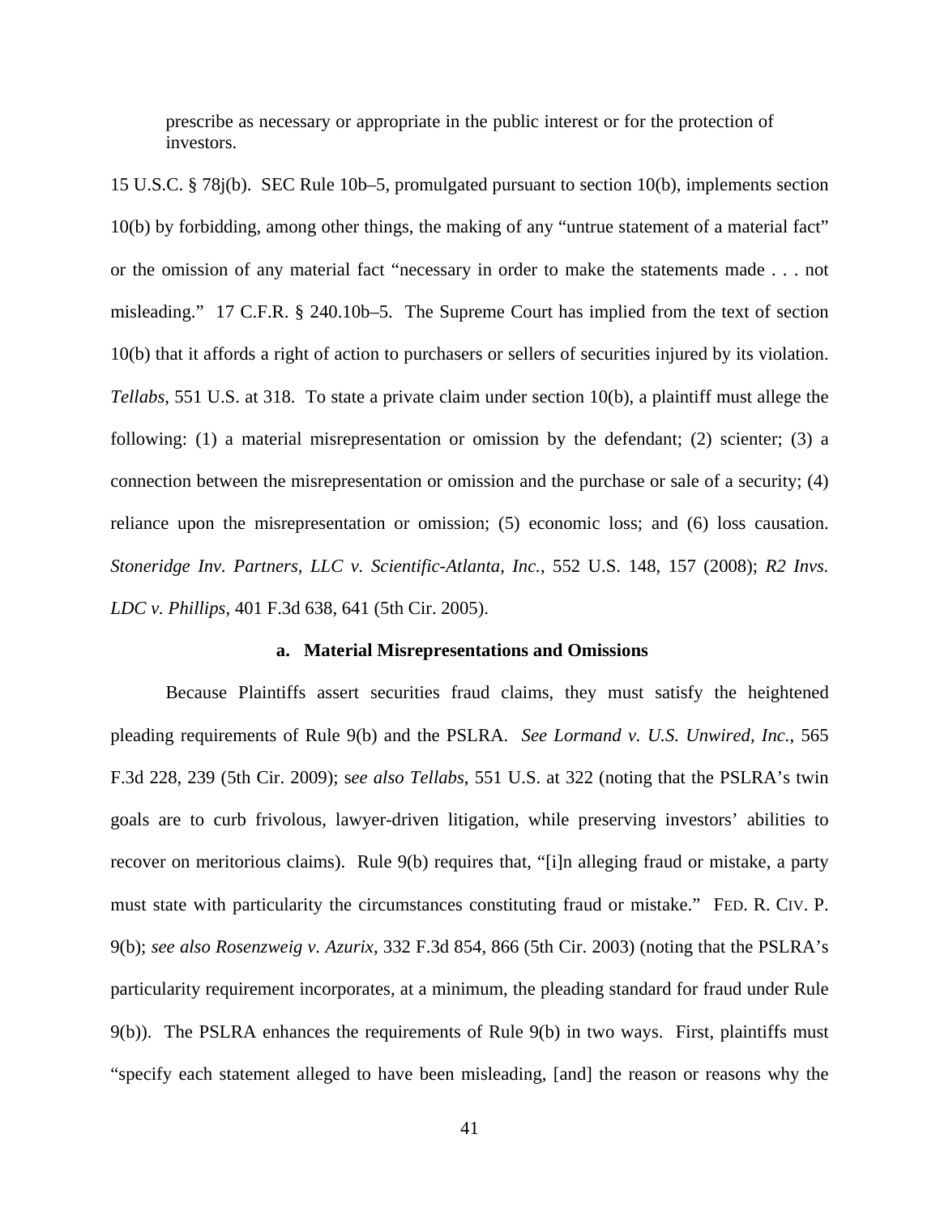> prescribe as necessary or appropriate in the public interest or for the protection of investors.

15 U.S.C. § 78j(b). SEC Rule 10b–5, promulgated pursuant to section 10(b), implements section 10(b) by forbidding, among other things, the making of any "untrue statement of a material fact" or the omission of any material fact "necessary in order to make the statements made . . . not misleading." 17 C.F.R. § 240.10b–5. The Supreme Court has implied from the text of section 10(b) that it affords a right of action to purchasers or sellers of securities injured by its violation. *Tellabs*, 551 U.S. at 318. To state a private claim under section 10(b), a plaintiff must allege the following: (1) a material misrepresentation or omission by the defendant; (2) scienter; (3) a connection between the misrepresentation or omission and the purchase or sale of a security; (4) reliance upon the misrepresentation or omission; (5) economic loss; and (6) loss causation. *Stoneridge Inv. Partners, LLC v. Scientific-Atlanta, Inc.*, 552 U.S. 148, 157 (2008); *R2 Invs. LDC v. Phillips*, 401 F.3d 638, 641 (5th Cir. 2005).

**a. Material Misrepresentations and Omissions**

Because Plaintiffs assert securities fraud claims, they must satisfy the heightened pleading requirements of Rule 9(b) and the PSLRA. *See Lormand v. U.S. Unwired, Inc.*, 565 F.3d 228, 239 (5th Cir. 2009); *see also Tellabs*, 551 U.S. at 322 (noting that the PSLRA's twin goals are to curb frivolous, lawyer-driven litigation, while preserving investors' abilities to recover on meritorious claims). Rule 9(b) requires that, "[i]n alleging fraud or mistake, a party must state with particularity the circumstances constituting fraud or mistake." FED. R. CIV. P. 9(b); *see also Rosenzweig v. Azurix*, 332 F.3d 854, 866 (5th Cir. 2003) (noting that the PSLRA's particularity requirement incorporates, at a minimum, the pleading standard for fraud under Rule 9(b)). The PSLRA enhances the requirements of Rule 9(b) in two ways. First, plaintiffs must "specify each statement alleged to have been misleading, [and] the reason or reasons why the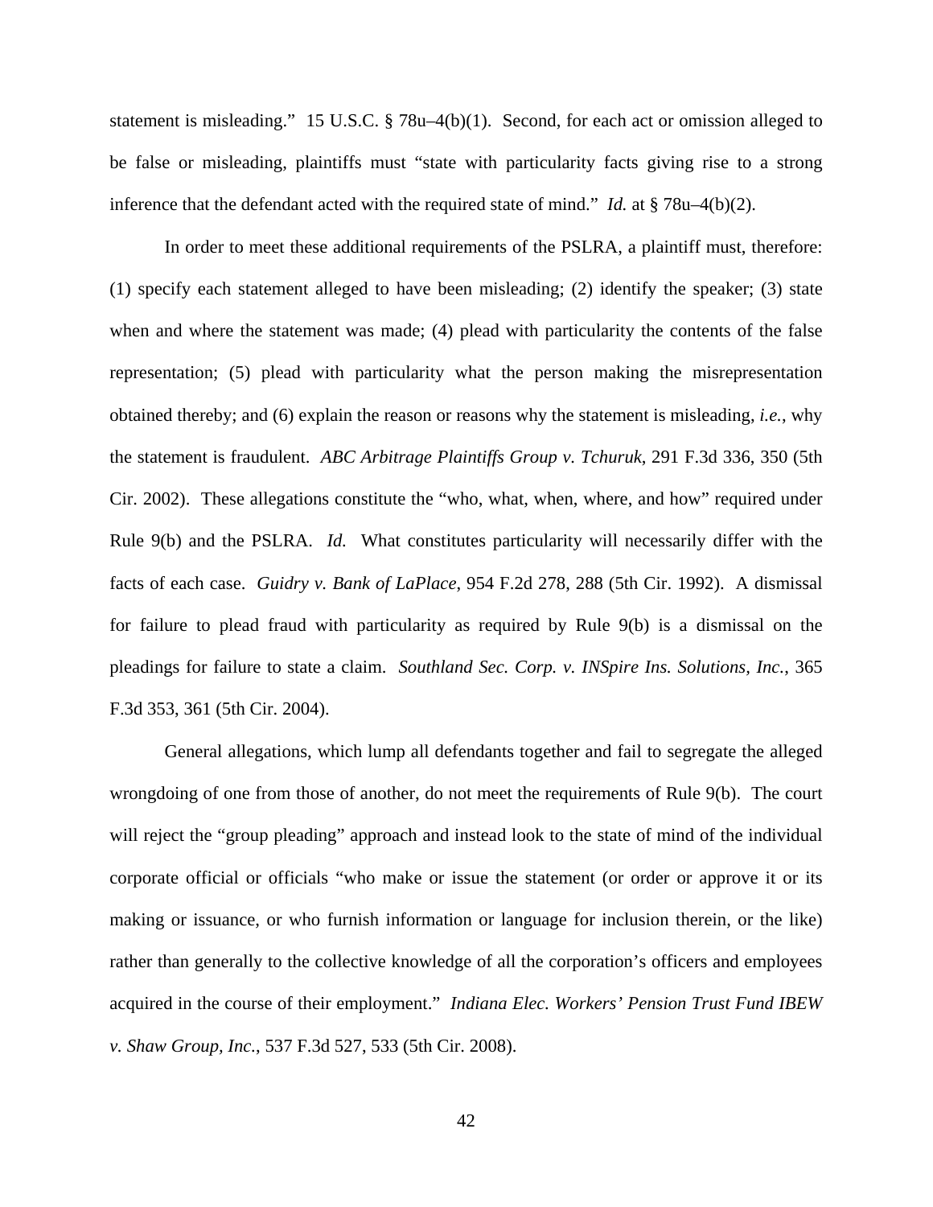statement is misleading." 15 U.S.C. § 78u–4(b)(1). Second, for each act or omission alleged to be false or misleading, plaintiffs must "state with particularity facts giving rise to a strong inference that the defendant acted with the required state of mind." *Id.* at § 78u–4(b)(2).

In order to meet these additional requirements of the PSLRA, a plaintiff must, therefore: (1) specify each statement alleged to have been misleading; (2) identify the speaker; (3) state when and where the statement was made; (4) plead with particularity the contents of the false representation; (5) plead with particularity what the person making the misrepresentation obtained thereby; and (6) explain the reason or reasons why the statement is misleading, *i.e.*, why the statement is fraudulent. *ABC Arbitrage Plaintiffs Group v. Tchuruk*, 291 F.3d 336, 350 (5th Cir. 2002). These allegations constitute the "who, what, when, where, and how" required under Rule 9(b) and the PSLRA. *Id.* What constitutes particularity will necessarily differ with the facts of each case. *Guidry v. Bank of LaPlace*, 954 F.2d 278, 288 (5th Cir. 1992). A dismissal for failure to plead fraud with particularity as required by Rule 9(b) is a dismissal on the pleadings for failure to state a claim. *Southland Sec. Corp. v. INSpire Ins. Solutions, Inc.*, 365 F.3d 353, 361 (5th Cir. 2004).

General allegations, which lump all defendants together and fail to segregate the alleged wrongdoing of one from those of another, do not meet the requirements of Rule 9(b). The court will reject the "group pleading" approach and instead look to the state of mind of the individual corporate official or officials "who make or issue the statement (or order or approve it or its making or issuance, or who furnish information or language for inclusion therein, or the like) rather than generally to the collective knowledge of all the corporation's officers and employees acquired in the course of their employment." *Indiana Elec. Workers' Pension Trust Fund IBEW v. Shaw Group, Inc.*, 537 F.3d 527, 533 (5th Cir. 2008).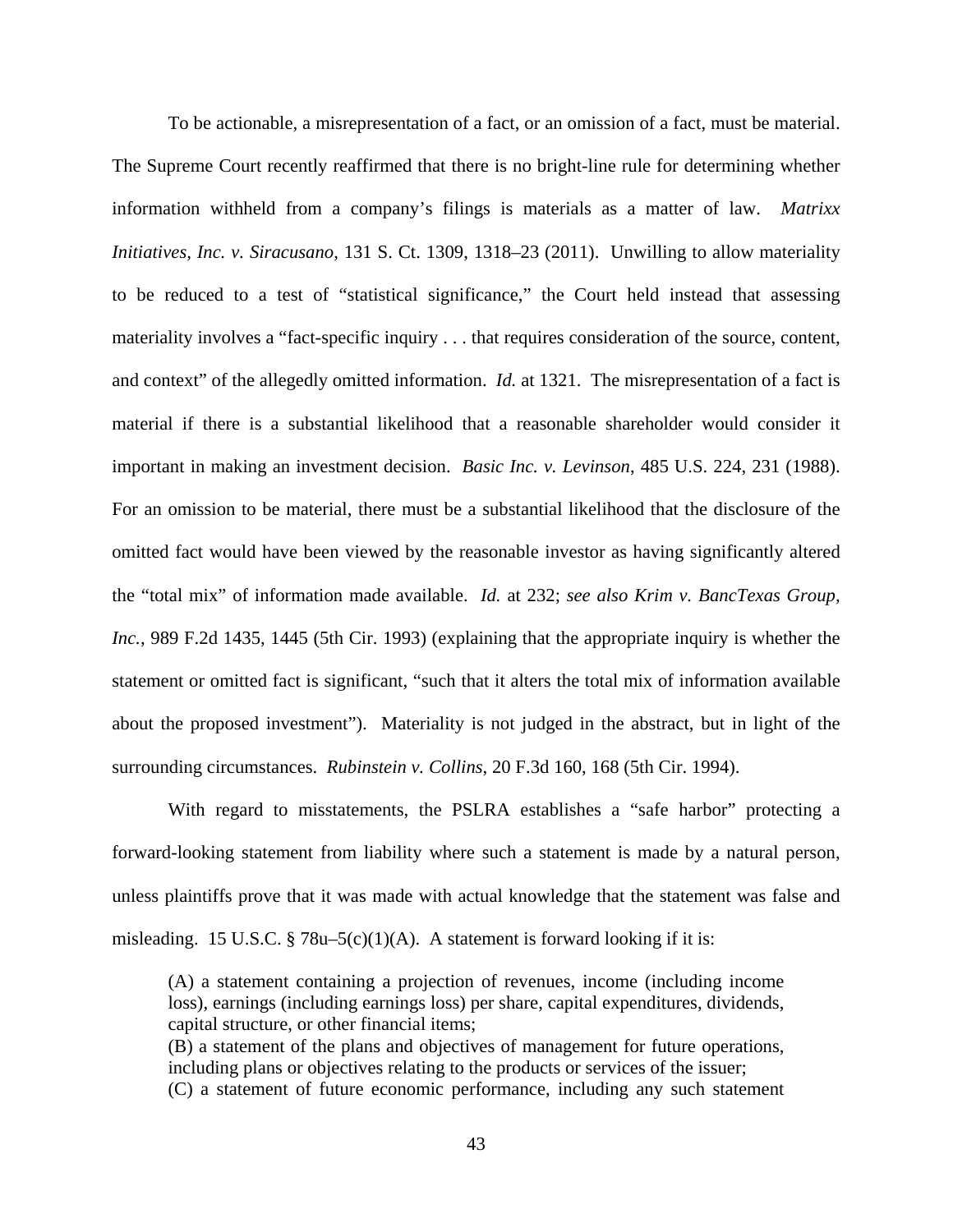To be actionable, a misrepresentation of a fact, or an omission of a fact, must be material. The Supreme Court recently reaffirmed that there is no bright-line rule for determining whether information withheld from a company's filings is materials as a matter of law. *Matrixx Initiatives, Inc. v. Siracusano*, 131 S. Ct. 1309, 1318–23 (2011). Unwilling to allow materiality to be reduced to a test of "statistical significance," the Court held instead that assessing materiality involves a "fact-specific inquiry . . . that requires consideration of the source, content, and context" of the allegedly omitted information. *Id.* at 1321. The misrepresentation of a fact is material if there is a substantial likelihood that a reasonable shareholder would consider it important in making an investment decision. *Basic Inc. v. Levinson*, 485 U.S. 224, 231 (1988). For an omission to be material, there must be a substantial likelihood that the disclosure of the omitted fact would have been viewed by the reasonable investor as having significantly altered the "total mix" of information made available. *Id.* at 232; *see also Krim v. BancTexas Group, Inc.*, 989 F.2d 1435, 1445 (5th Cir. 1993) (explaining that the appropriate inquiry is whether the statement or omitted fact is significant, "such that it alters the total mix of information available about the proposed investment"). Materiality is not judged in the abstract, but in light of the surrounding circumstances. *Rubinstein v. Collins*, 20 F.3d 160, 168 (5th Cir. 1994).

With regard to misstatements, the PSLRA establishes a "safe harbor" protecting a forward-looking statement from liability where such a statement is made by a natural person, unless plaintiffs prove that it was made with actual knowledge that the statement was false and misleading. 15 U.S.C. § 78u–5(c)(1)(A). A statement is forward looking if it is:

> (A) a statement containing a projection of revenues, income (including income loss), earnings (including earnings loss) per share, capital expenditures, dividends, capital structure, or other financial items;
> (B) a statement of the plans and objectives of management for future operations, including plans or objectives relating to the products or services of the issuer;
> (C) a statement of future economic performance, including any such statement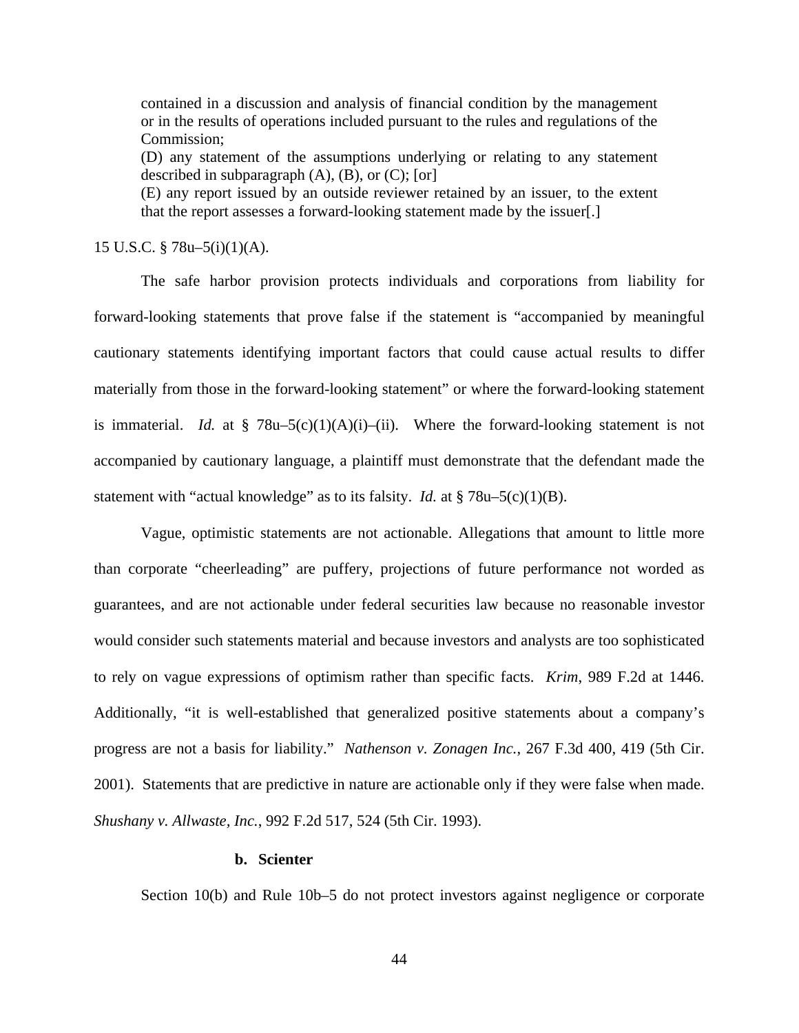> contained in a discussion and analysis of financial condition by the management or in the results of operations included pursuant to the rules and regulations of the Commission;
> (D) any statement of the assumptions underlying or relating to any statement described in subparagraph (A), (B), or (C); [or]
> (E) any report issued by an outside reviewer retained by an issuer, to the extent that the report assesses a forward-looking statement made by the issuer[.]

15 U.S.C. § 78u–5(i)(1)(A).

The safe harbor provision protects individuals and corporations from liability for forward-looking statements that prove false if the statement is "accompanied by meaningful cautionary statements identifying important factors that could cause actual results to differ materially from those in the forward-looking statement" or where the forward-looking statement is immaterial. *Id.* at § 78u–5(c)(1)(A)(i)–(ii). Where the forward-looking statement is not accompanied by cautionary language, a plaintiff must demonstrate that the defendant made the statement with "actual knowledge" as to its falsity. *Id.* at § 78u–5(c)(1)(B).

Vague, optimistic statements are not actionable. Allegations that amount to little more than corporate "cheerleading" are puffery, projections of future performance not worded as guarantees, and are not actionable under federal securities law because no reasonable investor would consider such statements material and because investors and analysts are too sophisticated to rely on vague expressions of optimism rather than specific facts. *Krim*, 989 F.2d at 1446. Additionally, "it is well-established that generalized positive statements about a company's progress are not a basis for liability." *Nathenson v. Zonagen Inc.*, 267 F.3d 400, 419 (5th Cir. 2001). Statements that are predictive in nature are actionable only if they were false when made. *Shushany v. Allwaste, Inc.*, 992 F.2d 517, 524 (5th Cir. 1993).

**b. Scienter**

Section 10(b) and Rule 10b–5 do not protect investors against negligence or corporate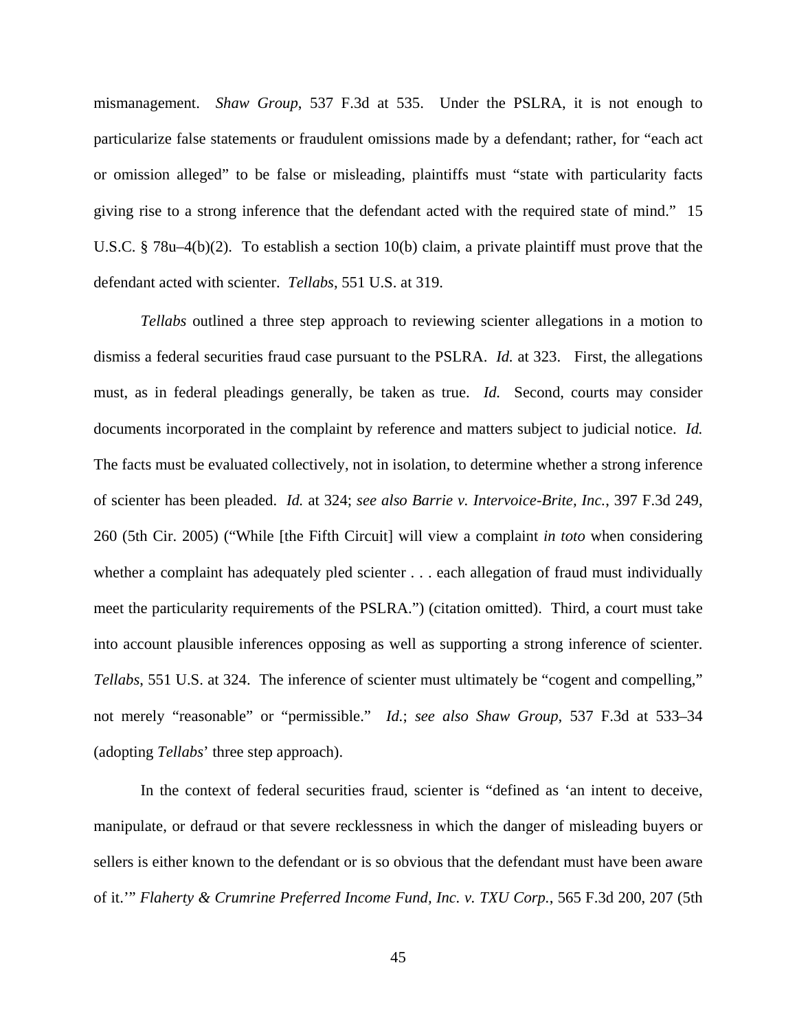mismanagement. *Shaw Group*, 537 F.3d at 535. Under the PSLRA, it is not enough to particularize false statements or fraudulent omissions made by a defendant; rather, for "each act or omission alleged" to be false or misleading, plaintiffs must "state with particularity facts giving rise to a strong inference that the defendant acted with the required state of mind." 15 U.S.C. § 78u–4(b)(2). To establish a section 10(b) claim, a private plaintiff must prove that the defendant acted with scienter. *Tellabs*, 551 U.S. at 319.

*Tellabs* outlined a three step approach to reviewing scienter allegations in a motion to dismiss a federal securities fraud case pursuant to the PSLRA. *Id.* at 323. First, the allegations must, as in federal pleadings generally, be taken as true. *Id.* Second, courts may consider documents incorporated in the complaint by reference and matters subject to judicial notice. *Id.* The facts must be evaluated collectively, not in isolation, to determine whether a strong inference of scienter has been pleaded. *Id.* at 324; *see also Barrie v. Intervoice-Brite, Inc.*, 397 F.3d 249, 260 (5th Cir. 2005) ("While [the Fifth Circuit] will view a complaint *in toto* when considering whether a complaint has adequately pled scienter . . . each allegation of fraud must individually meet the particularity requirements of the PSLRA.") (citation omitted). Third, a court must take into account plausible inferences opposing as well as supporting a strong inference of scienter. *Tellabs*, 551 U.S. at 324. The inference of scienter must ultimately be "cogent and compelling," not merely "reasonable" or "permissible." *Id.*; *see also Shaw Group*, 537 F.3d at 533–34 (adopting *Tellabs*' three step approach).

In the context of federal securities fraud, scienter is "defined as 'an intent to deceive, manipulate, or defraud or that severe recklessness in which the danger of misleading buyers or sellers is either known to the defendant or is so obvious that the defendant must have been aware of it.'" *Flaherty & Crumrine Preferred Income Fund, Inc. v. TXU Corp.*, 565 F.3d 200, 207 (5th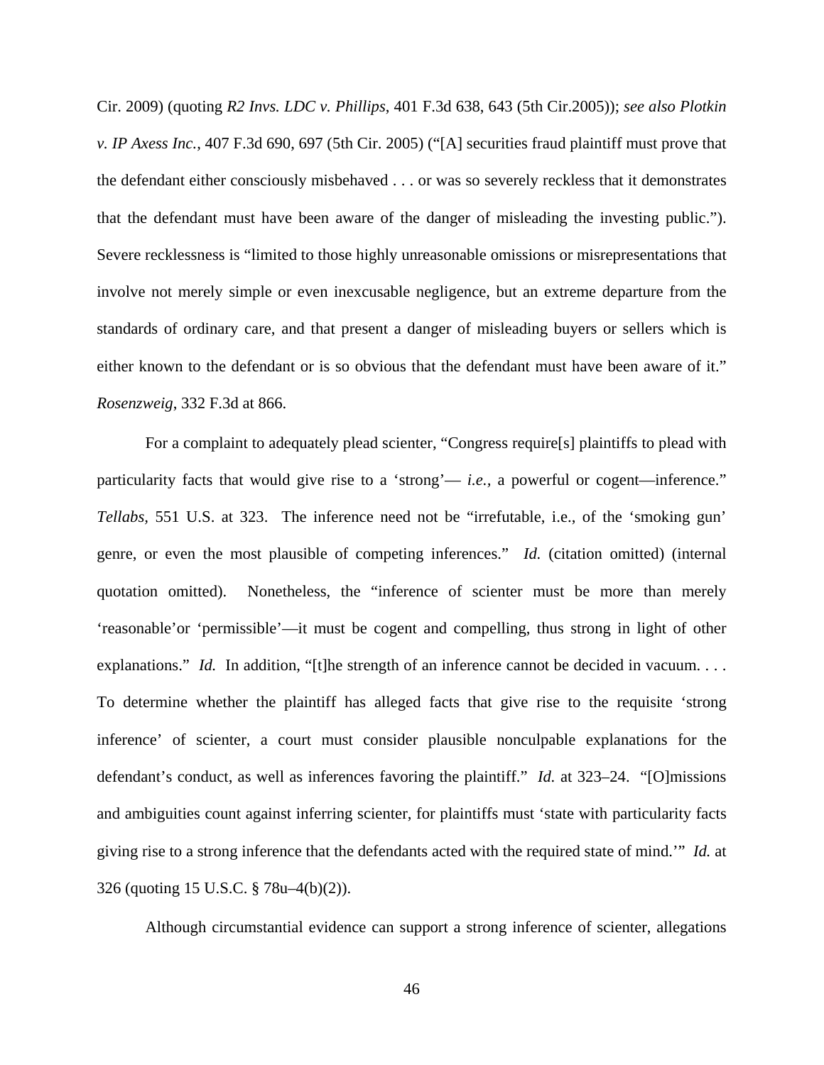Cir. 2009) (quoting *R2 Invs. LDC v. Phillips*, 401 F.3d 638, 643 (5th Cir.2005)); *see also Plotkin v. IP Axess Inc.*, 407 F.3d 690, 697 (5th Cir. 2005) ("[A] securities fraud plaintiff must prove that the defendant either consciously misbehaved . . . or was so severely reckless that it demonstrates that the defendant must have been aware of the danger of misleading the investing public."). Severe recklessness is "limited to those highly unreasonable omissions or misrepresentations that involve not merely simple or even inexcusable negligence, but an extreme departure from the standards of ordinary care, and that present a danger of misleading buyers or sellers which is either known to the defendant or is so obvious that the defendant must have been aware of it." *Rosenzweig*, 332 F.3d at 866.

For a complaint to adequately plead scienter, "Congress require[s] plaintiffs to plead with particularity facts that would give rise to a 'strong'— *i.e.*, a powerful or cogent—inference." *Tellabs,* 551 U.S. at 323. The inference need not be "irrefutable, i.e., of the 'smoking gun' genre, or even the most plausible of competing inferences." *Id.* (citation omitted) (internal quotation omitted). Nonetheless, the "inference of scienter must be more than merely 'reasonable'or 'permissible'—it must be cogent and compelling, thus strong in light of other explanations." *Id.* In addition, "[t]he strength of an inference cannot be decided in vacuum. . . . To determine whether the plaintiff has alleged facts that give rise to the requisite 'strong inference' of scienter, a court must consider plausible nonculpable explanations for the defendant's conduct, as well as inferences favoring the plaintiff." *Id.* at 323–24. "[O]missions and ambiguities count against inferring scienter, for plaintiffs must 'state with particularity facts giving rise to a strong inference that the defendants acted with the required state of mind.'" *Id.* at 326 (quoting 15 U.S.C. § 78u–4(b)(2)).

Although circumstantial evidence can support a strong inference of scienter, allegations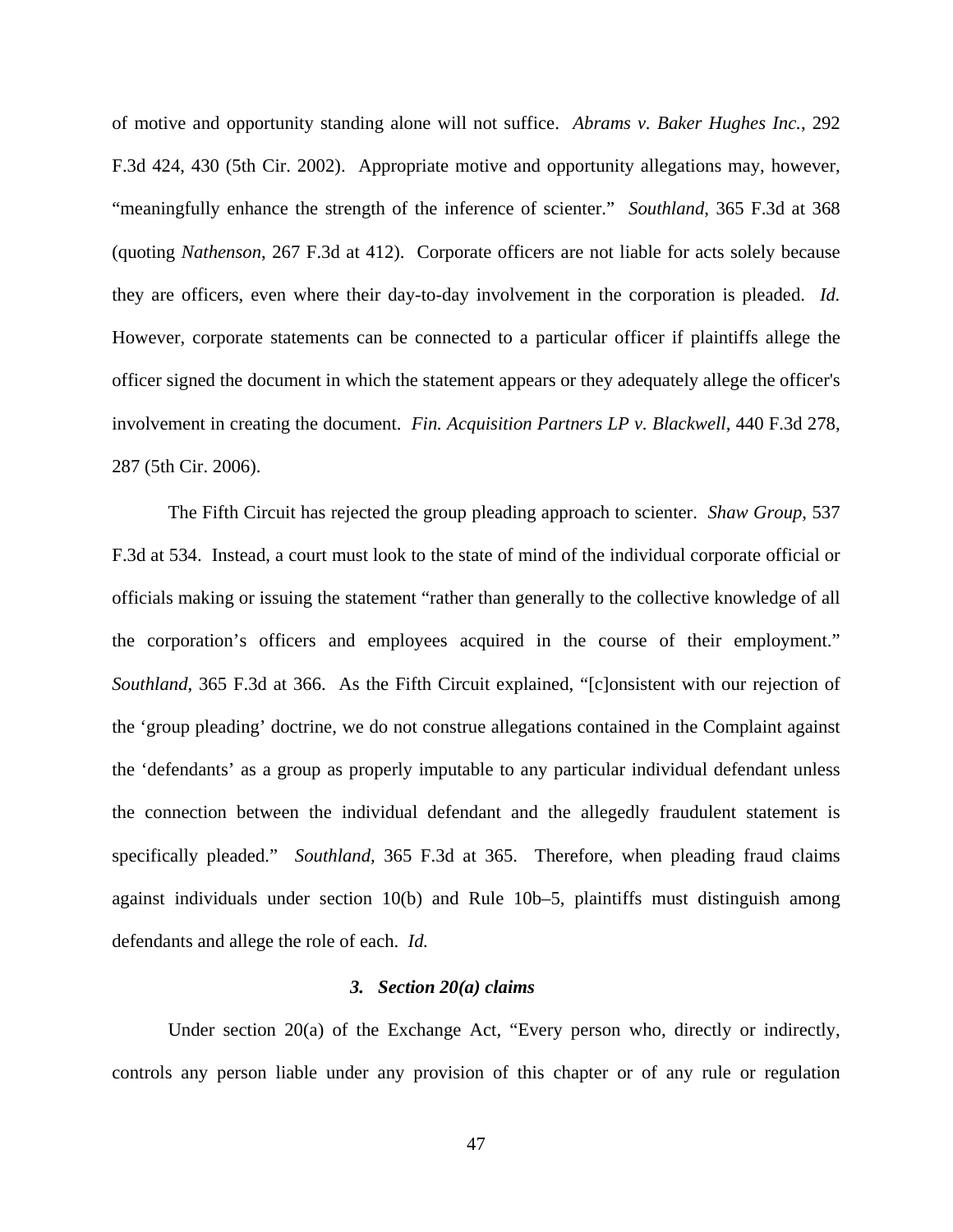of motive and opportunity standing alone will not suffice. *Abrams v. Baker Hughes Inc.*, 292 F.3d 424, 430 (5th Cir. 2002). Appropriate motive and opportunity allegations may, however, "meaningfully enhance the strength of the inference of scienter." *Southland*, 365 F.3d at 368 (quoting *Nathenson*, 267 F.3d at 412). Corporate officers are not liable for acts solely because they are officers, even where their day-to-day involvement in the corporation is pleaded. *Id.* However, corporate statements can be connected to a particular officer if plaintiffs allege the officer signed the document in which the statement appears or they adequately allege the officer's involvement in creating the document. *Fin. Acquisition Partners LP v. Blackwell*, 440 F.3d 278, 287 (5th Cir. 2006).

The Fifth Circuit has rejected the group pleading approach to scienter. *Shaw Group*, 537 F.3d at 534. Instead, a court must look to the state of mind of the individual corporate official or officials making or issuing the statement "rather than generally to the collective knowledge of all the corporation's officers and employees acquired in the course of their employment." *Southland*, 365 F.3d at 366. As the Fifth Circuit explained, "[c]onsistent with our rejection of the 'group pleading' doctrine, we do not construe allegations contained in the Complaint against the 'defendants' as a group as properly imputable to any particular individual defendant unless the connection between the individual defendant and the allegedly fraudulent statement is specifically pleaded." *Southland*, 365 F.3d at 365. Therefore, when pleading fraud claims against individuals under section 10(b) and Rule 10b–5, plaintiffs must distinguish among defendants and allege the role of each. *Id.*

### *3. Section 20(a) claims*

Under section 20(a) of the Exchange Act, "Every person who, directly or indirectly, controls any person liable under any provision of this chapter or of any rule or regulation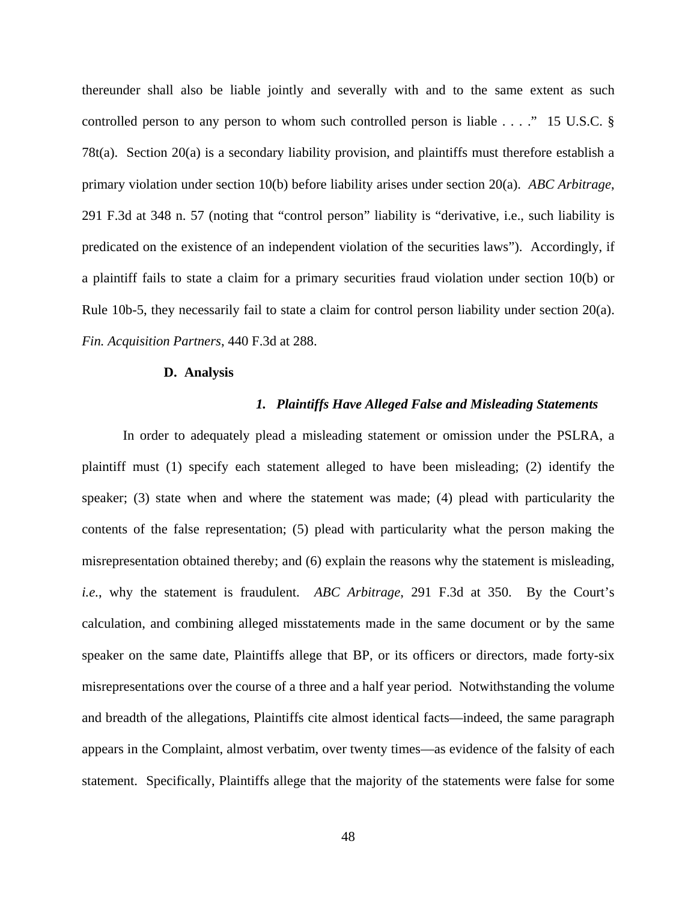thereunder shall also be liable jointly and severally with and to the same extent as such controlled person to any person to whom such controlled person is liable . . . ." 15 U.S.C. § 78t(a). Section 20(a) is a secondary liability provision, and plaintiffs must therefore establish a primary violation under section 10(b) before liability arises under section 20(a). *ABC Arbitrage*, 291 F.3d at 348 n. 57 (noting that "control person" liability is "derivative, i.e., such liability is predicated on the existence of an independent violation of the securities laws"). Accordingly, if a plaintiff fails to state a claim for a primary securities fraud violation under section 10(b) or Rule 10b-5, they necessarily fail to state a claim for control person liability under section 20(a). *Fin. Acquisition Partners*, 440 F.3d at 288.

### D. Analysis

#### *1. Plaintiffs Have Alleged False and Misleading Statements*

In order to adequately plead a misleading statement or omission under the PSLRA, a plaintiff must (1) specify each statement alleged to have been misleading; (2) identify the speaker; (3) state when and where the statement was made; (4) plead with particularity the contents of the false representation; (5) plead with particularity what the person making the misrepresentation obtained thereby; and (6) explain the reasons why the statement is misleading, *i.e.*, why the statement is fraudulent. *ABC Arbitrage*, 291 F.3d at 350. By the Court's calculation, and combining alleged misstatements made in the same document or by the same speaker on the same date, Plaintiffs allege that BP, or its officers or directors, made forty-six misrepresentations over the course of a three and a half year period. Notwithstanding the volume and breadth of the allegations, Plaintiffs cite almost identical facts—indeed, the same paragraph appears in the Complaint, almost verbatim, over twenty times—as evidence of the falsity of each statement. Specifically, Plaintiffs allege that the majority of the statements were false for some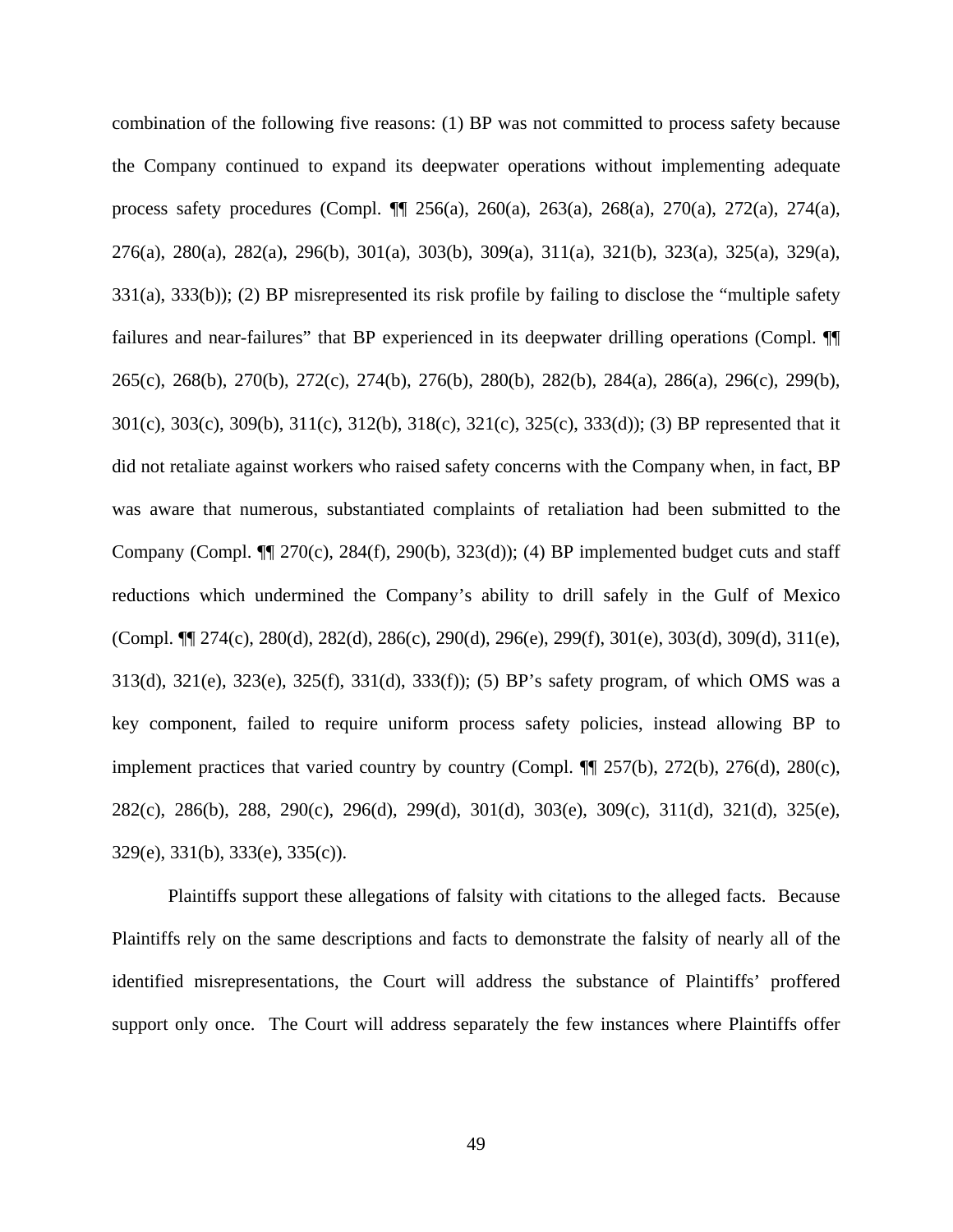combination of the following five reasons: (1) BP was not committed to process safety because the Company continued to expand its deepwater operations without implementing adequate process safety procedures (Compl. ¶¶ 256(a), 260(a), 263(a), 268(a), 270(a), 272(a), 274(a), 276(a), 280(a), 282(a), 296(b), 301(a), 303(b), 309(a), 311(a), 321(b), 323(a), 325(a), 329(a), 331(a), 333(b)); (2) BP misrepresented its risk profile by failing to disclose the "multiple safety failures and near-failures" that BP experienced in its deepwater drilling operations (Compl. ¶¶ 265(c), 268(b), 270(b), 272(c), 274(b), 276(b), 280(b), 282(b), 284(a), 286(a), 296(c), 299(b), 301(c), 303(c), 309(b), 311(c), 312(b), 318(c), 321(c), 325(c), 333(d)); (3) BP represented that it did not retaliate against workers who raised safety concerns with the Company when, in fact, BP was aware that numerous, substantiated complaints of retaliation had been submitted to the Company (Compl. ¶¶ 270(c), 284(f), 290(b), 323(d)); (4) BP implemented budget cuts and staff reductions which undermined the Company's ability to drill safely in the Gulf of Mexico (Compl. ¶¶ 274(c), 280(d), 282(d), 286(c), 290(d), 296(e), 299(f), 301(e), 303(d), 309(d), 311(e), 313(d), 321(e), 323(e), 325(f), 331(d), 333(f)); (5) BP's safety program, of which OMS was a key component, failed to require uniform process safety policies, instead allowing BP to implement practices that varied country by country (Compl. ¶¶ 257(b), 272(b), 276(d), 280(c), 282(c), 286(b), 288, 290(c), 296(d), 299(d), 301(d), 303(e), 309(c), 311(d), 321(d), 325(e), 329(e), 331(b), 333(e), 335(c)).

Plaintiffs support these allegations of falsity with citations to the alleged facts. Because Plaintiffs rely on the same descriptions and facts to demonstrate the falsity of nearly all of the identified misrepresentations, the Court will address the substance of Plaintiffs' proffered support only once. The Court will address separately the few instances where Plaintiffs offer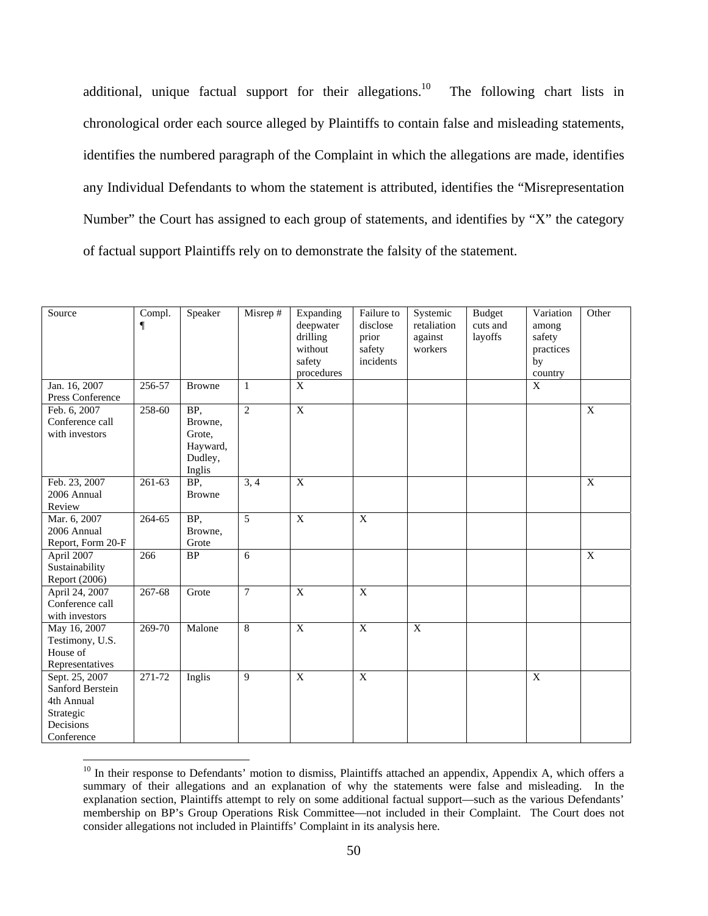additional, unique factual support for their allegations.[10] The following chart lists in chronological order each source alleged by Plaintiffs to contain false and misleading statements, identifies the numbered paragraph of the Complaint in which the allegations are made, identifies any Individual Defendants to whom the statement is attributed, identifies the "Misrepresentation Number" the Court has assigned to each group of statements, and identifies by "X" the category of factual support Plaintiffs rely on to demonstrate the falsity of the statement.

| Source | Compl. ¶ | Speaker | Misrep # | Expanding deepwater drilling without safety procedures | Failure to disclose prior safety incidents | Systemic retaliation against workers | Budget cuts and layoffs | Variation among safety practices by country | Other |
|---|---|---|---|---|---|---|---|---|---|
| Jan. 16, 2007 Press Conference | 256-57 | Browne | 1 | X | | | | X | |
| Feb. 6, 2007 Conference call with investors | 258-60 | BP, Browne, Grote, Hayward, Dudley, Inglis | 2 | X | | | | | X |
| Feb. 23, 2007 2006 Annual Review | 261-63 | BP, Browne | 3, 4 | X | | | | | X |
| Mar. 6, 2007 2006 Annual Report, Form 20-F | 264-65 | BP, Browne, Grote | 5 | X | X | | | | |
| April 2007 Sustainability Report (2006) | 266 | BP | 6 | | | | | | X |
| April 24, 2007 Conference call with investors | 267-68 | Grote | 7 | X | X | | | | |
| May 16, 2007 Testimony, U.S. House of Representatives | 269-70 | Malone | 8 | X | X | X | | | |
| Sept. 25, 2007 Sanford Berstein 4th Annual Strategic Decisions Conference | 271-72 | Inglis | 9 | X | X | | | X | |

[10] In their response to Defendants' motion to dismiss, Plaintiffs attached an appendix, Appendix A, which offers a summary of their allegations and an explanation of why the statements were false and misleading. In the explanation section, Plaintiffs attempt to rely on some additional factual support—such as the various Defendants' membership on BP's Group Operations Risk Committee—not included in their Complaint. The Court does not consider allegations not included in Plaintiffs' Complaint in its analysis here.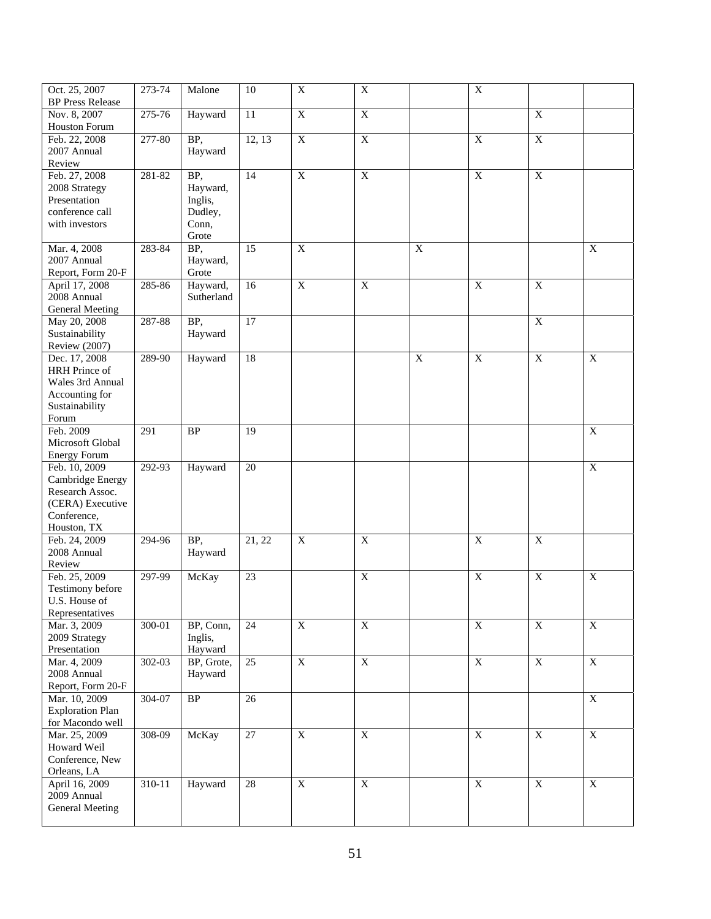| | | | | | | | | | |
|---|---|---|---|---|---|---|---|---|---|
| Oct. 25, 2007 BP Press Release | 273-74 | Malone | 10 | X | X | | X | | |
| Nov. 8, 2007 Houston Forum | 275-76 | Hayward | 11 | X | X | | | X | |
| Feb. 22, 2008 2007 Annual Review | 277-80 | BP, Hayward | 12, 13 | X | X | | X | X | |
| Feb. 27, 2008 2008 Strategy Presentation conference call with investors | 281-82 | BP, Hayward, Inglis, Dudley, Conn, Grote | 14 | X | X | | X | X | |
| Mar. 4, 2008 2007 Annual Report, Form 20-F | 283-84 | BP, Hayward, Grote | 15 | X | | X | | | X |
| April 17, 2008 2008 Annual General Meeting | 285-86 | Hayward, Sutherland | 16 | X | X | | X | X | |
| May 20, 2008 Sustainability Review (2007) | 287-88 | BP, Hayward | 17 | | | | | X | |
| Dec. 17, 2008 HRH Prince of Wales 3rd Annual Accounting for Sustainability Forum | 289-90 | Hayward | 18 | | | X | X | X | X |
| Feb. 2009 Microsoft Global Energy Forum | 291 | BP | 19 | | | | | | X |
| Feb. 10, 2009 Cambridge Energy Research Assoc. (CERA) Executive Conference, Houston, TX | 292-93 | Hayward | 20 | | | | | | X |
| Feb. 24, 2009 2008 Annual Review | 294-96 | BP, Hayward | 21, 22 | X | X | | X | X | |
| Feb. 25, 2009 Testimony before U.S. House of Representatives | 297-99 | McKay | 23 | | X | | X | X | X |
| Mar. 3, 2009 2009 Strategy Presentation | 300-01 | BP, Conn, Inglis, Hayward | 24 | X | X | | X | X | X |
| Mar. 4, 2009 2008 Annual Report, Form 20-F | 302-03 | BP, Grote, Hayward | 25 | X | X | | X | X | X |
| Mar. 10, 2009 Exploration Plan for Macondo well | 304-07 | BP | 26 | | | | | | X |
| Mar. 25, 2009 Howard Weil Conference, New Orleans, LA | 308-09 | McKay | 27 | X | X | | X | X | X |
| April 16, 2009 2009 Annual General Meeting | 310-11 | Hayward | 28 | X | X | | X | X | X |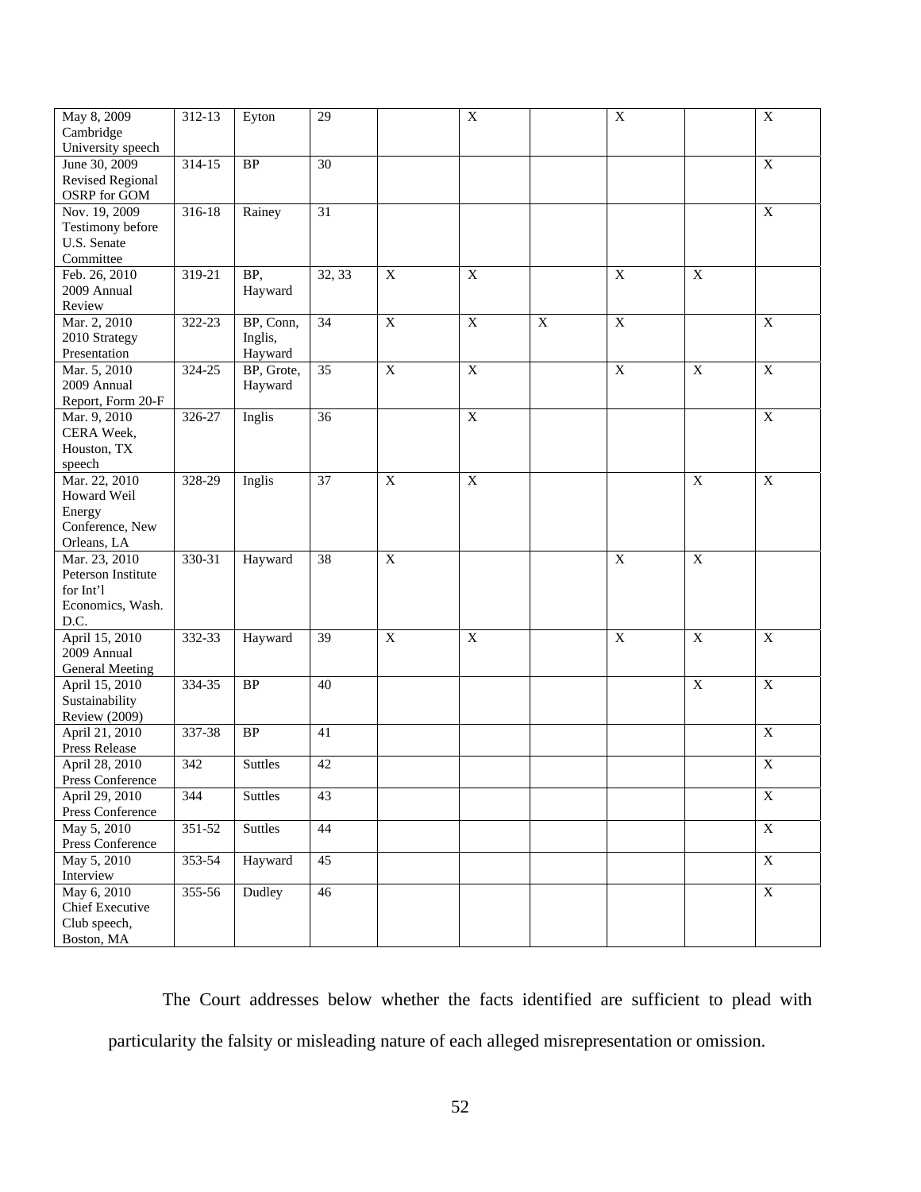| | | | | | | | | | |
|---|---|---|---|---|---|---|---|---|---|
| May 8, 2009 Cambridge University speech | 312-13 | Eyton | 29 | | X | | X | | X |
| June 30, 2009 Revised Regional OSRP for GOM | 314-15 | BP | 30 | | | | | | X |
| Nov. 19, 2009 Testimony before U.S. Senate Committee | 316-18 | Rainey | 31 | | | | | | X |
| Feb. 26, 2010 2009 Annual Review | 319-21 | BP, Hayward | 32, 33 | X | X | | X | X | |
| Mar. 2, 2010 2010 Strategy Presentation | 322-23 | BP, Conn, Inglis, Hayward | 34 | X | X | X | X | | X |
| Mar. 5, 2010 2009 Annual Report, Form 20-F | 324-25 | BP, Grote, Hayward | 35 | X | X | | X | X | X |
| Mar. 9, 2010 CERA Week, Houston, TX speech | 326-27 | Inglis | 36 | | X | | | | X |
| Mar. 22, 2010 Howard Weil Energy Conference, New Orleans, LA | 328-29 | Inglis | 37 | X | X | | | X | X |
| Mar. 23, 2010 Peterson Institute for Int'l Economics, Wash. D.C. | 330-31 | Hayward | 38 | X | | | X | X | |
| April 15, 2010 2009 Annual General Meeting | 332-33 | Hayward | 39 | X | X | | X | X | X |
| April 15, 2010 Sustainability Review (2009) | 334-35 | BP | 40 | | | | | X | X |
| April 21, 2010 Press Release | 337-38 | BP | 41 | | | | | | X |
| April 28, 2010 Press Conference | 342 | Suttles | 42 | | | | | | X |
| April 29, 2010 Press Conference | 344 | Suttles | 43 | | | | | | X |
| May 5, 2010 Press Conference | 351-52 | Suttles | 44 | | | | | | X |
| May 5, 2010 Interview | 353-54 | Hayward | 45 | | | | | | X |
| May 6, 2010 Chief Executive Club speech, Boston, MA | 355-56 | Dudley | 46 | | | | | | X |

The Court addresses below whether the facts identified are sufficient to plead with particularity the falsity or misleading nature of each alleged misrepresentation or omission.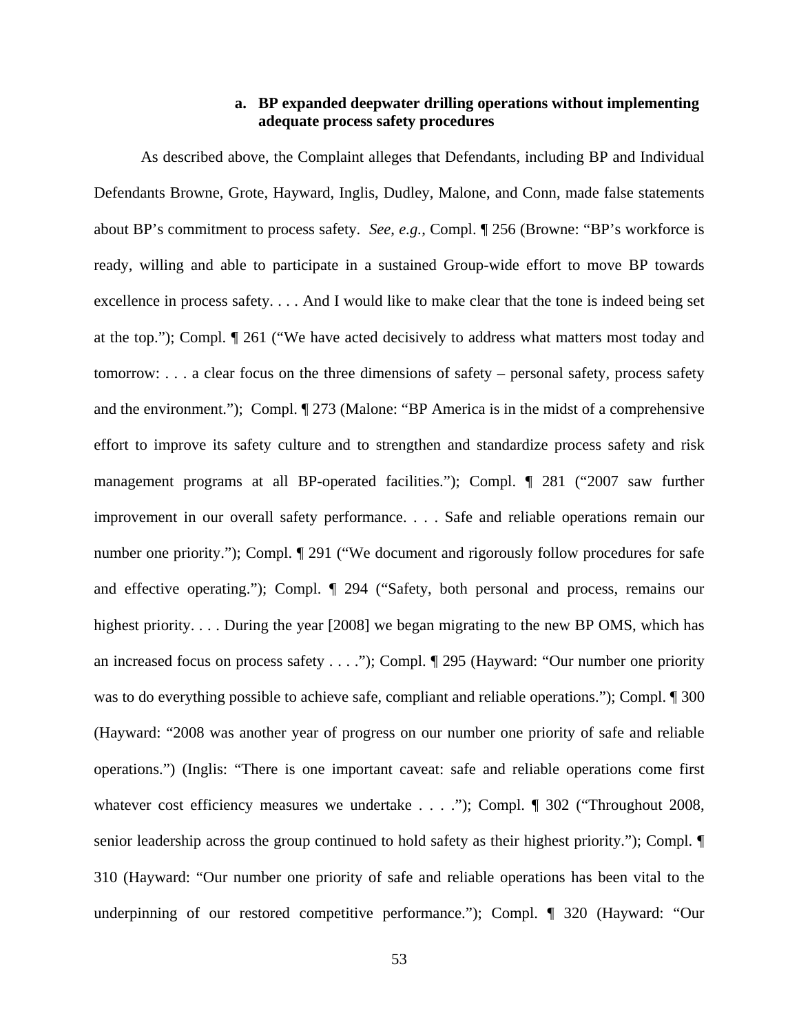### a. BP expanded deepwater drilling operations without implementing adequate process safety procedures

As described above, the Complaint alleges that Defendants, including BP and Individual Defendants Browne, Grote, Hayward, Inglis, Dudley, Malone, and Conn, made false statements about BP's commitment to process safety. *See, e.g.*, Compl. ¶ 256 (Browne: "BP's workforce is ready, willing and able to participate in a sustained Group-wide effort to move BP towards excellence in process safety. . . . And I would like to make clear that the tone is indeed being set at the top."); Compl. ¶ 261 ("We have acted decisively to address what matters most today and tomorrow: . . . a clear focus on the three dimensions of safety – personal safety, process safety and the environment."); Compl. ¶ 273 (Malone: "BP America is in the midst of a comprehensive effort to improve its safety culture and to strengthen and standardize process safety and risk management programs at all BP-operated facilities."); Compl. ¶ 281 ("2007 saw further improvement in our overall safety performance. . . . Safe and reliable operations remain our number one priority."); Compl. ¶ 291 ("We document and rigorously follow procedures for safe and effective operating."); Compl. ¶ 294 ("Safety, both personal and process, remains our highest priority. . . . During the year [2008] we began migrating to the new BP OMS, which has an increased focus on process safety . . . ."); Compl. ¶ 295 (Hayward: "Our number one priority was to do everything possible to achieve safe, compliant and reliable operations."); Compl. ¶ 300 (Hayward: "2008 was another year of progress on our number one priority of safe and reliable operations.") (Inglis: "There is one important caveat: safe and reliable operations come first whatever cost efficiency measures we undertake . . . ."); Compl. ¶ 302 ("Throughout 2008, senior leadership across the group continued to hold safety as their highest priority."); Compl. ¶ 310 (Hayward: "Our number one priority of safe and reliable operations has been vital to the underpinning of our restored competitive performance."); Compl. ¶ 320 (Hayward: "Our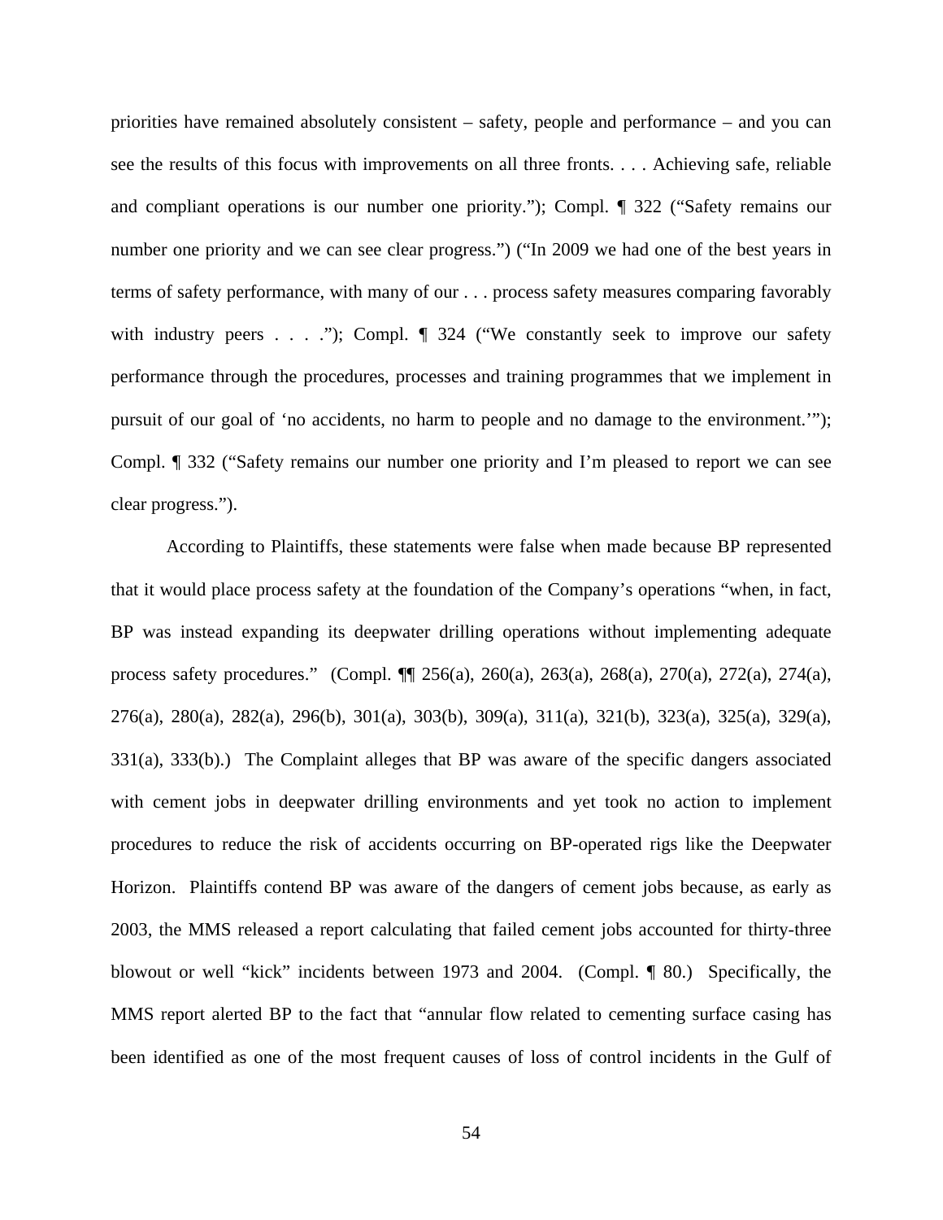priorities have remained absolutely consistent – safety, people and performance – and you can see the results of this focus with improvements on all three fronts. . . . Achieving safe, reliable and compliant operations is our number one priority."); Compl. ¶ 322 ("Safety remains our number one priority and we can see clear progress.") ("In 2009 we had one of the best years in terms of safety performance, with many of our . . . process safety measures comparing favorably with industry peers . . . ."); Compl. ¶ 324 ("We constantly seek to improve our safety performance through the procedures, processes and training programmes that we implement in pursuit of our goal of 'no accidents, no harm to people and no damage to the environment.'"); Compl. ¶ 332 ("Safety remains our number one priority and I'm pleased to report we can see clear progress.").

According to Plaintiffs, these statements were false when made because BP represented that it would place process safety at the foundation of the Company's operations "when, in fact, BP was instead expanding its deepwater drilling operations without implementing adequate process safety procedures." (Compl. ¶¶ 256(a), 260(a), 263(a), 268(a), 270(a), 272(a), 274(a), 276(a), 280(a), 282(a), 296(b), 301(a), 303(b), 309(a), 311(a), 321(b), 323(a), 325(a), 329(a), 331(a), 333(b).) The Complaint alleges that BP was aware of the specific dangers associated with cement jobs in deepwater drilling environments and yet took no action to implement procedures to reduce the risk of accidents occurring on BP-operated rigs like the Deepwater Horizon. Plaintiffs contend BP was aware of the dangers of cement jobs because, as early as 2003, the MMS released a report calculating that failed cement jobs accounted for thirty-three blowout or well "kick" incidents between 1973 and 2004. (Compl. ¶ 80.) Specifically, the MMS report alerted BP to the fact that "annular flow related to cementing surface casing has been identified as one of the most frequent causes of loss of control incidents in the Gulf of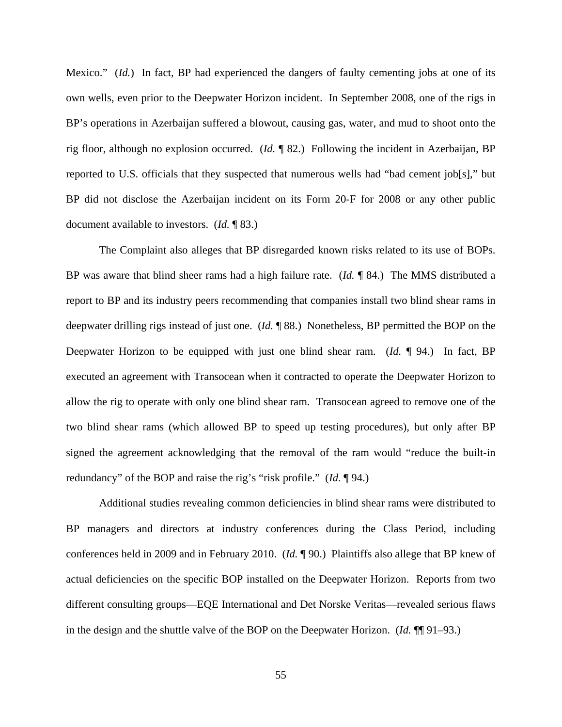Mexico." (*Id.*) In fact, BP had experienced the dangers of faulty cementing jobs at one of its own wells, even prior to the Deepwater Horizon incident. In September 2008, one of the rigs in BP's operations in Azerbaijan suffered a blowout, causing gas, water, and mud to shoot onto the rig floor, although no explosion occurred. (*Id.* ¶ 82.) Following the incident in Azerbaijan, BP reported to U.S. officials that they suspected that numerous wells had "bad cement job[s]," but BP did not disclose the Azerbaijan incident on its Form 20-F for 2008 or any other public document available to investors. (*Id.* ¶ 83.)

The Complaint also alleges that BP disregarded known risks related to its use of BOPs. BP was aware that blind sheer rams had a high failure rate. (*Id.* ¶ 84.) The MMS distributed a report to BP and its industry peers recommending that companies install two blind shear rams in deepwater drilling rigs instead of just one. (*Id.* ¶ 88.) Nonetheless, BP permitted the BOP on the Deepwater Horizon to be equipped with just one blind shear ram. (*Id.* ¶ 94.) In fact, BP executed an agreement with Transocean when it contracted to operate the Deepwater Horizon to allow the rig to operate with only one blind shear ram. Transocean agreed to remove one of the two blind shear rams (which allowed BP to speed up testing procedures), but only after BP signed the agreement acknowledging that the removal of the ram would "reduce the built-in redundancy" of the BOP and raise the rig's "risk profile." (*Id.* ¶ 94.)

Additional studies revealing common deficiencies in blind shear rams were distributed to BP managers and directors at industry conferences during the Class Period, including conferences held in 2009 and in February 2010. (*Id.* ¶ 90.) Plaintiffs also allege that BP knew of actual deficiencies on the specific BOP installed on the Deepwater Horizon. Reports from two different consulting groups—EQE International and Det Norske Veritas—revealed serious flaws in the design and the shuttle valve of the BOP on the Deepwater Horizon. (*Id.* ¶¶ 91–93.)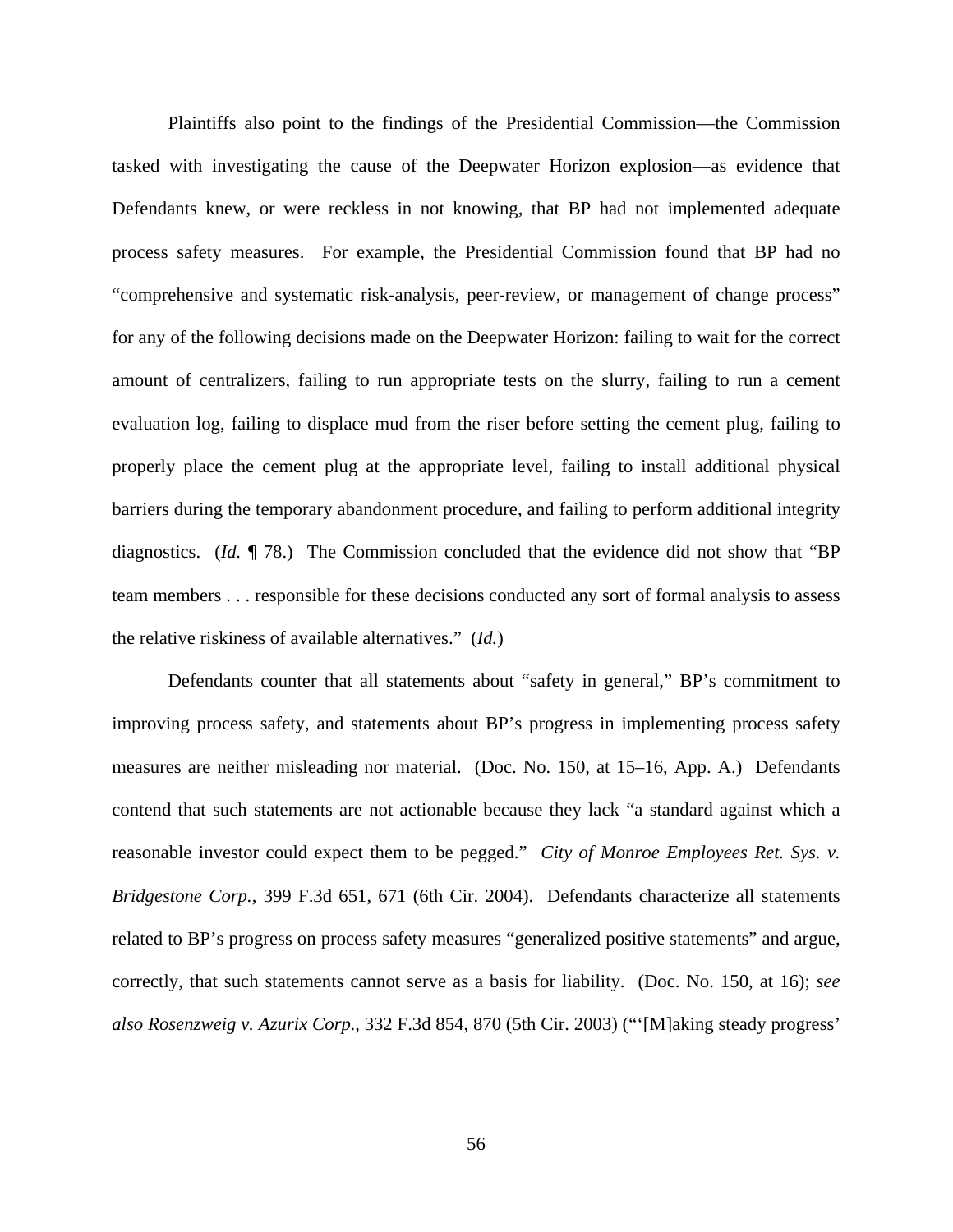Plaintiffs also point to the findings of the Presidential Commission—the Commission tasked with investigating the cause of the Deepwater Horizon explosion—as evidence that Defendants knew, or were reckless in not knowing, that BP had not implemented adequate process safety measures. For example, the Presidential Commission found that BP had no "comprehensive and systematic risk-analysis, peer-review, or management of change process" for any of the following decisions made on the Deepwater Horizon: failing to wait for the correct amount of centralizers, failing to run appropriate tests on the slurry, failing to run a cement evaluation log, failing to displace mud from the riser before setting the cement plug, failing to properly place the cement plug at the appropriate level, failing to install additional physical barriers during the temporary abandonment procedure, and failing to perform additional integrity diagnostics. (*Id.* ¶ 78.) The Commission concluded that the evidence did not show that "BP team members . . . responsible for these decisions conducted any sort of formal analysis to assess the relative riskiness of available alternatives." (*Id.*)

Defendants counter that all statements about "safety in general," BP's commitment to improving process safety, and statements about BP's progress in implementing process safety measures are neither misleading nor material. (Doc. No. 150, at 15–16, App. A.) Defendants contend that such statements are not actionable because they lack "a standard against which a reasonable investor could expect them to be pegged." *City of Monroe Employees Ret. Sys. v. Bridgestone Corp.*, 399 F.3d 651, 671 (6th Cir. 2004). Defendants characterize all statements related to BP's progress on process safety measures "generalized positive statements" and argue, correctly, that such statements cannot serve as a basis for liability. (Doc. No. 150, at 16); *see also Rosenzweig v. Azurix Corp.*, 332 F.3d 854, 870 (5th Cir. 2003) ("'[M]aking steady progress'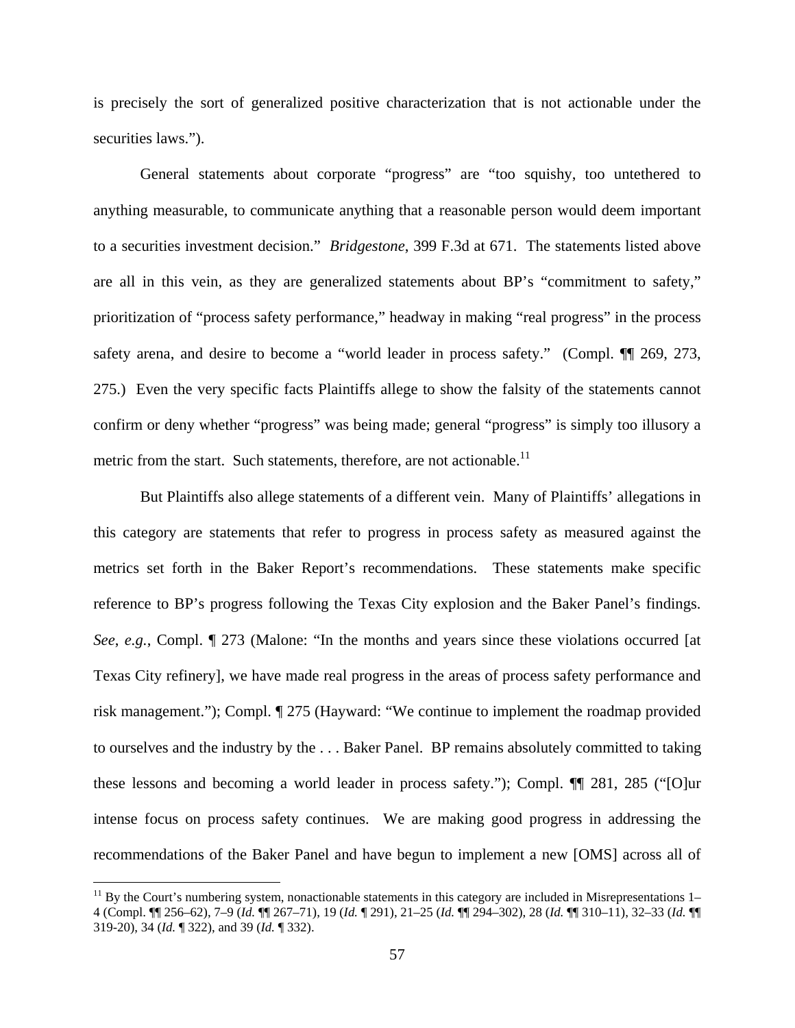is precisely the sort of generalized positive characterization that is not actionable under the securities laws.").

General statements about corporate "progress" are "too squishy, too untethered to anything measurable, to communicate anything that a reasonable person would deem important to a securities investment decision." *Bridgestone*, 399 F.3d at 671. The statements listed above are all in this vein, as they are generalized statements about BP's "commitment to safety," prioritization of "process safety performance," headway in making "real progress" in the process safety arena, and desire to become a "world leader in process safety." (Compl. ¶¶ 269, 273, 275.) Even the very specific facts Plaintiffs allege to show the falsity of the statements cannot confirm or deny whether "progress" was being made; general "progress" is simply too illusory a metric from the start. Such statements, therefore, are not actionable.[11]

But Plaintiffs also allege statements of a different vein. Many of Plaintiffs' allegations in this category are statements that refer to progress in process safety as measured against the metrics set forth in the Baker Report's recommendations. These statements make specific reference to BP's progress following the Texas City explosion and the Baker Panel's findings. *See*, *e.g.*, Compl. ¶ 273 (Malone: "In the months and years since these violations occurred [at Texas City refinery], we have made real progress in the areas of process safety performance and risk management."); Compl. ¶ 275 (Hayward: "We continue to implement the roadmap provided to ourselves and the industry by the . . . Baker Panel. BP remains absolutely committed to taking these lessons and becoming a world leader in process safety."); Compl. ¶¶ 281, 285 ("[O]ur intense focus on process safety continues. We are making good progress in addressing the recommendations of the Baker Panel and have begun to implement a new [OMS] across all of

---

[11] By the Court's numbering system, nonactionable statements in this category are included in Misrepresentations 1–4 (Compl. ¶¶ 256–62), 7–9 (*Id.* ¶¶ 267–71), 19 (*Id.* ¶ 291), 21–25 (*Id.* ¶¶ 294–302), 28 (*Id.* ¶¶ 310–11), 32–33 (*Id.* ¶¶ 319-20), 34 (*Id.* ¶ 322), and 39 (*Id.* ¶ 332).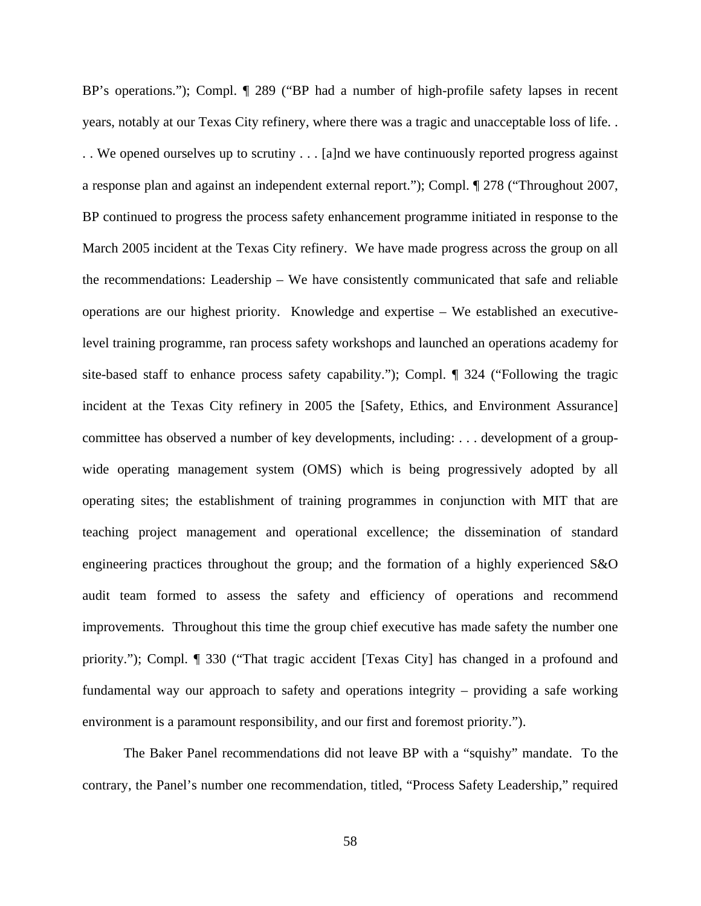BP's operations."); Compl. ¶ 289 ("BP had a number of high-profile safety lapses in recent years, notably at our Texas City refinery, where there was a tragic and unacceptable loss of life. . . . We opened ourselves up to scrutiny . . . [a]nd we have continuously reported progress against a response plan and against an independent external report."); Compl. ¶ 278 ("Throughout 2007, BP continued to progress the process safety enhancement programme initiated in response to the March 2005 incident at the Texas City refinery. We have made progress across the group on all the recommendations: Leadership – We have consistently communicated that safe and reliable operations are our highest priority. Knowledge and expertise – We established an executive-level training programme, ran process safety workshops and launched an operations academy for site-based staff to enhance process safety capability."); Compl. ¶ 324 ("Following the tragic incident at the Texas City refinery in 2005 the [Safety, Ethics, and Environment Assurance] committee has observed a number of key developments, including: . . . development of a group-wide operating management system (OMS) which is being progressively adopted by all operating sites; the establishment of training programmes in conjunction with MIT that are teaching project management and operational excellence; the dissemination of standard engineering practices throughout the group; and the formation of a highly experienced S&O audit team formed to assess the safety and efficiency of operations and recommend improvements. Throughout this time the group chief executive has made safety the number one priority."); Compl. ¶ 330 ("That tragic accident [Texas City] has changed in a profound and fundamental way our approach to safety and operations integrity – providing a safe working environment is a paramount responsibility, and our first and foremost priority.").

The Baker Panel recommendations did not leave BP with a "squishy" mandate. To the contrary, the Panel's number one recommendation, titled, "Process Safety Leadership," required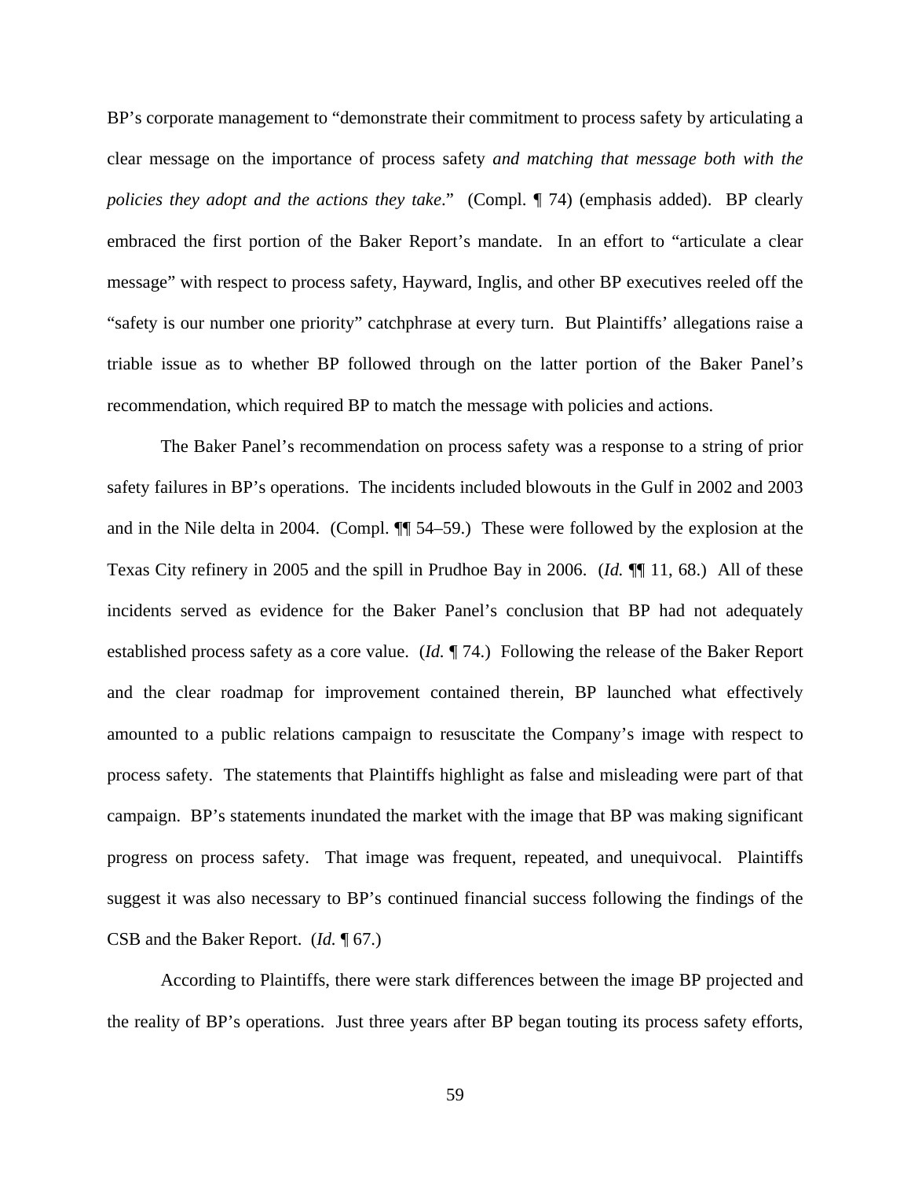BP's corporate management to "demonstrate their commitment to process safety by articulating a clear message on the importance of process safety *and matching that message both with the policies they adopt and the actions they take*." (Compl. ¶ 74) (emphasis added). BP clearly embraced the first portion of the Baker Report's mandate. In an effort to "articulate a clear message" with respect to process safety, Hayward, Inglis, and other BP executives reeled off the "safety is our number one priority" catchphrase at every turn. But Plaintiffs' allegations raise a triable issue as to whether BP followed through on the latter portion of the Baker Panel's recommendation, which required BP to match the message with policies and actions.

The Baker Panel's recommendation on process safety was a response to a string of prior safety failures in BP's operations. The incidents included blowouts in the Gulf in 2002 and 2003 and in the Nile delta in 2004. (Compl. ¶¶ 54–59.) These were followed by the explosion at the Texas City refinery in 2005 and the spill in Prudhoe Bay in 2006. (*Id.* ¶¶ 11, 68.) All of these incidents served as evidence for the Baker Panel's conclusion that BP had not adequately established process safety as a core value. (*Id.* ¶ 74.) Following the release of the Baker Report and the clear roadmap for improvement contained therein, BP launched what effectively amounted to a public relations campaign to resuscitate the Company's image with respect to process safety. The statements that Plaintiffs highlight as false and misleading were part of that campaign. BP's statements inundated the market with the image that BP was making significant progress on process safety. That image was frequent, repeated, and unequivocal. Plaintiffs suggest it was also necessary to BP's continued financial success following the findings of the CSB and the Baker Report. (*Id.* ¶ 67.)

According to Plaintiffs, there were stark differences between the image BP projected and the reality of BP's operations. Just three years after BP began touting its process safety efforts,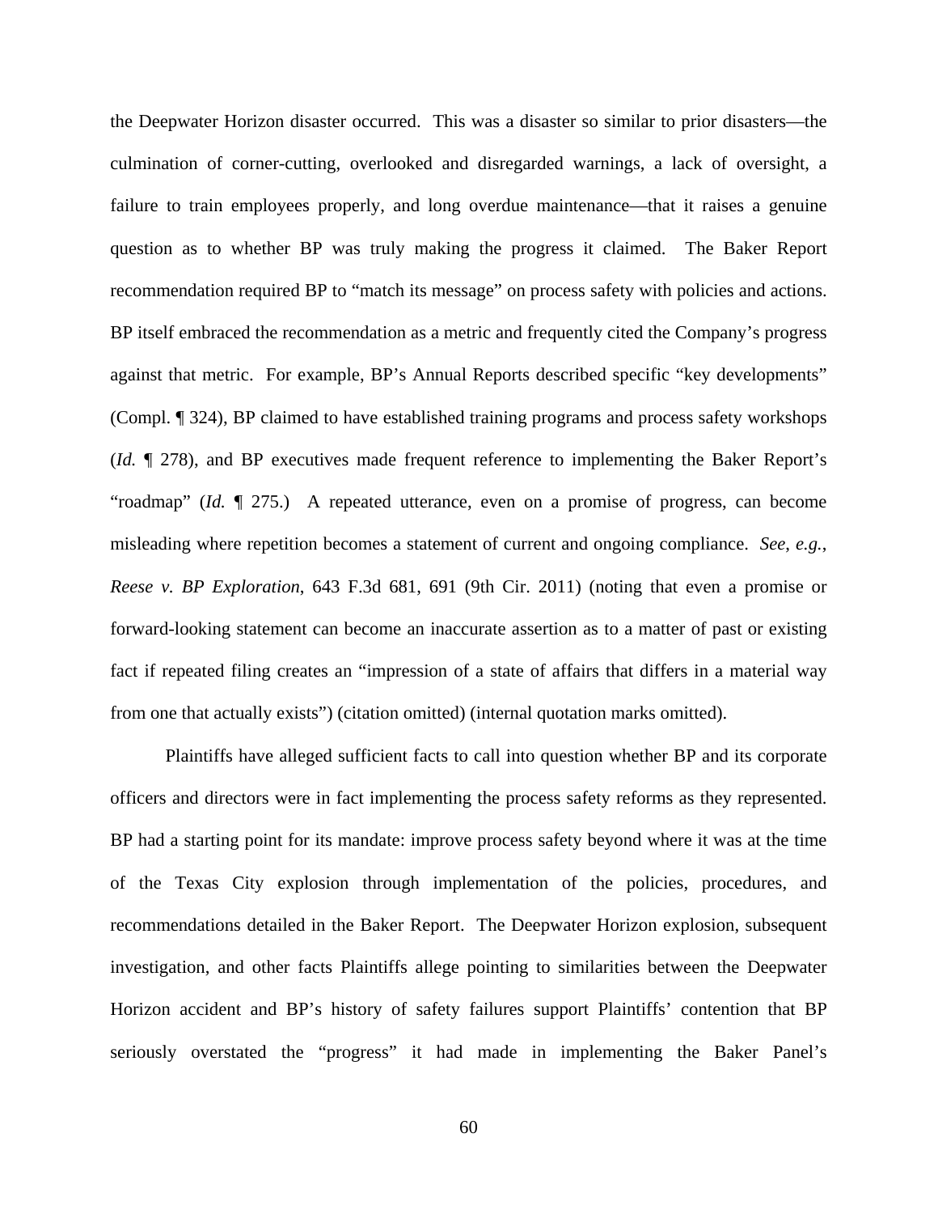the Deepwater Horizon disaster occurred. This was a disaster so similar to prior disasters—the culmination of corner-cutting, overlooked and disregarded warnings, a lack of oversight, a failure to train employees properly, and long overdue maintenance—that it raises a genuine question as to whether BP was truly making the progress it claimed. The Baker Report recommendation required BP to "match its message" on process safety with policies and actions. BP itself embraced the recommendation as a metric and frequently cited the Company's progress against that metric. For example, BP's Annual Reports described specific "key developments" (Compl. ¶ 324), BP claimed to have established training programs and process safety workshops (*Id.* ¶ 278), and BP executives made frequent reference to implementing the Baker Report's "roadmap" (*Id.* ¶ 275.) A repeated utterance, even on a promise of progress, can become misleading where repetition becomes a statement of current and ongoing compliance. *See*, *e.g.*, *Reese v. BP Exploration*, 643 F.3d 681, 691 (9th Cir. 2011) (noting that even a promise or forward-looking statement can become an inaccurate assertion as to a matter of past or existing fact if repeated filing creates an "impression of a state of affairs that differs in a material way from one that actually exists") (citation omitted) (internal quotation marks omitted).

Plaintiffs have alleged sufficient facts to call into question whether BP and its corporate officers and directors were in fact implementing the process safety reforms as they represented. BP had a starting point for its mandate: improve process safety beyond where it was at the time of the Texas City explosion through implementation of the policies, procedures, and recommendations detailed in the Baker Report. The Deepwater Horizon explosion, subsequent investigation, and other facts Plaintiffs allege pointing to similarities between the Deepwater Horizon accident and BP's history of safety failures support Plaintiffs' contention that BP seriously overstated the "progress" it had made in implementing the Baker Panel's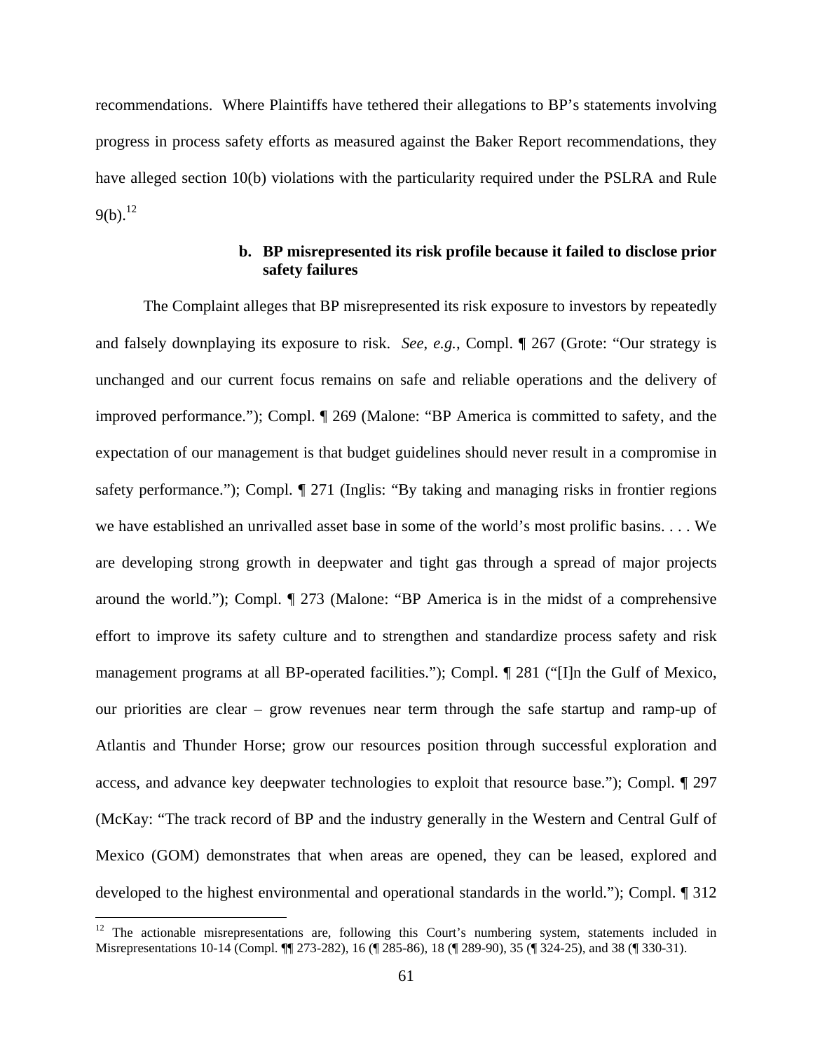recommendations. Where Plaintiffs have tethered their allegations to BP's statements involving progress in process safety efforts as measured against the Baker Report recommendations, they have alleged section 10(b) violations with the particularity required under the PSLRA and Rule 9(b).[12]

**b. BP misrepresented its risk profile because it failed to disclose prior safety failures**

The Complaint alleges that BP misrepresented its risk exposure to investors by repeatedly and falsely downplaying its exposure to risk. *See*, *e.g.*, Compl. ¶ 267 (Grote: "Our strategy is unchanged and our current focus remains on safe and reliable operations and the delivery of improved performance."); Compl. ¶ 269 (Malone: "BP America is committed to safety, and the expectation of our management is that budget guidelines should never result in a compromise in safety performance."); Compl. ¶ 271 (Inglis: "By taking and managing risks in frontier regions we have established an unrivalled asset base in some of the world's most prolific basins. . . . We are developing strong growth in deepwater and tight gas through a spread of major projects around the world."); Compl. ¶ 273 (Malone: "BP America is in the midst of a comprehensive effort to improve its safety culture and to strengthen and standardize process safety and risk management programs at all BP-operated facilities."); Compl. ¶ 281 ("[I]n the Gulf of Mexico, our priorities are clear – grow revenues near term through the safe startup and ramp-up of Atlantis and Thunder Horse; grow our resources position through successful exploration and access, and advance key deepwater technologies to exploit that resource base."); Compl. ¶ 297 (McKay: "The track record of BP and the industry generally in the Western and Central Gulf of Mexico (GOM) demonstrates that when areas are opened, they can be leased, explored and developed to the highest environmental and operational standards in the world."); Compl. ¶ 312

---

[12] The actionable misrepresentations are, following this Court's numbering system, statements included in Misrepresentations 10-14 (Compl. ¶¶ 273-282), 16 (¶ 285-86), 18 (¶ 289-90), 35 (¶ 324-25), and 38 (¶ 330-31).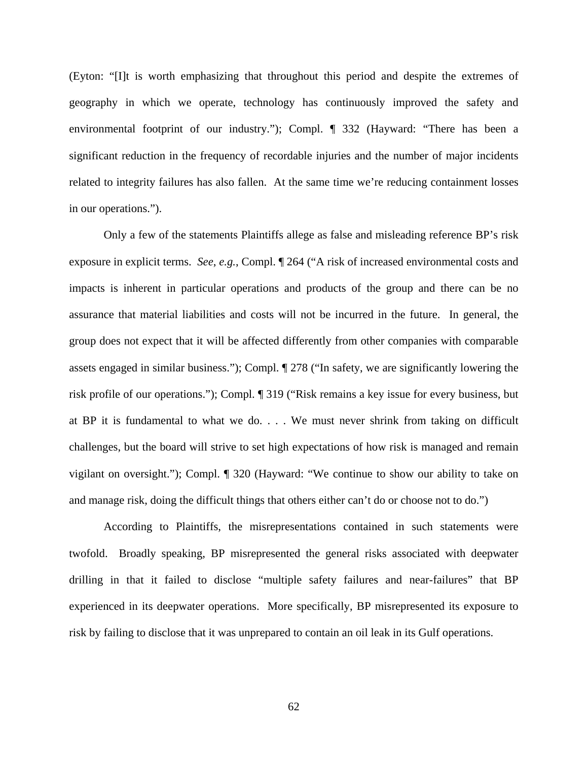(Eyton: "[I]t is worth emphasizing that throughout this period and despite the extremes of geography in which we operate, technology has continuously improved the safety and environmental footprint of our industry."); Compl. ¶ 332 (Hayward: "There has been a significant reduction in the frequency of recordable injuries and the number of major incidents related to integrity failures has also fallen. At the same time we're reducing containment losses in our operations.").

Only a few of the statements Plaintiffs allege as false and misleading reference BP's risk exposure in explicit terms. *See*, *e.g.*, Compl. ¶ 264 ("A risk of increased environmental costs and impacts is inherent in particular operations and products of the group and there can be no assurance that material liabilities and costs will not be incurred in the future. In general, the group does not expect that it will be affected differently from other companies with comparable assets engaged in similar business."); Compl. ¶ 278 ("In safety, we are significantly lowering the risk profile of our operations."); Compl. ¶ 319 ("Risk remains a key issue for every business, but at BP it is fundamental to what we do. . . . We must never shrink from taking on difficult challenges, but the board will strive to set high expectations of how risk is managed and remain vigilant on oversight."); Compl. ¶ 320 (Hayward: "We continue to show our ability to take on and manage risk, doing the difficult things that others either can't do or choose not to do.")

According to Plaintiffs, the misrepresentations contained in such statements were twofold. Broadly speaking, BP misrepresented the general risks associated with deepwater drilling in that it failed to disclose "multiple safety failures and near-failures" that BP experienced in its deepwater operations. More specifically, BP misrepresented its exposure to risk by failing to disclose that it was unprepared to contain an oil leak in its Gulf operations.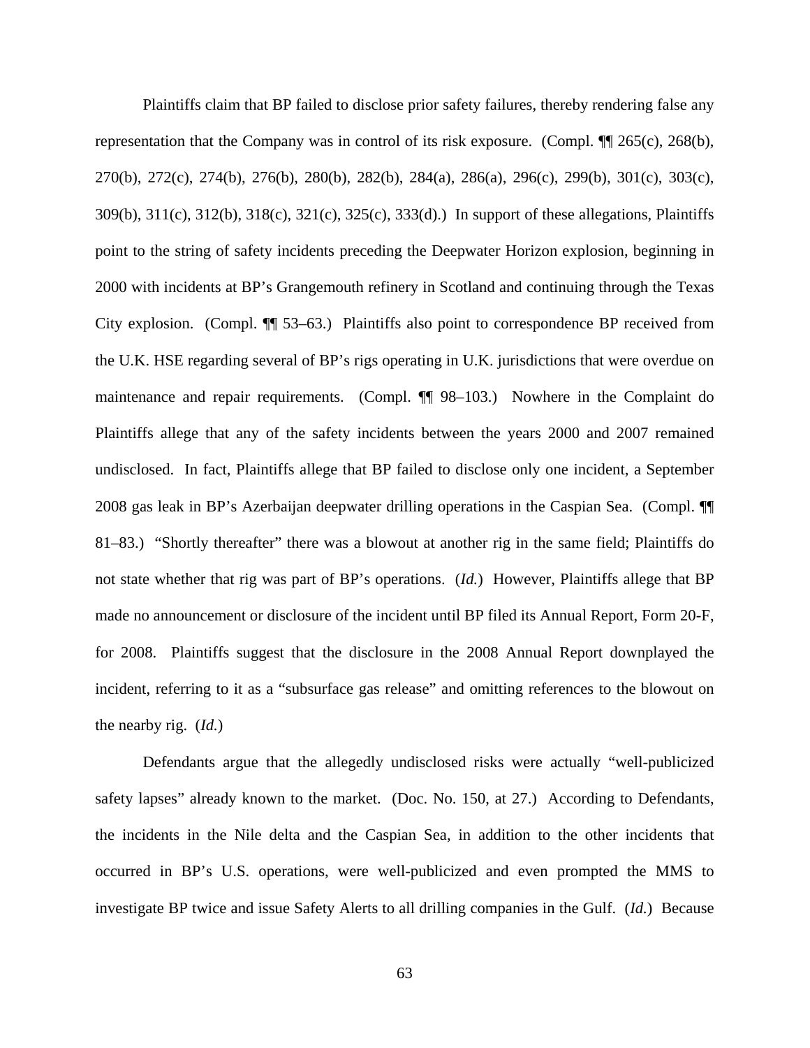Plaintiffs claim that BP failed to disclose prior safety failures, thereby rendering false any representation that the Company was in control of its risk exposure. (Compl. ¶¶ 265(c), 268(b), 270(b), 272(c), 274(b), 276(b), 280(b), 282(b), 284(a), 286(a), 296(c), 299(b), 301(c), 303(c), 309(b), 311(c), 312(b), 318(c), 321(c), 325(c), 333(d).) In support of these allegations, Plaintiffs point to the string of safety incidents preceding the Deepwater Horizon explosion, beginning in 2000 with incidents at BP's Grangemouth refinery in Scotland and continuing through the Texas City explosion. (Compl. ¶¶ 53–63.) Plaintiffs also point to correspondence BP received from the U.K. HSE regarding several of BP's rigs operating in U.K. jurisdictions that were overdue on maintenance and repair requirements. (Compl. ¶¶ 98–103.) Nowhere in the Complaint do Plaintiffs allege that any of the safety incidents between the years 2000 and 2007 remained undisclosed. In fact, Plaintiffs allege that BP failed to disclose only one incident, a September 2008 gas leak in BP's Azerbaijan deepwater drilling operations in the Caspian Sea. (Compl. ¶¶ 81–83.) "Shortly thereafter" there was a blowout at another rig in the same field; Plaintiffs do not state whether that rig was part of BP's operations. (*Id.*) However, Plaintiffs allege that BP made no announcement or disclosure of the incident until BP filed its Annual Report, Form 20-F, for 2008. Plaintiffs suggest that the disclosure in the 2008 Annual Report downplayed the incident, referring to it as a "subsurface gas release" and omitting references to the blowout on the nearby rig. (*Id.*)

Defendants argue that the allegedly undisclosed risks were actually "well-publicized safety lapses" already known to the market. (Doc. No. 150, at 27.) According to Defendants, the incidents in the Nile delta and the Caspian Sea, in addition to the other incidents that occurred in BP's U.S. operations, were well-publicized and even prompted the MMS to investigate BP twice and issue Safety Alerts to all drilling companies in the Gulf. (*Id.*) Because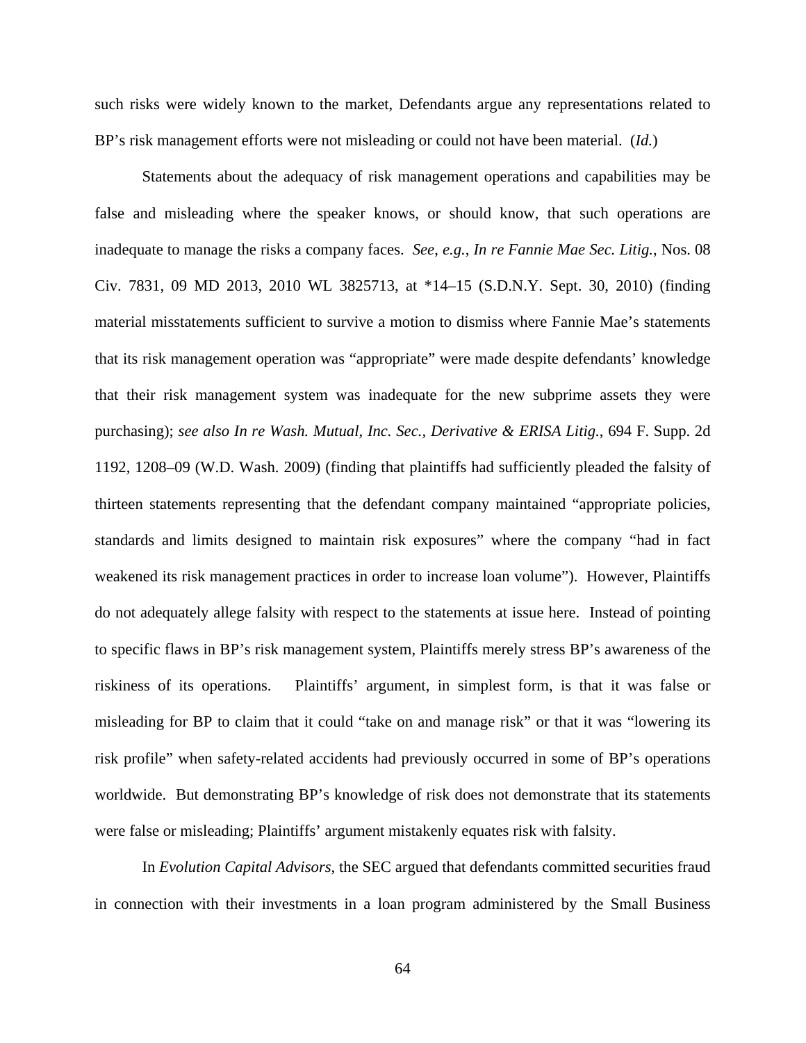such risks were widely known to the market, Defendants argue any representations related to BP's risk management efforts were not misleading or could not have been material. (*Id.*)

Statements about the adequacy of risk management operations and capabilities may be false and misleading where the speaker knows, or should know, that such operations are inadequate to manage the risks a company faces. *See*, *e.g.*, *In re Fannie Mae Sec. Litig.*, Nos. 08 Civ. 7831, 09 MD 2013, 2010 WL 3825713, at *14–15 (S.D.N.Y. Sept. 30, 2010) (finding material misstatements sufficient to survive a motion to dismiss where Fannie Mae's statements that its risk management operation was "appropriate" were made despite defendants' knowledge that their risk management system was inadequate for the new subprime assets they were purchasing); *see also In re Wash. Mutual, Inc. Sec., Derivative & ERISA Litig.*, 694 F. Supp. 2d 1192, 1208–09 (W.D. Wash. 2009) (finding that plaintiffs had sufficiently pleaded the falsity of thirteen statements representing that the defendant company maintained "appropriate policies, standards and limits designed to maintain risk exposures" where the company "had in fact weakened its risk management practices in order to increase loan volume"). However, Plaintiffs do not adequately allege falsity with respect to the statements at issue here. Instead of pointing to specific flaws in BP's risk management system, Plaintiffs merely stress BP's awareness of the riskiness of its operations. Plaintiffs' argument, in simplest form, is that it was false or misleading for BP to claim that it could "take on and manage risk" or that it was "lowering its risk profile" when safety-related accidents had previously occurred in some of BP's operations worldwide. But demonstrating BP's knowledge of risk does not demonstrate that its statements were false or misleading; Plaintiffs' argument mistakenly equates risk with falsity.

In *Evolution Capital Advisors*, the SEC argued that defendants committed securities fraud in connection with their investments in a loan program administered by the Small Business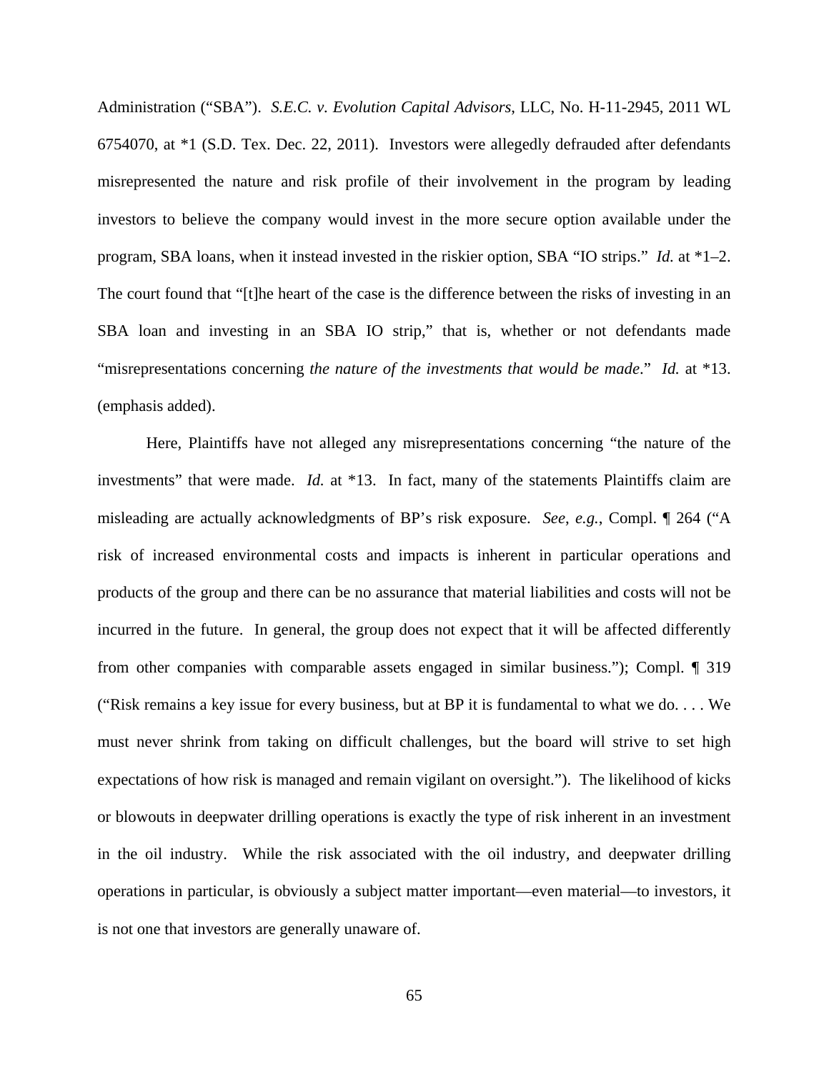Administration ("SBA"). *S.E.C. v. Evolution Capital Advisors*, LLC, No. H-11-2945, 2011 WL 6754070, at *1 (S.D. Tex. Dec. 22, 2011). Investors were allegedly defrauded after defendants misrepresented the nature and risk profile of their involvement in the program by leading investors to believe the company would invest in the more secure option available under the program, SBA loans, when it instead invested in the riskier option, SBA "IO strips." *Id.* at *1–2. The court found that "[t]he heart of the case is the difference between the risks of investing in an SBA loan and investing in an SBA IO strip," that is, whether or not defendants made "misrepresentations concerning *the nature of the investments that would be made*." *Id.* at *13. (emphasis added).

Here, Plaintiffs have not alleged any misrepresentations concerning "the nature of the investments" that were made. *Id.* at *13. In fact, many of the statements Plaintiffs claim are misleading are actually acknowledgments of BP's risk exposure. *See, e.g.*, Compl. ¶ 264 ("A risk of increased environmental costs and impacts is inherent in particular operations and products of the group and there can be no assurance that material liabilities and costs will not be incurred in the future. In general, the group does not expect that it will be affected differently from other companies with comparable assets engaged in similar business."); Compl. ¶ 319 ("Risk remains a key issue for every business, but at BP it is fundamental to what we do. . . . We must never shrink from taking on difficult challenges, but the board will strive to set high expectations of how risk is managed and remain vigilant on oversight."). The likelihood of kicks or blowouts in deepwater drilling operations is exactly the type of risk inherent in an investment in the oil industry. While the risk associated with the oil industry, and deepwater drilling operations in particular, is obviously a subject matter important—even material—to investors, it is not one that investors are generally unaware of.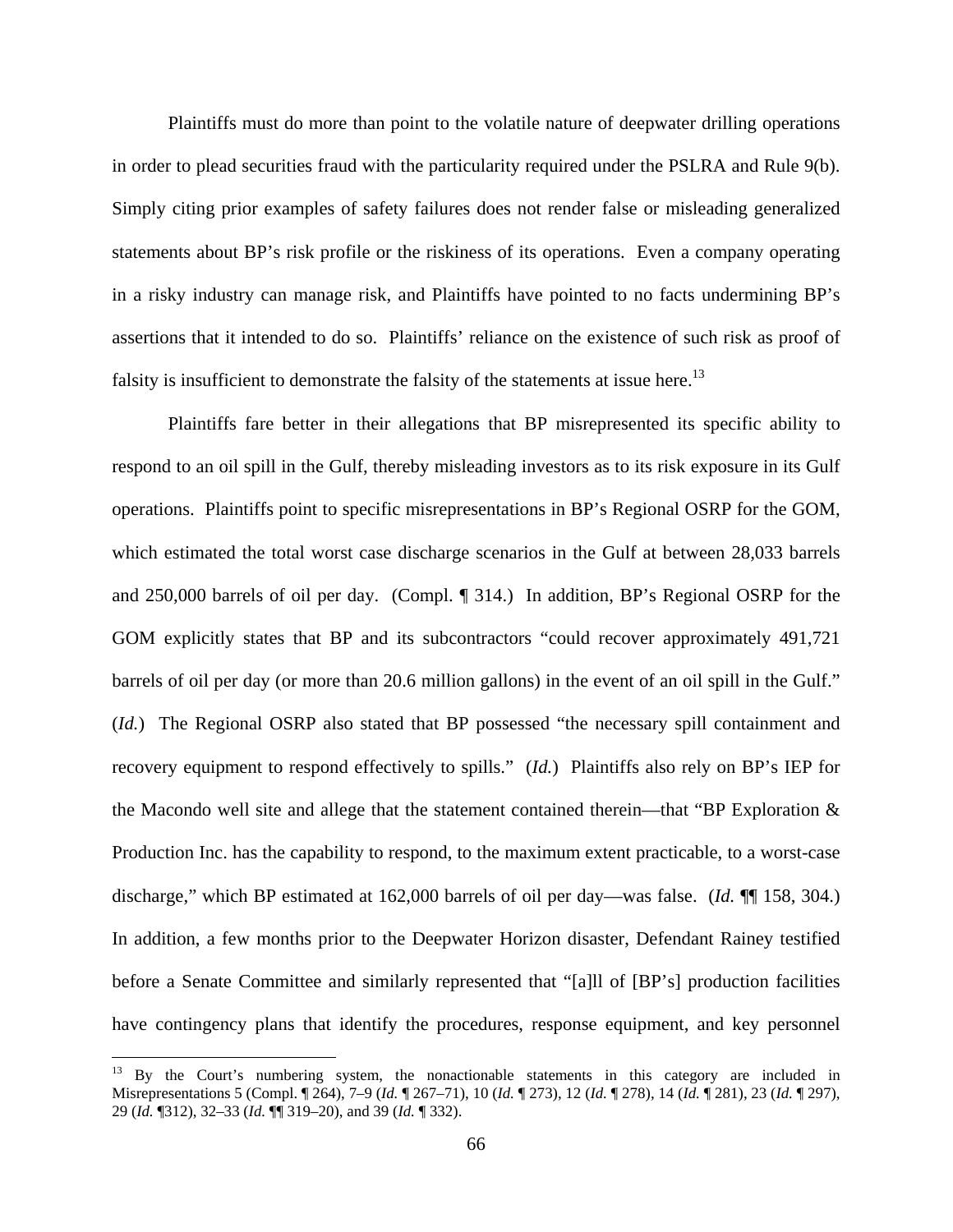Plaintiffs must do more than point to the volatile nature of deepwater drilling operations in order to plead securities fraud with the particularity required under the PSLRA and Rule 9(b). Simply citing prior examples of safety failures does not render false or misleading generalized statements about BP's risk profile or the riskiness of its operations. Even a company operating in a risky industry can manage risk, and Plaintiffs have pointed to no facts undermining BP's assertions that it intended to do so. Plaintiffs' reliance on the existence of such risk as proof of falsity is insufficient to demonstrate the falsity of the statements at issue here.[13]

Plaintiffs fare better in their allegations that BP misrepresented its specific ability to respond to an oil spill in the Gulf, thereby misleading investors as to its risk exposure in its Gulf operations. Plaintiffs point to specific misrepresentations in BP's Regional OSRP for the GOM, which estimated the total worst case discharge scenarios in the Gulf at between 28,033 barrels and 250,000 barrels of oil per day. (Compl. ¶ 314.) In addition, BP's Regional OSRP for the GOM explicitly states that BP and its subcontractors "could recover approximately 491,721 barrels of oil per day (or more than 20.6 million gallons) in the event of an oil spill in the Gulf." (*Id.*) The Regional OSRP also stated that BP possessed "the necessary spill containment and recovery equipment to respond effectively to spills." (*Id.*) Plaintiffs also rely on BP's IEP for the Macondo well site and allege that the statement contained therein—that "BP Exploration & Production Inc. has the capability to respond, to the maximum extent practicable, to a worst-case discharge," which BP estimated at 162,000 barrels of oil per day—was false. (*Id.* ¶¶ 158, 304.) In addition, a few months prior to the Deepwater Horizon disaster, Defendant Rainey testified before a Senate Committee and similarly represented that "[a]ll of [BP's] production facilities have contingency plans that identify the procedures, response equipment, and key personnel

---

[13] By the Court's numbering system, the nonactionable statements in this category are included in Misrepresentations 5 (Compl. ¶ 264), 7–9 (*Id.* ¶ 267–71), 10 (*Id.* ¶ 273), 12 (*Id.* ¶ 278), 14 (*Id.* ¶ 281), 23 (*Id.* ¶ 297), 29 (*Id.* ¶312), 32–33 (*Id.* ¶¶ 319–20), and 39 (*Id.* ¶ 332).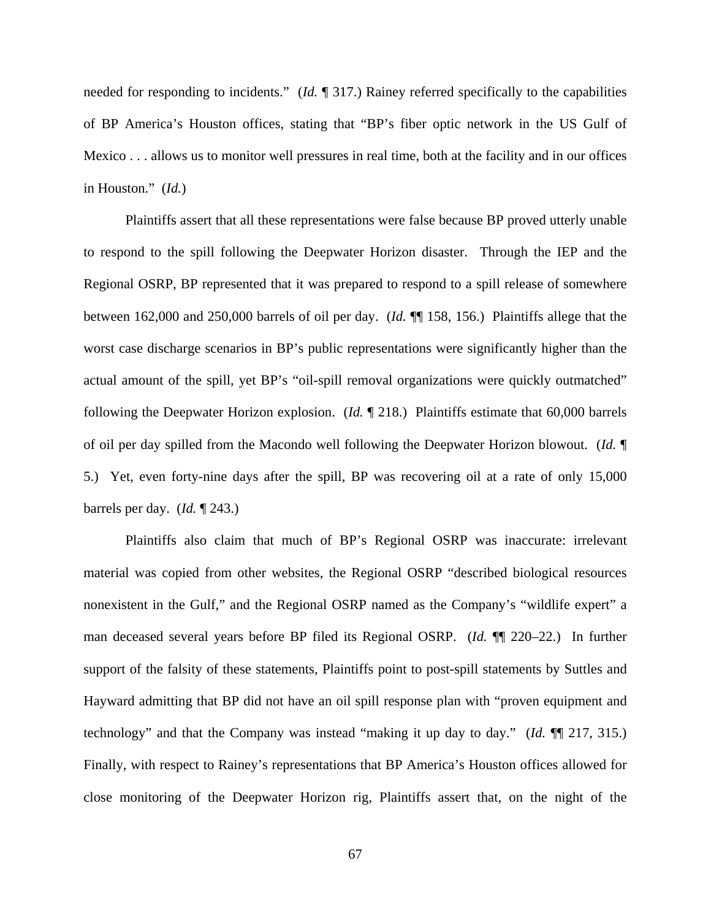needed for responding to incidents." (*Id.* ¶ 317.) Rainey referred specifically to the capabilities of BP America's Houston offices, stating that "BP's fiber optic network in the US Gulf of Mexico . . . allows us to monitor well pressures in real time, both at the facility and in our offices in Houston." (*Id.*)

Plaintiffs assert that all these representations were false because BP proved utterly unable to respond to the spill following the Deepwater Horizon disaster. Through the IEP and the Regional OSRP, BP represented that it was prepared to respond to a spill release of somewhere between 162,000 and 250,000 barrels of oil per day. (*Id.* ¶¶ 158, 156.) Plaintiffs allege that the worst case discharge scenarios in BP's public representations were significantly higher than the actual amount of the spill, yet BP's "oil-spill removal organizations were quickly outmatched" following the Deepwater Horizon explosion. (*Id.* ¶ 218.) Plaintiffs estimate that 60,000 barrels of oil per day spilled from the Macondo well following the Deepwater Horizon blowout. (*Id.* ¶ 5.) Yet, even forty-nine days after the spill, BP was recovering oil at a rate of only 15,000 barrels per day. (*Id.* ¶ 243.)

Plaintiffs also claim that much of BP's Regional OSRP was inaccurate: irrelevant material was copied from other websites, the Regional OSRP "described biological resources nonexistent in the Gulf," and the Regional OSRP named as the Company's "wildlife expert" a man deceased several years before BP filed its Regional OSRP. (*Id.* ¶¶ 220–22.) In further support of the falsity of these statements, Plaintiffs point to post-spill statements by Suttles and Hayward admitting that BP did not have an oil spill response plan with "proven equipment and technology" and that the Company was instead "making it up day to day." (*Id.* ¶¶ 217, 315.) Finally, with respect to Rainey's representations that BP America's Houston offices allowed for close monitoring of the Deepwater Horizon rig, Plaintiffs assert that, on the night of the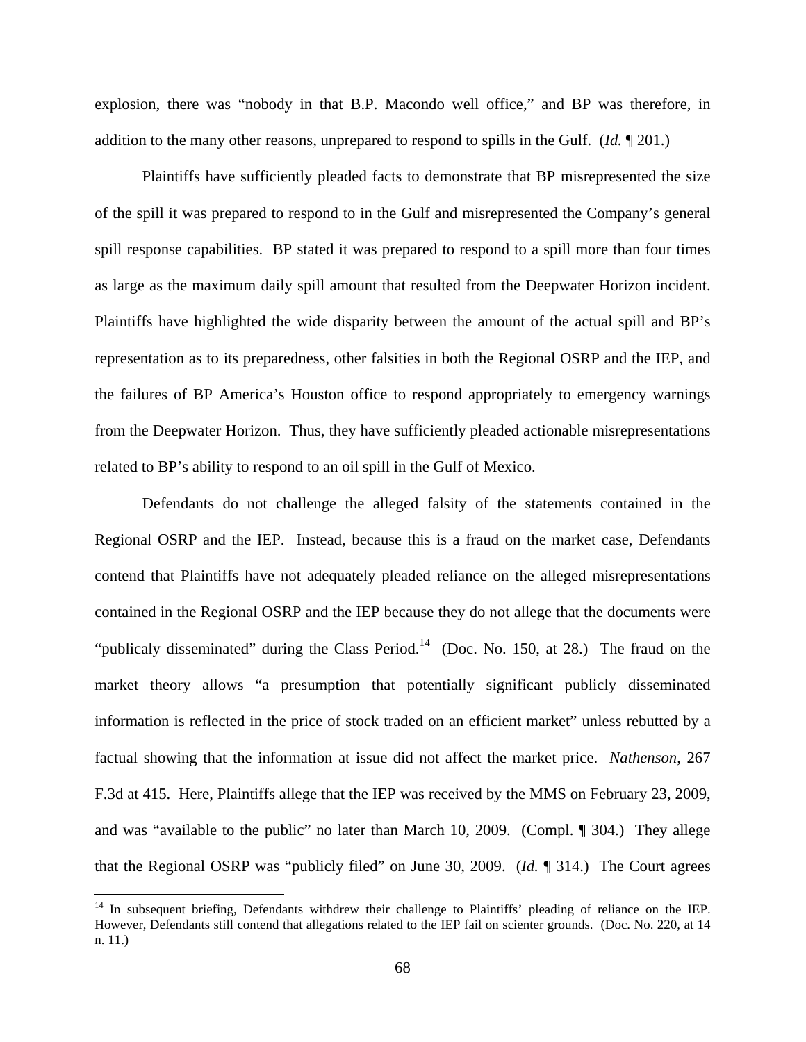explosion, there was "nobody in that B.P. Macondo well office," and BP was therefore, in addition to the many other reasons, unprepared to respond to spills in the Gulf. (*Id.* ¶ 201.)

Plaintiffs have sufficiently pleaded facts to demonstrate that BP misrepresented the size of the spill it was prepared to respond to in the Gulf and misrepresented the Company's general spill response capabilities. BP stated it was prepared to respond to a spill more than four times as large as the maximum daily spill amount that resulted from the Deepwater Horizon incident. Plaintiffs have highlighted the wide disparity between the amount of the actual spill and BP's representation as to its preparedness, other falsities in both the Regional OSRP and the IEP, and the failures of BP America's Houston office to respond appropriately to emergency warnings from the Deepwater Horizon. Thus, they have sufficiently pleaded actionable misrepresentations related to BP's ability to respond to an oil spill in the Gulf of Mexico.

Defendants do not challenge the alleged falsity of the statements contained in the Regional OSRP and the IEP. Instead, because this is a fraud on the market case, Defendants contend that Plaintiffs have not adequately pleaded reliance on the alleged misrepresentations contained in the Regional OSRP and the IEP because they do not allege that the documents were "publicaly disseminated" during the Class Period.[14] (Doc. No. 150, at 28.) The fraud on the market theory allows "a presumption that potentially significant publicly disseminated information is reflected in the price of stock traded on an efficient market" unless rebutted by a factual showing that the information at issue did not affect the market price. *Nathenson*, 267 F.3d at 415. Here, Plaintiffs allege that the IEP was received by the MMS on February 23, 2009, and was "available to the public" no later than March 10, 2009. (Compl. ¶ 304.) They allege that the Regional OSRP was "publicly filed" on June 30, 2009. (*Id.* ¶ 314.) The Court agrees

[14] In subsequent briefing, Defendants withdrew their challenge to Plaintiffs' pleading of reliance on the IEP. However, Defendants still contend that allegations related to the IEP fail on scienter grounds. (Doc. No. 220, at 14 n. 11.)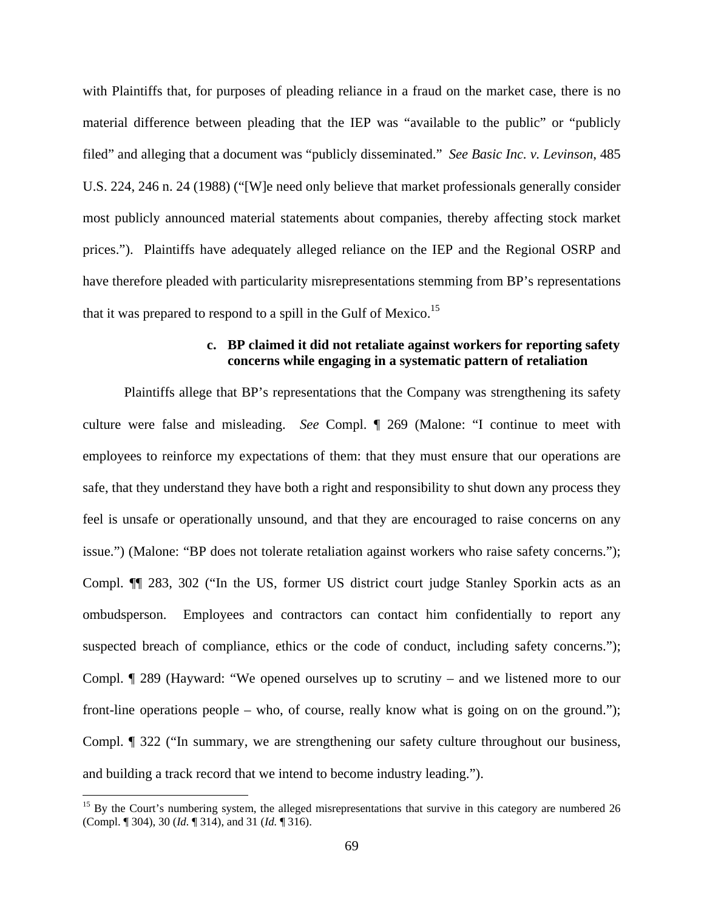with Plaintiffs that, for purposes of pleading reliance in a fraud on the market case, there is no material difference between pleading that the IEP was "available to the public" or "publicly filed" and alleging that a document was "publicly disseminated." *See Basic Inc. v. Levinson*, 485 U.S. 224, 246 n. 24 (1988) ("[W]e need only believe that market professionals generally consider most publicly announced material statements about companies, thereby affecting stock market prices."). Plaintiffs have adequately alleged reliance on the IEP and the Regional OSRP and have therefore pleaded with particularity misrepresentations stemming from BP's representations that it was prepared to respond to a spill in the Gulf of Mexico.[15]

#### c. BP claimed it did not retaliate against workers for reporting safety concerns while engaging in a systematic pattern of retaliation

Plaintiffs allege that BP's representations that the Company was strengthening its safety culture were false and misleading. *See* Compl. ¶ 269 (Malone: "I continue to meet with employees to reinforce my expectations of them: that they must ensure that our operations are safe, that they understand they have both a right and responsibility to shut down any process they feel is unsafe or operationally unsound, and that they are encouraged to raise concerns on any issue.") (Malone: "BP does not tolerate retaliation against workers who raise safety concerns."); Compl. ¶¶ 283, 302 ("In the US, former US district court judge Stanley Sporkin acts as an ombudsperson. Employees and contractors can contact him confidentially to report any suspected breach of compliance, ethics or the code of conduct, including safety concerns."); Compl. ¶ 289 (Hayward: "We opened ourselves up to scrutiny – and we listened more to our front-line operations people – who, of course, really know what is going on on the ground."); Compl. ¶ 322 ("In summary, we are strengthening our safety culture throughout our business, and building a track record that we intend to become industry leading.").

[15] By the Court's numbering system, the alleged misrepresentations that survive in this category are numbered 26 (Compl. ¶ 304), 30 (*Id.* ¶ 314), and 31 (*Id.* ¶ 316).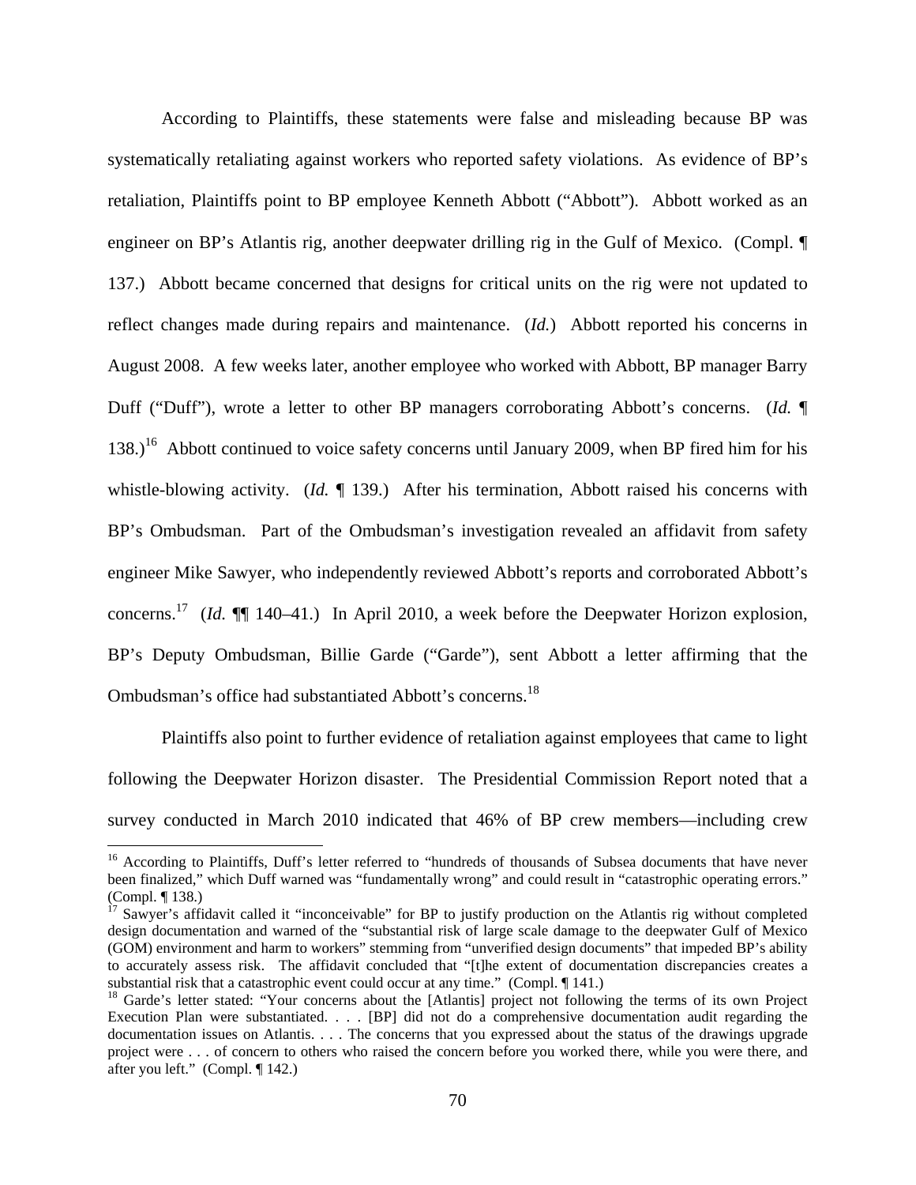According to Plaintiffs, these statements were false and misleading because BP was systematically retaliating against workers who reported safety violations. As evidence of BP's retaliation, Plaintiffs point to BP employee Kenneth Abbott ("Abbott"). Abbott worked as an engineer on BP's Atlantis rig, another deepwater drilling rig in the Gulf of Mexico. (Compl. ¶ 137.) Abbott became concerned that designs for critical units on the rig were not updated to reflect changes made during repairs and maintenance. (*Id.*) Abbott reported his concerns in August 2008. A few weeks later, another employee who worked with Abbott, BP manager Barry Duff ("Duff"), wrote a letter to other BP managers corroborating Abbott's concerns. (*Id.* ¶ 138.)[16] Abbott continued to voice safety concerns until January 2009, when BP fired him for his whistle-blowing activity. (*Id.* ¶ 139.) After his termination, Abbott raised his concerns with BP's Ombudsman. Part of the Ombudsman's investigation revealed an affidavit from safety engineer Mike Sawyer, who independently reviewed Abbott's reports and corroborated Abbott's concerns.[17] (*Id.* ¶¶ 140–41.) In April 2010, a week before the Deepwater Horizon explosion, BP's Deputy Ombudsman, Billie Garde ("Garde"), sent Abbott a letter affirming that the Ombudsman's office had substantiated Abbott's concerns.[18]

Plaintiffs also point to further evidence of retaliation against employees that came to light following the Deepwater Horizon disaster. The Presidential Commission Report noted that a survey conducted in March 2010 indicated that 46% of BP crew members—including crew

---

[16] According to Plaintiffs, Duff's letter referred to "hundreds of thousands of Subsea documents that have never been finalized," which Duff warned was "fundamentally wrong" and could result in "catastrophic operating errors." (Compl. ¶ 138.)

[17] Sawyer's affidavit called it "inconceivable" for BP to justify production on the Atlantis rig without completed design documentation and warned of the "substantial risk of large scale damage to the deepwater Gulf of Mexico (GOM) environment and harm to workers" stemming from "unverified design documents" that impeded BP's ability to accurately assess risk. The affidavit concluded that "[t]he extent of documentation discrepancies creates a substantial risk that a catastrophic event could occur at any time." (Compl. ¶ 141.)

[18] Garde's letter stated: "Your concerns about the [Atlantis] project not following the terms of its own Project Execution Plan were substantiated. . . . [BP] did not do a comprehensive documentation audit regarding the documentation issues on Atlantis. . . . The concerns that you expressed about the status of the drawings upgrade project were . . . of concern to others who raised the concern before you worked there, while you were there, and after you left." (Compl. ¶ 142.)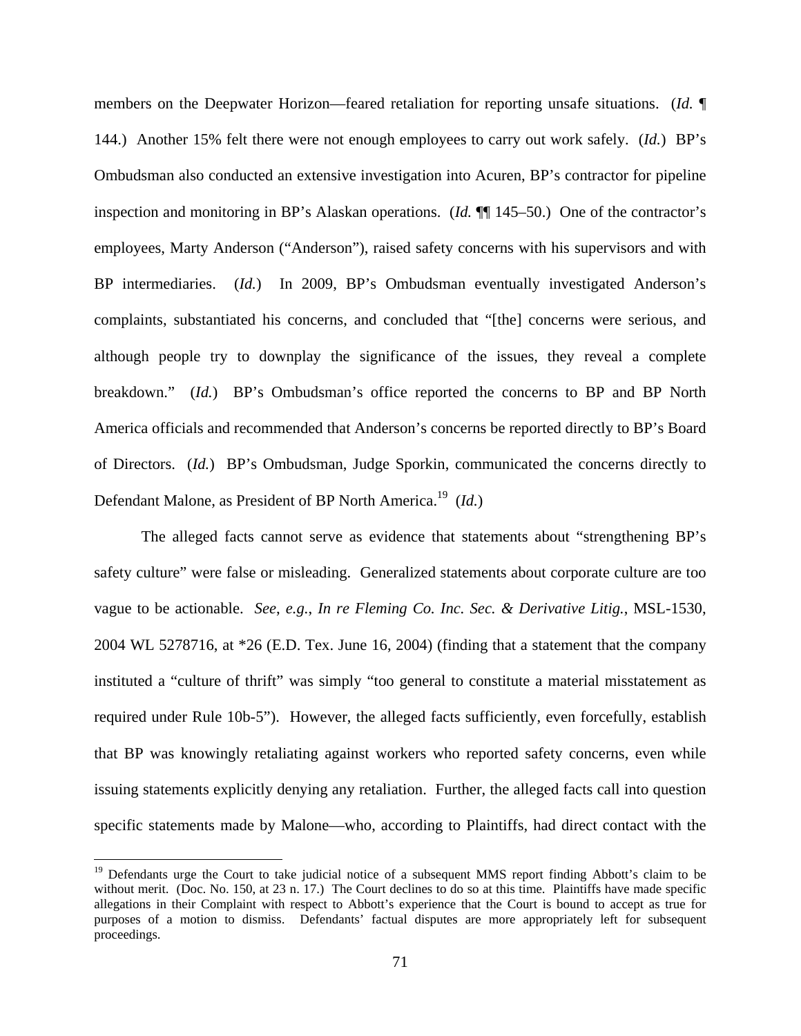members on the Deepwater Horizon—feared retaliation for reporting unsafe situations. (*Id.* ¶ 144.) Another 15% felt there were not enough employees to carry out work safely. (*Id.*) BP's Ombudsman also conducted an extensive investigation into Acuren, BP's contractor for pipeline inspection and monitoring in BP's Alaskan operations. (*Id.* ¶¶ 145–50.) One of the contractor's employees, Marty Anderson ("Anderson"), raised safety concerns with his supervisors and with BP intermediaries. (*Id.*) In 2009, BP's Ombudsman eventually investigated Anderson's complaints, substantiated his concerns, and concluded that "[the] concerns were serious, and although people try to downplay the significance of the issues, they reveal a complete breakdown." (*Id.*) BP's Ombudsman's office reported the concerns to BP and BP North America officials and recommended that Anderson's concerns be reported directly to BP's Board of Directors. (*Id.*) BP's Ombudsman, Judge Sporkin, communicated the concerns directly to Defendant Malone, as President of BP North America.[19] (*Id.*)

The alleged facts cannot serve as evidence that statements about "strengthening BP's safety culture" were false or misleading. Generalized statements about corporate culture are too vague to be actionable. *See*, *e.g.*, *In re Fleming Co. Inc. Sec. & Derivative Litig.*, MSL-1530, 2004 WL 5278716, at *26 (E.D. Tex. June 16, 2004) (finding that a statement that the company instituted a "culture of thrift" was simply "too general to constitute a material misstatement as required under Rule 10b-5"). However, the alleged facts sufficiently, even forcefully, establish that BP was knowingly retaliating against workers who reported safety concerns, even while issuing statements explicitly denying any retaliation. Further, the alleged facts call into question specific statements made by Malone—who, according to Plaintiffs, had direct contact with the

[19] Defendants urge the Court to take judicial notice of a subsequent MMS report finding Abbott's claim to be without merit. (Doc. No. 150, at 23 n. 17.) The Court declines to do so at this time. Plaintiffs have made specific allegations in their Complaint with respect to Abbott's experience that the Court is bound to accept as true for purposes of a motion to dismiss. Defendants' factual disputes are more appropriately left for subsequent proceedings.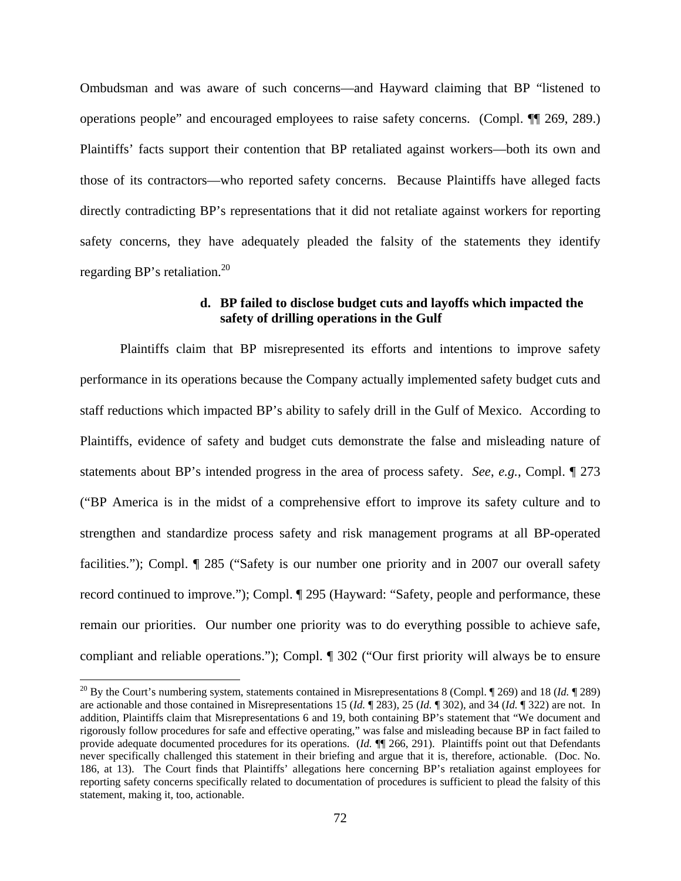Ombudsman and was aware of such concerns—and Hayward claiming that BP "listened to operations people" and encouraged employees to raise safety concerns. (Compl. ¶¶ 269, 289.) Plaintiffs' facts support their contention that BP retaliated against workers—both its own and those of its contractors—who reported safety concerns. Because Plaintiffs have alleged facts directly contradicting BP's representations that it did not retaliate against workers for reporting safety concerns, they have adequately pleaded the falsity of the statements they identify regarding BP's retaliation.[20]

#### d. BP failed to disclose budget cuts and layoffs which impacted the safety of drilling operations in the Gulf

Plaintiffs claim that BP misrepresented its efforts and intentions to improve safety performance in its operations because the Company actually implemented safety budget cuts and staff reductions which impacted BP's ability to safely drill in the Gulf of Mexico. According to Plaintiffs, evidence of safety and budget cuts demonstrate the false and misleading nature of statements about BP's intended progress in the area of process safety. *See*, *e.g.*, Compl. ¶ 273 ("BP America is in the midst of a comprehensive effort to improve its safety culture and to strengthen and standardize process safety and risk management programs at all BP-operated facilities."); Compl. ¶ 285 ("Safety is our number one priority and in 2007 our overall safety record continued to improve."); Compl. ¶ 295 (Hayward: "Safety, people and performance, these remain our priorities. Our number one priority was to do everything possible to achieve safe, compliant and reliable operations."); Compl. ¶ 302 ("Our first priority will always be to ensure

---

[20] By the Court's numbering system, statements contained in Misrepresentations 8 (Compl. ¶ 269) and 18 (*Id.* ¶ 289) are actionable and those contained in Misrepresentations 15 (*Id.* ¶ 283), 25 (*Id.* ¶ 302), and 34 (*Id.* ¶ 322) are not. In addition, Plaintiffs claim that Misrepresentations 6 and 19, both containing BP's statement that "We document and rigorously follow procedures for safe and effective operating," was false and misleading because BP in fact failed to provide adequate documented procedures for its operations. (*Id.* ¶¶ 266, 291). Plaintiffs point out that Defendants never specifically challenged this statement in their briefing and argue that it is, therefore, actionable. (Doc. No. 186, at 13). The Court finds that Plaintiffs' allegations here concerning BP's retaliation against employees for reporting safety concerns specifically related to documentation of procedures is sufficient to plead the falsity of this statement, making it, too, actionable.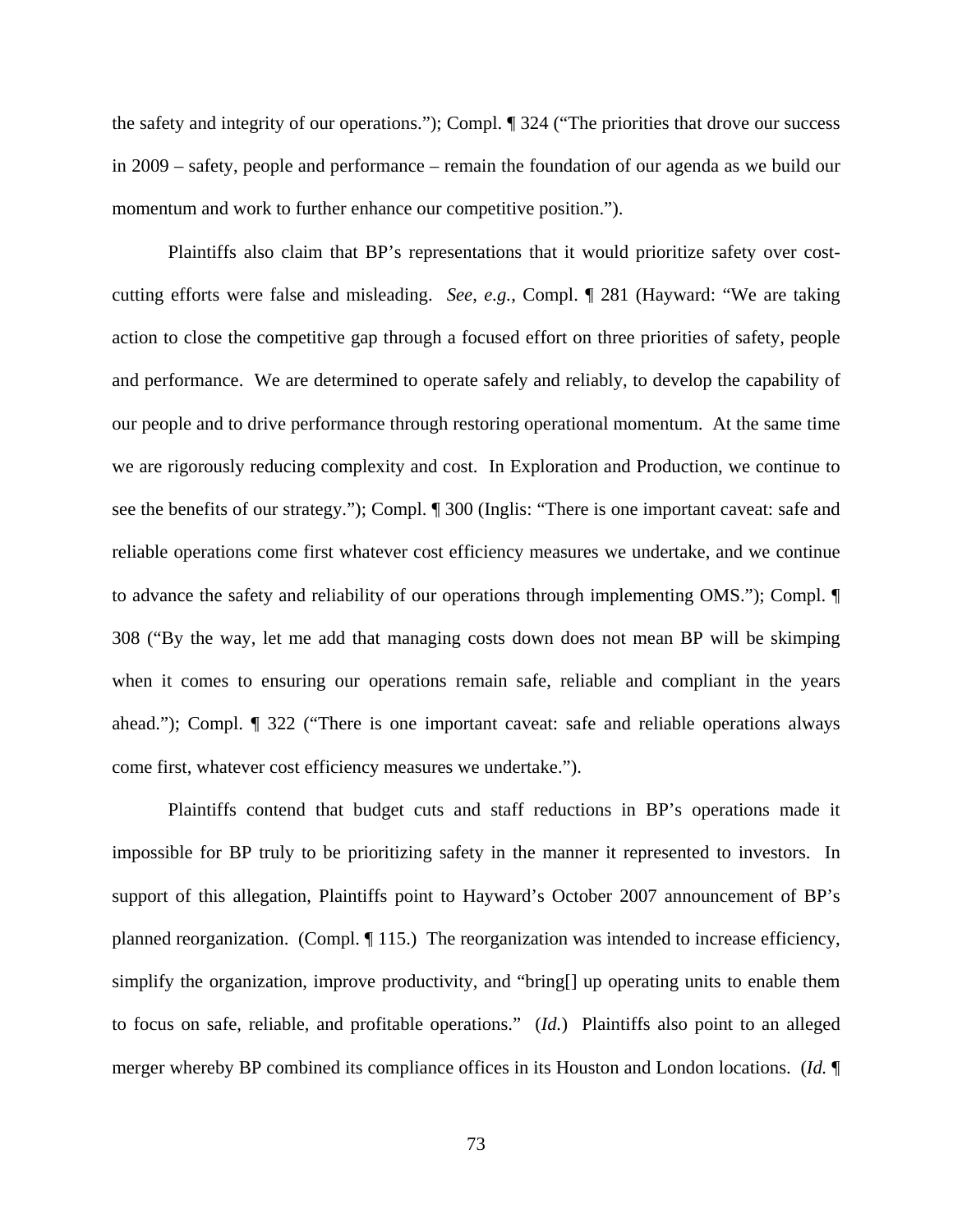the safety and integrity of our operations."); Compl. ¶ 324 ("The priorities that drove our success in 2009 – safety, people and performance – remain the foundation of our agenda as we build our momentum and work to further enhance our competitive position.").

Plaintiffs also claim that BP's representations that it would prioritize safety over cost-cutting efforts were false and misleading. *See*, *e.g.*, Compl. ¶ 281 (Hayward: "We are taking action to close the competitive gap through a focused effort on three priorities of safety, people and performance. We are determined to operate safely and reliably, to develop the capability of our people and to drive performance through restoring operational momentum. At the same time we are rigorously reducing complexity and cost. In Exploration and Production, we continue to see the benefits of our strategy."); Compl. ¶ 300 (Inglis: "There is one important caveat: safe and reliable operations come first whatever cost efficiency measures we undertake, and we continue to advance the safety and reliability of our operations through implementing OMS."); Compl. ¶ 308 ("By the way, let me add that managing costs down does not mean BP will be skimping when it comes to ensuring our operations remain safe, reliable and compliant in the years ahead."); Compl. ¶ 322 ("There is one important caveat: safe and reliable operations always come first, whatever cost efficiency measures we undertake.").

Plaintiffs contend that budget cuts and staff reductions in BP's operations made it impossible for BP truly to be prioritizing safety in the manner it represented to investors. In support of this allegation, Plaintiffs point to Hayward's October 2007 announcement of BP's planned reorganization. (Compl. ¶ 115.) The reorganization was intended to increase efficiency, simplify the organization, improve productivity, and "bring[] up operating units to enable them to focus on safe, reliable, and profitable operations." (*Id.*) Plaintiffs also point to an alleged merger whereby BP combined its compliance offices in its Houston and London locations. (*Id.* ¶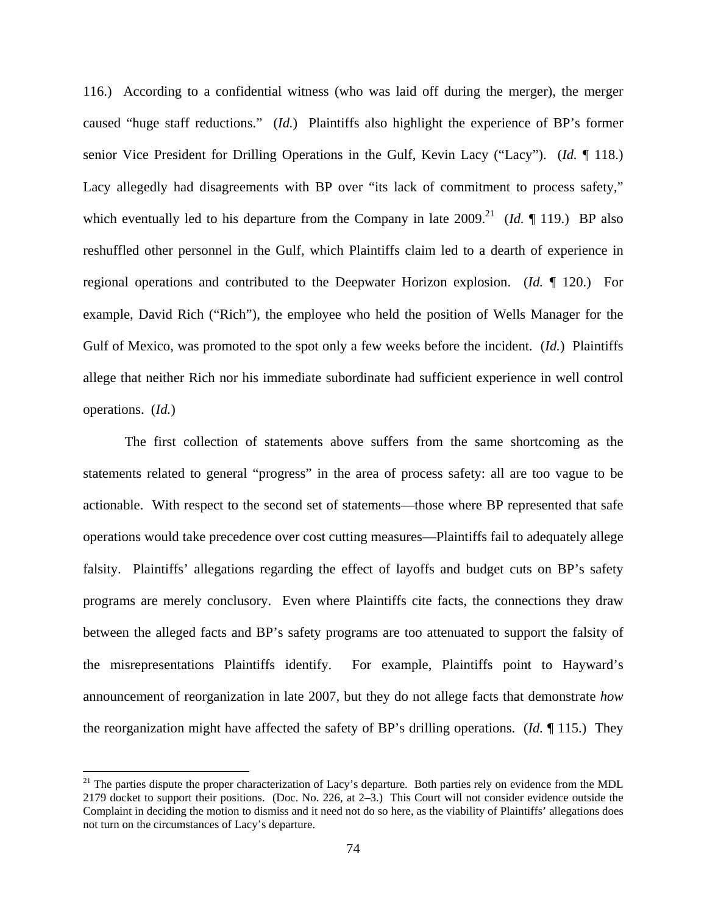116.) According to a confidential witness (who was laid off during the merger), the merger caused "huge staff reductions." (*Id.*) Plaintiffs also highlight the experience of BP's former senior Vice President for Drilling Operations in the Gulf, Kevin Lacy ("Lacy"). (*Id.* ¶ 118.) Lacy allegedly had disagreements with BP over "its lack of commitment to process safety," which eventually led to his departure from the Company in late 2009.[21] (*Id.* ¶ 119.) BP also reshuffled other personnel in the Gulf, which Plaintiffs claim led to a dearth of experience in regional operations and contributed to the Deepwater Horizon explosion. (*Id.* ¶ 120.) For example, David Rich ("Rich"), the employee who held the position of Wells Manager for the Gulf of Mexico, was promoted to the spot only a few weeks before the incident. (*Id.*) Plaintiffs allege that neither Rich nor his immediate subordinate had sufficient experience in well control operations. (*Id.*)

The first collection of statements above suffers from the same shortcoming as the statements related to general "progress" in the area of process safety: all are too vague to be actionable. With respect to the second set of statements—those where BP represented that safe operations would take precedence over cost cutting measures—Plaintiffs fail to adequately allege falsity. Plaintiffs' allegations regarding the effect of layoffs and budget cuts on BP's safety programs are merely conclusory. Even where Plaintiffs cite facts, the connections they draw between the alleged facts and BP's safety programs are too attenuated to support the falsity of the misrepresentations Plaintiffs identify. For example, Plaintiffs point to Hayward's announcement of reorganization in late 2007, but they do not allege facts that demonstrate *how* the reorganization might have affected the safety of BP's drilling operations. (*Id.* ¶ 115.) They

[21] The parties dispute the proper characterization of Lacy's departure. Both parties rely on evidence from the MDL 2179 docket to support their positions. (Doc. No. 226, at 2–3.) This Court will not consider evidence outside the Complaint in deciding the motion to dismiss and it need not do so here, as the viability of Plaintiffs' allegations does not turn on the circumstances of Lacy's departure.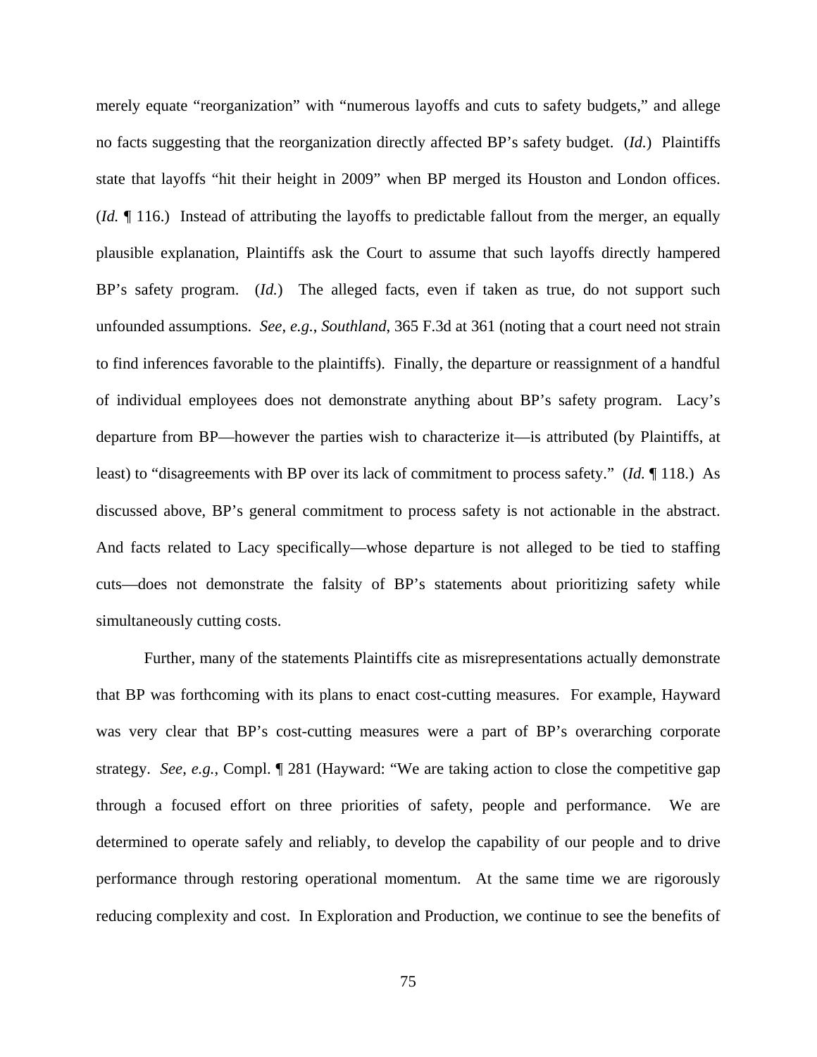merely equate "reorganization" with "numerous layoffs and cuts to safety budgets," and allege no facts suggesting that the reorganization directly affected BP's safety budget. (*Id.*) Plaintiffs state that layoffs "hit their height in 2009" when BP merged its Houston and London offices. (*Id.* ¶ 116.) Instead of attributing the layoffs to predictable fallout from the merger, an equally plausible explanation, Plaintiffs ask the Court to assume that such layoffs directly hampered BP's safety program. (*Id.*) The alleged facts, even if taken as true, do not support such unfounded assumptions. *See, e.g.*, *Southland*, 365 F.3d at 361 (noting that a court need not strain to find inferences favorable to the plaintiffs). Finally, the departure or reassignment of a handful of individual employees does not demonstrate anything about BP's safety program. Lacy's departure from BP—however the parties wish to characterize it—is attributed (by Plaintiffs, at least) to "disagreements with BP over its lack of commitment to process safety." (*Id.* ¶ 118.) As discussed above, BP's general commitment to process safety is not actionable in the abstract. And facts related to Lacy specifically—whose departure is not alleged to be tied to staffing cuts—does not demonstrate the falsity of BP's statements about prioritizing safety while simultaneously cutting costs.

Further, many of the statements Plaintiffs cite as misrepresentations actually demonstrate that BP was forthcoming with its plans to enact cost-cutting measures. For example, Hayward was very clear that BP's cost-cutting measures were a part of BP's overarching corporate strategy. *See, e.g.*, Compl. ¶ 281 (Hayward: "We are taking action to close the competitive gap through a focused effort on three priorities of safety, people and performance. We are determined to operate safely and reliably, to develop the capability of our people and to drive performance through restoring operational momentum. At the same time we are rigorously reducing complexity and cost. In Exploration and Production, we continue to see the benefits of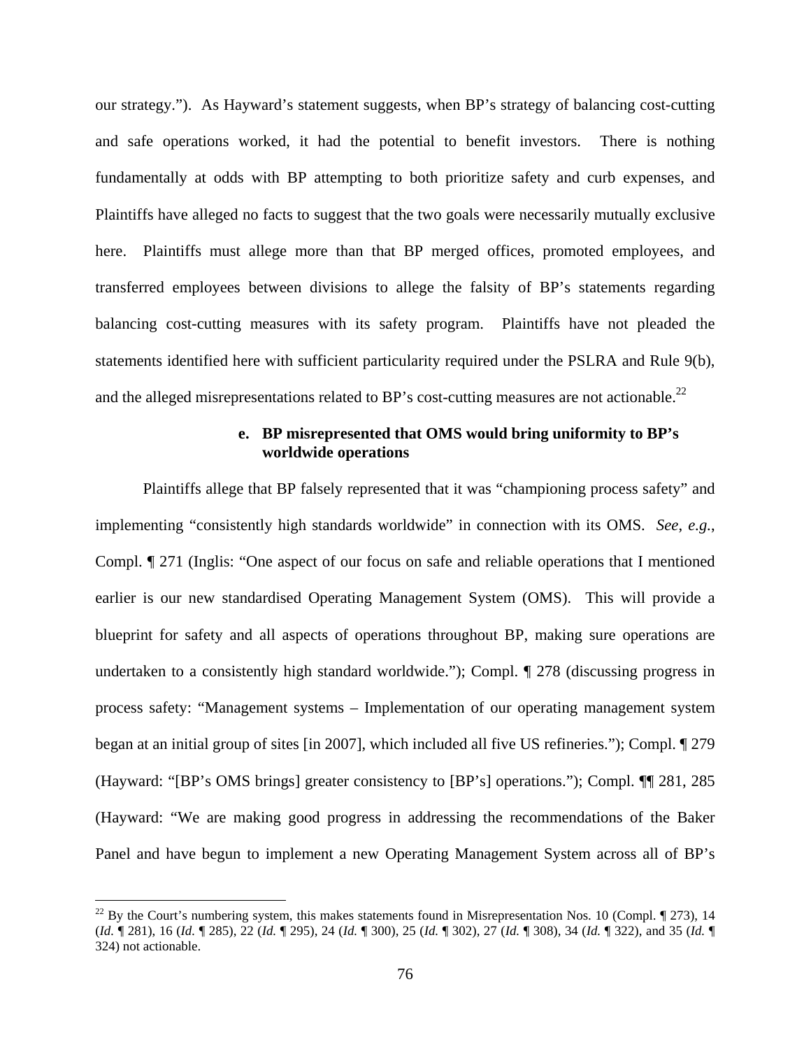our strategy."). As Hayward's statement suggests, when BP's strategy of balancing cost-cutting and safe operations worked, it had the potential to benefit investors. There is nothing fundamentally at odds with BP attempting to both prioritize safety and curb expenses, and Plaintiffs have alleged no facts to suggest that the two goals were necessarily mutually exclusive here. Plaintiffs must allege more than that BP merged offices, promoted employees, and transferred employees between divisions to allege the falsity of BP's statements regarding balancing cost-cutting measures with its safety program. Plaintiffs have not pleaded the statements identified here with sufficient particularity required under the PSLRA and Rule 9(b), and the alleged misrepresentations related to BP's cost-cutting measures are not actionable.[22]

**e. BP misrepresented that OMS would bring uniformity to BP's worldwide operations**

Plaintiffs allege that BP falsely represented that it was "championing process safety" and implementing "consistently high standards worldwide" in connection with its OMS. *See, e.g.*, Compl. ¶ 271 (Inglis: "One aspect of our focus on safe and reliable operations that I mentioned earlier is our new standardised Operating Management System (OMS). This will provide a blueprint for safety and all aspects of operations throughout BP, making sure operations are undertaken to a consistently high standard worldwide."); Compl. ¶ 278 (discussing progress in process safety: "Management systems – Implementation of our operating management system began at an initial group of sites [in 2007], which included all five US refineries."); Compl. ¶ 279 (Hayward: "[BP's OMS brings] greater consistency to [BP's] operations."); Compl. ¶¶ 281, 285 (Hayward: "We are making good progress in addressing the recommendations of the Baker Panel and have begun to implement a new Operating Management System across all of BP's

---

[22] By the Court's numbering system, this makes statements found in Misrepresentation Nos. 10 (Compl. ¶ 273), 14 (*Id.* ¶ 281), 16 (*Id.* ¶ 285), 22 (*Id.* ¶ 295), 24 (*Id.* ¶ 300), 25 (*Id.* ¶ 302), 27 (*Id.* ¶ 308), 34 (*Id.* ¶ 322), and 35 (*Id.* ¶ 324) not actionable.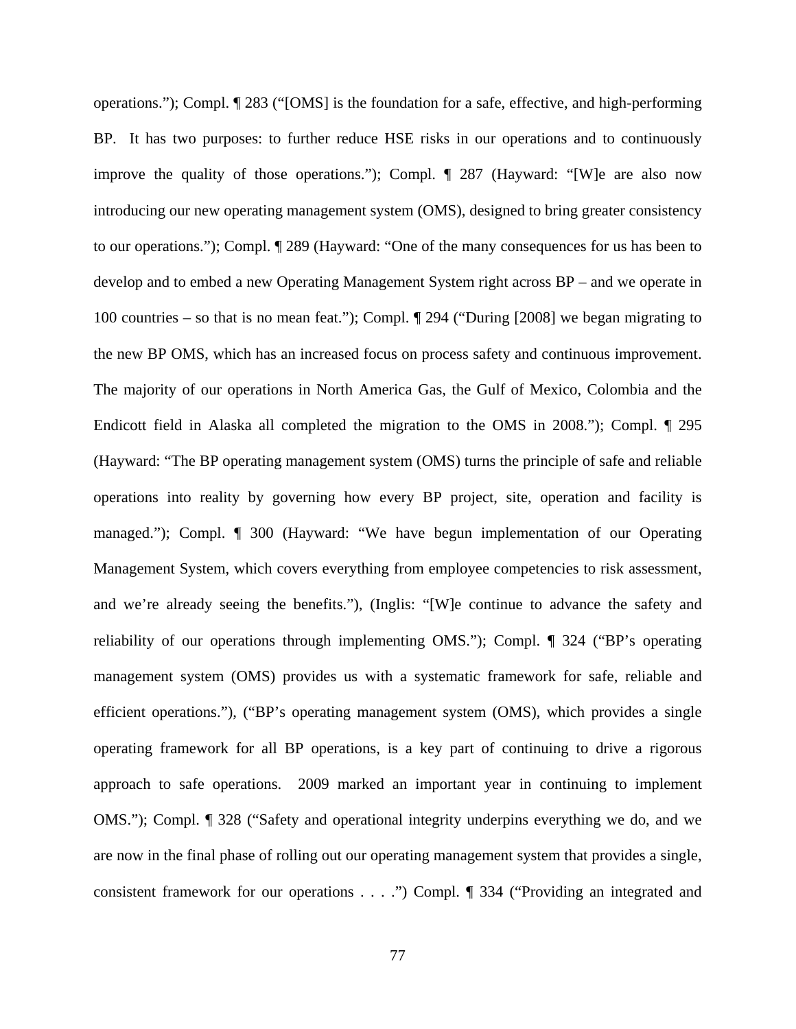operations."); Compl. ¶ 283 ("[OMS] is the foundation for a safe, effective, and high-performing BP. It has two purposes: to further reduce HSE risks in our operations and to continuously improve the quality of those operations."); Compl. ¶ 287 (Hayward: "[W]e are also now introducing our new operating management system (OMS), designed to bring greater consistency to our operations."); Compl. ¶ 289 (Hayward: "One of the many consequences for us has been to develop and to embed a new Operating Management System right across BP – and we operate in 100 countries – so that is no mean feat."); Compl. ¶ 294 ("During [2008] we began migrating to the new BP OMS, which has an increased focus on process safety and continuous improvement. The majority of our operations in North America Gas, the Gulf of Mexico, Colombia and the Endicott field in Alaska all completed the migration to the OMS in 2008."); Compl. ¶ 295 (Hayward: "The BP operating management system (OMS) turns the principle of safe and reliable operations into reality by governing how every BP project, site, operation and facility is managed."); Compl. ¶ 300 (Hayward: "We have begun implementation of our Operating Management System, which covers everything from employee competencies to risk assessment, and we're already seeing the benefits."), (Inglis: "[W]e continue to advance the safety and reliability of our operations through implementing OMS."); Compl. ¶ 324 ("BP's operating management system (OMS) provides us with a systematic framework for safe, reliable and efficient operations."), ("BP's operating management system (OMS), which provides a single operating framework for all BP operations, is a key part of continuing to drive a rigorous approach to safe operations. 2009 marked an important year in continuing to implement OMS."); Compl. ¶ 328 ("Safety and operational integrity underpins everything we do, and we are now in the final phase of rolling out our operating management system that provides a single, consistent framework for our operations . . . .") Compl. ¶ 334 ("Providing an integrated and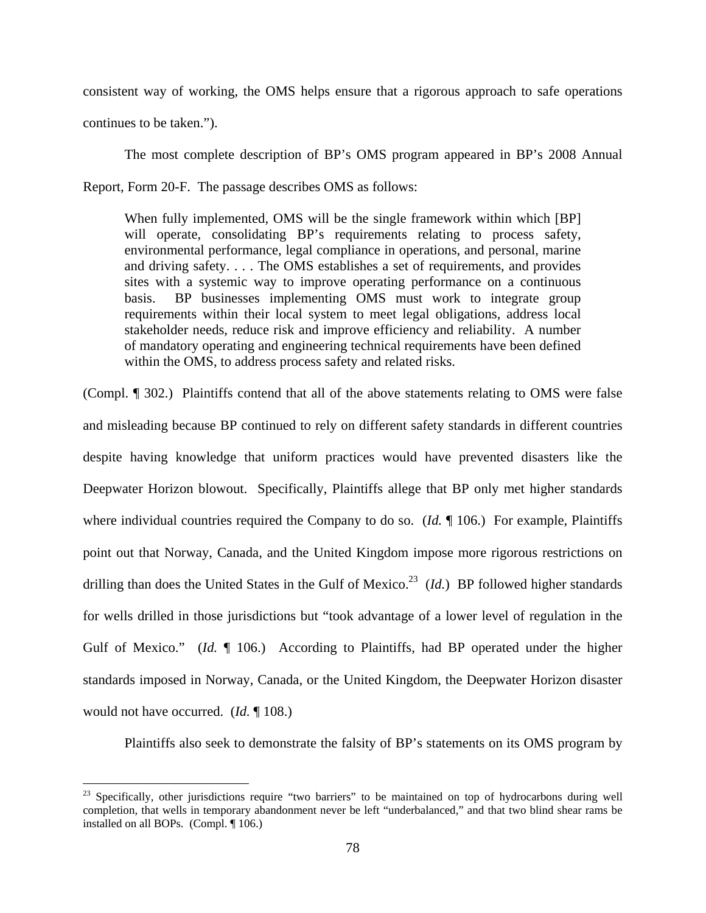consistent way of working, the OMS helps ensure that a rigorous approach to safe operations continues to be taken.").

The most complete description of BP's OMS program appeared in BP's 2008 Annual Report, Form 20-F. The passage describes OMS as follows:

> When fully implemented, OMS will be the single framework within which [BP] will operate, consolidating BP's requirements relating to process safety, environmental performance, legal compliance in operations, and personal, marine and driving safety. . . . The OMS establishes a set of requirements, and provides sites with a systemic way to improve operating performance on a continuous basis. BP businesses implementing OMS must work to integrate group requirements within their local system to meet legal obligations, address local stakeholder needs, reduce risk and improve efficiency and reliability. A number of mandatory operating and engineering technical requirements have been defined within the OMS, to address process safety and related risks.

(Compl. ¶ 302.) Plaintiffs contend that all of the above statements relating to OMS were false and misleading because BP continued to rely on different safety standards in different countries despite having knowledge that uniform practices would have prevented disasters like the Deepwater Horizon blowout. Specifically, Plaintiffs allege that BP only met higher standards where individual countries required the Company to do so. (*Id.* ¶ 106.) For example, Plaintiffs point out that Norway, Canada, and the United Kingdom impose more rigorous restrictions on drilling than does the United States in the Gulf of Mexico.[23] (*Id.*) BP followed higher standards for wells drilled in those jurisdictions but "took advantage of a lower level of regulation in the Gulf of Mexico." (*Id.* ¶ 106.) According to Plaintiffs, had BP operated under the higher standards imposed in Norway, Canada, or the United Kingdom, the Deepwater Horizon disaster would not have occurred. (*Id.* ¶ 108.)

Plaintiffs also seek to demonstrate the falsity of BP's statements on its OMS program by

---

[23] Specifically, other jurisdictions require "two barriers" to be maintained on top of hydrocarbons during well completion, that wells in temporary abandonment never be left "underbalanced," and that two blind shear rams be installed on all BOPs. (Compl. ¶ 106.)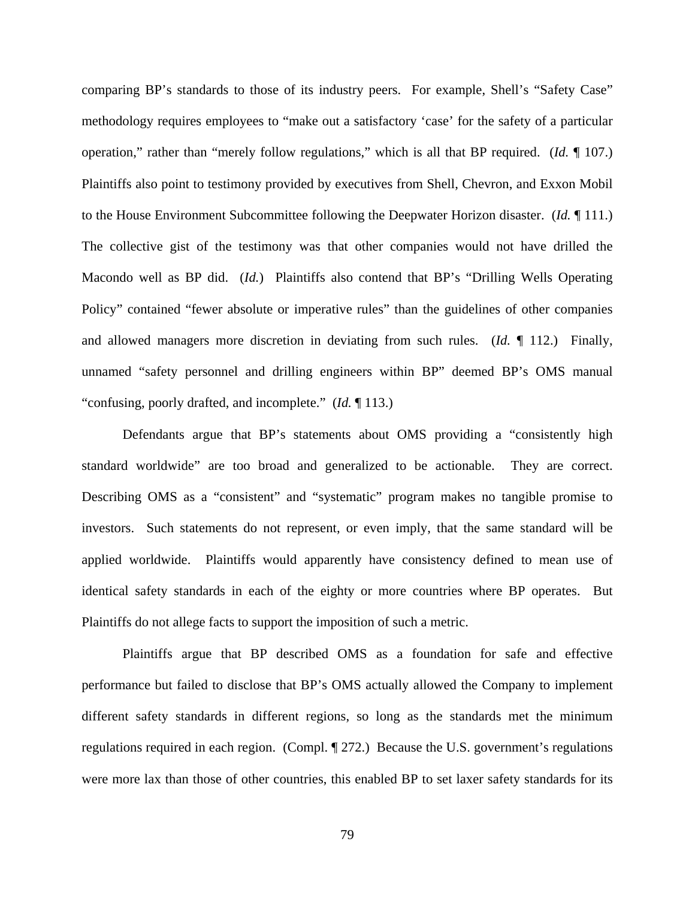comparing BP's standards to those of its industry peers. For example, Shell's "Safety Case" methodology requires employees to "make out a satisfactory 'case' for the safety of a particular operation," rather than "merely follow regulations," which is all that BP required. (*Id.* ¶ 107.) Plaintiffs also point to testimony provided by executives from Shell, Chevron, and Exxon Mobil to the House Environment Subcommittee following the Deepwater Horizon disaster. (*Id.* ¶ 111.) The collective gist of the testimony was that other companies would not have drilled the Macondo well as BP did. (*Id.*) Plaintiffs also contend that BP's "Drilling Wells Operating Policy" contained "fewer absolute or imperative rules" than the guidelines of other companies and allowed managers more discretion in deviating from such rules. (*Id.* ¶ 112.) Finally, unnamed "safety personnel and drilling engineers within BP" deemed BP's OMS manual "confusing, poorly drafted, and incomplete." (*Id.* ¶ 113.)

Defendants argue that BP's statements about OMS providing a "consistently high standard worldwide" are too broad and generalized to be actionable. They are correct. Describing OMS as a "consistent" and "systematic" program makes no tangible promise to investors. Such statements do not represent, or even imply, that the same standard will be applied worldwide. Plaintiffs would apparently have consistency defined to mean use of identical safety standards in each of the eighty or more countries where BP operates. But Plaintiffs do not allege facts to support the imposition of such a metric.

Plaintiffs argue that BP described OMS as a foundation for safe and effective performance but failed to disclose that BP's OMS actually allowed the Company to implement different safety standards in different regions, so long as the standards met the minimum regulations required in each region. (Compl. ¶ 272.) Because the U.S. government's regulations were more lax than those of other countries, this enabled BP to set laxer safety standards for its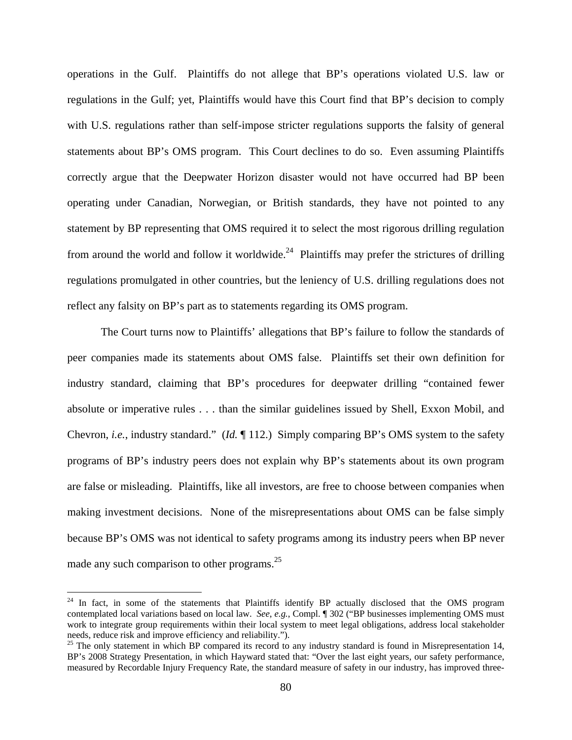operations in the Gulf. Plaintiffs do not allege that BP's operations violated U.S. law or regulations in the Gulf; yet, Plaintiffs would have this Court find that BP's decision to comply with U.S. regulations rather than self-impose stricter regulations supports the falsity of general statements about BP's OMS program. This Court declines to do so. Even assuming Plaintiffs correctly argue that the Deepwater Horizon disaster would not have occurred had BP been operating under Canadian, Norwegian, or British standards, they have not pointed to any statement by BP representing that OMS required it to select the most rigorous drilling regulation from around the world and follow it worldwide.[24] Plaintiffs may prefer the strictures of drilling regulations promulgated in other countries, but the leniency of U.S. drilling regulations does not reflect any falsity on BP's part as to statements regarding its OMS program.

The Court turns now to Plaintiffs' allegations that BP's failure to follow the standards of peer companies made its statements about OMS false. Plaintiffs set their own definition for industry standard, claiming that BP's procedures for deepwater drilling "contained fewer absolute or imperative rules . . . than the similar guidelines issued by Shell, Exxon Mobil, and Chevron, *i.e.*, industry standard." (*Id.* ¶ 112.) Simply comparing BP's OMS system to the safety programs of BP's industry peers does not explain why BP's statements about its own program are false or misleading. Plaintiffs, like all investors, are free to choose between companies when making investment decisions. None of the misrepresentations about OMS can be false simply because BP's OMS was not identical to safety programs among its industry peers when BP never made any such comparison to other programs.[25]

---

[24] In fact, in some of the statements that Plaintiffs identify BP actually disclosed that the OMS program contemplated local variations based on local law. *See*, *e.g.*, Compl. ¶ 302 ("BP businesses implementing OMS must work to integrate group requirements within their local system to meet legal obligations, address local stakeholder needs, reduce risk and improve efficiency and reliability.").

[25] The only statement in which BP compared its record to any industry standard is found in Misrepresentation 14, BP's 2008 Strategy Presentation, in which Hayward stated that: "Over the last eight years, our safety performance, measured by Recordable Injury Frequency Rate, the standard measure of safety in our industry, has improved three-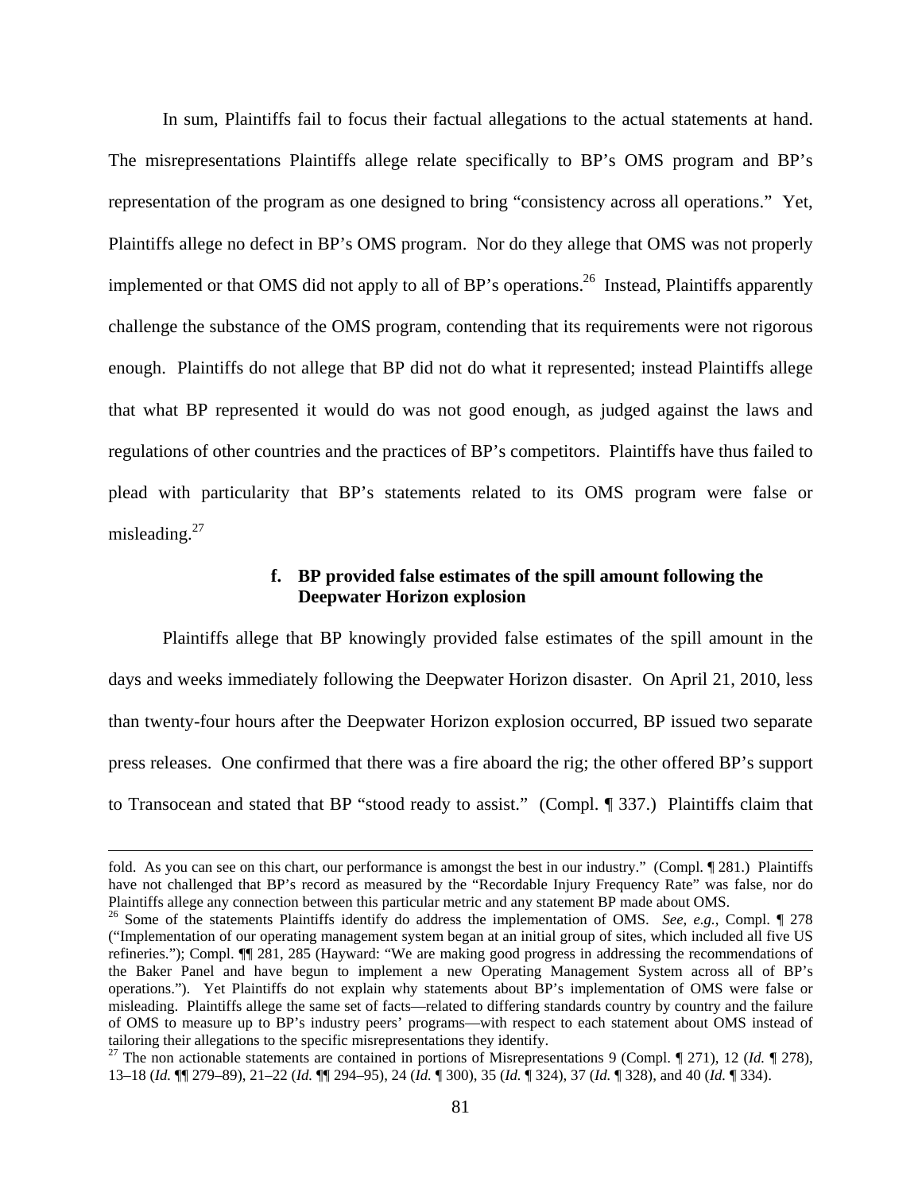In sum, Plaintiffs fail to focus their factual allegations to the actual statements at hand. The misrepresentations Plaintiffs allege relate specifically to BP's OMS program and BP's representation of the program as one designed to bring "consistency across all operations." Yet, Plaintiffs allege no defect in BP's OMS program. Nor do they allege that OMS was not properly implemented or that OMS did not apply to all of BP's operations.[26] Instead, Plaintiffs apparently challenge the substance of the OMS program, contending that its requirements were not rigorous enough. Plaintiffs do not allege that BP did not do what it represented; instead Plaintiffs allege that what BP represented it would do was not good enough, as judged against the laws and regulations of other countries and the practices of BP's competitors. Plaintiffs have thus failed to plead with particularity that BP's statements related to its OMS program were false or misleading.[27]

#### f. BP provided false estimates of the spill amount following the Deepwater Horizon explosion

Plaintiffs allege that BP knowingly provided false estimates of the spill amount in the days and weeks immediately following the Deepwater Horizon disaster. On April 21, 2010, less than twenty-four hours after the Deepwater Horizon explosion occurred, BP issued two separate press releases. One confirmed that there was a fire aboard the rig; the other offered BP's support to Transocean and stated that BP "stood ready to assist." (Compl. ¶ 337.) Plaintiffs claim that

---

fold. As you can see on this chart, our performance is amongst the best in our industry." (Compl. ¶ 281.) Plaintiffs have not challenged that BP's record as measured by the "Recordable Injury Frequency Rate" was false, nor do Plaintiffs allege any connection between this particular metric and any statement BP made about OMS.

[26] Some of the statements Plaintiffs identify do address the implementation of OMS. *See, e.g.*, Compl. ¶ 278 ("Implementation of our operating management system began at an initial group of sites, which included all five US refineries."); Compl. ¶¶ 281, 285 (Hayward: "We are making good progress in addressing the recommendations of the Baker Panel and have begun to implement a new Operating Management System across all of BP's operations."). Yet Plaintiffs do not explain why statements about BP's implementation of OMS were false or misleading. Plaintiffs allege the same set of facts—related to differing standards country by country and the failure of OMS to measure up to BP's industry peers' programs—with respect to each statement about OMS instead of tailoring their allegations to the specific misrepresentations they identify.

[27] The non actionable statements are contained in portions of Misrepresentations 9 (Compl. ¶ 271), 12 (*Id.* ¶ 278), 13–18 (*Id.* ¶¶ 279–89), 21–22 (*Id.* ¶¶ 294–95), 24 (*Id.* ¶ 300), 35 (*Id.* ¶ 324), 37 (*Id.* ¶ 328), and 40 (*Id.* ¶ 334).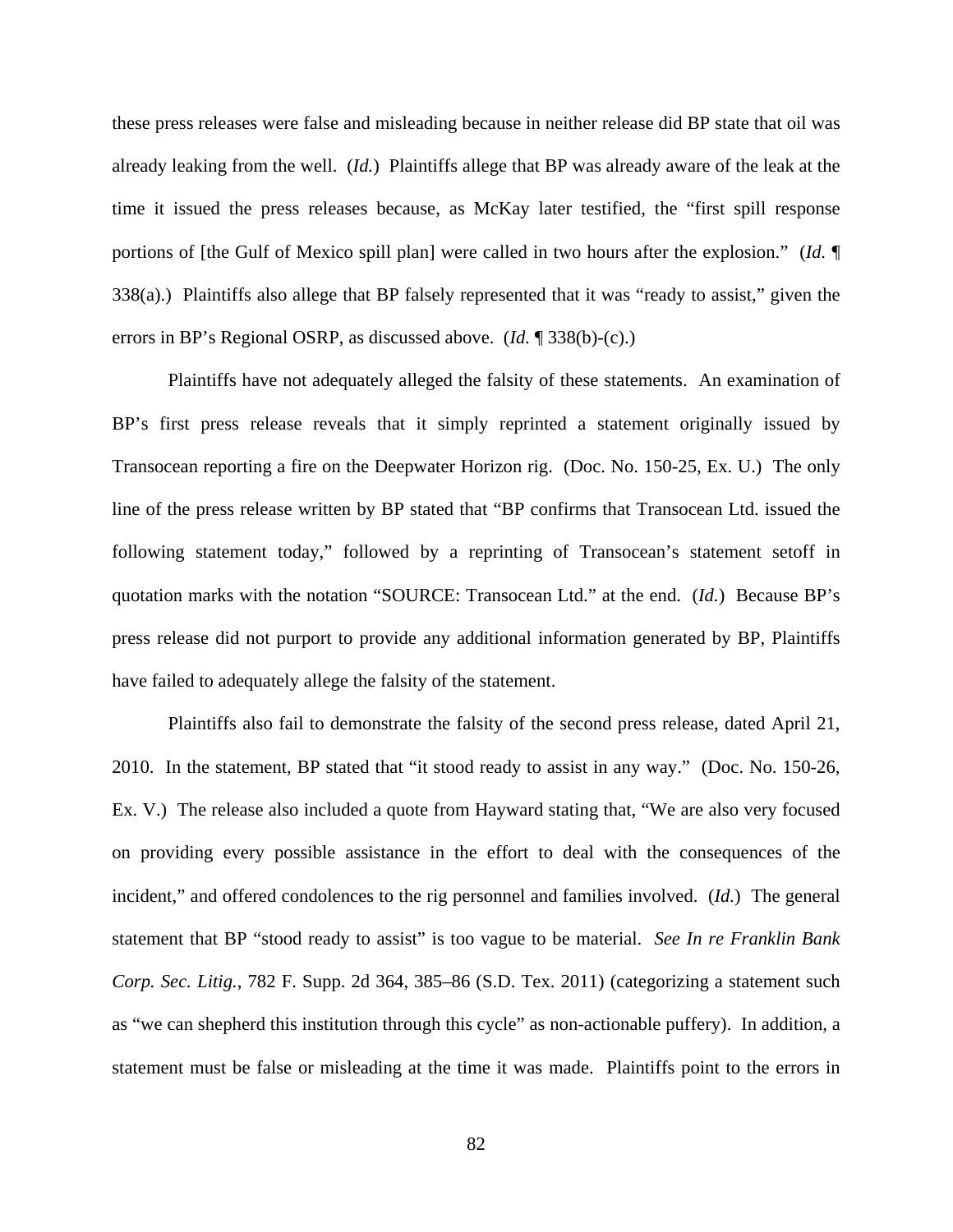these press releases were false and misleading because in neither release did BP state that oil was already leaking from the well. (*Id.*) Plaintiffs allege that BP was already aware of the leak at the time it issued the press releases because, as McKay later testified, the "first spill response portions of [the Gulf of Mexico spill plan] were called in two hours after the explosion." (*Id.* ¶ 338(a).) Plaintiffs also allege that BP falsely represented that it was "ready to assist," given the errors in BP's Regional OSRP, as discussed above. (*Id.* ¶ 338(b)-(c).)

Plaintiffs have not adequately alleged the falsity of these statements. An examination of BP's first press release reveals that it simply reprinted a statement originally issued by Transocean reporting a fire on the Deepwater Horizon rig. (Doc. No. 150-25, Ex. U.) The only line of the press release written by BP stated that "BP confirms that Transocean Ltd. issued the following statement today," followed by a reprinting of Transocean's statement setoff in quotation marks with the notation "SOURCE: Transocean Ltd." at the end. (*Id.*) Because BP's press release did not purport to provide any additional information generated by BP, Plaintiffs have failed to adequately allege the falsity of the statement.

Plaintiffs also fail to demonstrate the falsity of the second press release, dated April 21, 2010. In the statement, BP stated that "it stood ready to assist in any way." (Doc. No. 150-26, Ex. V.) The release also included a quote from Hayward stating that, "We are also very focused on providing every possible assistance in the effort to deal with the consequences of the incident," and offered condolences to the rig personnel and families involved. (*Id.*) The general statement that BP "stood ready to assist" is too vague to be material. *See In re Franklin Bank Corp. Sec. Litig.*, 782 F. Supp. 2d 364, 385–86 (S.D. Tex. 2011) (categorizing a statement such as "we can shepherd this institution through this cycle" as non-actionable puffery). In addition, a statement must be false or misleading at the time it was made. Plaintiffs point to the errors in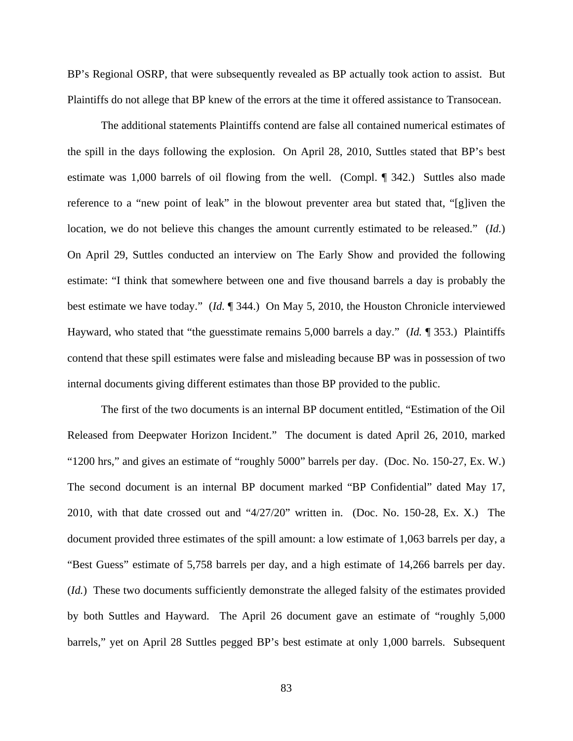BP's Regional OSRP, that were subsequently revealed as BP actually took action to assist. But Plaintiffs do not allege that BP knew of the errors at the time it offered assistance to Transocean.

The additional statements Plaintiffs contend are false all contained numerical estimates of the spill in the days following the explosion. On April 28, 2010, Suttles stated that BP's best estimate was 1,000 barrels of oil flowing from the well. (Compl. ¶ 342.) Suttles also made reference to a "new point of leak" in the blowout preventer area but stated that, "[g]iven the location, we do not believe this changes the amount currently estimated to be released." (*Id.*) On April 29, Suttles conducted an interview on The Early Show and provided the following estimate: "I think that somewhere between one and five thousand barrels a day is probably the best estimate we have today." (*Id.* ¶ 344.) On May 5, 2010, the Houston Chronicle interviewed Hayward, who stated that "the guesstimate remains 5,000 barrels a day." (*Id.* ¶ 353.) Plaintiffs contend that these spill estimates were false and misleading because BP was in possession of two internal documents giving different estimates than those BP provided to the public.

The first of the two documents is an internal BP document entitled, "Estimation of the Oil Released from Deepwater Horizon Incident." The document is dated April 26, 2010, marked "1200 hrs," and gives an estimate of "roughly 5000" barrels per day. (Doc. No. 150-27, Ex. W.) The second document is an internal BP document marked "BP Confidential" dated May 17, 2010, with that date crossed out and "4/27/20" written in. (Doc. No. 150-28, Ex. X.) The document provided three estimates of the spill amount: a low estimate of 1,063 barrels per day, a "Best Guess" estimate of 5,758 barrels per day, and a high estimate of 14,266 barrels per day. (*Id.*) These two documents sufficiently demonstrate the alleged falsity of the estimates provided by both Suttles and Hayward. The April 26 document gave an estimate of "roughly 5,000 barrels," yet on April 28 Suttles pegged BP's best estimate at only 1,000 barrels. Subsequent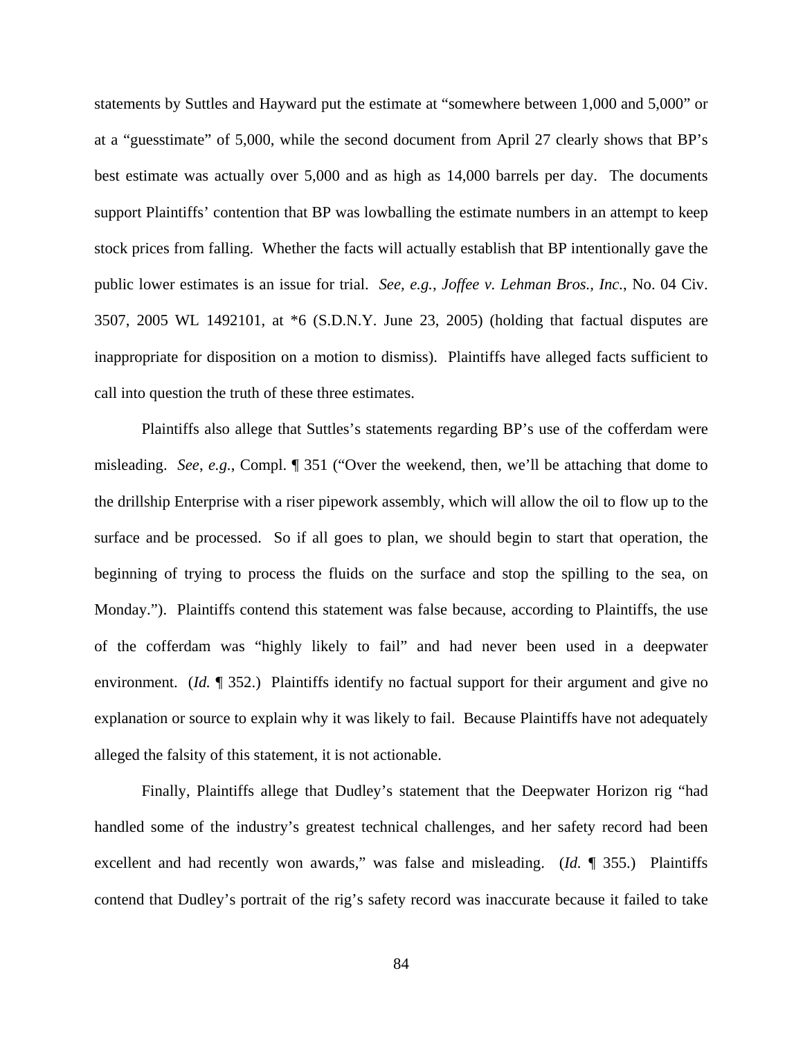statements by Suttles and Hayward put the estimate at "somewhere between 1,000 and 5,000" or at a "guesstimate" of 5,000, while the second document from April 27 clearly shows that BP's best estimate was actually over 5,000 and as high as 14,000 barrels per day. The documents support Plaintiffs' contention that BP was lowballing the estimate numbers in an attempt to keep stock prices from falling. Whether the facts will actually establish that BP intentionally gave the public lower estimates is an issue for trial. *See*, *e.g.*, *Joffee v. Lehman Bros.*, *Inc.*, No. 04 Civ. 3507, 2005 WL 1492101, at *6 (S.D.N.Y. June 23, 2005) (holding that factual disputes are inappropriate for disposition on a motion to dismiss). Plaintiffs have alleged facts sufficient to call into question the truth of these three estimates.

Plaintiffs also allege that Suttles's statements regarding BP's use of the cofferdam were misleading. *See*, *e.g.*, Compl. ¶ 351 ("Over the weekend, then, we'll be attaching that dome to the drillship Enterprise with a riser pipework assembly, which will allow the oil to flow up to the surface and be processed. So if all goes to plan, we should begin to start that operation, the beginning of trying to process the fluids on the surface and stop the spilling to the sea, on Monday."). Plaintiffs contend this statement was false because, according to Plaintiffs, the use of the cofferdam was "highly likely to fail" and had never been used in a deepwater environment. (*Id.* ¶ 352.) Plaintiffs identify no factual support for their argument and give no explanation or source to explain why it was likely to fail. Because Plaintiffs have not adequately alleged the falsity of this statement, it is not actionable.

Finally, Plaintiffs allege that Dudley's statement that the Deepwater Horizon rig "had handled some of the industry's greatest technical challenges, and her safety record had been excellent and had recently won awards," was false and misleading. (*Id.* ¶ 355.) Plaintiffs contend that Dudley's portrait of the rig's safety record was inaccurate because it failed to take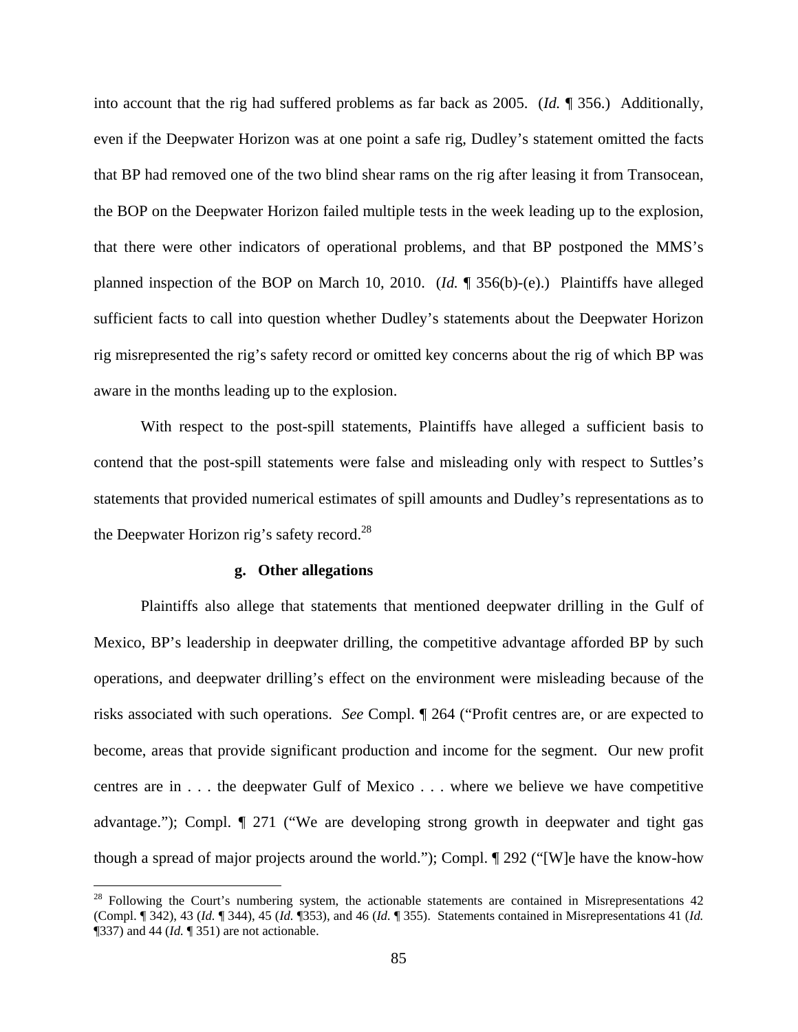into account that the rig had suffered problems as far back as 2005. (*Id.* ¶ 356.) Additionally, even if the Deepwater Horizon was at one point a safe rig, Dudley's statement omitted the facts that BP had removed one of the two blind shear rams on the rig after leasing it from Transocean, the BOP on the Deepwater Horizon failed multiple tests in the week leading up to the explosion, that there were other indicators of operational problems, and that BP postponed the MMS's planned inspection of the BOP on March 10, 2010. (*Id.* ¶ 356(b)-(e).) Plaintiffs have alleged sufficient facts to call into question whether Dudley's statements about the Deepwater Horizon rig misrepresented the rig's safety record or omitted key concerns about the rig of which BP was aware in the months leading up to the explosion.

With respect to the post-spill statements, Plaintiffs have alleged a sufficient basis to contend that the post-spill statements were false and misleading only with respect to Suttles's statements that provided numerical estimates of spill amounts and Dudley's representations as to the Deepwater Horizon rig's safety record.[28]

**g. Other allegations**

Plaintiffs also allege that statements that mentioned deepwater drilling in the Gulf of Mexico, BP's leadership in deepwater drilling, the competitive advantage afforded BP by such operations, and deepwater drilling's effect on the environment were misleading because of the risks associated with such operations. *See* Compl. ¶ 264 ("Profit centres are, or are expected to become, areas that provide significant production and income for the segment. Our new profit centres are in . . . the deepwater Gulf of Mexico . . . where we believe we have competitive advantage."); Compl. ¶ 271 ("We are developing strong growth in deepwater and tight gas though a spread of major projects around the world."); Compl. ¶ 292 ("[W]e have the know-how

[28] Following the Court's numbering system, the actionable statements are contained in Misrepresentations 42 (Compl. ¶ 342), 43 (*Id.* ¶ 344), 45 (*Id.* ¶353), and 46 (*Id.* ¶ 355). Statements contained in Misrepresentations 41 (*Id.* ¶337) and 44 (*Id.* ¶ 351) are not actionable.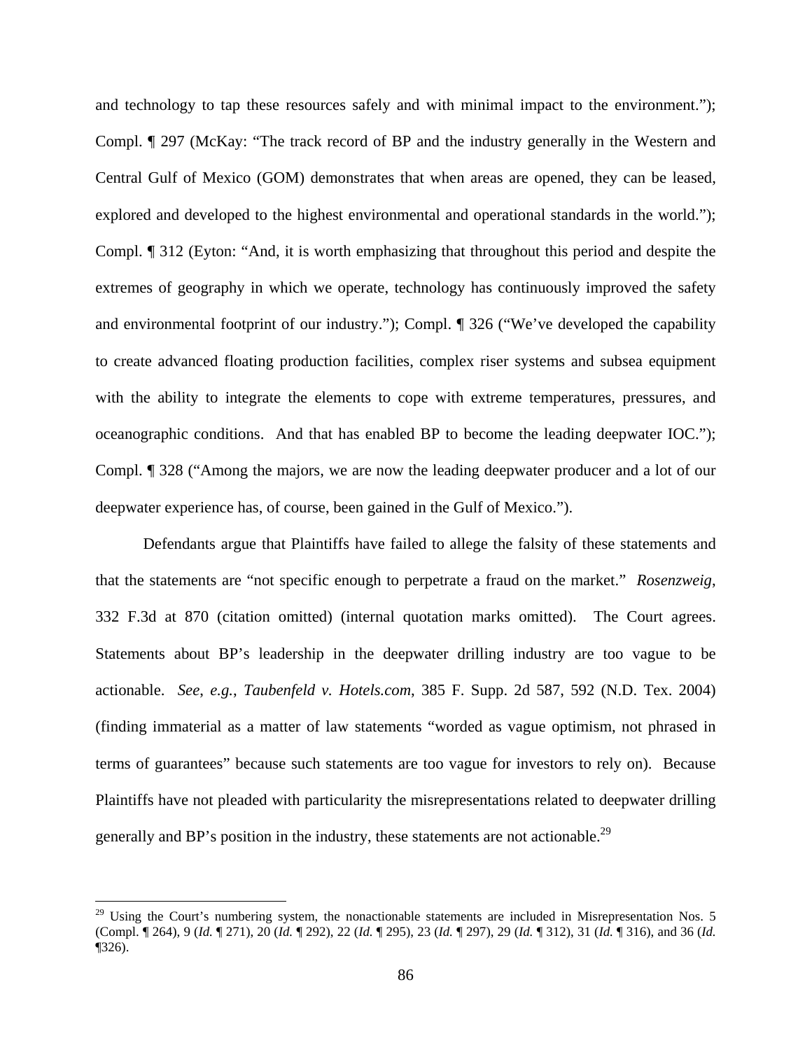and technology to tap these resources safely and with minimal impact to the environment."); Compl. ¶ 297 (McKay: "The track record of BP and the industry generally in the Western and Central Gulf of Mexico (GOM) demonstrates that when areas are opened, they can be leased, explored and developed to the highest environmental and operational standards in the world."); Compl. ¶ 312 (Eyton: "And, it is worth emphasizing that throughout this period and despite the extremes of geography in which we operate, technology has continuously improved the safety and environmental footprint of our industry."); Compl. ¶ 326 ("We've developed the capability to create advanced floating production facilities, complex riser systems and subsea equipment with the ability to integrate the elements to cope with extreme temperatures, pressures, and oceanographic conditions. And that has enabled BP to become the leading deepwater IOC."); Compl. ¶ 328 ("Among the majors, we are now the leading deepwater producer and a lot of our deepwater experience has, of course, been gained in the Gulf of Mexico.").

Defendants argue that Plaintiffs have failed to allege the falsity of these statements and that the statements are "not specific enough to perpetrate a fraud on the market." *Rosenzweig*, 332 F.3d at 870 (citation omitted) (internal quotation marks omitted). The Court agrees. Statements about BP's leadership in the deepwater drilling industry are too vague to be actionable. *See*, *e.g.*, *Taubenfeld v. Hotels.com*, 385 F. Supp. 2d 587, 592 (N.D. Tex. 2004) (finding immaterial as a matter of law statements "worded as vague optimism, not phrased in terms of guarantees" because such statements are too vague for investors to rely on). Because Plaintiffs have not pleaded with particularity the misrepresentations related to deepwater drilling generally and BP's position in the industry, these statements are not actionable.[29]

---

[29] Using the Court's numbering system, the nonactionable statements are included in Misrepresentation Nos. 5 (Compl. ¶ 264), 9 (*Id.* ¶ 271), 20 (*Id.* ¶ 292), 22 (*Id.* ¶ 295), 23 (*Id.* ¶ 297), 29 (*Id.* ¶ 312), 31 (*Id.* ¶ 316), and 36 (*Id.* ¶326).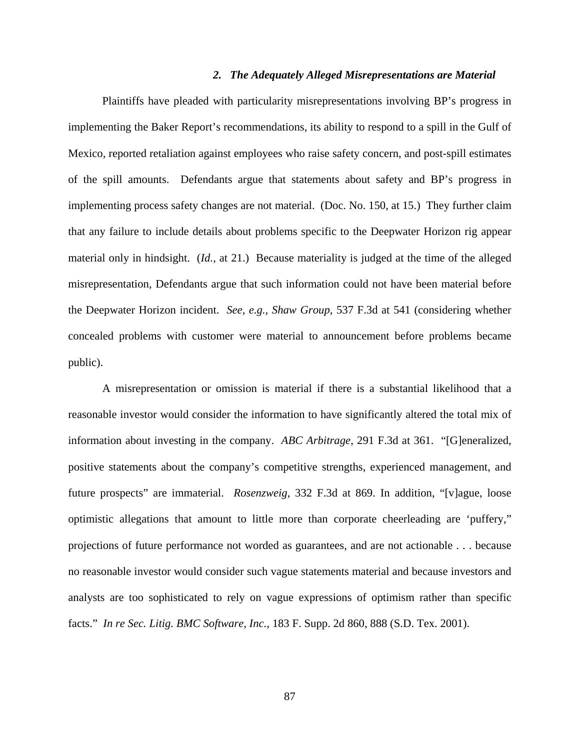### *2. The Adequately Alleged Misrepresentations are Material*

Plaintiffs have pleaded with particularity misrepresentations involving BP's progress in implementing the Baker Report's recommendations, its ability to respond to a spill in the Gulf of Mexico, reported retaliation against employees who raise safety concern, and post-spill estimates of the spill amounts. Defendants argue that statements about safety and BP's progress in implementing process safety changes are not material. (Doc. No. 150, at 15.) They further claim that any failure to include details about problems specific to the Deepwater Horizon rig appear material only in hindsight. (*Id.*, at 21.) Because materiality is judged at the time of the alleged misrepresentation, Defendants argue that such information could not have been material before the Deepwater Horizon incident. *See, e.g., Shaw Group*, 537 F.3d at 541 (considering whether concealed problems with customer were material to announcement before problems became public).

A misrepresentation or omission is material if there is a substantial likelihood that a reasonable investor would consider the information to have significantly altered the total mix of information about investing in the company. *ABC Arbitrage*, 291 F.3d at 361. "[G]eneralized, positive statements about the company's competitive strengths, experienced management, and future prospects" are immaterial. *Rosenzweig*, 332 F.3d at 869. In addition, "[v]ague, loose optimistic allegations that amount to little more than corporate cheerleading are 'puffery," projections of future performance not worded as guarantees, and are not actionable . . . because no reasonable investor would consider such vague statements material and because investors and analysts are too sophisticated to rely on vague expressions of optimism rather than specific facts." *In re Sec. Litig. BMC Software, Inc.*, 183 F. Supp. 2d 860, 888 (S.D. Tex. 2001).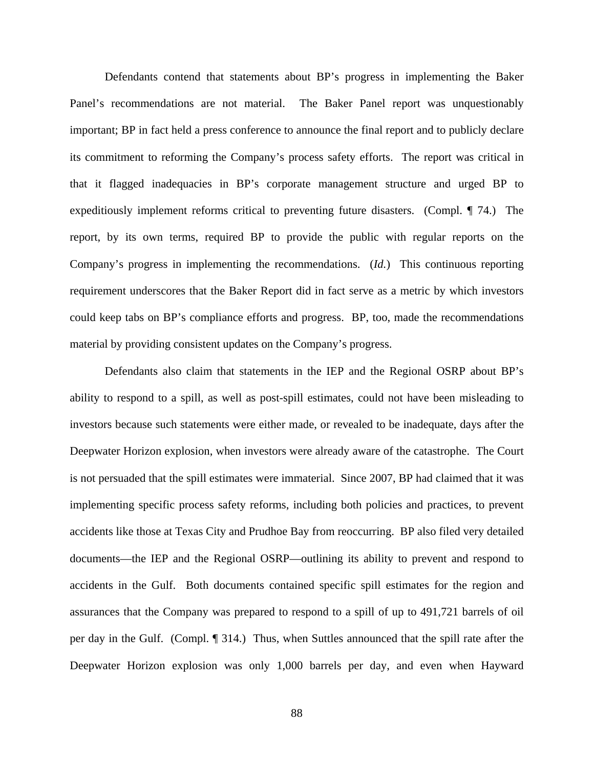Defendants contend that statements about BP's progress in implementing the Baker Panel's recommendations are not material. The Baker Panel report was unquestionably important; BP in fact held a press conference to announce the final report and to publicly declare its commitment to reforming the Company's process safety efforts. The report was critical in that it flagged inadequacies in BP's corporate management structure and urged BP to expeditiously implement reforms critical to preventing future disasters. (Compl. ¶ 74.) The report, by its own terms, required BP to provide the public with regular reports on the Company's progress in implementing the recommendations. (*Id.*) This continuous reporting requirement underscores that the Baker Report did in fact serve as a metric by which investors could keep tabs on BP's compliance efforts and progress. BP, too, made the recommendations material by providing consistent updates on the Company's progress.

Defendants also claim that statements in the IEP and the Regional OSRP about BP's ability to respond to a spill, as well as post-spill estimates, could not have been misleading to investors because such statements were either made, or revealed to be inadequate, days after the Deepwater Horizon explosion, when investors were already aware of the catastrophe. The Court is not persuaded that the spill estimates were immaterial. Since 2007, BP had claimed that it was implementing specific process safety reforms, including both policies and practices, to prevent accidents like those at Texas City and Prudhoe Bay from reoccurring. BP also filed very detailed documents—the IEP and the Regional OSRP—outlining its ability to prevent and respond to accidents in the Gulf. Both documents contained specific spill estimates for the region and assurances that the Company was prepared to respond to a spill of up to 491,721 barrels of oil per day in the Gulf. (Compl. ¶ 314.) Thus, when Suttles announced that the spill rate after the Deepwater Horizon explosion was only 1,000 barrels per day, and even when Hayward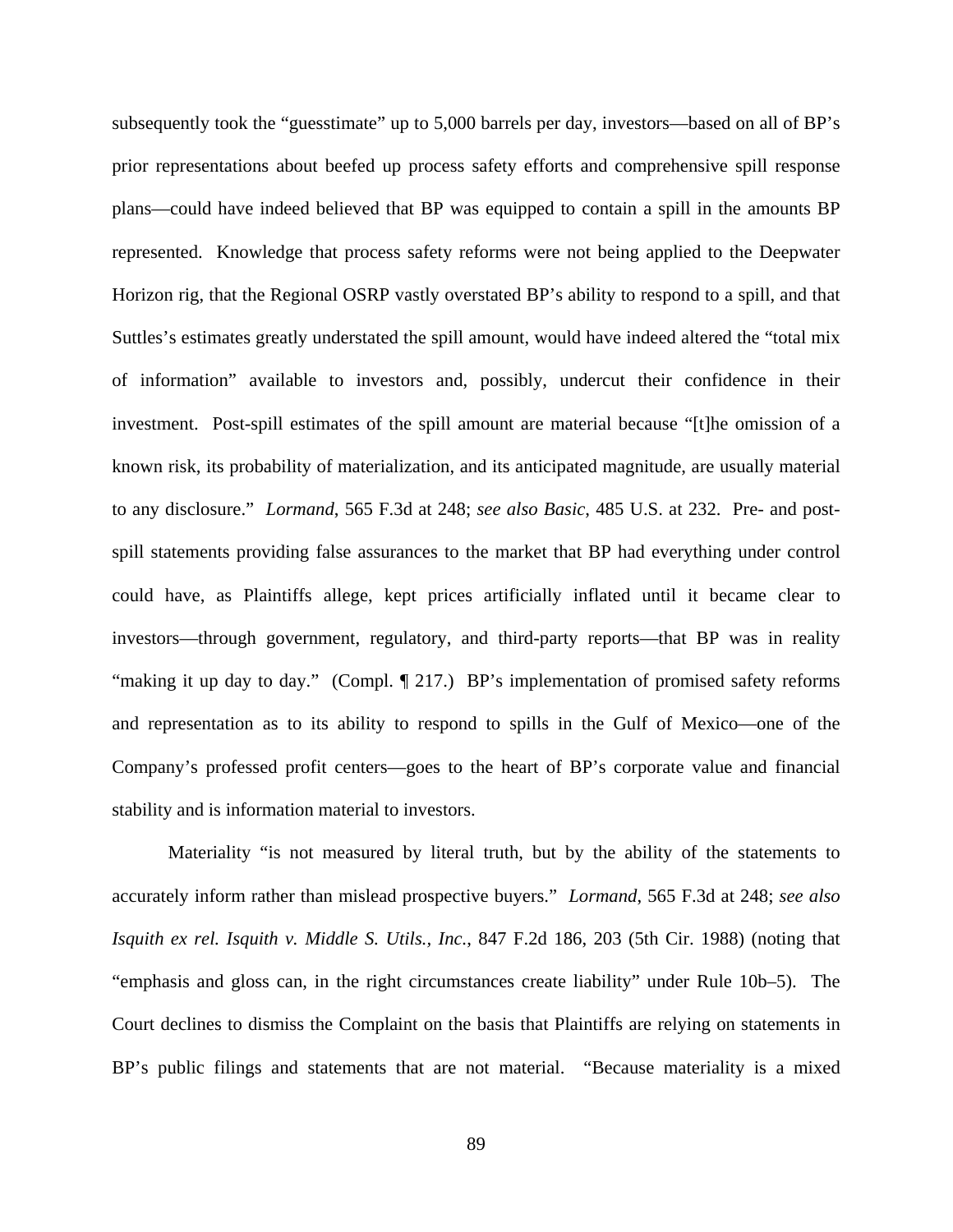subsequently took the "guesstimate" up to 5,000 barrels per day, investors—based on all of BP's prior representations about beefed up process safety efforts and comprehensive spill response plans—could have indeed believed that BP was equipped to contain a spill in the amounts BP represented. Knowledge that process safety reforms were not being applied to the Deepwater Horizon rig, that the Regional OSRP vastly overstated BP's ability to respond to a spill, and that Suttles's estimates greatly understated the spill amount, would have indeed altered the "total mix of information" available to investors and, possibly, undercut their confidence in their investment. Post-spill estimates of the spill amount are material because "[t]he omission of a known risk, its probability of materialization, and its anticipated magnitude, are usually material to any disclosure." *Lormand*, 565 F.3d at 248; *see also Basic*, 485 U.S. at 232. Pre- and post-spill statements providing false assurances to the market that BP had everything under control could have, as Plaintiffs allege, kept prices artificially inflated until it became clear to investors—through government, regulatory, and third-party reports—that BP was in reality "making it up day to day." (Compl. ¶ 217.) BP's implementation of promised safety reforms and representation as to its ability to respond to spills in the Gulf of Mexico—one of the Company's professed profit centers—goes to the heart of BP's corporate value and financial stability and is information material to investors.

Materiality "is not measured by literal truth, but by the ability of the statements to accurately inform rather than mislead prospective buyers." *Lormand*, 565 F.3d at 248; *see also Isquith ex rel. Isquith v. Middle S. Utils., Inc.*, 847 F.2d 186, 203 (5th Cir. 1988) (noting that "emphasis and gloss can, in the right circumstances create liability" under Rule 10b–5). The Court declines to dismiss the Complaint on the basis that Plaintiffs are relying on statements in BP's public filings and statements that are not material. "Because materiality is a mixed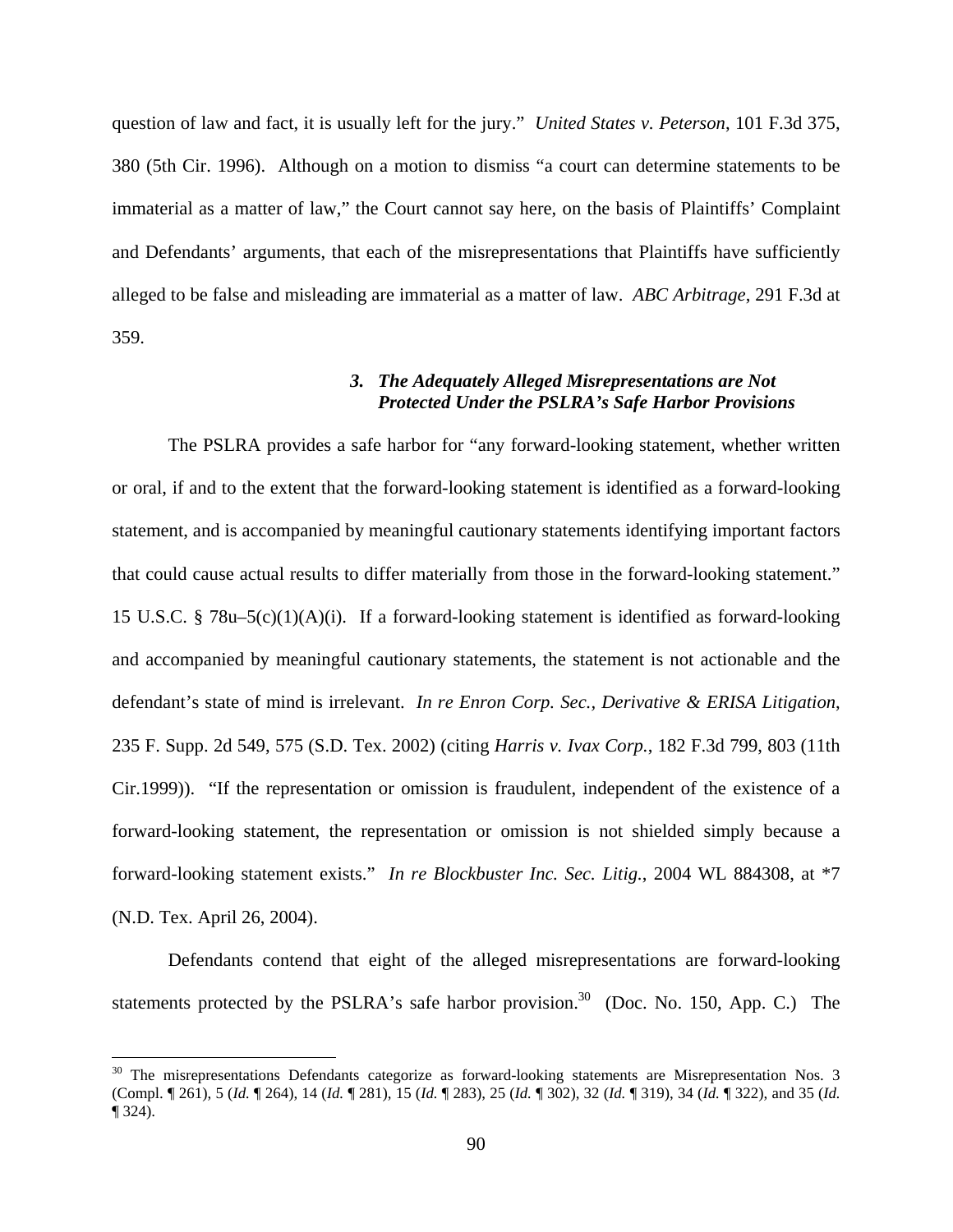question of law and fact, it is usually left for the jury." *United States v. Peterson*, 101 F.3d 375, 380 (5th Cir. 1996). Although on a motion to dismiss "a court can determine statements to be immaterial as a matter of law," the Court cannot say here, on the basis of Plaintiffs' Complaint and Defendants' arguments, that each of the misrepresentations that Plaintiffs have sufficiently alleged to be false and misleading are immaterial as a matter of law. *ABC Arbitrage*, 291 F.3d at 359.

### *3. The Adequately Alleged Misrepresentations are Not Protected Under the PSLRA's Safe Harbor Provisions*

The PSLRA provides a safe harbor for "any forward-looking statement, whether written or oral, if and to the extent that the forward-looking statement is identified as a forward-looking statement, and is accompanied by meaningful cautionary statements identifying important factors that could cause actual results to differ materially from those in the forward-looking statement." 15 U.S.C. § 78u–5(c)(1)(A)(i). If a forward-looking statement is identified as forward-looking and accompanied by meaningful cautionary statements, the statement is not actionable and the defendant's state of mind is irrelevant. *In re Enron Corp. Sec., Derivative & ERISA Litigation*, 235 F. Supp. 2d 549, 575 (S.D. Tex. 2002) (citing *Harris v. Ivax Corp.*, 182 F.3d 799, 803 (11th Cir.1999)). "If the representation or omission is fraudulent, independent of the existence of a forward-looking statement, the representation or omission is not shielded simply because a forward-looking statement exists." *In re Blockbuster Inc. Sec. Litig.*, 2004 WL 884308, at *7 (N.D. Tex. April 26, 2004).

Defendants contend that eight of the alleged misrepresentations are forward-looking statements protected by the PSLRA's safe harbor provision.[30] (Doc. No. 150, App. C.) The

---

[30] The misrepresentations Defendants categorize as forward-looking statements are Misrepresentation Nos. 3 (Compl. ¶ 261), 5 (*Id.* ¶ 264), 14 (*Id.* ¶ 281), 15 (*Id.* ¶ 283), 25 (*Id.* ¶ 302), 32 (*Id.* ¶ 319), 34 (*Id.* ¶ 322), and 35 (*Id.* ¶ 324).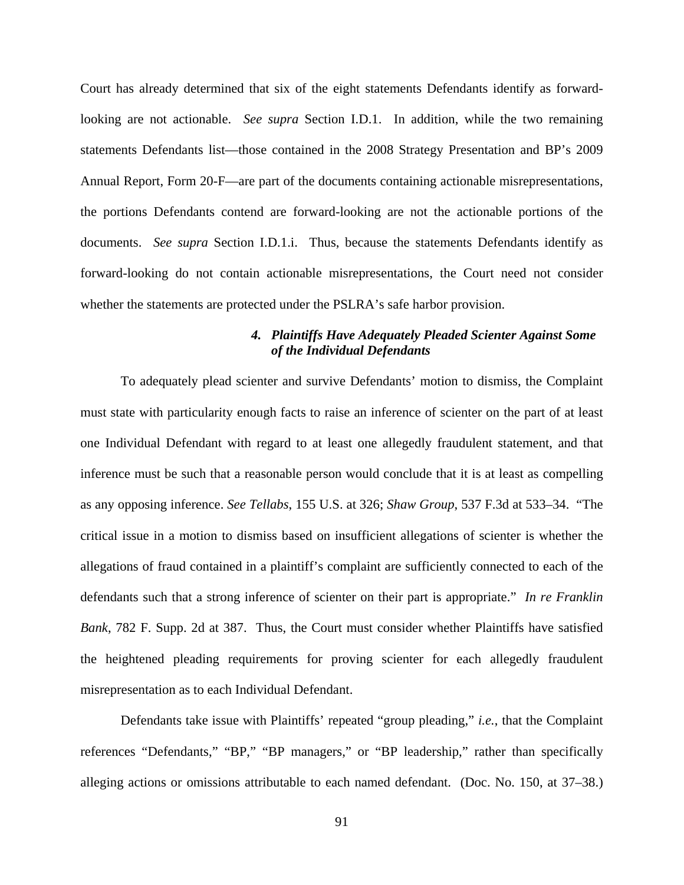Court has already determined that six of the eight statements Defendants identify as forward-looking are not actionable. *See supra* Section I.D.1. In addition, while the two remaining statements Defendants list—those contained in the 2008 Strategy Presentation and BP's 2009 Annual Report, Form 20-F—are part of the documents containing actionable misrepresentations, the portions Defendants contend are forward-looking are not the actionable portions of the documents. *See supra* Section I.D.1.i. Thus, because the statements Defendants identify as forward-looking do not contain actionable misrepresentations, the Court need not consider whether the statements are protected under the PSLRA's safe harbor provision.

#### *4. Plaintiffs Have Adequately Pleaded Scienter Against Some of the Individual Defendants*

To adequately plead scienter and survive Defendants' motion to dismiss, the Complaint must state with particularity enough facts to raise an inference of scienter on the part of at least one Individual Defendant with regard to at least one allegedly fraudulent statement, and that inference must be such that a reasonable person would conclude that it is at least as compelling as any opposing inference. *See Tellabs*, 155 U.S. at 326; *Shaw Group*, 537 F.3d at 533–34. "The critical issue in a motion to dismiss based on insufficient allegations of scienter is whether the allegations of fraud contained in a plaintiff's complaint are sufficiently connected to each of the defendants such that a strong inference of scienter on their part is appropriate." *In re Franklin Bank*, 782 F. Supp. 2d at 387. Thus, the Court must consider whether Plaintiffs have satisfied the heightened pleading requirements for proving scienter for each allegedly fraudulent misrepresentation as to each Individual Defendant.

Defendants take issue with Plaintiffs' repeated "group pleading," *i.e.*, that the Complaint references "Defendants," "BP," "BP managers," or "BP leadership," rather than specifically alleging actions or omissions attributable to each named defendant. (Doc. No. 150, at 37–38.)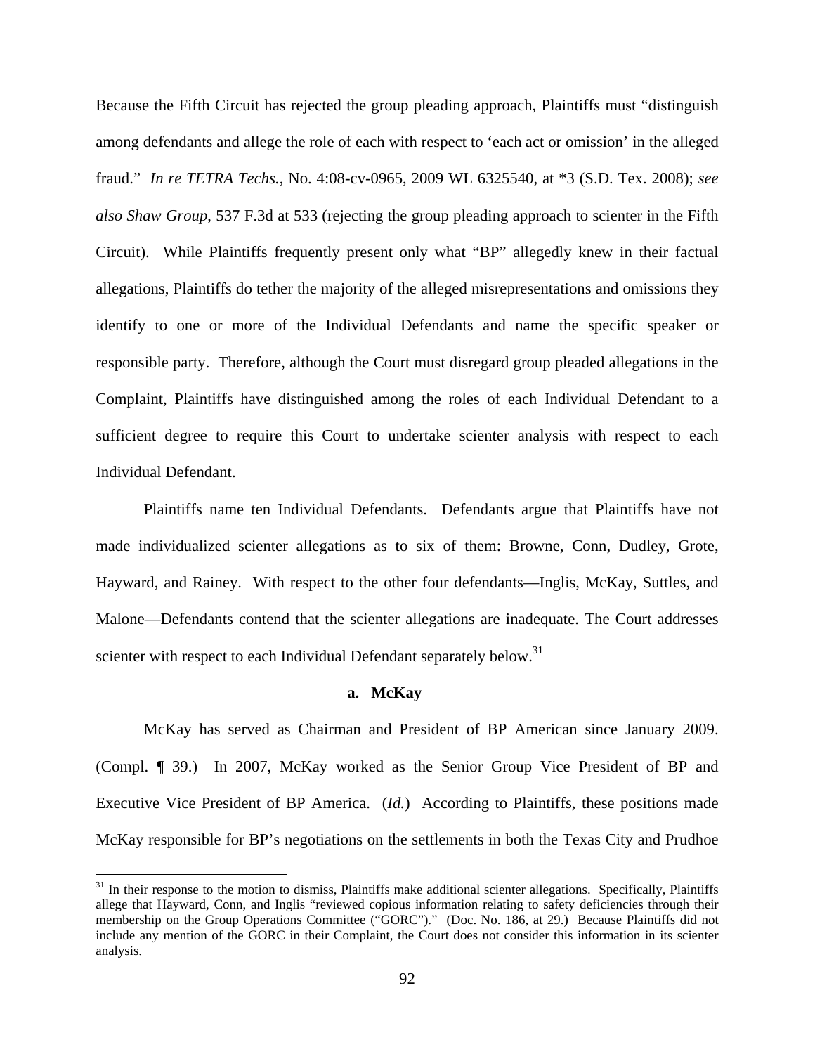Because the Fifth Circuit has rejected the group pleading approach, Plaintiffs must "distinguish among defendants and allege the role of each with respect to 'each act or omission' in the alleged fraud." *In re TETRA Techs.*, No. 4:08-cv-0965, 2009 WL 6325540, at *3 (S.D. Tex. 2008); *see also Shaw Group*, 537 F.3d at 533 (rejecting the group pleading approach to scienter in the Fifth Circuit). While Plaintiffs frequently present only what "BP" allegedly knew in their factual allegations, Plaintiffs do tether the majority of the alleged misrepresentations and omissions they identify to one or more of the Individual Defendants and name the specific speaker or responsible party. Therefore, although the Court must disregard group pleaded allegations in the Complaint, Plaintiffs have distinguished among the roles of each Individual Defendant to a sufficient degree to require this Court to undertake scienter analysis with respect to each Individual Defendant.

Plaintiffs name ten Individual Defendants. Defendants argue that Plaintiffs have not made individualized scienter allegations as to six of them: Browne, Conn, Dudley, Grote, Hayward, and Rainey. With respect to the other four defendants—Inglis, McKay, Suttles, and Malone—Defendants contend that the scienter allegations are inadequate. The Court addresses scienter with respect to each Individual Defendant separately below.[31]

**a. McKay**

McKay has served as Chairman and President of BP American since January 2009. (Compl. ¶ 39.) In 2007, McKay worked as the Senior Group Vice President of BP and Executive Vice President of BP America. (*Id.*) According to Plaintiffs, these positions made McKay responsible for BP's negotiations on the settlements in both the Texas City and Prudhoe

[31] In their response to the motion to dismiss, Plaintiffs make additional scienter allegations. Specifically, Plaintiffs allege that Hayward, Conn, and Inglis "reviewed copious information relating to safety deficiencies through their membership on the Group Operations Committee ("GORC")." (Doc. No. 186, at 29.) Because Plaintiffs did not include any mention of the GORC in their Complaint, the Court does not consider this information in its scienter analysis.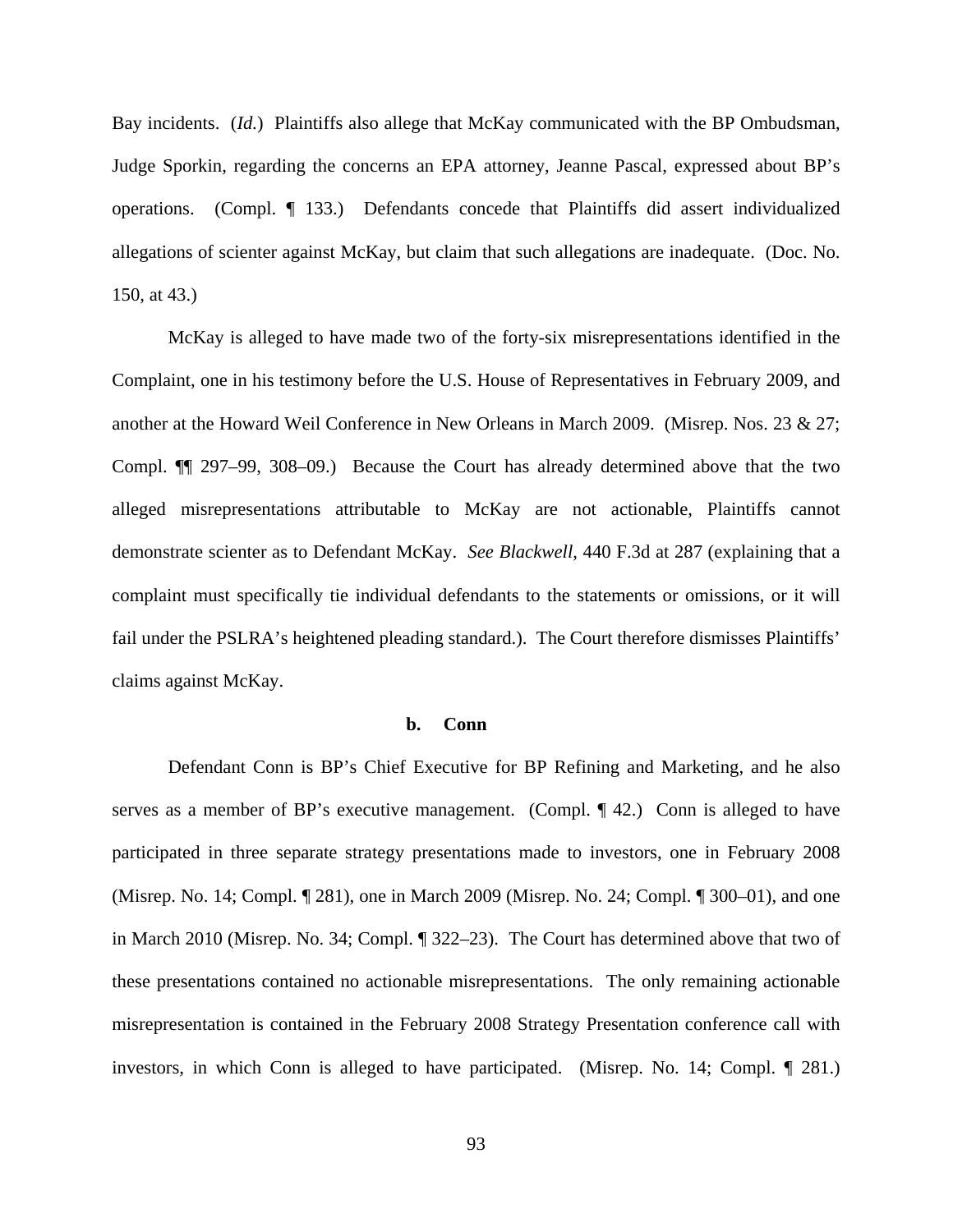Bay incidents. (*Id.*) Plaintiffs also allege that McKay communicated with the BP Ombudsman, Judge Sporkin, regarding the concerns an EPA attorney, Jeanne Pascal, expressed about BP's operations. (Compl. ¶ 133.) Defendants concede that Plaintiffs did assert individualized allegations of scienter against McKay, but claim that such allegations are inadequate. (Doc. No. 150, at 43.)

McKay is alleged to have made two of the forty-six misrepresentations identified in the Complaint, one in his testimony before the U.S. House of Representatives in February 2009, and another at the Howard Weil Conference in New Orleans in March 2009. (Misrep. Nos. 23 & 27; Compl. ¶¶ 297–99, 308–09.) Because the Court has already determined above that the two alleged misrepresentations attributable to McKay are not actionable, Plaintiffs cannot demonstrate scienter as to Defendant McKay. *See Blackwell*, 440 F.3d at 287 (explaining that a complaint must specifically tie individual defendants to the statements or omissions, or it will fail under the PSLRA's heightened pleading standard.). The Court therefore dismisses Plaintiffs' claims against McKay.

**b. Conn**

Defendant Conn is BP's Chief Executive for BP Refining and Marketing, and he also serves as a member of BP's executive management. (Compl. ¶ 42.) Conn is alleged to have participated in three separate strategy presentations made to investors, one in February 2008 (Misrep. No. 14; Compl. ¶ 281), one in March 2009 (Misrep. No. 24; Compl. ¶ 300–01), and one in March 2010 (Misrep. No. 34; Compl. ¶ 322–23). The Court has determined above that two of these presentations contained no actionable misrepresentations. The only remaining actionable misrepresentation is contained in the February 2008 Strategy Presentation conference call with investors, in which Conn is alleged to have participated. (Misrep. No. 14; Compl. ¶ 281.)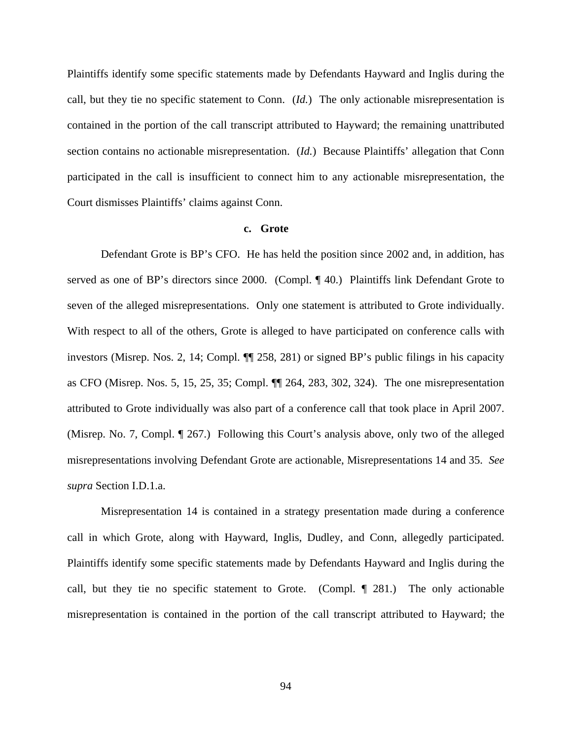Plaintiffs identify some specific statements made by Defendants Hayward and Inglis during the call, but they tie no specific statement to Conn. (*Id.*) The only actionable misrepresentation is contained in the portion of the call transcript attributed to Hayward; the remaining unattributed section contains no actionable misrepresentation. (*Id.*) Because Plaintiffs' allegation that Conn participated in the call is insufficient to connect him to any actionable misrepresentation, the Court dismisses Plaintiffs' claims against Conn.

**c. Grote**

Defendant Grote is BP's CFO. He has held the position since 2002 and, in addition, has served as one of BP's directors since 2000. (Compl. ¶ 40.) Plaintiffs link Defendant Grote to seven of the alleged misrepresentations. Only one statement is attributed to Grote individually. With respect to all of the others, Grote is alleged to have participated on conference calls with investors (Misrep. Nos. 2, 14; Compl. ¶¶ 258, 281) or signed BP's public filings in his capacity as CFO (Misrep. Nos. 5, 15, 25, 35; Compl. ¶¶ 264, 283, 302, 324). The one misrepresentation attributed to Grote individually was also part of a conference call that took place in April 2007. (Misrep. No. 7, Compl. ¶ 267.) Following this Court's analysis above, only two of the alleged misrepresentations involving Defendant Grote are actionable, Misrepresentations 14 and 35. *See supra* Section I.D.1.a.

Misrepresentation 14 is contained in a strategy presentation made during a conference call in which Grote, along with Hayward, Inglis, Dudley, and Conn, allegedly participated. Plaintiffs identify some specific statements made by Defendants Hayward and Inglis during the call, but they tie no specific statement to Grote. (Compl. ¶ 281.) The only actionable misrepresentation is contained in the portion of the call transcript attributed to Hayward; the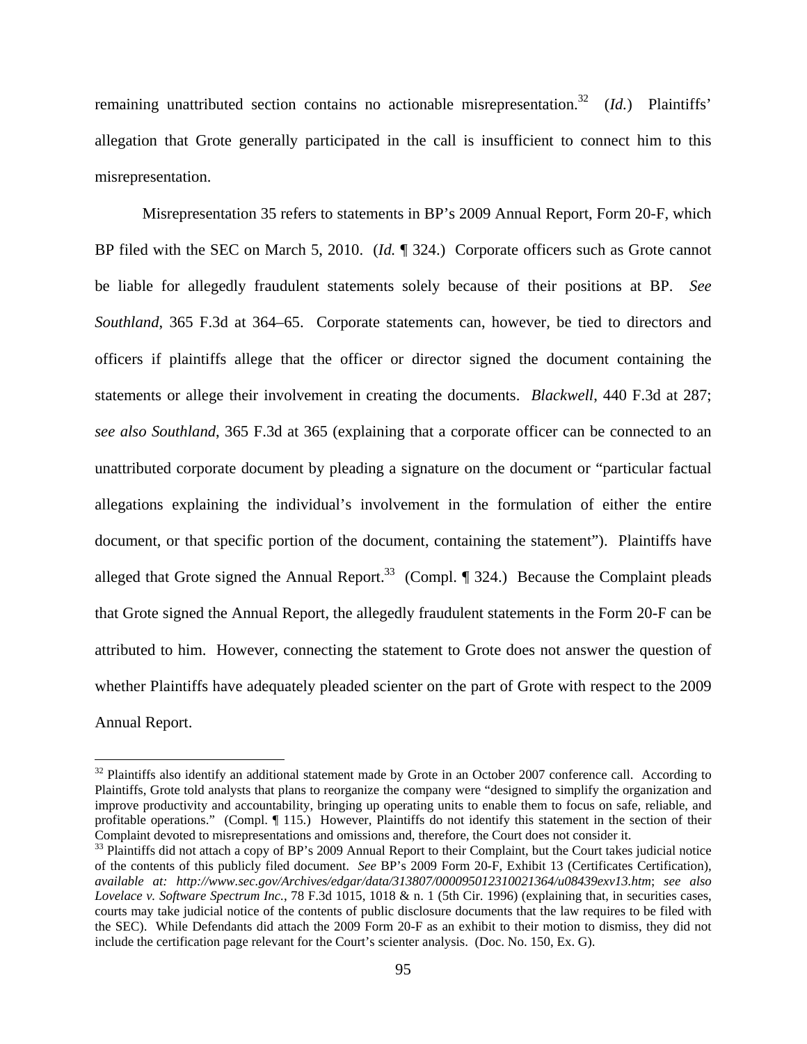remaining unattributed section contains no actionable misrepresentation.[32] (*Id.*) Plaintiffs' allegation that Grote generally participated in the call is insufficient to connect him to this misrepresentation.

Misrepresentation 35 refers to statements in BP's 2009 Annual Report, Form 20-F, which BP filed with the SEC on March 5, 2010. (*Id.* ¶ 324.) Corporate officers such as Grote cannot be liable for allegedly fraudulent statements solely because of their positions at BP. *See Southland*, 365 F.3d at 364–65. Corporate statements can, however, be tied to directors and officers if plaintiffs allege that the officer or director signed the document containing the statements or allege their involvement in creating the documents. *Blackwell*, 440 F.3d at 287; *see also Southland*, 365 F.3d at 365 (explaining that a corporate officer can be connected to an unattributed corporate document by pleading a signature on the document or "particular factual allegations explaining the individual's involvement in the formulation of either the entire document, or that specific portion of the document, containing the statement"). Plaintiffs have alleged that Grote signed the Annual Report.[33] (Compl. ¶ 324.) Because the Complaint pleads that Grote signed the Annual Report, the allegedly fraudulent statements in the Form 20-F can be attributed to him. However, connecting the statement to Grote does not answer the question of whether Plaintiffs have adequately pleaded scienter on the part of Grote with respect to the 2009 Annual Report.

---

[32] Plaintiffs also identify an additional statement made by Grote in an October 2007 conference call. According to Plaintiffs, Grote told analysts that plans to reorganize the company were "designed to simplify the organization and improve productivity and accountability, bringing up operating units to enable them to focus on safe, reliable, and profitable operations." (Compl. ¶ 115.) However, Plaintiffs do not identify this statement in the section of their Complaint devoted to misrepresentations and omissions and, therefore, the Court does not consider it.

[33] Plaintiffs did not attach a copy of BP's 2009 Annual Report to their Complaint, but the Court takes judicial notice of the contents of this publicly filed document. *See* BP's 2009 Form 20-F, Exhibit 13 (Certificates Certification), *available at: http://www.sec.gov/Archives/edgar/data/313807/000095012310021364/u08439exv13.htm*; *see also Lovelace v. Software Spectrum Inc.*, 78 F.3d 1015, 1018 & n. 1 (5th Cir. 1996) (explaining that, in securities cases, courts may take judicial notice of the contents of public disclosure documents that the law requires to be filed with the SEC). While Defendants did attach the 2009 Form 20-F as an exhibit to their motion to dismiss, they did not include the certification page relevant for the Court's scienter analysis. (Doc. No. 150, Ex. G).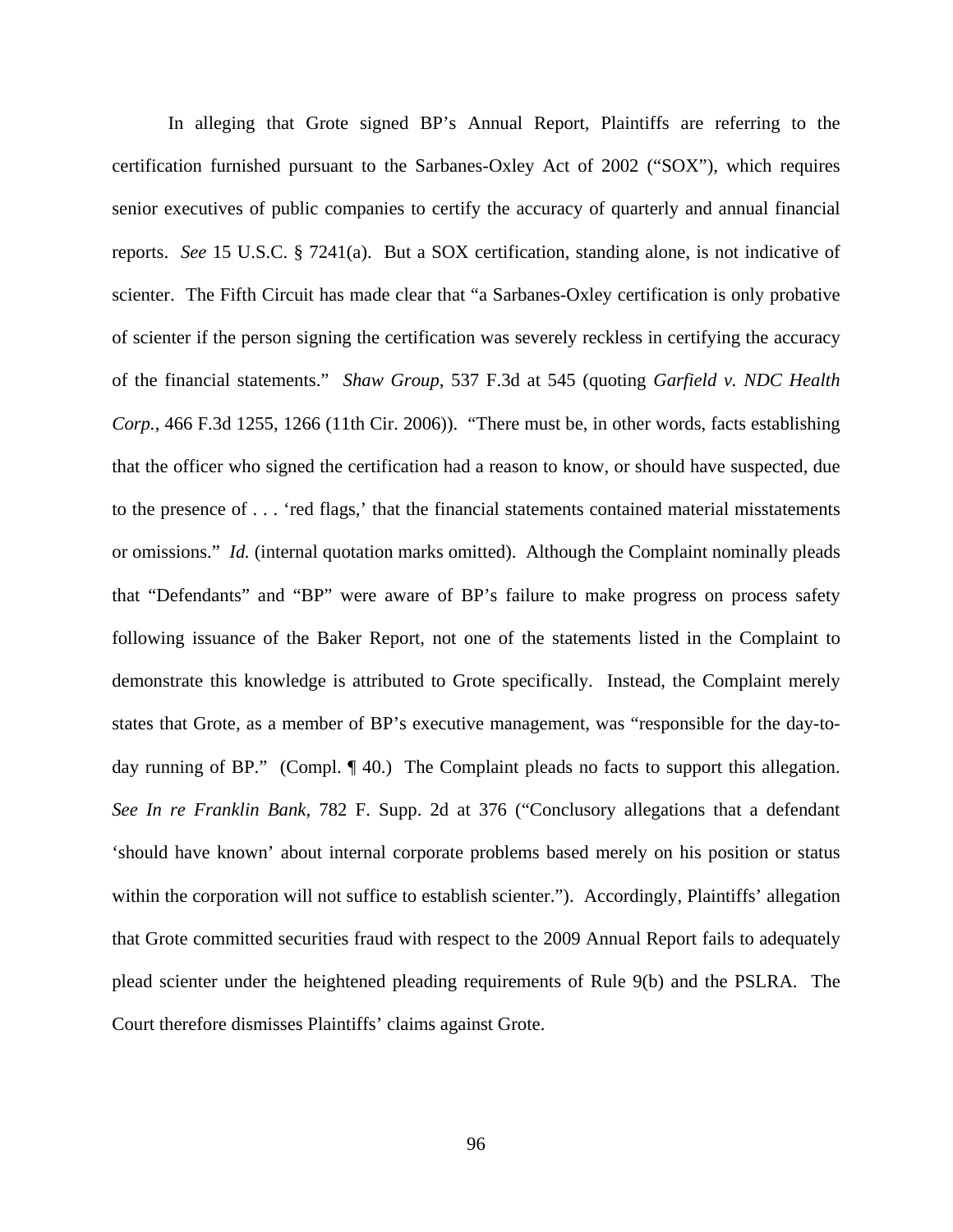In alleging that Grote signed BP's Annual Report, Plaintiffs are referring to the certification furnished pursuant to the Sarbanes-Oxley Act of 2002 ("SOX"), which requires senior executives of public companies to certify the accuracy of quarterly and annual financial reports. *See* 15 U.S.C. § 7241(a). But a SOX certification, standing alone, is not indicative of scienter. The Fifth Circuit has made clear that "a Sarbanes-Oxley certification is only probative of scienter if the person signing the certification was severely reckless in certifying the accuracy of the financial statements." *Shaw Group*, 537 F.3d at 545 (quoting *Garfield v. NDC Health Corp.*, 466 F.3d 1255, 1266 (11th Cir. 2006)). "There must be, in other words, facts establishing that the officer who signed the certification had a reason to know, or should have suspected, due to the presence of . . . 'red flags,' that the financial statements contained material misstatements or omissions." *Id.* (internal quotation marks omitted). Although the Complaint nominally pleads that "Defendants" and "BP" were aware of BP's failure to make progress on process safety following issuance of the Baker Report, not one of the statements listed in the Complaint to demonstrate this knowledge is attributed to Grote specifically. Instead, the Complaint merely states that Grote, as a member of BP's executive management, was "responsible for the day-to-day running of BP." (Compl. ¶ 40.) The Complaint pleads no facts to support this allegation. *See In re Franklin Bank*, 782 F. Supp. 2d at 376 ("Conclusory allegations that a defendant 'should have known' about internal corporate problems based merely on his position or status within the corporation will not suffice to establish scienter."). Accordingly, Plaintiffs' allegation that Grote committed securities fraud with respect to the 2009 Annual Report fails to adequately plead scienter under the heightened pleading requirements of Rule 9(b) and the PSLRA. The Court therefore dismisses Plaintiffs' claims against Grote.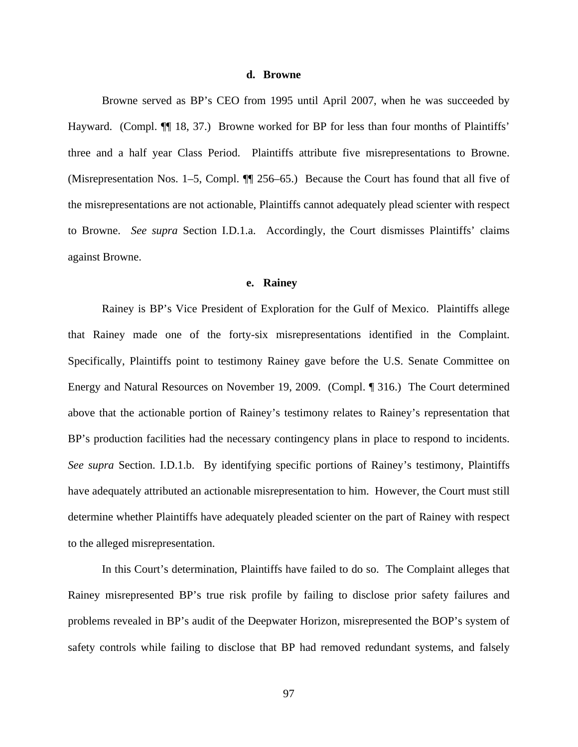#### d. Browne

Browne served as BP's CEO from 1995 until April 2007, when he was succeeded by Hayward. (Compl. ¶¶ 18, 37.) Browne worked for BP for less than four months of Plaintiffs' three and a half year Class Period. Plaintiffs attribute five misrepresentations to Browne. (Misrepresentation Nos. 1–5, Compl. ¶¶ 256–65.) Because the Court has found that all five of the misrepresentations are not actionable, Plaintiffs cannot adequately plead scienter with respect to Browne. *See supra* Section I.D.1.a. Accordingly, the Court dismisses Plaintiffs' claims against Browne.

#### e. Rainey

Rainey is BP's Vice President of Exploration for the Gulf of Mexico. Plaintiffs allege that Rainey made one of the forty-six misrepresentations identified in the Complaint. Specifically, Plaintiffs point to testimony Rainey gave before the U.S. Senate Committee on Energy and Natural Resources on November 19, 2009. (Compl. ¶ 316.) The Court determined above that the actionable portion of Rainey's testimony relates to Rainey's representation that BP's production facilities had the necessary contingency plans in place to respond to incidents. *See supra* Section. I.D.1.b. By identifying specific portions of Rainey's testimony, Plaintiffs have adequately attributed an actionable misrepresentation to him. However, the Court must still determine whether Plaintiffs have adequately pleaded scienter on the part of Rainey with respect to the alleged misrepresentation.

In this Court's determination, Plaintiffs have failed to do so. The Complaint alleges that Rainey misrepresented BP's true risk profile by failing to disclose prior safety failures and problems revealed in BP's audit of the Deepwater Horizon, misrepresented the BOP's system of safety controls while failing to disclose that BP had removed redundant systems, and falsely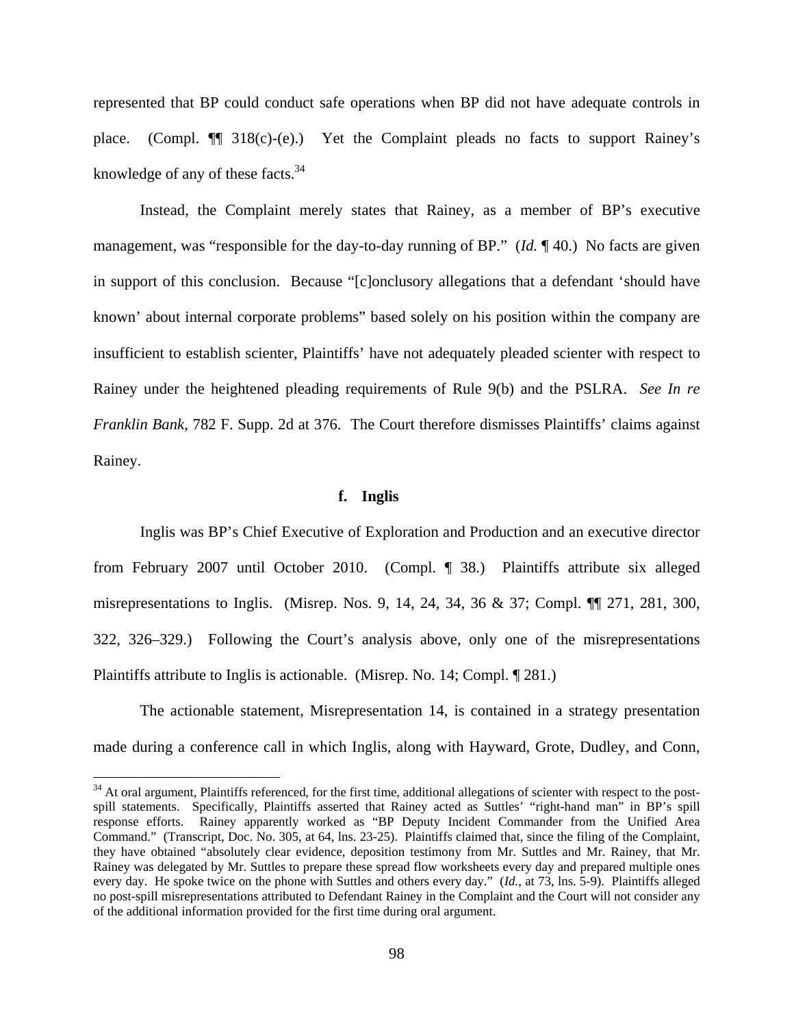represented that BP could conduct safe operations when BP did not have adequate controls in place. (Compl. ¶¶ 318(c)-(e).) Yet the Complaint pleads no facts to support Rainey's knowledge of any of these facts.[34]

Instead, the Complaint merely states that Rainey, as a member of BP's executive management, was "responsible for the day-to-day running of BP." (*Id.* ¶ 40.) No facts are given in support of this conclusion. Because "[c]onclusory allegations that a defendant 'should have known' about internal corporate problems" based solely on his position within the company are insufficient to establish scienter, Plaintiffs' have not adequately pleaded scienter with respect to Rainey under the heightened pleading requirements of Rule 9(b) and the PSLRA. *See In re Franklin Bank*, 782 F. Supp. 2d at 376. The Court therefore dismisses Plaintiffs' claims against Rainey.

**f. Inglis**

Inglis was BP's Chief Executive of Exploration and Production and an executive director from February 2007 until October 2010. (Compl. ¶ 38.) Plaintiffs attribute six alleged misrepresentations to Inglis. (Misrep. Nos. 9, 14, 24, 34, 36 & 37; Compl. ¶¶ 271, 281, 300, 322, 326–329.) Following the Court's analysis above, only one of the misrepresentations Plaintiffs attribute to Inglis is actionable. (Misrep. No. 14; Compl. ¶ 281.)

The actionable statement, Misrepresentation 14, is contained in a strategy presentation made during a conference call in which Inglis, along with Hayward, Grote, Dudley, and Conn,

[34] At oral argument, Plaintiffs referenced, for the first time, additional allegations of scienter with respect to the post-spill statements. Specifically, Plaintiffs asserted that Rainey acted as Suttles' "right-hand man" in BP's spill response efforts. Rainey apparently worked as "BP Deputy Incident Commander from the Unified Area Command." (Transcript, Doc. No. 305, at 64, lns. 23-25). Plaintiffs claimed that, since the filing of the Complaint, they have obtained "absolutely clear evidence, deposition testimony from Mr. Suttles and Mr. Rainey, that Mr. Rainey was delegated by Mr. Suttles to prepare these spread flow worksheets every day and prepared multiple ones every day. He spoke twice on the phone with Suttles and others every day." (*Id.*, at 73, lns. 5-9). Plaintiffs alleged no post-spill misrepresentations attributed to Defendant Rainey in the Complaint and the Court will not consider any of the additional information provided for the first time during oral argument.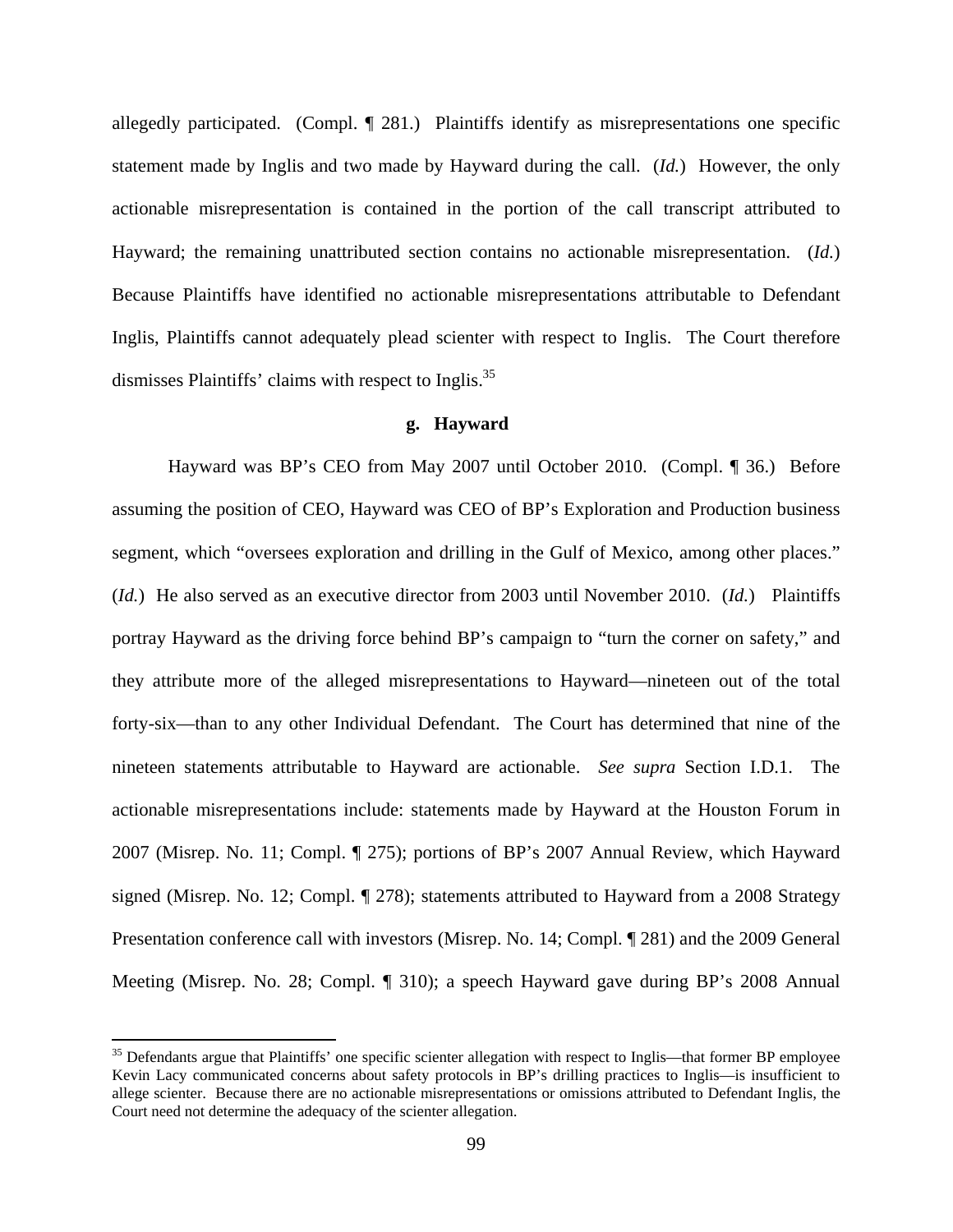allegedly participated. (Compl. ¶ 281.) Plaintiffs identify as misrepresentations one specific statement made by Inglis and two made by Hayward during the call. (*Id.*) However, the only actionable misrepresentation is contained in the portion of the call transcript attributed to Hayward; the remaining unattributed section contains no actionable misrepresentation. (*Id.*) Because Plaintiffs have identified no actionable misrepresentations attributable to Defendant Inglis, Plaintiffs cannot adequately plead scienter with respect to Inglis. The Court therefore dismisses Plaintiffs' claims with respect to Inglis.[35]

**g. Hayward**

Hayward was BP's CEO from May 2007 until October 2010. (Compl. ¶ 36.) Before assuming the position of CEO, Hayward was CEO of BP's Exploration and Production business segment, which "oversees exploration and drilling in the Gulf of Mexico, among other places." (*Id.*) He also served as an executive director from 2003 until November 2010. (*Id.*) Plaintiffs portray Hayward as the driving force behind BP's campaign to "turn the corner on safety," and they attribute more of the alleged misrepresentations to Hayward—nineteen out of the total forty-six—than to any other Individual Defendant. The Court has determined that nine of the nineteen statements attributable to Hayward are actionable. *See supra* Section I.D.1. The actionable misrepresentations include: statements made by Hayward at the Houston Forum in 2007 (Misrep. No. 11; Compl. ¶ 275); portions of BP's 2007 Annual Review, which Hayward signed (Misrep. No. 12; Compl. ¶ 278); statements attributed to Hayward from a 2008 Strategy Presentation conference call with investors (Misrep. No. 14; Compl. ¶ 281) and the 2009 General Meeting (Misrep. No. 28; Compl. ¶ 310); a speech Hayward gave during BP's 2008 Annual

[35] Defendants argue that Plaintiffs' one specific scienter allegation with respect to Inglis—that former BP employee Kevin Lacy communicated concerns about safety protocols in BP's drilling practices to Inglis—is insufficient to allege scienter. Because there are no actionable misrepresentations or omissions attributed to Defendant Inglis, the Court need not determine the adequacy of the scienter allegation.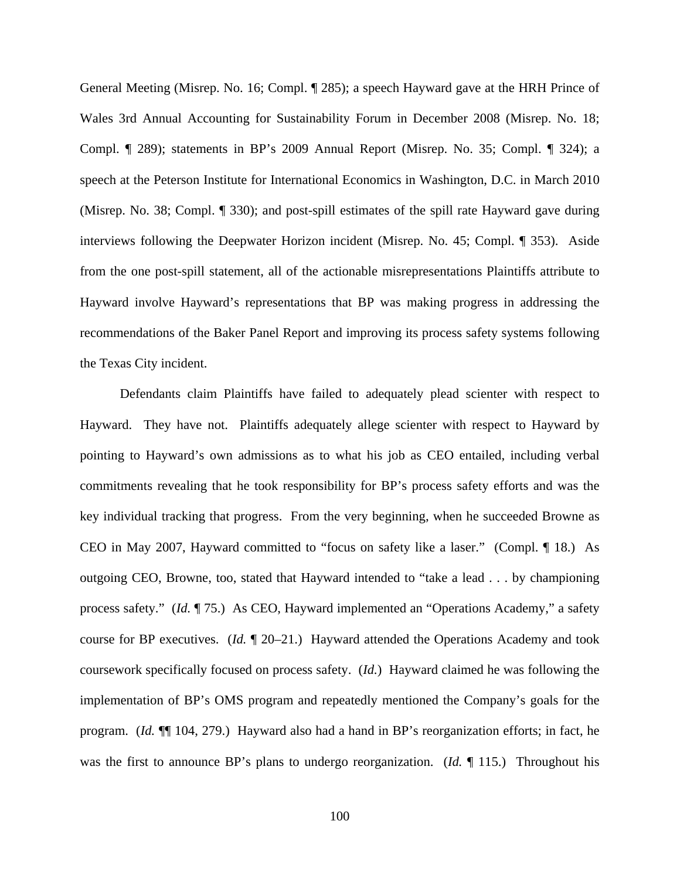General Meeting (Misrep. No. 16; Compl. ¶ 285); a speech Hayward gave at the HRH Prince of Wales 3rd Annual Accounting for Sustainability Forum in December 2008 (Misrep. No. 18; Compl. ¶ 289); statements in BP's 2009 Annual Report (Misrep. No. 35; Compl. ¶ 324); a speech at the Peterson Institute for International Economics in Washington, D.C. in March 2010 (Misrep. No. 38; Compl. ¶ 330); and post-spill estimates of the spill rate Hayward gave during interviews following the Deepwater Horizon incident (Misrep. No. 45; Compl. ¶ 353). Aside from the one post-spill statement, all of the actionable misrepresentations Plaintiffs attribute to Hayward involve Hayward's representations that BP was making progress in addressing the recommendations of the Baker Panel Report and improving its process safety systems following the Texas City incident.

Defendants claim Plaintiffs have failed to adequately plead scienter with respect to Hayward. They have not. Plaintiffs adequately allege scienter with respect to Hayward by pointing to Hayward's own admissions as to what his job as CEO entailed, including verbal commitments revealing that he took responsibility for BP's process safety efforts and was the key individual tracking that progress. From the very beginning, when he succeeded Browne as CEO in May 2007, Hayward committed to "focus on safety like a laser." (Compl. ¶ 18.) As outgoing CEO, Browne, too, stated that Hayward intended to "take a lead . . . by championing process safety." (*Id.* ¶ 75.) As CEO, Hayward implemented an "Operations Academy," a safety course for BP executives. (*Id.* ¶ 20–21.) Hayward attended the Operations Academy and took coursework specifically focused on process safety. (*Id.*) Hayward claimed he was following the implementation of BP's OMS program and repeatedly mentioned the Company's goals for the program. (*Id.* ¶¶ 104, 279.) Hayward also had a hand in BP's reorganization efforts; in fact, he was the first to announce BP's plans to undergo reorganization. (*Id.* ¶ 115.) Throughout his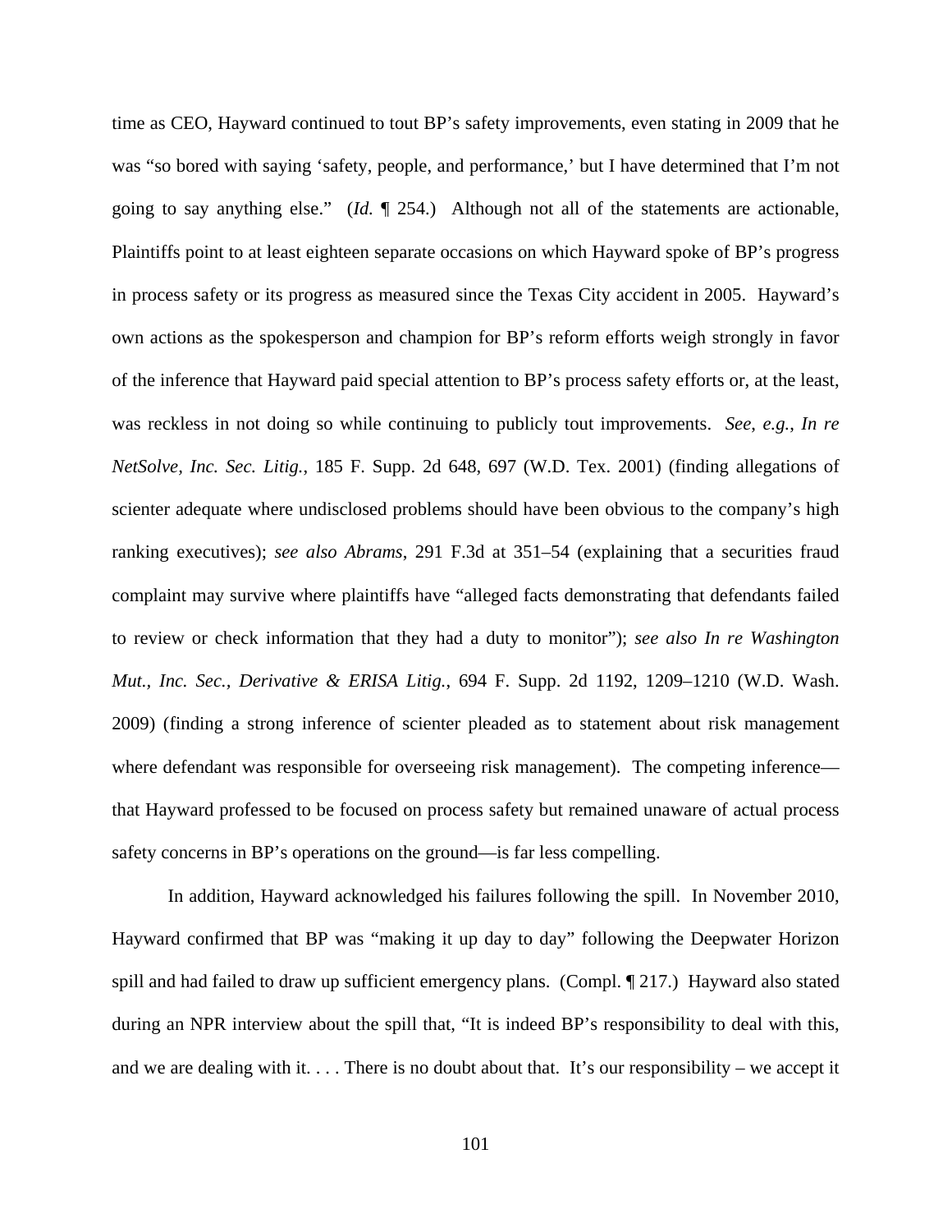time as CEO, Hayward continued to tout BP's safety improvements, even stating in 2009 that he was "so bored with saying 'safety, people, and performance,' but I have determined that I'm not going to say anything else." (*Id.* ¶ 254.) Although not all of the statements are actionable, Plaintiffs point to at least eighteen separate occasions on which Hayward spoke of BP's progress in process safety or its progress as measured since the Texas City accident in 2005. Hayward's own actions as the spokesperson and champion for BP's reform efforts weigh strongly in favor of the inference that Hayward paid special attention to BP's process safety efforts or, at the least, was reckless in not doing so while continuing to publicly tout improvements. *See, e.g.*, *In re NetSolve, Inc. Sec. Litig.*, 185 F. Supp. 2d 648, 697 (W.D. Tex. 2001) (finding allegations of scienter adequate where undisclosed problems should have been obvious to the company's high ranking executives); *see also Abrams*, 291 F.3d at 351–54 (explaining that a securities fraud complaint may survive where plaintiffs have "alleged facts demonstrating that defendants failed to review or check information that they had a duty to monitor"); *see also In re Washington Mut., Inc. Sec., Derivative & ERISA Litig.*, 694 F. Supp. 2d 1192, 1209–1210 (W.D. Wash. 2009) (finding a strong inference of scienter pleaded as to statement about risk management where defendant was responsible for overseeing risk management). The competing inference—that Hayward professed to be focused on process safety but remained unaware of actual process safety concerns in BP's operations on the ground—is far less compelling.

In addition, Hayward acknowledged his failures following the spill. In November 2010, Hayward confirmed that BP was "making it up day to day" following the Deepwater Horizon spill and had failed to draw up sufficient emergency plans. (Compl. ¶ 217.) Hayward also stated during an NPR interview about the spill that, "It is indeed BP's responsibility to deal with this, and we are dealing with it. . . . There is no doubt about that. It's our responsibility – we accept it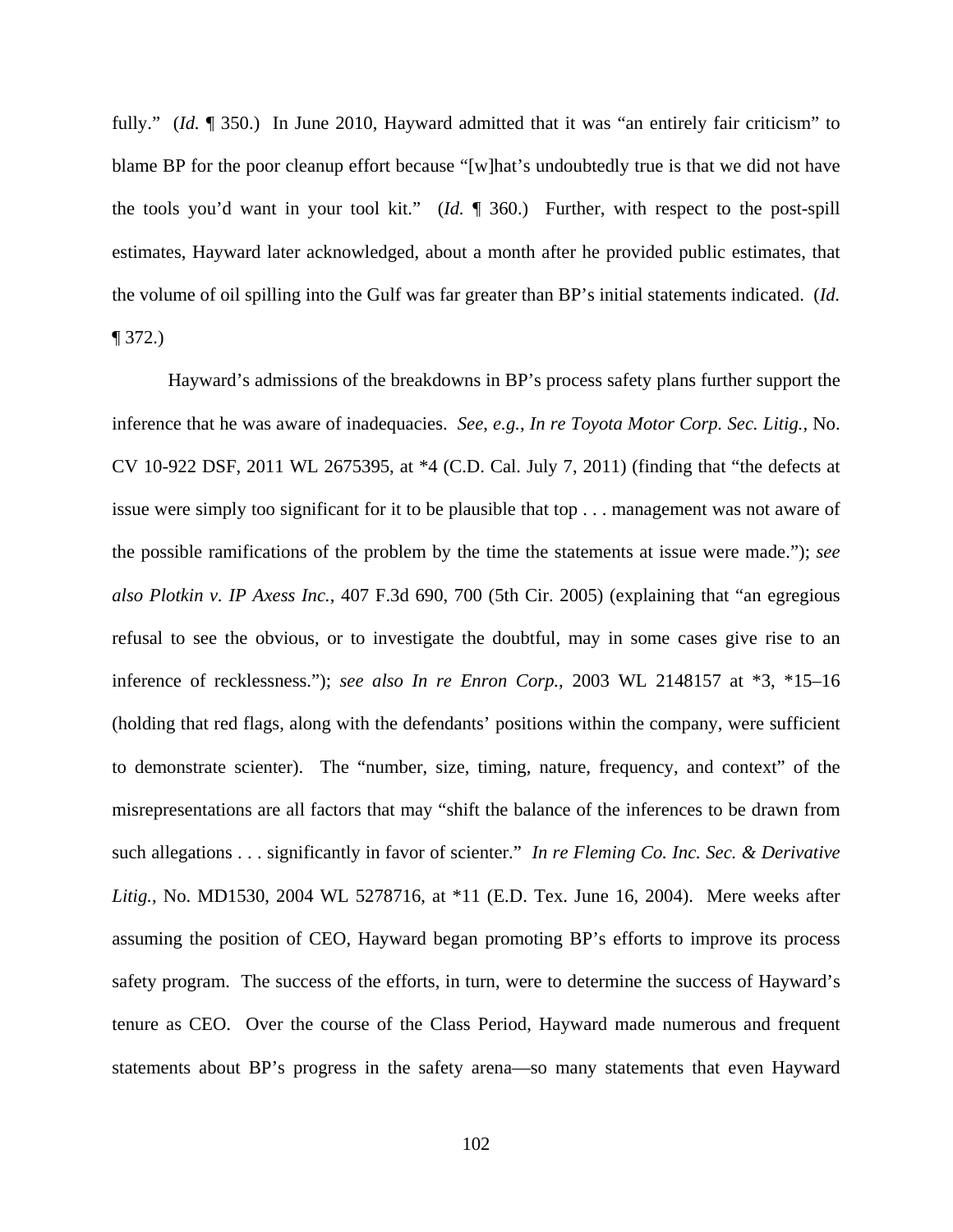fully." (*Id.* ¶ 350.) In June 2010, Hayward admitted that it was "an entirely fair criticism" to blame BP for the poor cleanup effort because "[w]hat's undoubtedly true is that we did not have the tools you'd want in your tool kit." (*Id.* ¶ 360.) Further, with respect to the post-spill estimates, Hayward later acknowledged, about a month after he provided public estimates, that the volume of oil spilling into the Gulf was far greater than BP's initial statements indicated. (*Id.* ¶ 372.)

Hayward's admissions of the breakdowns in BP's process safety plans further support the inference that he was aware of inadequacies. *See, e.g.*, *In re Toyota Motor Corp. Sec. Litig.*, No. CV 10-922 DSF, 2011 WL 2675395, at *4 (C.D. Cal. July 7, 2011) (finding that "the defects at issue were simply too significant for it to be plausible that top . . . management was not aware of the possible ramifications of the problem by the time the statements at issue were made."); *see also Plotkin v. IP Axess Inc.*, 407 F.3d 690, 700 (5th Cir. 2005) (explaining that "an egregious refusal to see the obvious, or to investigate the doubtful, may in some cases give rise to an inference of recklessness."); *see also In re Enron Corp.*, 2003 WL 2148157 at *3, *15–16 (holding that red flags, along with the defendants' positions within the company, were sufficient to demonstrate scienter). The "number, size, timing, nature, frequency, and context" of the misrepresentations are all factors that may "shift the balance of the inferences to be drawn from such allegations . . . significantly in favor of scienter." *In re Fleming Co. Inc. Sec. & Derivative Litig.*, No. MD1530, 2004 WL 5278716, at *11 (E.D. Tex. June 16, 2004). Mere weeks after assuming the position of CEO, Hayward began promoting BP's efforts to improve its process safety program. The success of the efforts, in turn, were to determine the success of Hayward's tenure as CEO. Over the course of the Class Period, Hayward made numerous and frequent statements about BP's progress in the safety arena—so many statements that even Hayward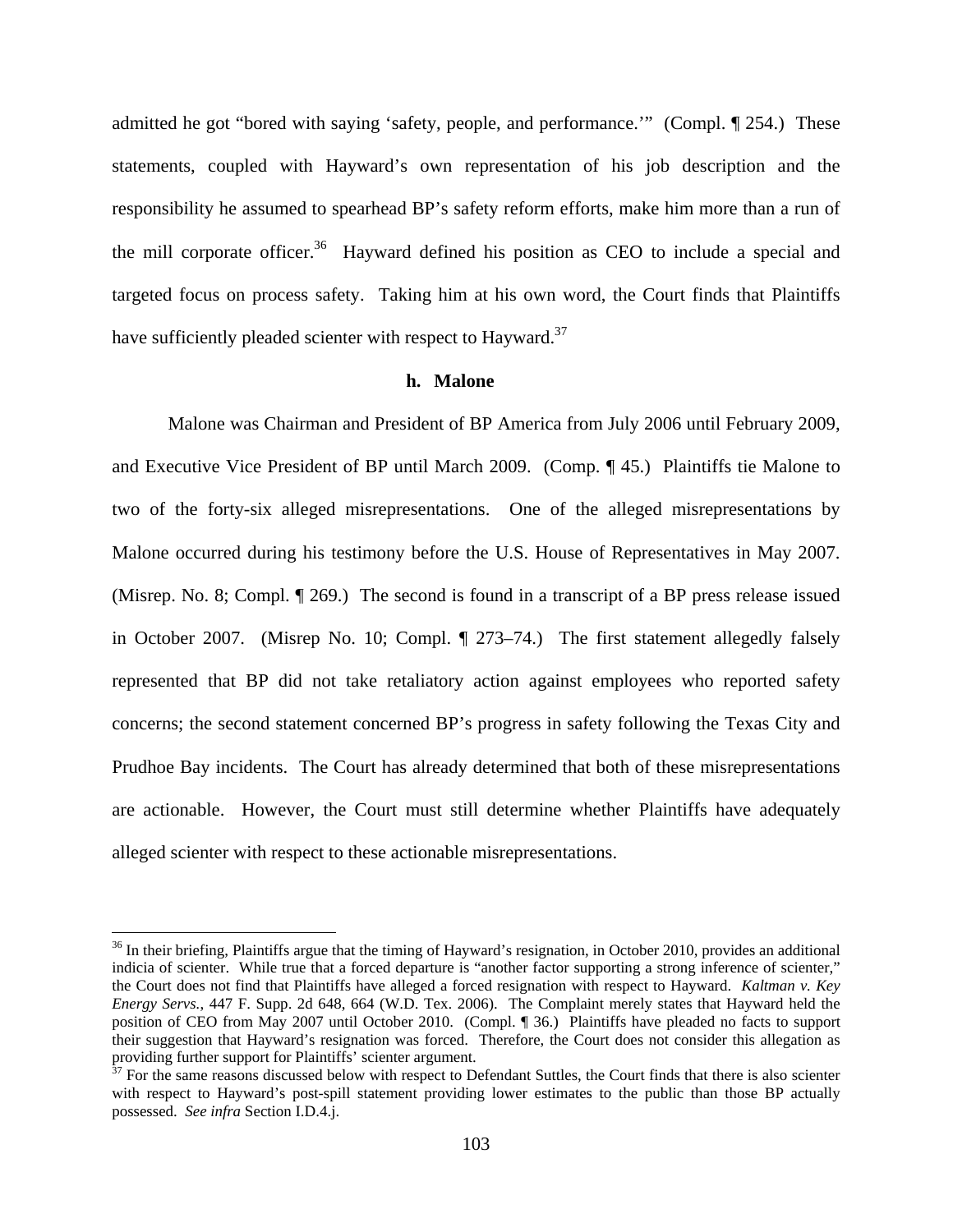admitted he got "bored with saying 'safety, people, and performance.'" (Compl. ¶ 254.) These statements, coupled with Hayward's own representation of his job description and the responsibility he assumed to spearhead BP's safety reform efforts, make him more than a run of the mill corporate officer.[36] Hayward defined his position as CEO to include a special and targeted focus on process safety. Taking him at his own word, the Court finds that Plaintiffs have sufficiently pleaded scienter with respect to Hayward.[37]

#### h. Malone

Malone was Chairman and President of BP America from July 2006 until February 2009, and Executive Vice President of BP until March 2009. (Comp. ¶ 45.) Plaintiffs tie Malone to two of the forty-six alleged misrepresentations. One of the alleged misrepresentations by Malone occurred during his testimony before the U.S. House of Representatives in May 2007. (Misrep. No. 8; Compl. ¶ 269.) The second is found in a transcript of a BP press release issued in October 2007. (Misrep No. 10; Compl. ¶ 273–74.) The first statement allegedly falsely represented that BP did not take retaliatory action against employees who reported safety concerns; the second statement concerned BP's progress in safety following the Texas City and Prudhoe Bay incidents. The Court has already determined that both of these misrepresentations are actionable. However, the Court must still determine whether Plaintiffs have adequately alleged scienter with respect to these actionable misrepresentations.

---

[36] In their briefing, Plaintiffs argue that the timing of Hayward's resignation, in October 2010, provides an additional indicia of scienter. While true that a forced departure is "another factor supporting a strong inference of scienter," the Court does not find that Plaintiffs have alleged a forced resignation with respect to Hayward. *Kaltman v. Key Energy Servs.*, 447 F. Supp. 2d 648, 664 (W.D. Tex. 2006). The Complaint merely states that Hayward held the position of CEO from May 2007 until October 2010. (Compl. ¶ 36.) Plaintiffs have pleaded no facts to support their suggestion that Hayward's resignation was forced. Therefore, the Court does not consider this allegation as providing further support for Plaintiffs' scienter argument.

[37] For the same reasons discussed below with respect to Defendant Suttles, the Court finds that there is also scienter with respect to Hayward's post-spill statement providing lower estimates to the public than those BP actually possessed. *See infra* Section I.D.4.j.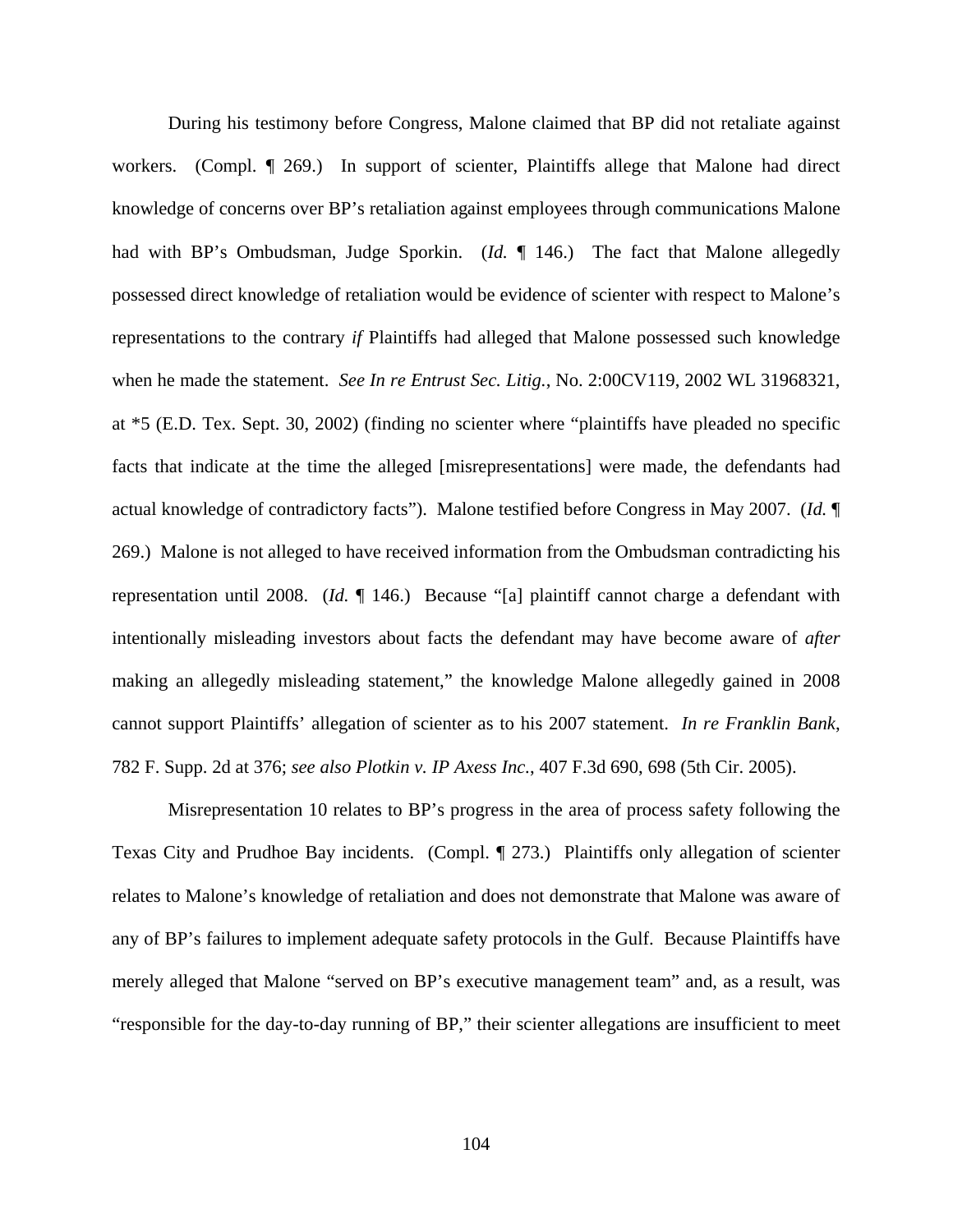During his testimony before Congress, Malone claimed that BP did not retaliate against workers. (Compl. ¶ 269.) In support of scienter, Plaintiffs allege that Malone had direct knowledge of concerns over BP's retaliation against employees through communications Malone had with BP's Ombudsman, Judge Sporkin. (*Id.* ¶ 146.) The fact that Malone allegedly possessed direct knowledge of retaliation would be evidence of scienter with respect to Malone's representations to the contrary *if* Plaintiffs had alleged that Malone possessed such knowledge when he made the statement. *See In re Entrust Sec. Litig.*, No. 2:00CV119, 2002 WL 31968321, at *5 (E.D. Tex. Sept. 30, 2002) (finding no scienter where "plaintiffs have pleaded no specific facts that indicate at the time the alleged [misrepresentations] were made, the defendants had actual knowledge of contradictory facts"). Malone testified before Congress in May 2007. (*Id.* ¶ 269.) Malone is not alleged to have received information from the Ombudsman contradicting his representation until 2008. (*Id.* ¶ 146.) Because "[a] plaintiff cannot charge a defendant with intentionally misleading investors about facts the defendant may have become aware of *after* making an allegedly misleading statement," the knowledge Malone allegedly gained in 2008 cannot support Plaintiffs' allegation of scienter as to his 2007 statement. *In re Franklin Bank*, 782 F. Supp. 2d at 376; *see also Plotkin v. IP Axess Inc.*, 407 F.3d 690, 698 (5th Cir. 2005).

Misrepresentation 10 relates to BP's progress in the area of process safety following the Texas City and Prudhoe Bay incidents. (Compl. ¶ 273.) Plaintiffs only allegation of scienter relates to Malone's knowledge of retaliation and does not demonstrate that Malone was aware of any of BP's failures to implement adequate safety protocols in the Gulf. Because Plaintiffs have merely alleged that Malone "served on BP's executive management team" and, as a result, was "responsible for the day-to-day running of BP," their scienter allegations are insufficient to meet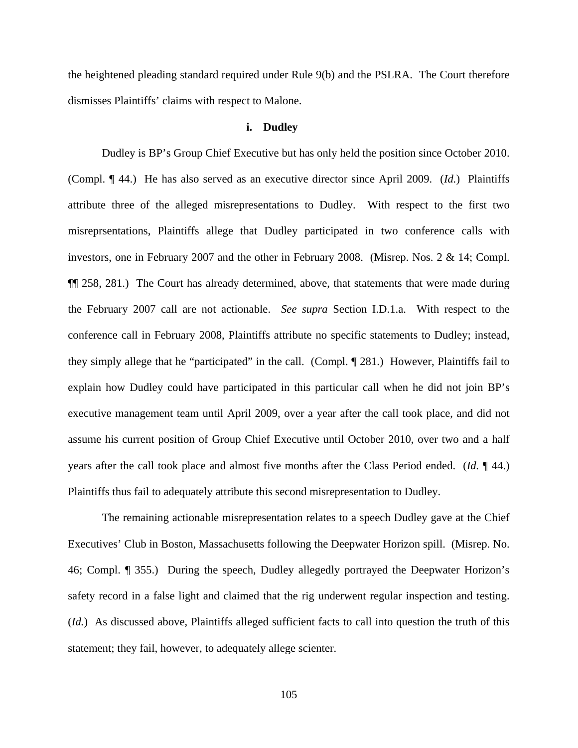the heightened pleading standard required under Rule 9(b) and the PSLRA. The Court therefore dismisses Plaintiffs' claims with respect to Malone.

**i. Dudley**

Dudley is BP's Group Chief Executive but has only held the position since October 2010. (Compl. ¶ 44.) He has also served as an executive director since April 2009. (*Id.*) Plaintiffs attribute three of the alleged misrepresentations to Dudley. With respect to the first two misreprsentations, Plaintiffs allege that Dudley participated in two conference calls with investors, one in February 2007 and the other in February 2008. (Misrep. Nos. 2 & 14; Compl. ¶¶ 258, 281.) The Court has already determined, above, that statements that were made during the February 2007 call are not actionable. *See supra* Section I.D.1.a. With respect to the conference call in February 2008, Plaintiffs attribute no specific statements to Dudley; instead, they simply allege that he "participated" in the call. (Compl. ¶ 281.) However, Plaintiffs fail to explain how Dudley could have participated in this particular call when he did not join BP's executive management team until April 2009, over a year after the call took place, and did not assume his current position of Group Chief Executive until October 2010, over two and a half years after the call took place and almost five months after the Class Period ended. (*Id.* ¶ 44.) Plaintiffs thus fail to adequately attribute this second misrepresentation to Dudley.

The remaining actionable misrepresentation relates to a speech Dudley gave at the Chief Executives' Club in Boston, Massachusetts following the Deepwater Horizon spill. (Misrep. No. 46; Compl. ¶ 355.) During the speech, Dudley allegedly portrayed the Deepwater Horizon's safety record in a false light and claimed that the rig underwent regular inspection and testing. (*Id.*) As discussed above, Plaintiffs alleged sufficient facts to call into question the truth of this statement; they fail, however, to adequately allege scienter.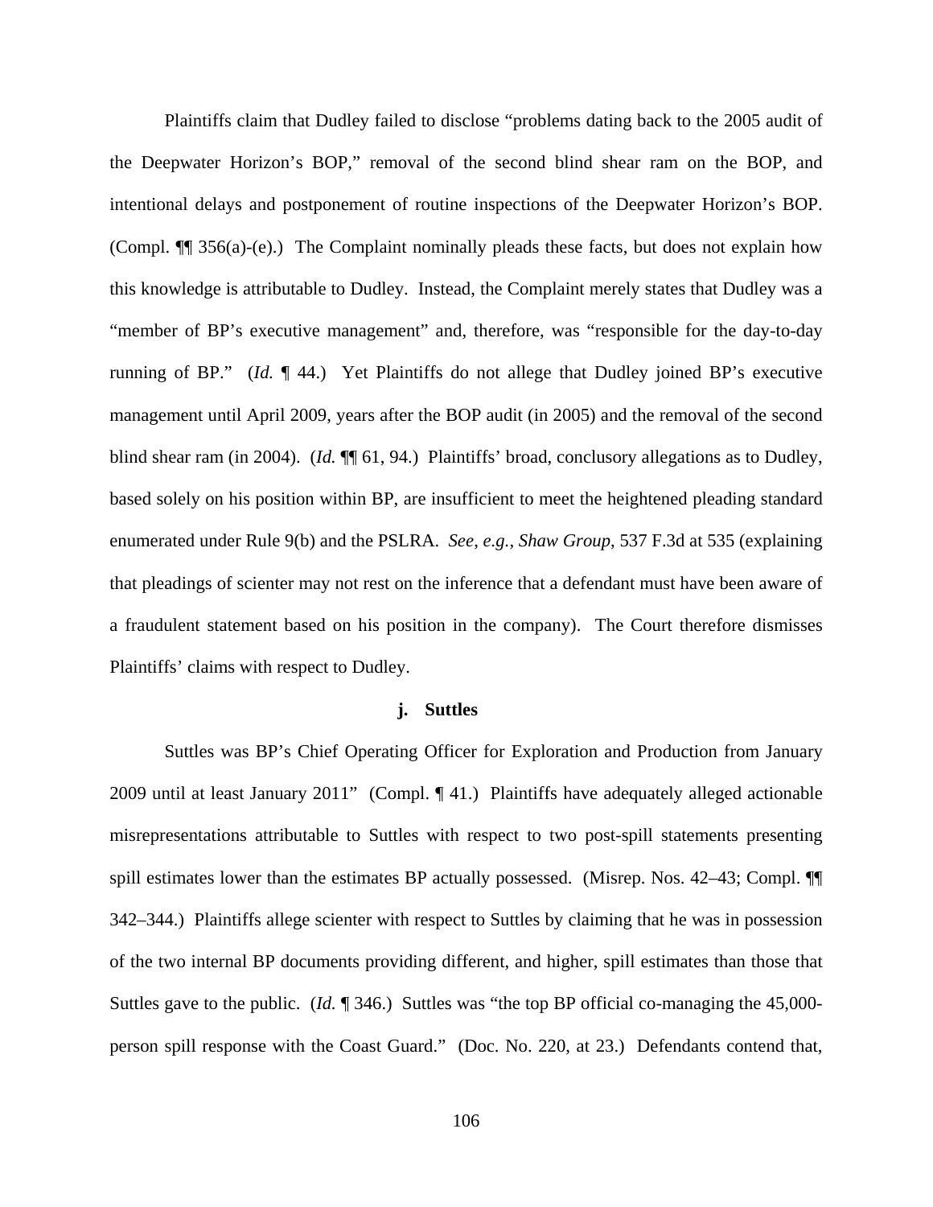Plaintiffs claim that Dudley failed to disclose "problems dating back to the 2005 audit of the Deepwater Horizon's BOP," removal of the second blind shear ram on the BOP, and intentional delays and postponement of routine inspections of the Deepwater Horizon's BOP. (Compl. ¶¶ 356(a)-(e).) The Complaint nominally pleads these facts, but does not explain how this knowledge is attributable to Dudley. Instead, the Complaint merely states that Dudley was a "member of BP's executive management" and, therefore, was "responsible for the day-to-day running of BP." (*Id.* ¶ 44.) Yet Plaintiffs do not allege that Dudley joined BP's executive management until April 2009, years after the BOP audit (in 2005) and the removal of the second blind shear ram (in 2004). (*Id.* ¶¶ 61, 94.) Plaintiffs' broad, conclusory allegations as to Dudley, based solely on his position within BP, are insufficient to meet the heightened pleading standard enumerated under Rule 9(b) and the PSLRA. *See*, *e.g.*, *Shaw Group*, 537 F.3d at 535 (explaining that pleadings of scienter may not rest on the inference that a defendant must have been aware of a fraudulent statement based on his position in the company). The Court therefore dismisses Plaintiffs' claims with respect to Dudley.

**j. Suttles**

Suttles was BP's Chief Operating Officer for Exploration and Production from January 2009 until at least January 2011" (Compl. ¶ 41.) Plaintiffs have adequately alleged actionable misrepresentations attributable to Suttles with respect to two post-spill statements presenting spill estimates lower than the estimates BP actually possessed. (Misrep. Nos. 42–43; Compl. ¶¶ 342–344.) Plaintiffs allege scienter with respect to Suttles by claiming that he was in possession of the two internal BP documents providing different, and higher, spill estimates than those that Suttles gave to the public. (*Id.* ¶ 346.) Suttles was "the top BP official co-managing the 45,000-person spill response with the Coast Guard." (Doc. No. 220, at 23.) Defendants contend that,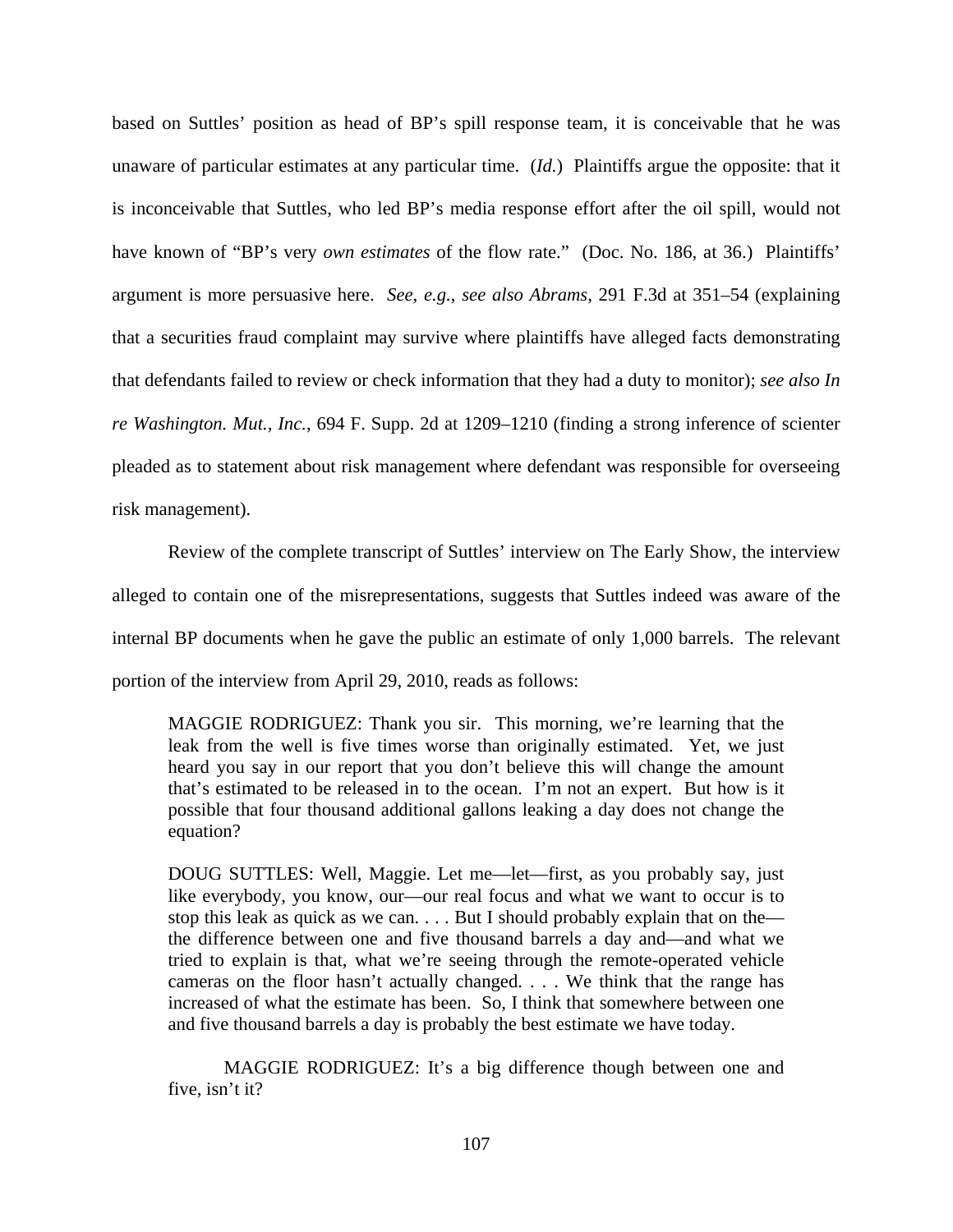based on Suttles' position as head of BP's spill response team, it is conceivable that he was unaware of particular estimates at any particular time. (*Id.*) Plaintiffs argue the opposite: that it is inconceivable that Suttles, who led BP's media response effort after the oil spill, would not have known of "BP's very *own estimates* of the flow rate." (Doc. No. 186, at 36.) Plaintiffs' argument is more persuasive here. *See, e.g.*, *see also Abrams*, 291 F.3d at 351–54 (explaining that a securities fraud complaint may survive where plaintiffs have alleged facts demonstrating that defendants failed to review or check information that they had a duty to monitor); *see also In re Washington. Mut., Inc.*, 694 F. Supp. 2d at 1209–1210 (finding a strong inference of scienter pleaded as to statement about risk management where defendant was responsible for overseeing risk management).

Review of the complete transcript of Suttles' interview on The Early Show, the interview alleged to contain one of the misrepresentations, suggests that Suttles indeed was aware of the internal BP documents when he gave the public an estimate of only 1,000 barrels. The relevant portion of the interview from April 29, 2010, reads as follows:

> MAGGIE RODRIGUEZ: Thank you sir. This morning, we're learning that the leak from the well is five times worse than originally estimated. Yet, we just heard you say in our report that you don't believe this will change the amount that's estimated to be released in to the ocean. I'm not an expert. But how is it possible that four thousand additional gallons leaking a day does not change the equation?
>
> DOUG SUTTLES: Well, Maggie. Let me—let—first, as you probably say, just like everybody, you know, our—our real focus and what we want to occur is to stop this leak as quick as we can. . . . But I should probably explain that on the—the difference between one and five thousand barrels a day and—and what we tried to explain is that, what we're seeing through the remote-operated vehicle cameras on the floor hasn't actually changed. . . . We think that the range has increased of what the estimate has been. So, I think that somewhere between one and five thousand barrels a day is probably the best estimate we have today.
>
> MAGGIE RODRIGUEZ: It's a big difference though between one and five, isn't it?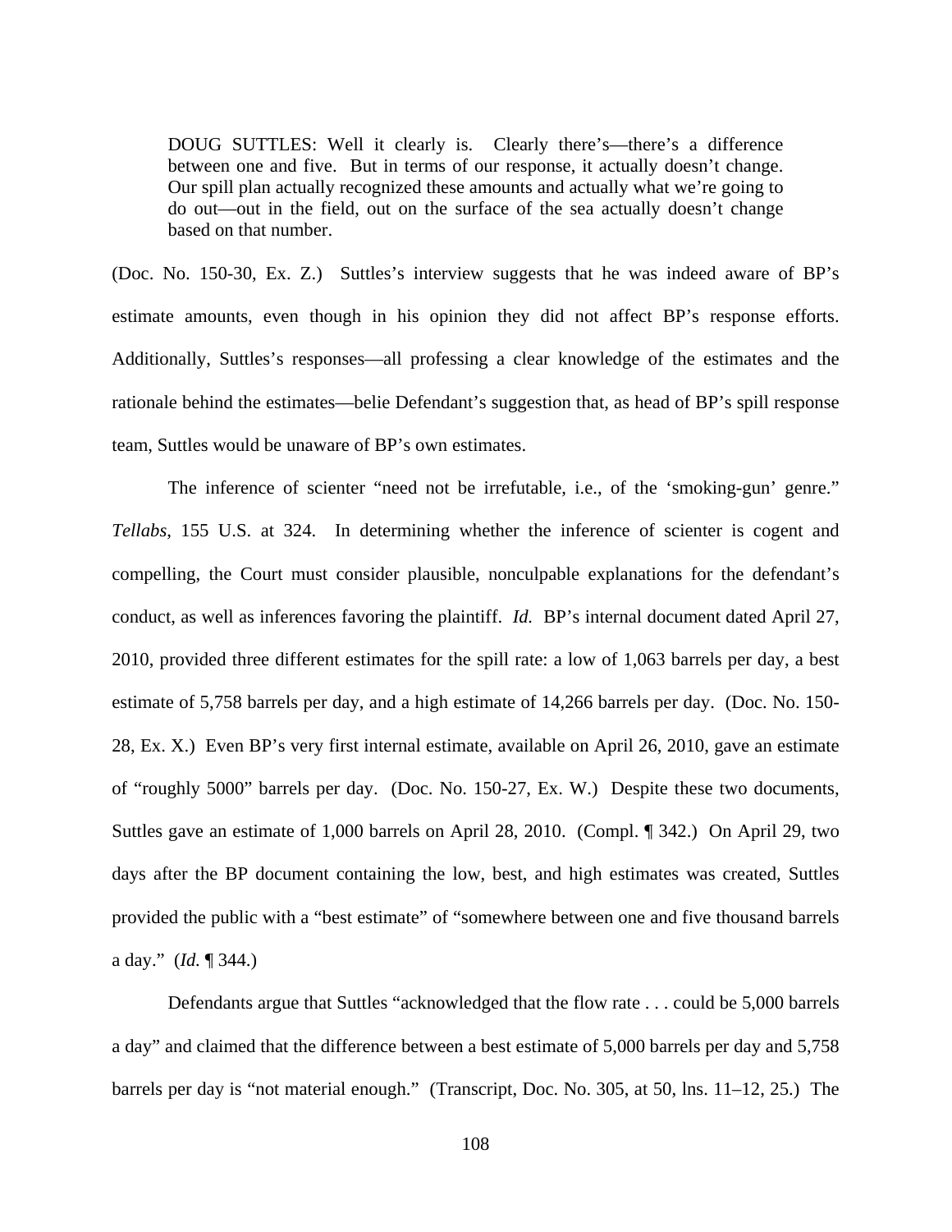> DOUG SUTTLES: Well it clearly is. Clearly there's—there's a difference between one and five. But in terms of our response, it actually doesn't change. Our spill plan actually recognized these amounts and actually what we're going to do out—out in the field, out on the surface of the sea actually doesn't change based on that number.

(Doc. No. 150-30, Ex. Z.) Suttles's interview suggests that he was indeed aware of BP's estimate amounts, even though in his opinion they did not affect BP's response efforts. Additionally, Suttles's responses—all professing a clear knowledge of the estimates and the rationale behind the estimates—belie Defendant's suggestion that, as head of BP's spill response team, Suttles would be unaware of BP's own estimates.

The inference of scienter "need not be irrefutable, i.e., of the 'smoking-gun' genre." *Tellabs*, 155 U.S. at 324. In determining whether the inference of scienter is cogent and compelling, the Court must consider plausible, nonculpable explanations for the defendant's conduct, as well as inferences favoring the plaintiff. *Id.* BP's internal document dated April 27, 2010, provided three different estimates for the spill rate: a low of 1,063 barrels per day, a best estimate of 5,758 barrels per day, and a high estimate of 14,266 barrels per day. (Doc. No. 150-28, Ex. X.) Even BP's very first internal estimate, available on April 26, 2010, gave an estimate of "roughly 5000" barrels per day. (Doc. No. 150-27, Ex. W.) Despite these two documents, Suttles gave an estimate of 1,000 barrels on April 28, 2010. (Compl. ¶ 342.) On April 29, two days after the BP document containing the low, best, and high estimates was created, Suttles provided the public with a "best estimate" of "somewhere between one and five thousand barrels a day." (*Id.* ¶ 344.)

Defendants argue that Suttles "acknowledged that the flow rate . . . could be 5,000 barrels a day" and claimed that the difference between a best estimate of 5,000 barrels per day and 5,758 barrels per day is "not material enough." (Transcript, Doc. No. 305, at 50, lns. 11–12, 25.) The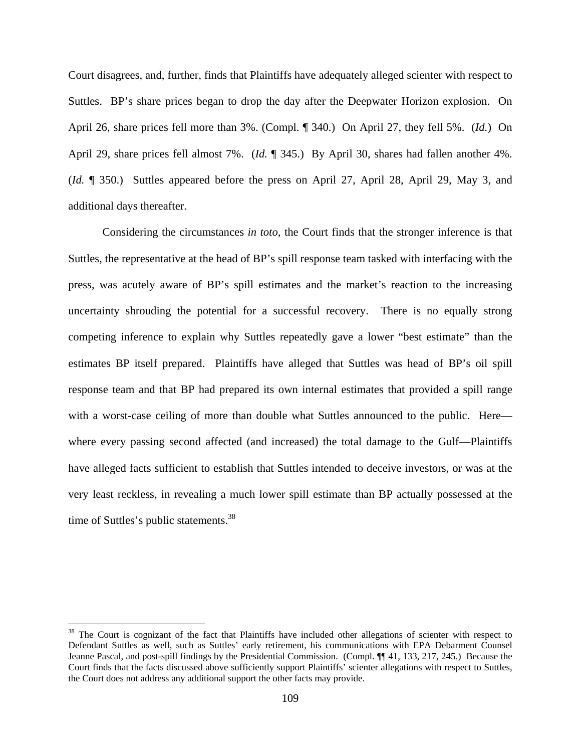Court disagrees, and, further, finds that Plaintiffs have adequately alleged scienter with respect to Suttles. BP's share prices began to drop the day after the Deepwater Horizon explosion. On April 26, share prices fell more than 3%. (Compl. ¶ 340.) On April 27, they fell 5%. (*Id.*) On April 29, share prices fell almost 7%. (*Id.* ¶ 345.) By April 30, shares had fallen another 4%. (*Id.* ¶ 350.) Suttles appeared before the press on April 27, April 28, April 29, May 3, and additional days thereafter.

Considering the circumstances *in toto*, the Court finds that the stronger inference is that Suttles, the representative at the head of BP's spill response team tasked with interfacing with the press, was acutely aware of BP's spill estimates and the market's reaction to the increasing uncertainty shrouding the potential for a successful recovery. There is no equally strong competing inference to explain why Suttles repeatedly gave a lower "best estimate" than the estimates BP itself prepared. Plaintiffs have alleged that Suttles was head of BP's oil spill response team and that BP had prepared its own internal estimates that provided a spill range with a worst-case ceiling of more than double what Suttles announced to the public. Here—where every passing second affected (and increased) the total damage to the Gulf—Plaintiffs have alleged facts sufficient to establish that Suttles intended to deceive investors, or was at the very least reckless, in revealing a much lower spill estimate than BP actually possessed at the time of Suttles's public statements.[38]

[38] The Court is cognizant of the fact that Plaintiffs have included other allegations of scienter with respect to Defendant Suttles as well, such as Suttles' early retirement, his communications with EPA Debarment Counsel Jeanne Pascal, and post-spill findings by the Presidential Commission. (Compl. ¶¶ 41, 133, 217, 245.) Because the Court finds that the facts discussed above sufficiently support Plaintiffs' scienter allegations with respect to Suttles, the Court does not address any additional support the other facts may provide.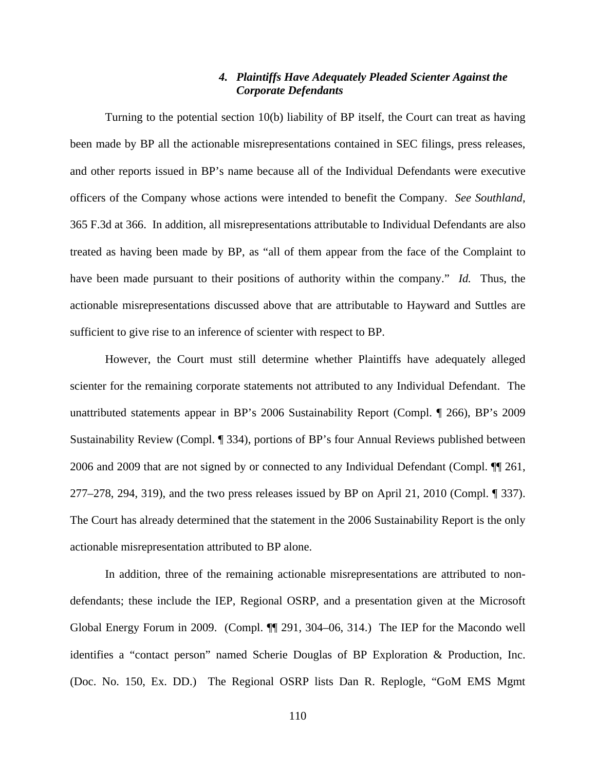#### *4. Plaintiffs Have Adequately Pleaded Scienter Against the Corporate Defendants*

Turning to the potential section 10(b) liability of BP itself, the Court can treat as having been made by BP all the actionable misrepresentations contained in SEC filings, press releases, and other reports issued in BP's name because all of the Individual Defendants were executive officers of the Company whose actions were intended to benefit the Company. *See Southland*, 365 F.3d at 366. In addition, all misrepresentations attributable to Individual Defendants are also treated as having been made by BP, as "all of them appear from the face of the Complaint to have been made pursuant to their positions of authority within the company." *Id.* Thus, the actionable misrepresentations discussed above that are attributable to Hayward and Suttles are sufficient to give rise to an inference of scienter with respect to BP.

However, the Court must still determine whether Plaintiffs have adequately alleged scienter for the remaining corporate statements not attributed to any Individual Defendant. The unattributed statements appear in BP's 2006 Sustainability Report (Compl. ¶ 266), BP's 2009 Sustainability Review (Compl. ¶ 334), portions of BP's four Annual Reviews published between 2006 and 2009 that are not signed by or connected to any Individual Defendant (Compl. ¶¶ 261, 277–278, 294, 319), and the two press releases issued by BP on April 21, 2010 (Compl. ¶ 337). The Court has already determined that the statement in the 2006 Sustainability Report is the only actionable misrepresentation attributed to BP alone.

In addition, three of the remaining actionable misrepresentations are attributed to non-defendants; these include the IEP, Regional OSRP, and a presentation given at the Microsoft Global Energy Forum in 2009. (Compl. ¶¶ 291, 304–06, 314.) The IEP for the Macondo well identifies a "contact person" named Scherie Douglas of BP Exploration & Production, Inc. (Doc. No. 150, Ex. DD.) The Regional OSRP lists Dan R. Replogle, "GoM EMS Mgmt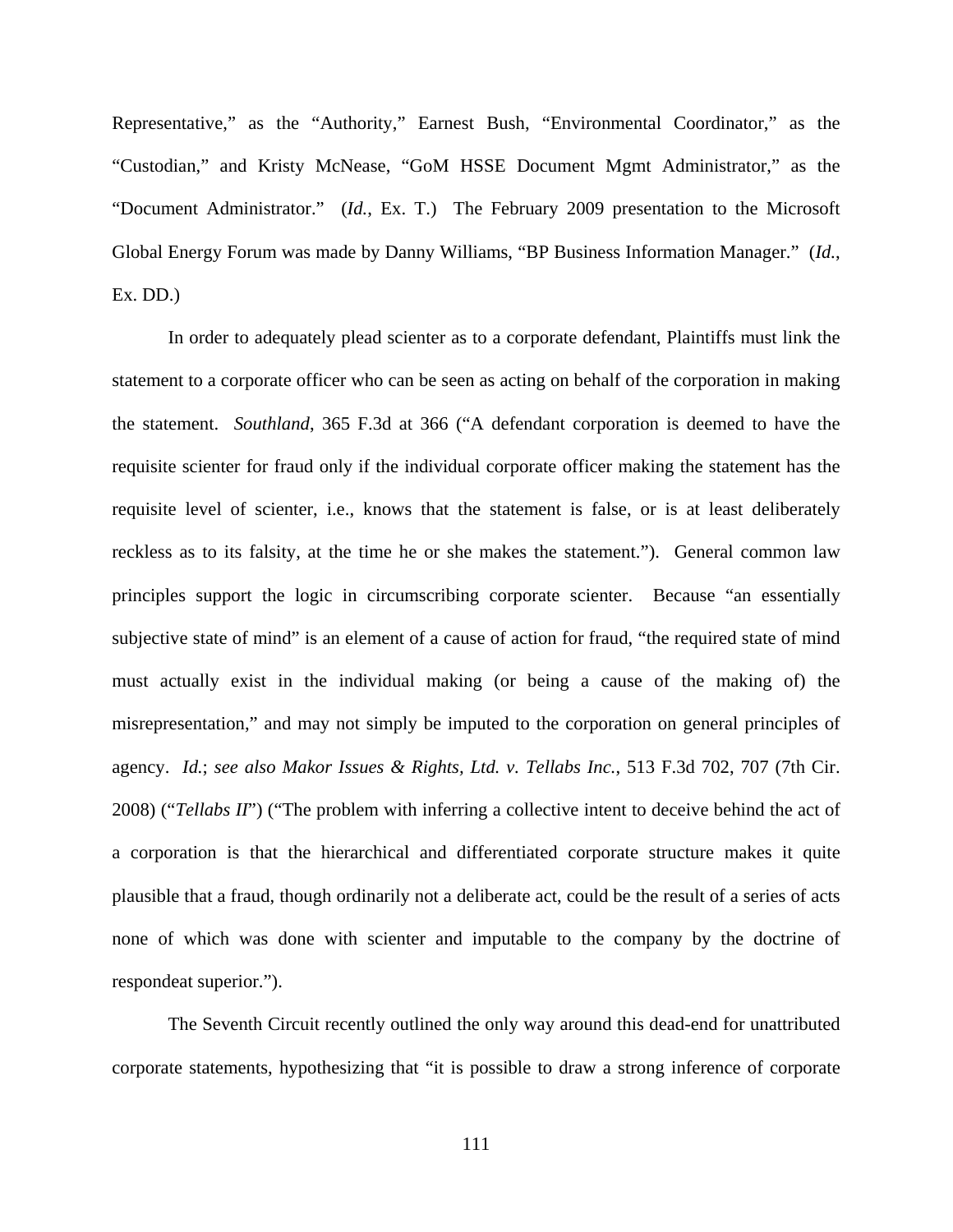Representative," as the "Authority," Earnest Bush, "Environmental Coordinator," as the "Custodian," and Kristy McNease, "GoM HSSE Document Mgmt Administrator," as the "Document Administrator." (*Id.*, Ex. T.) The February 2009 presentation to the Microsoft Global Energy Forum was made by Danny Williams, "BP Business Information Manager." (*Id.*, Ex. DD.)

In order to adequately plead scienter as to a corporate defendant, Plaintiffs must link the statement to a corporate officer who can be seen as acting on behalf of the corporation in making the statement. *Southland*, 365 F.3d at 366 ("A defendant corporation is deemed to have the requisite scienter for fraud only if the individual corporate officer making the statement has the requisite level of scienter, i.e., knows that the statement is false, or is at least deliberately reckless as to its falsity, at the time he or she makes the statement."). General common law principles support the logic in circumscribing corporate scienter. Because "an essentially subjective state of mind" is an element of a cause of action for fraud, "the required state of mind must actually exist in the individual making (or being a cause of the making of) the misrepresentation," and may not simply be imputed to the corporation on general principles of agency. *Id.*; *see also Makor Issues & Rights, Ltd. v. Tellabs Inc.*, 513 F.3d 702, 707 (7th Cir. 2008) ("*Tellabs II*") ("The problem with inferring a collective intent to deceive behind the act of a corporation is that the hierarchical and differentiated corporate structure makes it quite plausible that a fraud, though ordinarily not a deliberate act, could be the result of a series of acts none of which was done with scienter and imputable to the company by the doctrine of respondeat superior.").

The Seventh Circuit recently outlined the only way around this dead-end for unattributed corporate statements, hypothesizing that "it is possible to draw a strong inference of corporate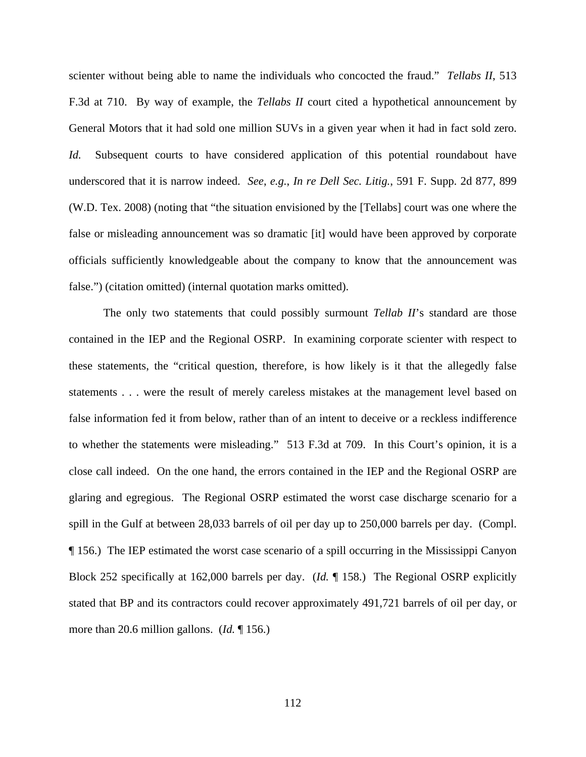scienter without being able to name the individuals who concocted the fraud." *Tellabs II*, 513 F.3d at 710. By way of example, the *Tellabs II* court cited a hypothetical announcement by General Motors that it had sold one million SUVs in a given year when it had in fact sold zero. *Id.* Subsequent courts to have considered application of this potential roundabout have underscored that it is narrow indeed. *See*, *e.g.*, *In re Dell Sec. Litig.*, 591 F. Supp. 2d 877, 899 (W.D. Tex. 2008) (noting that "the situation envisioned by the [Tellabs] court was one where the false or misleading announcement was so dramatic [it] would have been approved by corporate officials sufficiently knowledgeable about the company to know that the announcement was false.") (citation omitted) (internal quotation marks omitted).

The only two statements that could possibly surmount *Tellab II*'s standard are those contained in the IEP and the Regional OSRP. In examining corporate scienter with respect to these statements, the "critical question, therefore, is how likely is it that the allegedly false statements . . . were the result of merely careless mistakes at the management level based on false information fed it from below, rather than of an intent to deceive or a reckless indifference to whether the statements were misleading." 513 F.3d at 709. In this Court's opinion, it is a close call indeed. On the one hand, the errors contained in the IEP and the Regional OSRP are glaring and egregious. The Regional OSRP estimated the worst case discharge scenario for a spill in the Gulf at between 28,033 barrels of oil per day up to 250,000 barrels per day. (Compl. ¶ 156.) The IEP estimated the worst case scenario of a spill occurring in the Mississippi Canyon Block 252 specifically at 162,000 barrels per day. (*Id.* ¶ 158.) The Regional OSRP explicitly stated that BP and its contractors could recover approximately 491,721 barrels of oil per day, or more than 20.6 million gallons. (*Id.* ¶ 156.)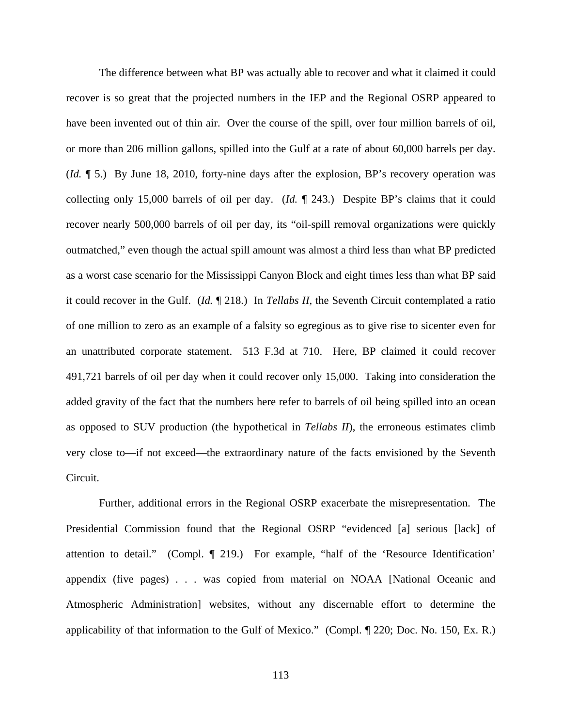The difference between what BP was actually able to recover and what it claimed it could recover is so great that the projected numbers in the IEP and the Regional OSRP appeared to have been invented out of thin air. Over the course of the spill, over four million barrels of oil, or more than 206 million gallons, spilled into the Gulf at a rate of about 60,000 barrels per day. (*Id.* ¶ 5.) By June 18, 2010, forty-nine days after the explosion, BP's recovery operation was collecting only 15,000 barrels of oil per day. (*Id.* ¶ 243.) Despite BP's claims that it could recover nearly 500,000 barrels of oil per day, its "oil-spill removal organizations were quickly outmatched," even though the actual spill amount was almost a third less than what BP predicted as a worst case scenario for the Mississippi Canyon Block and eight times less than what BP said it could recover in the Gulf. (*Id.* ¶ 218.) In *Tellabs II*, the Seventh Circuit contemplated a ratio of one million to zero as an example of a falsity so egregious as to give rise to sicenter even for an unattributed corporate statement. 513 F.3d at 710. Here, BP claimed it could recover 491,721 barrels of oil per day when it could recover only 15,000. Taking into consideration the added gravity of the fact that the numbers here refer to barrels of oil being spilled into an ocean as opposed to SUV production (the hypothetical in *Tellabs II*), the erroneous estimates climb very close to—if not exceed—the extraordinary nature of the facts envisioned by the Seventh Circuit.

Further, additional errors in the Regional OSRP exacerbate the misrepresentation. The Presidential Commission found that the Regional OSRP "evidenced [a] serious [lack] of attention to detail." (Compl. ¶ 219.) For example, "half of the 'Resource Identification' appendix (five pages) . . . was copied from material on NOAA [National Oceanic and Atmospheric Administration] websites, without any discernable effort to determine the applicability of that information to the Gulf of Mexico." (Compl. ¶ 220; Doc. No. 150, Ex. R.)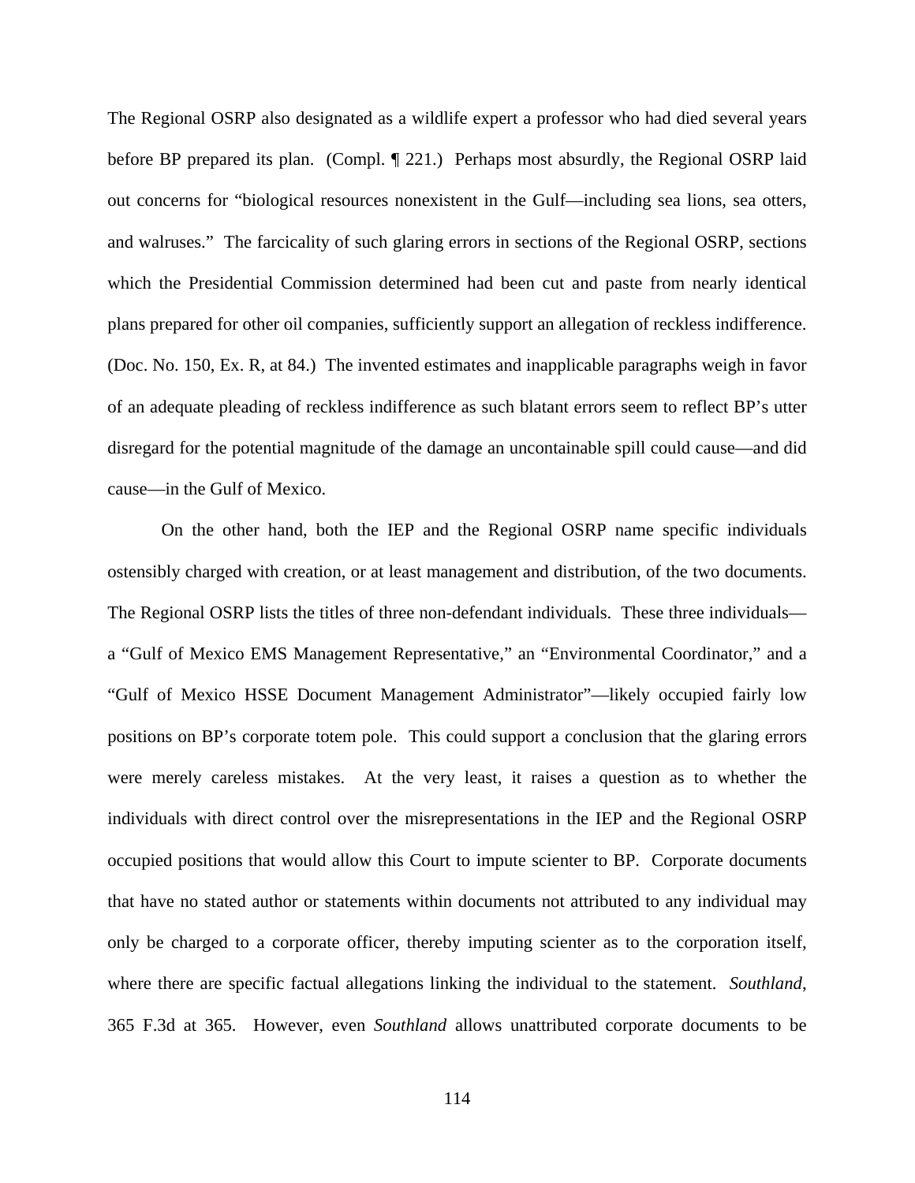The Regional OSRP also designated as a wildlife expert a professor who had died several years before BP prepared its plan. (Compl. ¶ 221.) Perhaps most absurdly, the Regional OSRP laid out concerns for "biological resources nonexistent in the Gulf—including sea lions, sea otters, and walruses." The farcicality of such glaring errors in sections of the Regional OSRP, sections which the Presidential Commission determined had been cut and paste from nearly identical plans prepared for other oil companies, sufficiently support an allegation of reckless indifference. (Doc. No. 150, Ex. R, at 84.) The invented estimates and inapplicable paragraphs weigh in favor of an adequate pleading of reckless indifference as such blatant errors seem to reflect BP's utter disregard for the potential magnitude of the damage an uncontainable spill could cause—and did cause—in the Gulf of Mexico.

On the other hand, both the IEP and the Regional OSRP name specific individuals ostensibly charged with creation, or at least management and distribution, of the two documents. The Regional OSRP lists the titles of three non-defendant individuals. These three individuals—a "Gulf of Mexico EMS Management Representative," an "Environmental Coordinator," and a "Gulf of Mexico HSSE Document Management Administrator"—likely occupied fairly low positions on BP's corporate totem pole. This could support a conclusion that the glaring errors were merely careless mistakes. At the very least, it raises a question as to whether the individuals with direct control over the misrepresentations in the IEP and the Regional OSRP occupied positions that would allow this Court to impute scienter to BP. Corporate documents that have no stated author or statements within documents not attributed to any individual may only be charged to a corporate officer, thereby imputing scienter as to the corporation itself, where there are specific factual allegations linking the individual to the statement. *Southland*, 365 F.3d at 365. However, even *Southland* allows unattributed corporate documents to be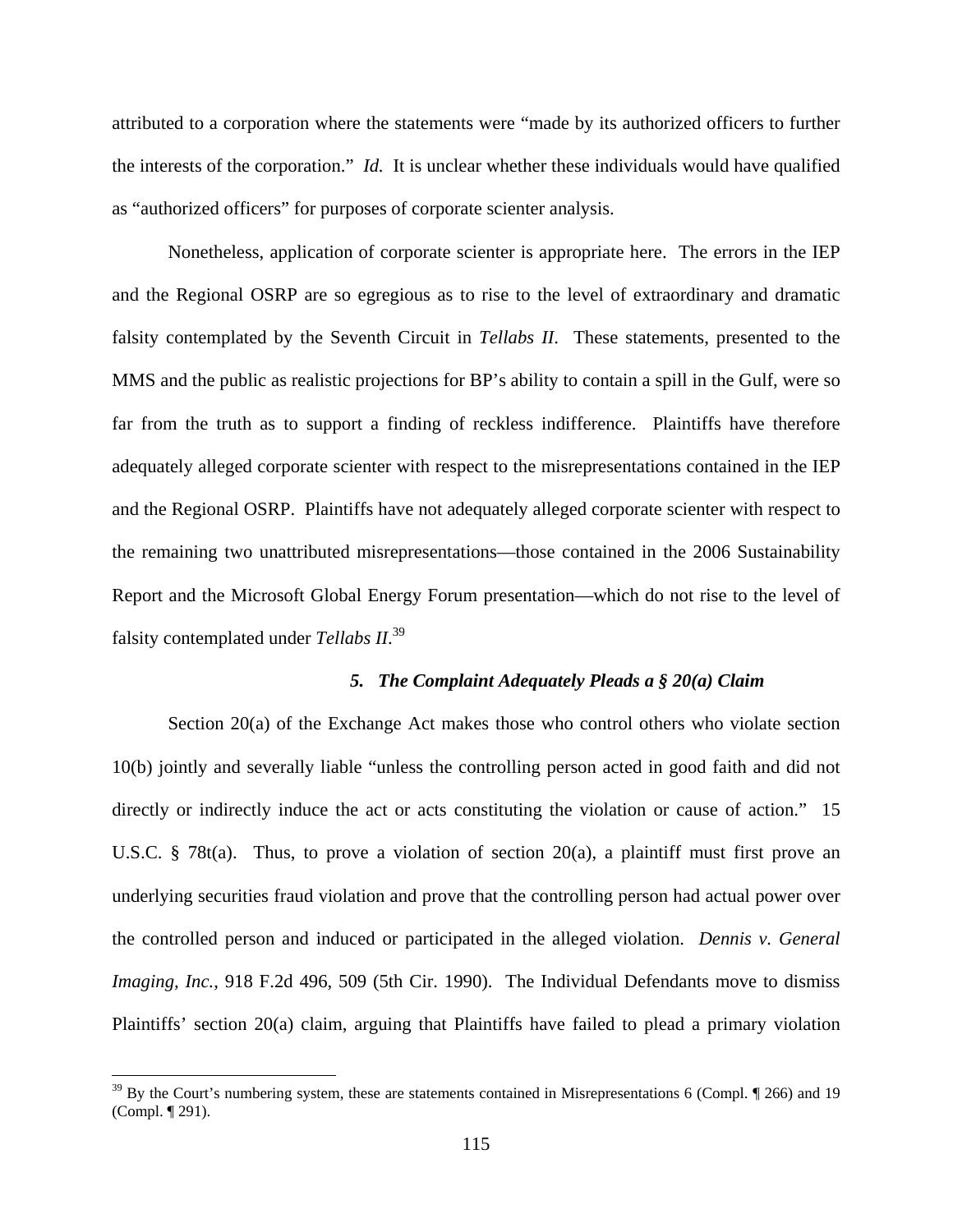attributed to a corporation where the statements were "made by its authorized officers to further the interests of the corporation." *Id.* It is unclear whether these individuals would have qualified as "authorized officers" for purposes of corporate scienter analysis.

Nonetheless, application of corporate scienter is appropriate here. The errors in the IEP and the Regional OSRP are so egregious as to rise to the level of extraordinary and dramatic falsity contemplated by the Seventh Circuit in *Tellabs II*. These statements, presented to the MMS and the public as realistic projections for BP's ability to contain a spill in the Gulf, were so far from the truth as to support a finding of reckless indifference. Plaintiffs have therefore adequately alleged corporate scienter with respect to the misrepresentations contained in the IEP and the Regional OSRP. Plaintiffs have not adequately alleged corporate scienter with respect to the remaining two unattributed misrepresentations—those contained in the 2006 Sustainability Report and the Microsoft Global Energy Forum presentation—which do not rise to the level of falsity contemplated under *Tellabs II*.[39]

### *5. The Complaint Adequately Pleads a § 20(a) Claim*

Section 20(a) of the Exchange Act makes those who control others who violate section 10(b) jointly and severally liable "unless the controlling person acted in good faith and did not directly or indirectly induce the act or acts constituting the violation or cause of action." 15 U.S.C. § 78t(a). Thus, to prove a violation of section 20(a), a plaintiff must first prove an underlying securities fraud violation and prove that the controlling person had actual power over the controlled person and induced or participated in the alleged violation. *Dennis v. General Imaging, Inc.*, 918 F.2d 496, 509 (5th Cir. 1990). The Individual Defendants move to dismiss Plaintiffs' section 20(a) claim, arguing that Plaintiffs have failed to plead a primary violation

---

[39] By the Court's numbering system, these are statements contained in Misrepresentations 6 (Compl. ¶ 266) and 19 (Compl. ¶ 291).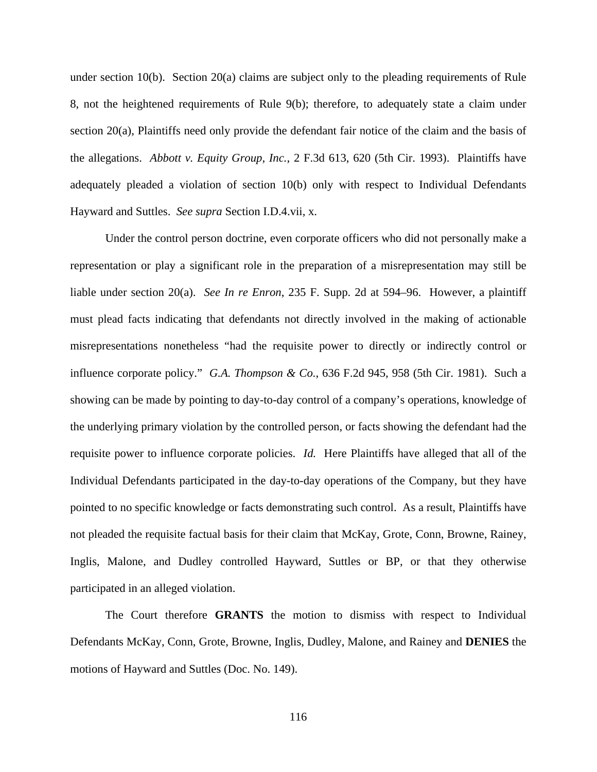under section 10(b). Section 20(a) claims are subject only to the pleading requirements of Rule 8, not the heightened requirements of Rule 9(b); therefore, to adequately state a claim under section 20(a), Plaintiffs need only provide the defendant fair notice of the claim and the basis of the allegations. *Abbott v. Equity Group, Inc.*, 2 F.3d 613, 620 (5th Cir. 1993). Plaintiffs have adequately pleaded a violation of section 10(b) only with respect to Individual Defendants Hayward and Suttles. *See supra* Section I.D.4.vii, x.

Under the control person doctrine, even corporate officers who did not personally make a representation or play a significant role in the preparation of a misrepresentation may still be liable under section 20(a). *See In re Enron*, 235 F. Supp. 2d at 594–96. However, a plaintiff must plead facts indicating that defendants not directly involved in the making of actionable misrepresentations nonetheless "had the requisite power to directly or indirectly control or influence corporate policy." *G.A. Thompson & Co.*, 636 F.2d 945, 958 (5th Cir. 1981). Such a showing can be made by pointing to day-to-day control of a company's operations, knowledge of the underlying primary violation by the controlled person, or facts showing the defendant had the requisite power to influence corporate policies. *Id.* Here Plaintiffs have alleged that all of the Individual Defendants participated in the day-to-day operations of the Company, but they have pointed to no specific knowledge or facts demonstrating such control. As a result, Plaintiffs have not pleaded the requisite factual basis for their claim that McKay, Grote, Conn, Browne, Rainey, Inglis, Malone, and Dudley controlled Hayward, Suttles or BP, or that they otherwise participated in an alleged violation.

The Court therefore **GRANTS** the motion to dismiss with respect to Individual Defendants McKay, Conn, Grote, Browne, Inglis, Dudley, Malone, and Rainey and **DENIES** the motions of Hayward and Suttles (Doc. No. 149).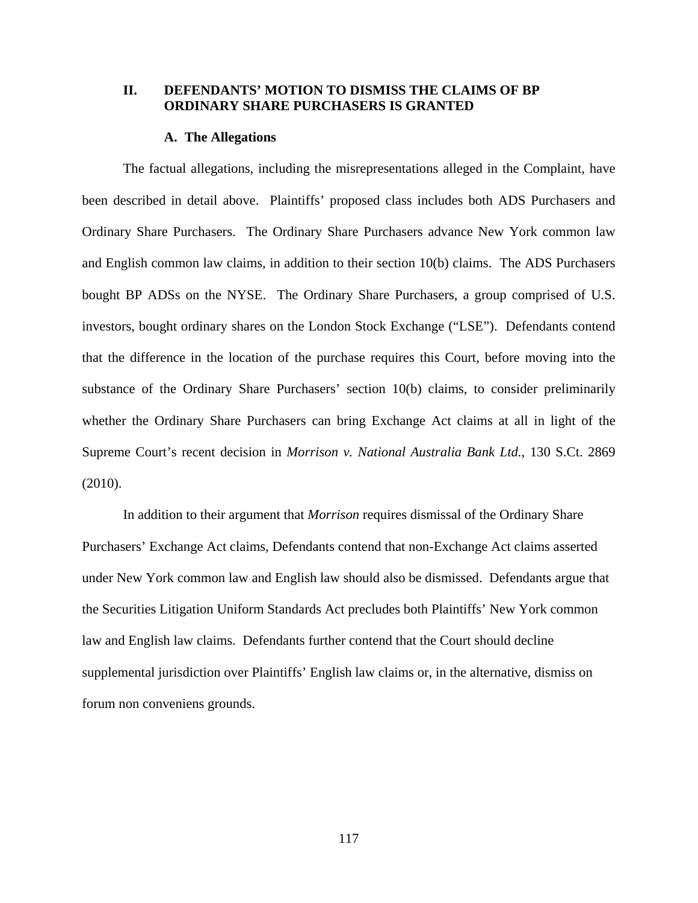## II. DEFENDANTS' MOTION TO DISMISS THE CLAIMS OF BP ORDINARY SHARE PURCHASERS IS GRANTED

### A. The Allegations

The factual allegations, including the misrepresentations alleged in the Complaint, have been described in detail above. Plaintiffs' proposed class includes both ADS Purchasers and Ordinary Share Purchasers. The Ordinary Share Purchasers advance New York common law and English common law claims, in addition to their section 10(b) claims. The ADS Purchasers bought BP ADSs on the NYSE. The Ordinary Share Purchasers, a group comprised of U.S. investors, bought ordinary shares on the London Stock Exchange ("LSE"). Defendants contend that the difference in the location of the purchase requires this Court, before moving into the substance of the Ordinary Share Purchasers' section 10(b) claims, to consider preliminarily whether the Ordinary Share Purchasers can bring Exchange Act claims at all in light of the Supreme Court's recent decision in *Morrison v. National Australia Bank Ltd.*, 130 S.Ct. 2869 (2010).

In addition to their argument that *Morrison* requires dismissal of the Ordinary Share Purchasers' Exchange Act claims, Defendants contend that non-Exchange Act claims asserted under New York common law and English law should also be dismissed. Defendants argue that the Securities Litigation Uniform Standards Act precludes both Plaintiffs' New York common law and English law claims. Defendants further contend that the Court should decline supplemental jurisdiction over Plaintiffs' English law claims or, in the alternative, dismiss on forum non conveniens grounds.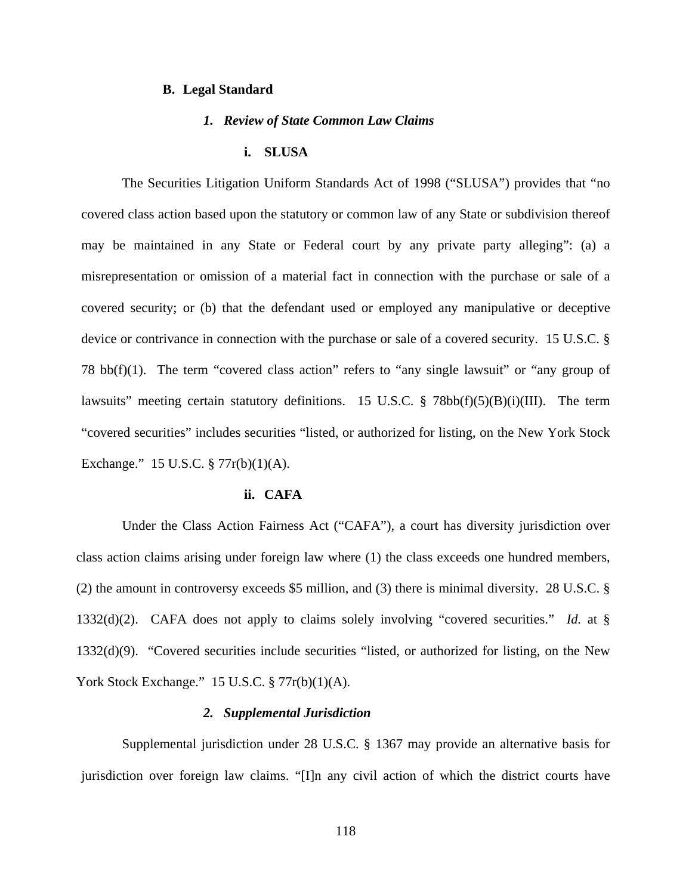### B. Legal Standard

#### *1. Review of State Common Law Claims*

##### i. SLUSA

The Securities Litigation Uniform Standards Act of 1998 ("SLUSA") provides that "no covered class action based upon the statutory or common law of any State or subdivision thereof may be maintained in any State or Federal court by any private party alleging": (a) a misrepresentation or omission of a material fact in connection with the purchase or sale of a covered security; or (b) that the defendant used or employed any manipulative or deceptive device or contrivance in connection with the purchase or sale of a covered security. 15 U.S.C. § 78 bb(f)(1). The term "covered class action" refers to "any single lawsuit" or "any group of lawsuits" meeting certain statutory definitions. 15 U.S.C. § 78bb(f)(5)(B)(i)(III). The term "covered securities" includes securities "listed, or authorized for listing, on the New York Stock Exchange." 15 U.S.C. § 77r(b)(1)(A).

##### ii. CAFA

Under the Class Action Fairness Act ("CAFA"), a court has diversity jurisdiction over class action claims arising under foreign law where (1) the class exceeds one hundred members, (2) the amount in controversy exceeds $5 million, and (3) there is minimal diversity. 28 U.S.C. § 1332(d)(2). CAFA does not apply to claims solely involving "covered securities." *Id.* at § 1332(d)(9). "Covered securities include securities "listed, or authorized for listing, on the New York Stock Exchange." 15 U.S.C. § 77r(b)(1)(A).

#### *2. Supplemental Jurisdiction*

Supplemental jurisdiction under 28 U.S.C. § 1367 may provide an alternative basis for jurisdiction over foreign law claims. "[I]n any civil action of which the district courts have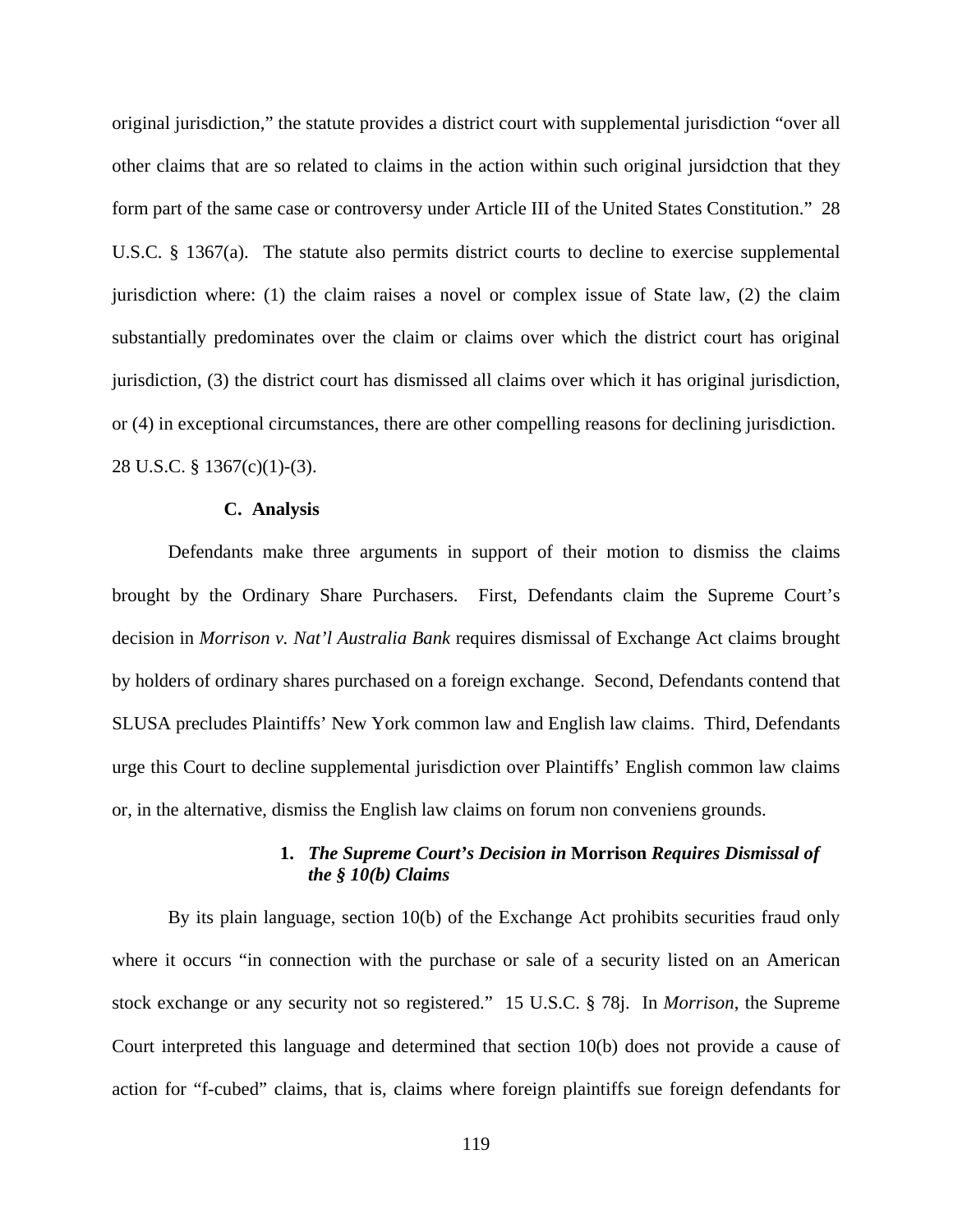original jurisdiction," the statute provides a district court with supplemental jurisdiction "over all other claims that are so related to claims in the action within such original jursidction that they form part of the same case or controversy under Article III of the United States Constitution." 28 U.S.C. § 1367(a). The statute also permits district courts to decline to exercise supplemental jurisdiction where: (1) the claim raises a novel or complex issue of State law, (2) the claim substantially predominates over the claim or claims over which the district court has original jurisdiction, (3) the district court has dismissed all claims over which it has original jurisdiction, or (4) in exceptional circumstances, there are other compelling reasons for declining jurisdiction. 28 U.S.C. § 1367(c)(1)-(3).

### C. Analysis

Defendants make three arguments in support of their motion to dismiss the claims brought by the Ordinary Share Purchasers. First, Defendants claim the Supreme Court's decision in *Morrison v. Nat'l Australia Bank* requires dismissal of Exchange Act claims brought by holders of ordinary shares purchased on a foreign exchange. Second, Defendants contend that SLUSA precludes Plaintiffs' New York common law and English law claims. Third, Defendants urge this Court to decline supplemental jurisdiction over Plaintiffs' English common law claims or, in the alternative, dismiss the English law claims on forum non conveniens grounds.

#### 1. *The Supreme Court's Decision in* **Morrison** *Requires Dismissal of the § 10(b) Claims*

By its plain language, section 10(b) of the Exchange Act prohibits securities fraud only where it occurs "in connection with the purchase or sale of a security listed on an American stock exchange or any security not so registered." 15 U.S.C. § 78j. In *Morrison*, the Supreme Court interpreted this language and determined that section 10(b) does not provide a cause of action for "f-cubed" claims, that is, claims where foreign plaintiffs sue foreign defendants for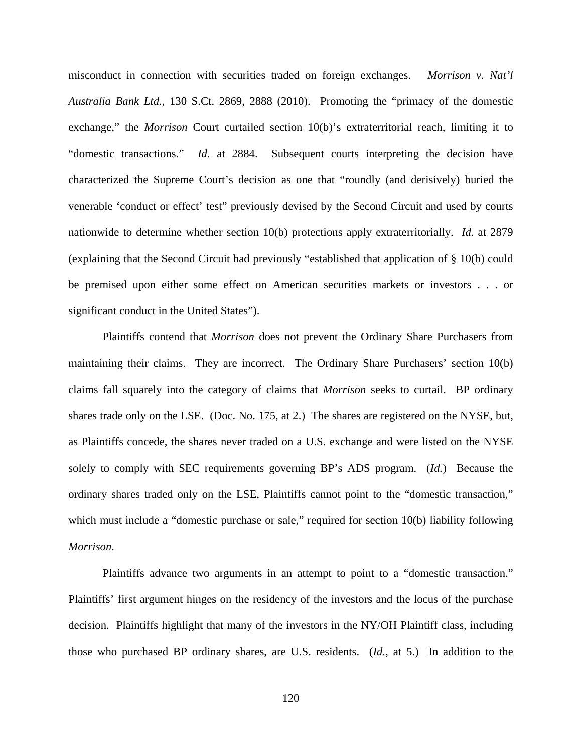misconduct in connection with securities traded on foreign exchanges. *Morrison v. Nat'l Australia Bank Ltd.*, 130 S.Ct. 2869, 2888 (2010). Promoting the "primacy of the domestic exchange," the *Morrison* Court curtailed section 10(b)'s extraterritorial reach, limiting it to "domestic transactions." *Id.* at 2884. Subsequent courts interpreting the decision have characterized the Supreme Court's decision as one that "roundly (and derisively) buried the venerable 'conduct or effect' test" previously devised by the Second Circuit and used by courts nationwide to determine whether section 10(b) protections apply extraterritorially. *Id.* at 2879 (explaining that the Second Circuit had previously "established that application of § 10(b) could be premised upon either some effect on American securities markets or investors . . . or significant conduct in the United States").

Plaintiffs contend that *Morrison* does not prevent the Ordinary Share Purchasers from maintaining their claims. They are incorrect. The Ordinary Share Purchasers' section 10(b) claims fall squarely into the category of claims that *Morrison* seeks to curtail. BP ordinary shares trade only on the LSE. (Doc. No. 175, at 2.) The shares are registered on the NYSE, but, as Plaintiffs concede, the shares never traded on a U.S. exchange and were listed on the NYSE solely to comply with SEC requirements governing BP's ADS program. (*Id.*) Because the ordinary shares traded only on the LSE, Plaintiffs cannot point to the "domestic transaction," which must include a "domestic purchase or sale," required for section 10(b) liability following *Morrison*.

Plaintiffs advance two arguments in an attempt to point to a "domestic transaction." Plaintiffs' first argument hinges on the residency of the investors and the locus of the purchase decision. Plaintiffs highlight that many of the investors in the NY/OH Plaintiff class, including those who purchased BP ordinary shares, are U.S. residents. (*Id.*, at 5.) In addition to the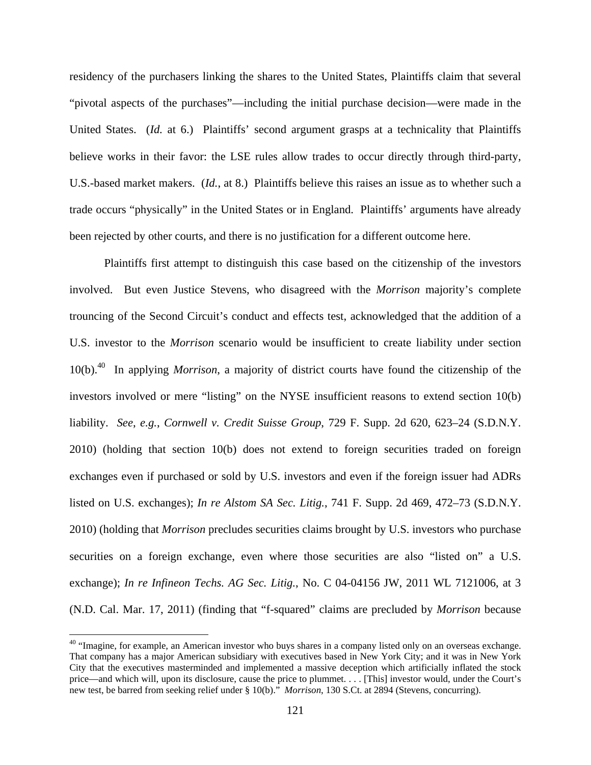residency of the purchasers linking the shares to the United States, Plaintiffs claim that several "pivotal aspects of the purchases"—including the initial purchase decision—were made in the United States. (*Id.* at 6.) Plaintiffs' second argument grasps at a technicality that Plaintiffs believe works in their favor: the LSE rules allow trades to occur directly through third-party, U.S.-based market makers. (*Id.*, at 8.) Plaintiffs believe this raises an issue as to whether such a trade occurs "physically" in the United States or in England. Plaintiffs' arguments have already been rejected by other courts, and there is no justification for a different outcome here.

Plaintiffs first attempt to distinguish this case based on the citizenship of the investors involved. But even Justice Stevens, who disagreed with the *Morrison* majority's complete trouncing of the Second Circuit's conduct and effects test, acknowledged that the addition of a U.S. investor to the *Morrison* scenario would be insufficient to create liability under section 10(b).[40] In applying *Morrison*, a majority of district courts have found the citizenship of the investors involved or mere "listing" on the NYSE insufficient reasons to extend section 10(b) liability. *See*, *e.g.*, *Cornwell v. Credit Suisse Group*, 729 F. Supp. 2d 620, 623–24 (S.D.N.Y. 2010) (holding that section 10(b) does not extend to foreign securities traded on foreign exchanges even if purchased or sold by U.S. investors and even if the foreign issuer had ADRs listed on U.S. exchanges); *In re Alstom SA Sec. Litig.*, 741 F. Supp. 2d 469, 472–73 (S.D.N.Y. 2010) (holding that *Morrison* precludes securities claims brought by U.S. investors who purchase securities on a foreign exchange, even where those securities are also "listed on" a U.S. exchange); *In re Infineon Techs. AG Sec. Litig.*, No. C 04-04156 JW, 2011 WL 7121006, at 3 (N.D. Cal. Mar. 17, 2011) (finding that "f-squared" claims are precluded by *Morrison* because

[40] "Imagine, for example, an American investor who buys shares in a company listed only on an overseas exchange. That company has a major American subsidiary with executives based in New York City; and it was in New York City that the executives masterminded and implemented a massive deception which artificially inflated the stock price—and which will, upon its disclosure, cause the price to plummet. . . . [This] investor would, under the Court's new test, be barred from seeking relief under § 10(b)." *Morrison*, 130 S.Ct. at 2894 (Stevens, concurring).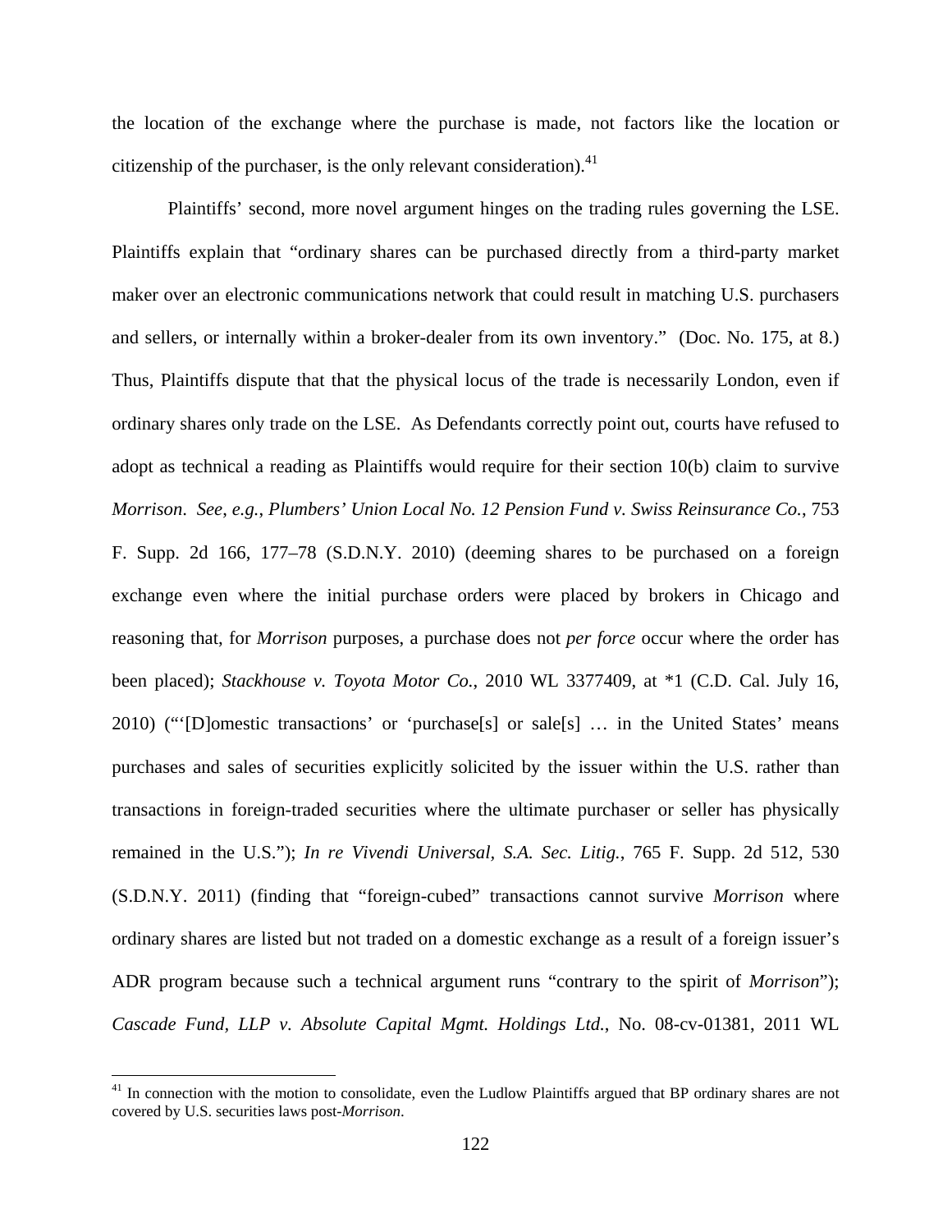the location of the exchange where the purchase is made, not factors like the location or citizenship of the purchaser, is the only relevant consideration).[41]

Plaintiffs' second, more novel argument hinges on the trading rules governing the LSE. Plaintiffs explain that "ordinary shares can be purchased directly from a third-party market maker over an electronic communications network that could result in matching U.S. purchasers and sellers, or internally within a broker-dealer from its own inventory." (Doc. No. 175, at 8.) Thus, Plaintiffs dispute that that the physical locus of the trade is necessarily London, even if ordinary shares only trade on the LSE. As Defendants correctly point out, courts have refused to adopt as technical a reading as Plaintiffs would require for their section 10(b) claim to survive *Morrison*. *See, e.g.*, *Plumbers' Union Local No. 12 Pension Fund v. Swiss Reinsurance Co.*, 753 F. Supp. 2d 166, 177–78 (S.D.N.Y. 2010) (deeming shares to be purchased on a foreign exchange even where the initial purchase orders were placed by brokers in Chicago and reasoning that, for *Morrison* purposes, a purchase does not *per force* occur where the order has been placed); *Stackhouse v. Toyota Motor Co.*, 2010 WL 3377409, at *1 (C.D. Cal. July 16, 2010) ("'[D]omestic transactions' or 'purchase[s] or sale[s] … in the United States' means purchases and sales of securities explicitly solicited by the issuer within the U.S. rather than transactions in foreign-traded securities where the ultimate purchaser or seller has physically remained in the U.S."); *In re Vivendi Universal, S.A. Sec. Litig.*, 765 F. Supp. 2d 512, 530 (S.D.N.Y. 2011) (finding that "foreign-cubed" transactions cannot survive *Morrison* where ordinary shares are listed but not traded on a domestic exchange as a result of a foreign issuer's ADR program because such a technical argument runs "contrary to the spirit of *Morrison*"); *Cascade Fund, LLP v. Absolute Capital Mgmt. Holdings Ltd.*, No. 08-cv-01381, 2011 WL

[41] In connection with the motion to consolidate, even the Ludlow Plaintiffs argued that BP ordinary shares are not covered by U.S. securities laws post-*Morrison*.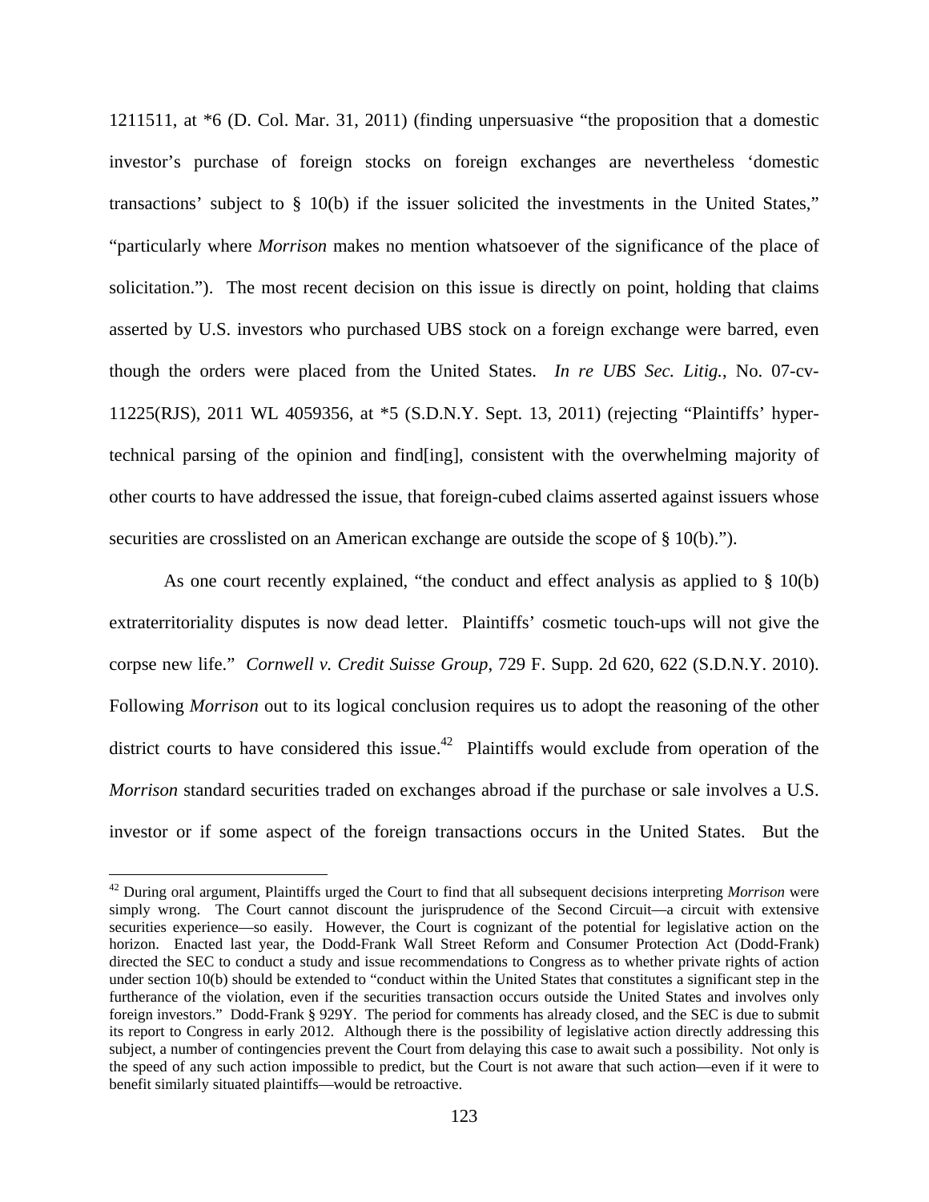1211511, at *6 (D. Col. Mar. 31, 2011) (finding unpersuasive "the proposition that a domestic investor's purchase of foreign stocks on foreign exchanges are nevertheless 'domestic transactions' subject to § 10(b) if the issuer solicited the investments in the United States," "particularly where *Morrison* makes no mention whatsoever of the significance of the place of solicitation."). The most recent decision on this issue is directly on point, holding that claims asserted by U.S. investors who purchased UBS stock on a foreign exchange were barred, even though the orders were placed from the United States. *In re UBS Sec. Litig.*, No. 07-cv-11225(RJS), 2011 WL 4059356, at *5 (S.D.N.Y. Sept. 13, 2011) (rejecting "Plaintiffs' hyper-technical parsing of the opinion and find[ing], consistent with the overwhelming majority of other courts to have addressed the issue, that foreign-cubed claims asserted against issuers whose securities are crosslisted on an American exchange are outside the scope of § 10(b).").

As one court recently explained, "the conduct and effect analysis as applied to § 10(b) extraterritoriality disputes is now dead letter. Plaintiffs' cosmetic touch-ups will not give the corpse new life." *Cornwell v. Credit Suisse Group*, 729 F. Supp. 2d 620, 622 (S.D.N.Y. 2010). Following *Morrison* out to its logical conclusion requires us to adopt the reasoning of the other district courts to have considered this issue.[42] Plaintiffs would exclude from operation of the *Morrison* standard securities traded on exchanges abroad if the purchase or sale involves a U.S. investor or if some aspect of the foreign transactions occurs in the United States. But the

[42] During oral argument, Plaintiffs urged the Court to find that all subsequent decisions interpreting *Morrison* were simply wrong. The Court cannot discount the jurisprudence of the Second Circuit—a circuit with extensive securities experience—so easily. However, the Court is cognizant of the potential for legislative action on the horizon. Enacted last year, the Dodd-Frank Wall Street Reform and Consumer Protection Act (Dodd-Frank) directed the SEC to conduct a study and issue recommendations to Congress as to whether private rights of action under section 10(b) should be extended to "conduct within the United States that constitutes a significant step in the furtherance of the violation, even if the securities transaction occurs outside the United States and involves only foreign investors." Dodd-Frank § 929Y. The period for comments has already closed, and the SEC is due to submit its report to Congress in early 2012. Although there is the possibility of legislative action directly addressing this subject, a number of contingencies prevent the Court from delaying this case to await such a possibility. Not only is the speed of any such action impossible to predict, but the Court is not aware that such action—even if it were to benefit similarly situated plaintiffs—would be retroactive.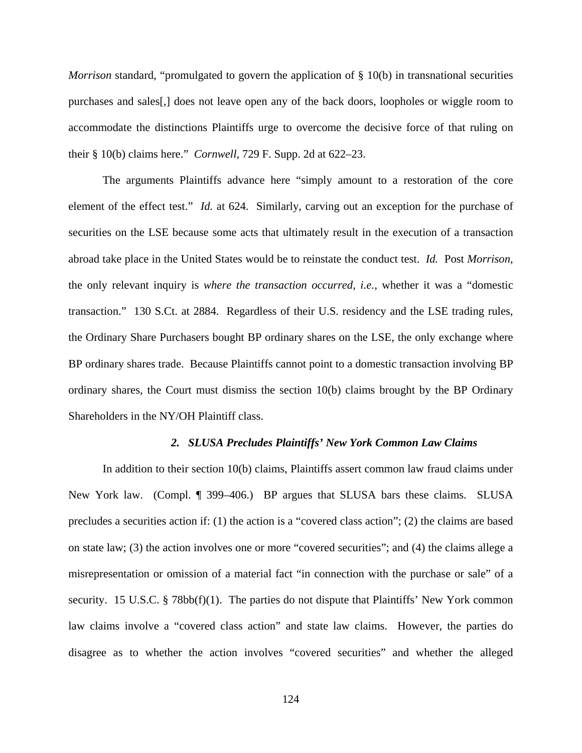*Morrison* standard, "promulgated to govern the application of § 10(b) in transnational securities purchases and sales[,] does not leave open any of the back doors, loopholes or wiggle room to accommodate the distinctions Plaintiffs urge to overcome the decisive force of that ruling on their § 10(b) claims here." *Cornwell*, 729 F. Supp. 2d at 622–23.

The arguments Plaintiffs advance here "simply amount to a restoration of the core element of the effect test." *Id.* at 624. Similarly, carving out an exception for the purchase of securities on the LSE because some acts that ultimately result in the execution of a transaction abroad take place in the United States would be to reinstate the conduct test. *Id.* Post *Morrison*, the only relevant inquiry is *where the transaction occurred, i.e.*, whether it was a "domestic transaction." 130 S.Ct. at 2884. Regardless of their U.S. residency and the LSE trading rules, the Ordinary Share Purchasers bought BP ordinary shares on the LSE, the only exchange where BP ordinary shares trade. Because Plaintiffs cannot point to a domestic transaction involving BP ordinary shares, the Court must dismiss the section 10(b) claims brought by the BP Ordinary Shareholders in the NY/OH Plaintiff class.

### *2. SLUSA Precludes Plaintiffs' New York Common Law Claims*

In addition to their section 10(b) claims, Plaintiffs assert common law fraud claims under New York law. (Compl. ¶ 399–406.) BP argues that SLUSA bars these claims. SLUSA precludes a securities action if: (1) the action is a "covered class action"; (2) the claims are based on state law; (3) the action involves one or more "covered securities"; and (4) the claims allege a misrepresentation or omission of a material fact "in connection with the purchase or sale" of a security. 15 U.S.C. § 78bb(f)(1). The parties do not dispute that Plaintiffs' New York common law claims involve a "covered class action" and state law claims. However, the parties do disagree as to whether the action involves "covered securities" and whether the alleged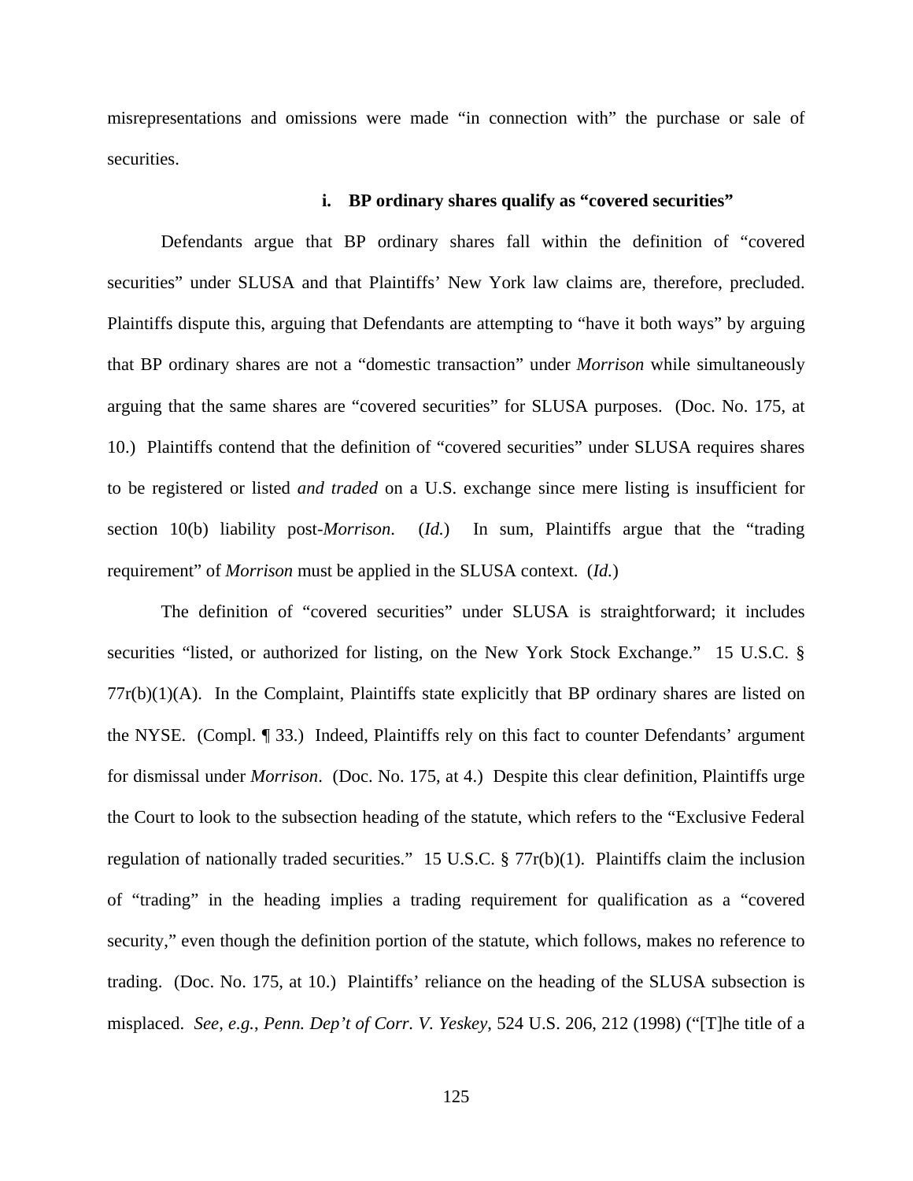misrepresentations and omissions were made "in connection with" the purchase or sale of securities.

**i. BP ordinary shares qualify as "covered securities"**

Defendants argue that BP ordinary shares fall within the definition of "covered securities" under SLUSA and that Plaintiffs' New York law claims are, therefore, precluded. Plaintiffs dispute this, arguing that Defendants are attempting to "have it both ways" by arguing that BP ordinary shares are not a "domestic transaction" under *Morrison* while simultaneously arguing that the same shares are "covered securities" for SLUSA purposes. (Doc. No. 175, at 10.) Plaintiffs contend that the definition of "covered securities" under SLUSA requires shares to be registered or listed *and traded* on a U.S. exchange since mere listing is insufficient for section 10(b) liability post-*Morrison*. (*Id.*) In sum, Plaintiffs argue that the "trading requirement" of *Morrison* must be applied in the SLUSA context. (*Id.*)

The definition of "covered securities" under SLUSA is straightforward; it includes securities "listed, or authorized for listing, on the New York Stock Exchange." 15 U.S.C. § 77r(b)(1)(A). In the Complaint, Plaintiffs state explicitly that BP ordinary shares are listed on the NYSE. (Compl. ¶ 33.) Indeed, Plaintiffs rely on this fact to counter Defendants' argument for dismissal under *Morrison*. (Doc. No. 175, at 4.) Despite this clear definition, Plaintiffs urge the Court to look to the subsection heading of the statute, which refers to the "Exclusive Federal regulation of nationally traded securities." 15 U.S.C. § 77r(b)(1). Plaintiffs claim the inclusion of "trading" in the heading implies a trading requirement for qualification as a "covered security," even though the definition portion of the statute, which follows, makes no reference to trading. (Doc. No. 175, at 10.) Plaintiffs' reliance on the heading of the SLUSA subsection is misplaced. *See, e.g.*, *Penn. Dep't of Corr. V. Yeskey*, 524 U.S. 206, 212 (1998) ("[T]he title of a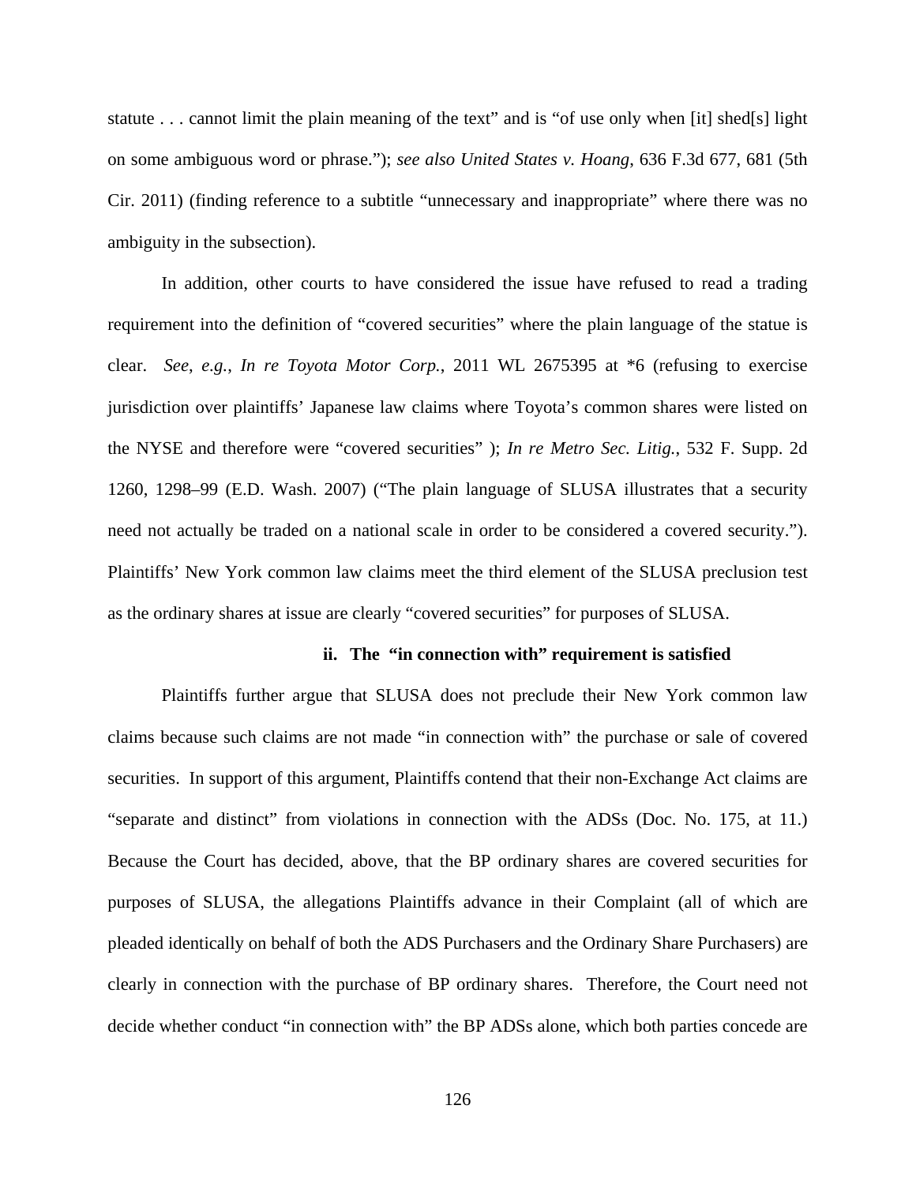statute . . . cannot limit the plain meaning of the text" and is "of use only when [it] shed[s] light on some ambiguous word or phrase."); *see also United States v. Hoang*, 636 F.3d 677, 681 (5th Cir. 2011) (finding reference to a subtitle "unnecessary and inappropriate" where there was no ambiguity in the subsection).

In addition, other courts to have considered the issue have refused to read a trading requirement into the definition of "covered securities" where the plain language of the statue is clear. *See*, *e.g.*, *In re Toyota Motor Corp.*, 2011 WL 2675395 at *6 (refusing to exercise jurisdiction over plaintiffs' Japanese law claims where Toyota's common shares were listed on the NYSE and therefore were "covered securities" ); *In re Metro Sec. Litig.*, 532 F. Supp. 2d 1260, 1298–99 (E.D. Wash. 2007) ("The plain language of SLUSA illustrates that a security need not actually be traded on a national scale in order to be considered a covered security."). Plaintiffs' New York common law claims meet the third element of the SLUSA preclusion test as the ordinary shares at issue are clearly "covered securities" for purposes of SLUSA.

**ii. The "in connection with" requirement is satisfied**

Plaintiffs further argue that SLUSA does not preclude their New York common law claims because such claims are not made "in connection with" the purchase or sale of covered securities. In support of this argument, Plaintiffs contend that their non-Exchange Act claims are "separate and distinct" from violations in connection with the ADSs (Doc. No. 175, at 11.) Because the Court has decided, above, that the BP ordinary shares are covered securities for purposes of SLUSA, the allegations Plaintiffs advance in their Complaint (all of which are pleaded identically on behalf of both the ADS Purchasers and the Ordinary Share Purchasers) are clearly in connection with the purchase of BP ordinary shares. Therefore, the Court need not decide whether conduct "in connection with" the BP ADSs alone, which both parties concede are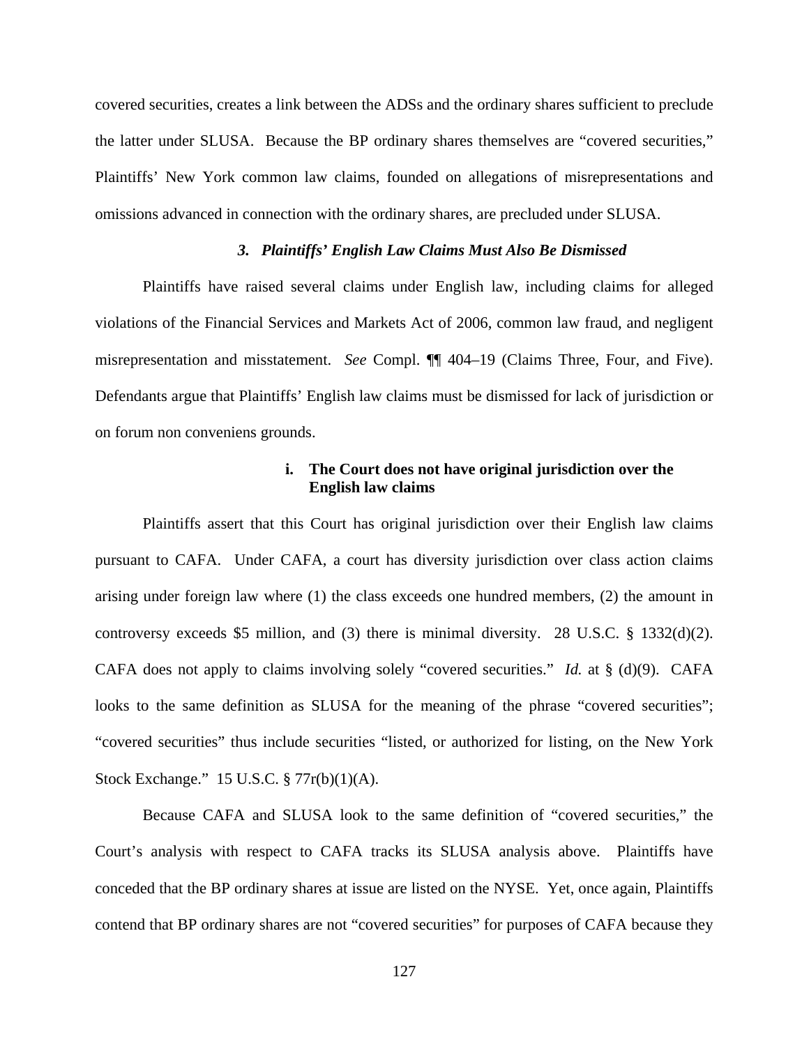covered securities, creates a link between the ADSs and the ordinary shares sufficient to preclude the latter under SLUSA. Because the BP ordinary shares themselves are "covered securities," Plaintiffs' New York common law claims, founded on allegations of misrepresentations and omissions advanced in connection with the ordinary shares, are precluded under SLUSA.

### *3. Plaintiffs' English Law Claims Must Also Be Dismissed*

Plaintiffs have raised several claims under English law, including claims for alleged violations of the Financial Services and Markets Act of 2006, common law fraud, and negligent misrepresentation and misstatement. *See* Compl. ¶¶ 404–19 (Claims Three, Four, and Five). Defendants argue that Plaintiffs' English law claims must be dismissed for lack of jurisdiction or on forum non conveniens grounds.

#### i. The Court does not have original jurisdiction over the English law claims

Plaintiffs assert that this Court has original jurisdiction over their English law claims pursuant to CAFA. Under CAFA, a court has diversity jurisdiction over class action claims arising under foreign law where (1) the class exceeds one hundred members, (2) the amount in controversy exceeds $5 million, and (3) there is minimal diversity. 28 U.S.C. § 1332(d)(2). CAFA does not apply to claims involving solely "covered securities." *Id.* at § (d)(9). CAFA looks to the same definition as SLUSA for the meaning of the phrase "covered securities"; "covered securities" thus include securities "listed, or authorized for listing, on the New York Stock Exchange." 15 U.S.C. § 77r(b)(1)(A).

Because CAFA and SLUSA look to the same definition of "covered securities," the Court's analysis with respect to CAFA tracks its SLUSA analysis above. Plaintiffs have conceded that the BP ordinary shares at issue are listed on the NYSE. Yet, once again, Plaintiffs contend that BP ordinary shares are not "covered securities" for purposes of CAFA because they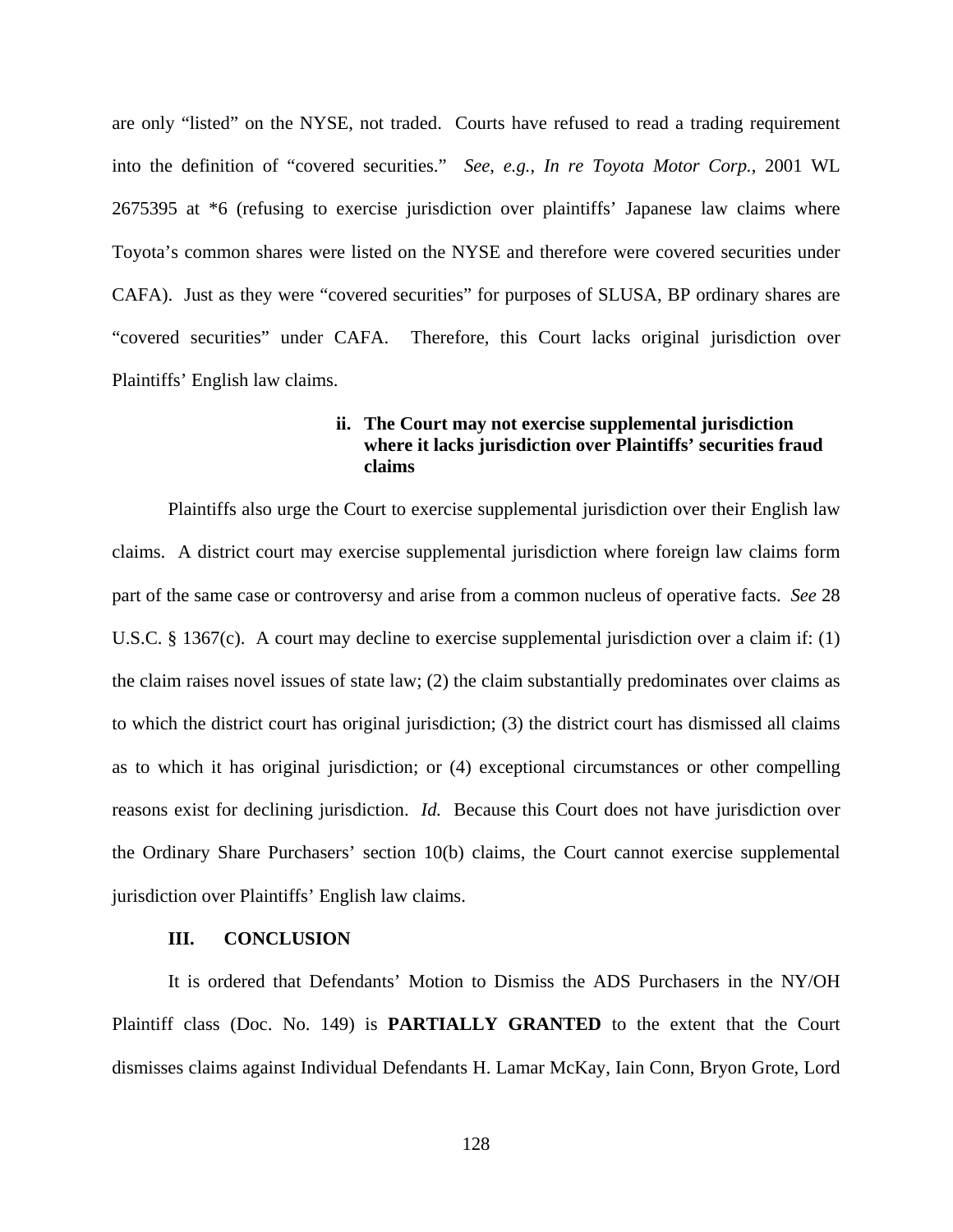are only "listed" on the NYSE, not traded. Courts have refused to read a trading requirement into the definition of "covered securities." *See, e.g.*, *In re Toyota Motor Corp.*, 2001 WL 2675395 at *6 (refusing to exercise jurisdiction over plaintiffs' Japanese law claims where Toyota's common shares were listed on the NYSE and therefore were covered securities under CAFA). Just as they were "covered securities" for purposes of SLUSA, BP ordinary shares are "covered securities" under CAFA. Therefore, this Court lacks original jurisdiction over Plaintiffs' English law claims.

**ii. The Court may not exercise supplemental jurisdiction where it lacks jurisdiction over Plaintiffs' securities fraud claims**

Plaintiffs also urge the Court to exercise supplemental jurisdiction over their English law claims. A district court may exercise supplemental jurisdiction where foreign law claims form part of the same case or controversy and arise from a common nucleus of operative facts. *See* 28 U.S.C. § 1367(c). A court may decline to exercise supplemental jurisdiction over a claim if: (1) the claim raises novel issues of state law; (2) the claim substantially predominates over claims as to which the district court has original jurisdiction; (3) the district court has dismissed all claims as to which it has original jurisdiction; or (4) exceptional circumstances or other compelling reasons exist for declining jurisdiction. *Id.* Because this Court does not have jurisdiction over the Ordinary Share Purchasers' section 10(b) claims, the Court cannot exercise supplemental jurisdiction over Plaintiffs' English law claims.

## III. CONCLUSION

It is ordered that Defendants' Motion to Dismiss the ADS Purchasers in the NY/OH Plaintiff class (Doc. No. 149) is **PARTIALLY GRANTED** to the extent that the Court dismisses claims against Individual Defendants H. Lamar McKay, Iain Conn, Bryon Grote, Lord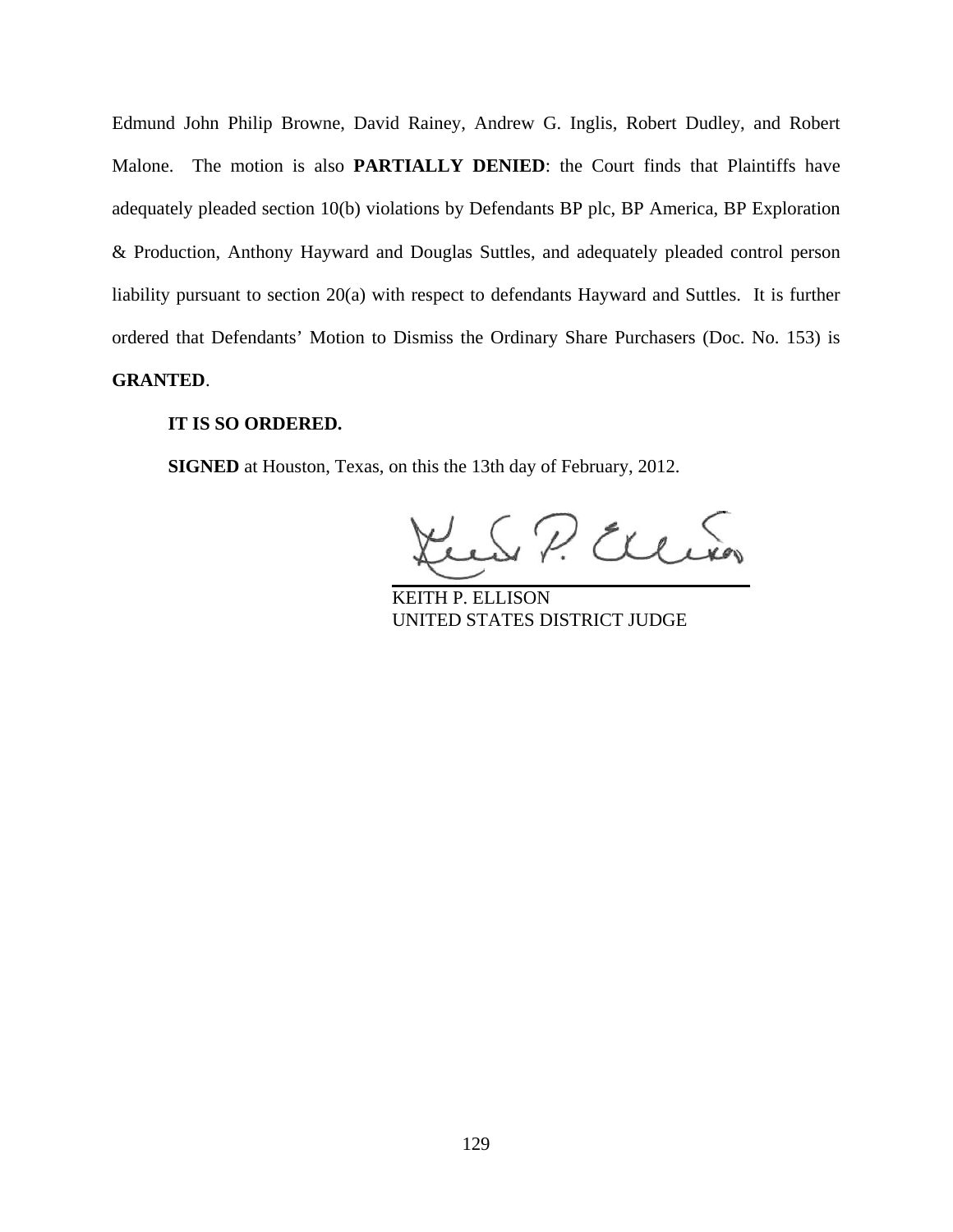Edmund John Philip Browne, David Rainey, Andrew G. Inglis, Robert Dudley, and Robert Malone. The motion is also **PARTIALLY DENIED**: the Court finds that Plaintiffs have adequately pleaded section 10(b) violations by Defendants BP plc, BP America, BP Exploration & Production, Anthony Hayward and Douglas Suttles, and adequately pleaded control person liability pursuant to section 20(a) with respect to defendants Hayward and Suttles. It is further ordered that Defendants' Motion to Dismiss the Ordinary Share Purchasers (Doc. No. 153) is **GRANTED**.

**IT IS SO ORDERED.**

**SIGNED** at Houston, Texas, on this the 13th day of February, 2012.

KEITH P. ELLISON
UNITED STATES DISTRICT JUDGE